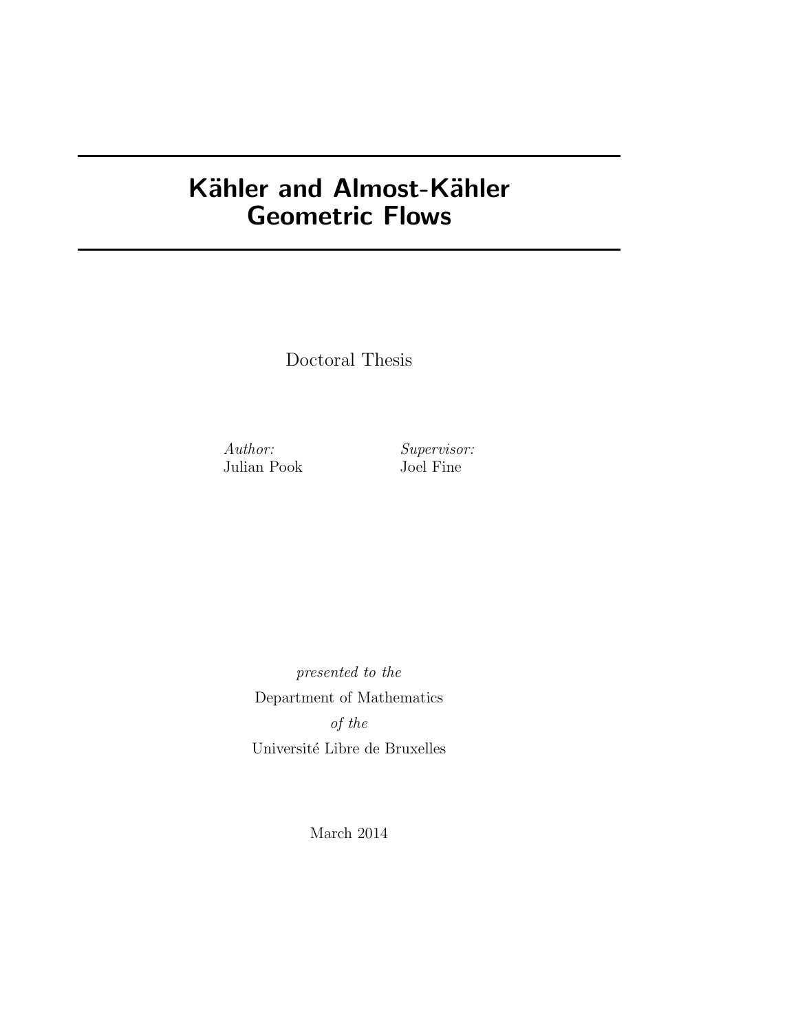# Kähler and Almost-Kähler Geometric Flows

Doctoral Thesis

*Author:*
Julian Pook

*Supervisor:*
Joel Fine

*presented to the*
Department of Mathematics
*of the*
Université Libre de Bruxelles

March 2014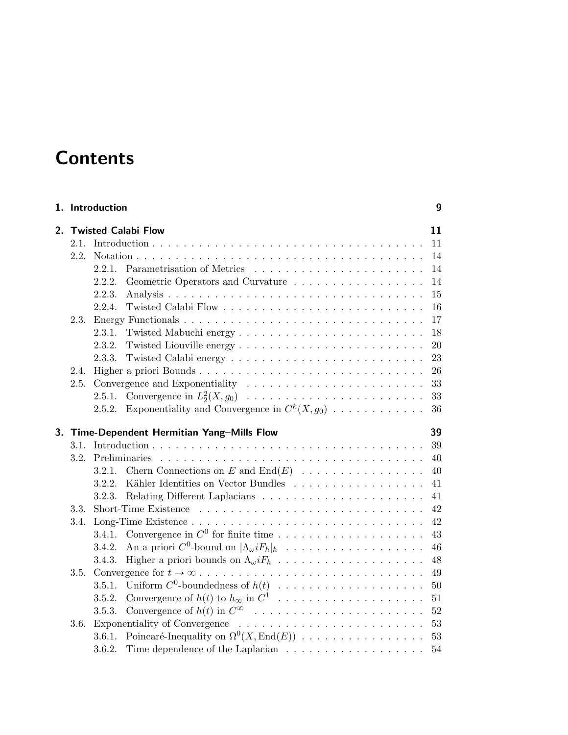# Contents

| | | |
|---|---|---|
| **1. Introduction** | | **9** |
| **2. Twisted Calabi Flow** | | **11** |
| 2.1. Introduction | | 11 |
| 2.2. Notation | | 14 |
| | 2.2.1. Parametrisation of Metrics | 14 |
| | 2.2.2. Geometric Operators and Curvature | 14 |
| | 2.2.3. Analysis | 15 |
| | 2.2.4. Twisted Calabi Flow | 16 |
| 2.3. Energy Functionals | | 17 |
| | 2.3.1. Twisted Mabuchi energy | 18 |
| | 2.3.2. Twisted Liouville energy | 20 |
| | 2.3.3. Twisted Calabi energy | 23 |
| 2.4. Higher a priori Bounds | | 26 |
| 2.5. Convergence and Exponentiality | | 33 |
| | 2.5.1. Convergence in $L^2_2(X, g_0)$ | 33 |
| | 2.5.2. Exponentiality and Convergence in $C^k(X, g_0)$ | 36 |
| **3. Time-Dependent Hermitian Yang–Mills Flow** | | **39** |
| 3.1. Introduction | | 39 |
| 3.2. Preliminaries | | 40 |
| | 3.2.1. Chern Connections on $E$ and $\mathrm{End}(E)$ | 40 |
| | 3.2.2. Kähler Identities on Vector Bundles | 41 |
| | 3.2.3. Relating Different Laplacians | 41 |
| 3.3. Short-Time Existence | | 42 |
| 3.4. Long-Time Existence | | 42 |
| | 3.4.1. Convergence in $C^0$ for finite time | 43 |
| | 3.4.2. An a priori $C^0$-bound on $\lvert\Lambda_\omega iF_h\rvert_h$ | 46 |
| | 3.4.3. Higher a priori bounds on $\Lambda_\omega iF_h$ | 48 |
| 3.5. Convergence for $t \to \infty$ | | 49 |
| | 3.5.1. Uniform $C^0$-boundedness of $h(t)$ | 50 |
| | 3.5.2. Convergence of $h(t)$ to $h_\infty$ in $C^1$ | 51 |
| | 3.5.3. Convergence of $h(t)$ in $C^\infty$ | 52 |
| 3.6. Exponentiality of Convergence | | 53 |
| | 3.6.1. Poincaré-Inequality on $\Omega^0(X, \mathrm{End}(E))$ | 53 |
| | 3.6.2. Time dependence of the Laplacian | 54 |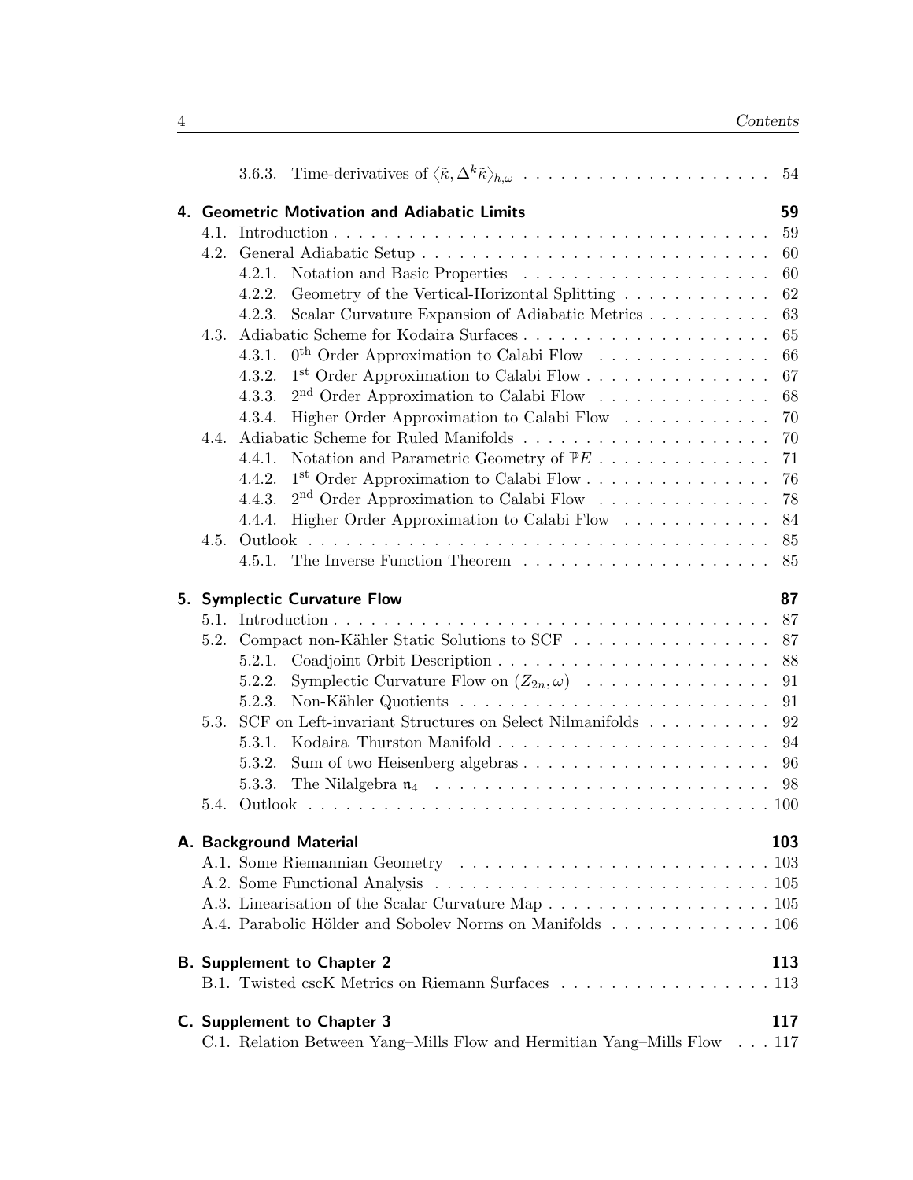3.6.3. Time-derivatives of $\langle \tilde{\kappa}, \Delta^k \tilde{\kappa} \rangle_{h,\omega}$ . . . 54

**4. Geometric Motivation and Adiabatic Limits** 59

4.1. Introduction . . . 59

4.2. General Adiabatic Setup . . . 60

4.2.1. Notation and Basic Properties . . . 60

4.2.2. Geometry of the Vertical-Horizontal Splitting . . . 62

4.2.3. Scalar Curvature Expansion of Adiabatic Metrics . . . 63

4.3. Adiabatic Scheme for Kodaira Surfaces . . . 65

4.3.1. $0^{\text{th}}$ Order Approximation to Calabi Flow . . . 66

4.3.2. $1^{\text{st}}$ Order Approximation to Calabi Flow . . . 67

4.3.3. $2^{\text{nd}}$ Order Approximation to Calabi Flow . . . 68

4.3.4. Higher Order Approximation to Calabi Flow . . . 70

4.4. Adiabatic Scheme for Ruled Manifolds . . . 70

4.4.1. Notation and Parametric Geometry of $\mathbb{P}E$ . . . 71

4.4.2. $1^{\text{st}}$ Order Approximation to Calabi Flow . . . 76

4.4.3. $2^{\text{nd}}$ Order Approximation to Calabi Flow . . . 78

4.4.4. Higher Order Approximation to Calabi Flow . . . 84

4.5. Outlook . . . 85

4.5.1. The Inverse Function Theorem . . . 85

**5. Symplectic Curvature Flow** 87

5.1. Introduction . . . 87

5.2. Compact non-Kähler Static Solutions to SCF . . . 87

5.2.1. Coadjoint Orbit Description . . . 88

5.2.2. Symplectic Curvature Flow on $(Z_{2n}, \omega)$ . . . 91

5.2.3. Non-Kähler Quotients . . . 91

5.3. SCF on Left-invariant Structures on Select Nilmanifolds . . . 92

5.3.1. Kodaira–Thurston Manifold . . . 94

5.3.2. Sum of two Heisenberg algebras . . . 96

5.3.3. The Nilalgebra $\mathfrak{n}_4$ . . . 98

5.4. Outlook . . . 100

**A. Background Material** 103

A.1. Some Riemannian Geometry . . . 103

A.2. Some Functional Analysis . . . 105

A.3. Linearisation of the Scalar Curvature Map . . . 105

A.4. Parabolic Hölder and Sobolev Norms on Manifolds . . . 106

**B. Supplement to Chapter 2** 113

B.1. Twisted cscK Metrics on Riemann Surfaces . . . 113

**C. Supplement to Chapter 3** 117

C.1. Relation Between Yang–Mills Flow and Hermitian Yang–Mills Flow . . . 117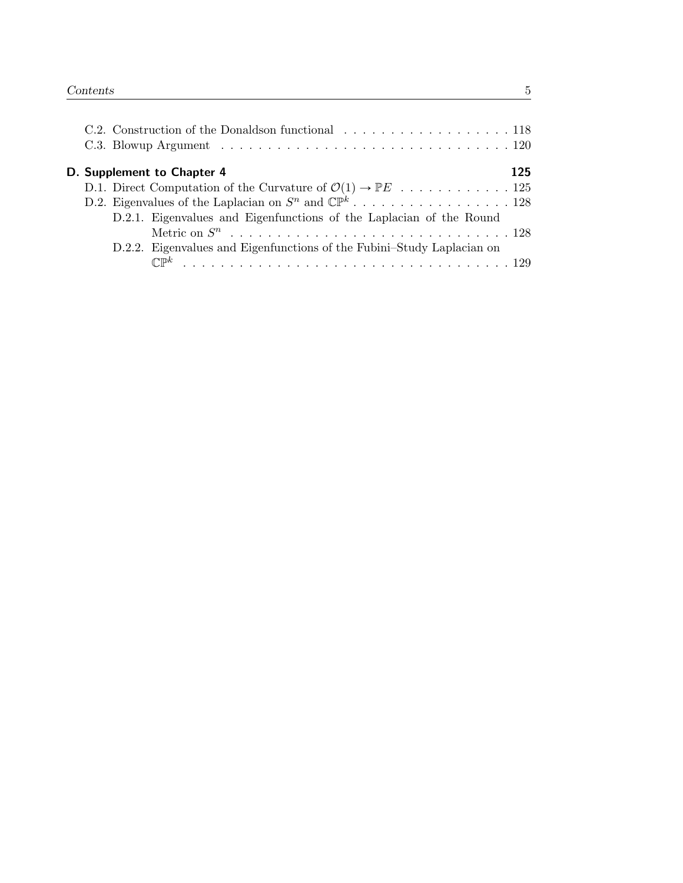C.2. Construction of the Donaldson functional . . . . . . . . . . . . . . . . . . . 118

C.3. Blowup Argument . . . . . . . . . . . . . . . . . . . . . . . . . . . . . . . . 120

**D. Supplement to Chapter 4** **125**

D.1. Direct Computation of the Curvature of $\mathcal{O}(1) \to \mathbb{P}E$ . . . . . . . . . . . . 125

D.2. Eigenvalues of the Laplacian on $S^n$ and $\mathbb{CP}^k$ . . . . . . . . . . . . . . . . . 128

D.2.1. Eigenvalues and Eigenfunctions of the Laplacian of the Round Metric on $S^n$ . . . . . . . . . . . . . . . . . . . . . . . . . . . . . . 128

D.2.2. Eigenvalues and Eigenfunctions of the Fubini–Study Laplacian on $\mathbb{CP}^k$ . . . . . . . . . . . . . . . . . . . . . . . . . . . . . . . . . . . 129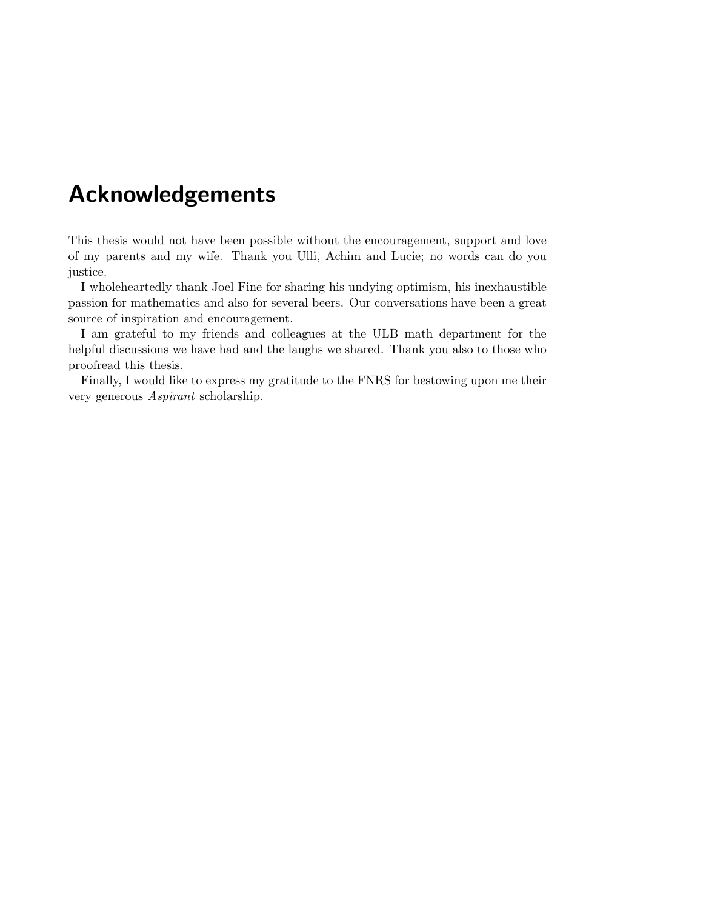# Acknowledgements

This thesis would not have been possible without the encouragement, support and love of my parents and my wife. Thank you Ulli, Achim and Lucie; no words can do you justice.

I wholeheartedly thank Joel Fine for sharing his undying optimism, his inexhaustible passion for mathematics and also for several beers. Our conversations have been a great source of inspiration and encouragement.

I am grateful to my friends and colleagues at the ULB math department for the helpful discussions we have had and the laughs we shared. Thank you also to those who proofread this thesis.

Finally, I would like to express my gratitude to the FNRS for bestowing upon me their very generous *Aspirant* scholarship.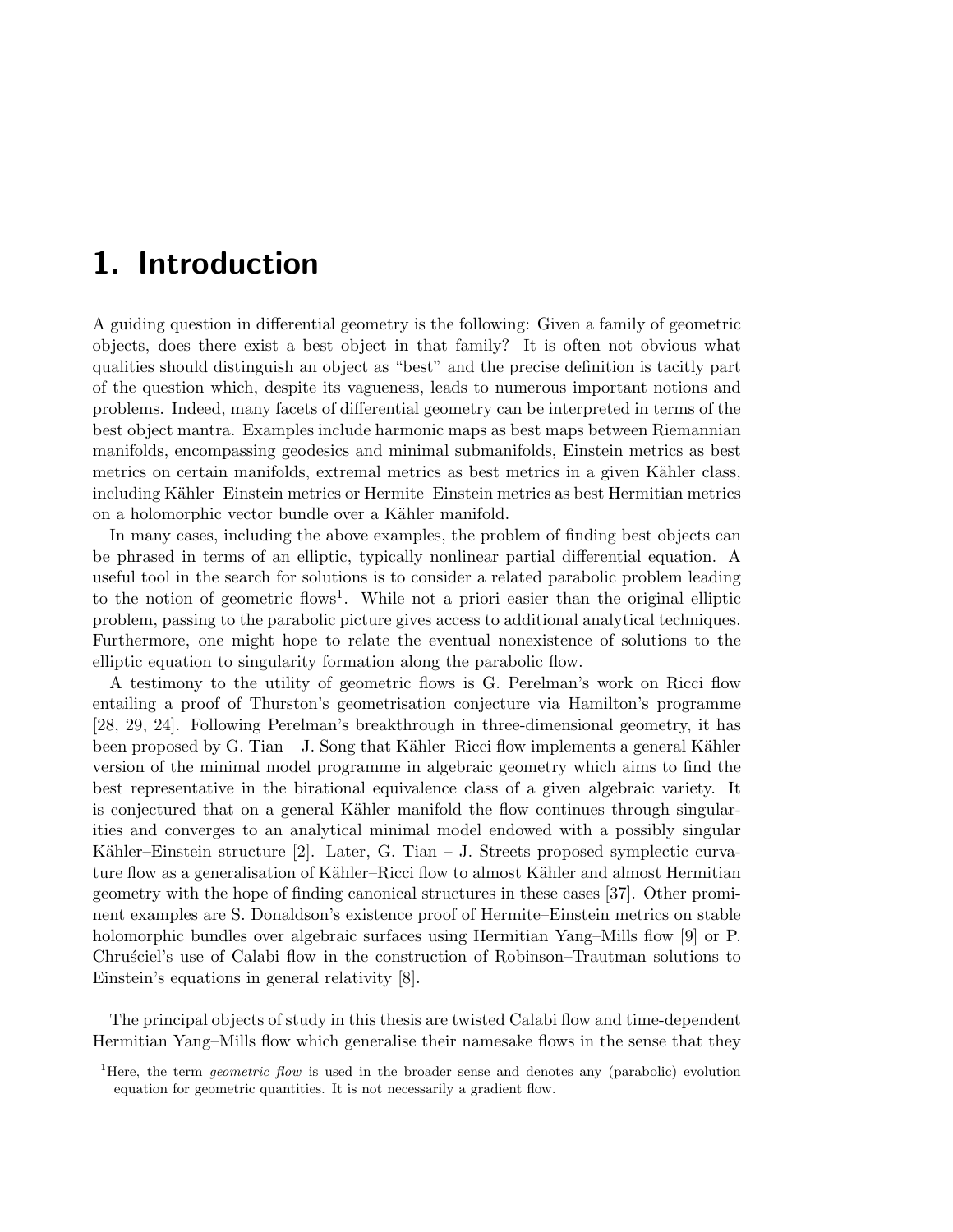# 1. Introduction

A guiding question in differential geometry is the following: Given a family of geometric objects, does there exist a best object in that family? It is often not obvious what qualities should distinguish an object as "best" and the precise definition is tacitly part of the question which, despite its vagueness, leads to numerous important notions and problems. Indeed, many facets of differential geometry can be interpreted in terms of the best object mantra. Examples include harmonic maps as best maps between Riemannian manifolds, encompassing geodesics and minimal submanifolds, Einstein metrics as best metrics on certain manifolds, extremal metrics as best metrics in a given Kähler class, including Kähler–Einstein metrics or Hermite–Einstein metrics as best Hermitian metrics on a holomorphic vector bundle over a Kähler manifold.

In many cases, including the above examples, the problem of finding best objects can be phrased in terms of an elliptic, typically nonlinear partial differential equation. A useful tool in the search for solutions is to consider a related parabolic problem leading to the notion of geometric flows[1]. While not a priori easier than the original elliptic problem, passing to the parabolic picture gives access to additional analytical techniques. Furthermore, one might hope to relate the eventual nonexistence of solutions to the elliptic equation to singularity formation along the parabolic flow.

A testimony to the utility of geometric flows is G. Perelman's work on Ricci flow entailing a proof of Thurston's geometrisation conjecture via Hamilton's programme [28, 29, 24]. Following Perelman's breakthrough in three-dimensional geometry, it has been proposed by G. Tian – J. Song that Kähler–Ricci flow implements a general Kähler version of the minimal model programme in algebraic geometry which aims to find the best representative in the birational equivalence class of a given algebraic variety. It is conjectured that on a general Kähler manifold the flow continues through singularities and converges to an analytical minimal model endowed with a possibly singular Kähler–Einstein structure [2]. Later, G. Tian – J. Streets proposed symplectic curvature flow as a generalisation of Kähler–Ricci flow to almost Kähler and almost Hermitian geometry with the hope of finding canonical structures in these cases [37]. Other prominent examples are S. Donaldson's existence proof of Hermite–Einstein metrics on stable holomorphic bundles over algebraic surfaces using Hermitian Yang–Mills flow [9] or P. Chruściel's use of Calabi flow in the construction of Robinson–Trautman solutions to Einstein's equations in general relativity [8].

The principal objects of study in this thesis are twisted Calabi flow and time-dependent Hermitian Yang–Mills flow which generalise their namesake flows in the sense that they

[1] Here, the term *geometric flow* is used in the broader sense and denotes any (parabolic) evolution equation for geometric quantities. It is not necessarily a gradient flow.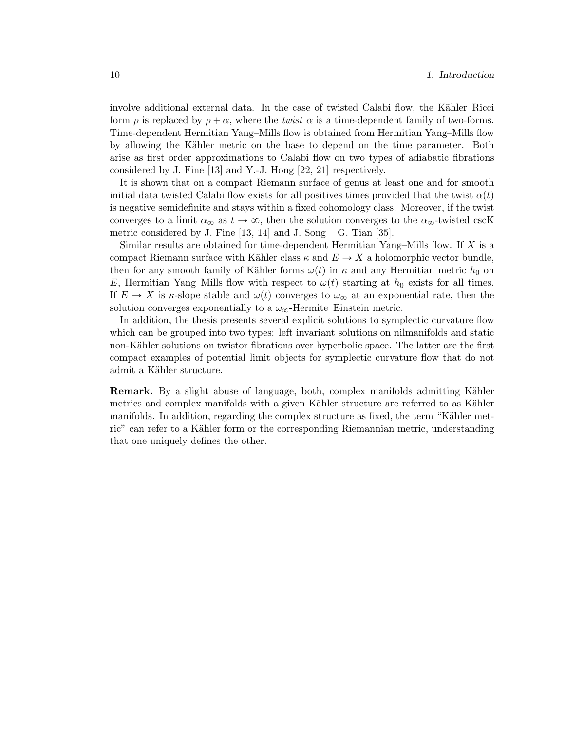involve additional external data. In the case of twisted Calabi flow, the Kähler–Ricci form $\rho$ is replaced by $\rho + \alpha$, where the *twist* $\alpha$ is a time-dependent family of two-forms. Time-dependent Hermitian Yang–Mills flow is obtained from Hermitian Yang–Mills flow by allowing the Kähler metric on the base to depend on the time parameter. Both arise as first order approximations to Calabi flow on two types of adiabatic fibrations considered by J. Fine [13] and Y.-J. Hong [22, 21] respectively.

It is shown that on a compact Riemann surface of genus at least one and for smooth initial data twisted Calabi flow exists for all positives times provided that the twist $\alpha(t)$ is negative semidefinite and stays within a fixed cohomology class. Moreover, if the twist converges to a limit $\alpha_\infty$ as $t \to \infty$, then the solution converges to the $\alpha_\infty$-twisted cscK metric considered by J. Fine [13, 14] and J. Song – G. Tian [35].

Similar results are obtained for time-dependent Hermitian Yang–Mills flow. If $X$ is a compact Riemann surface with Kähler class $\kappa$ and $E \to X$ a holomorphic vector bundle, then for any smooth family of Kähler forms $\omega(t)$ in $\kappa$ and any Hermitian metric $h_0$ on $E$, Hermitian Yang–Mills flow with respect to $\omega(t)$ starting at $h_0$ exists for all times. If $E \to X$ is $\kappa$-slope stable and $\omega(t)$ converges to $\omega_\infty$ at an exponential rate, then the solution converges exponentially to a $\omega_\infty$-Hermite–Einstein metric.

In addition, the thesis presents several explicit solutions to symplectic curvature flow which can be grouped into two types: left invariant solutions on nilmanifolds and static non-Kähler solutions on twistor fibrations over hyperbolic space. The latter are the first compact examples of potential limit objects for symplectic curvature flow that do not admit a Kähler structure.

**Remark.** By a slight abuse of language, both, complex manifolds admitting Kähler metrics and complex manifolds with a given Kähler structure are referred to as Kähler manifolds. In addition, regarding the complex structure as fixed, the term "Kähler metric" can refer to a Kähler form or the corresponding Riemannian metric, understanding that one uniquely defines the other.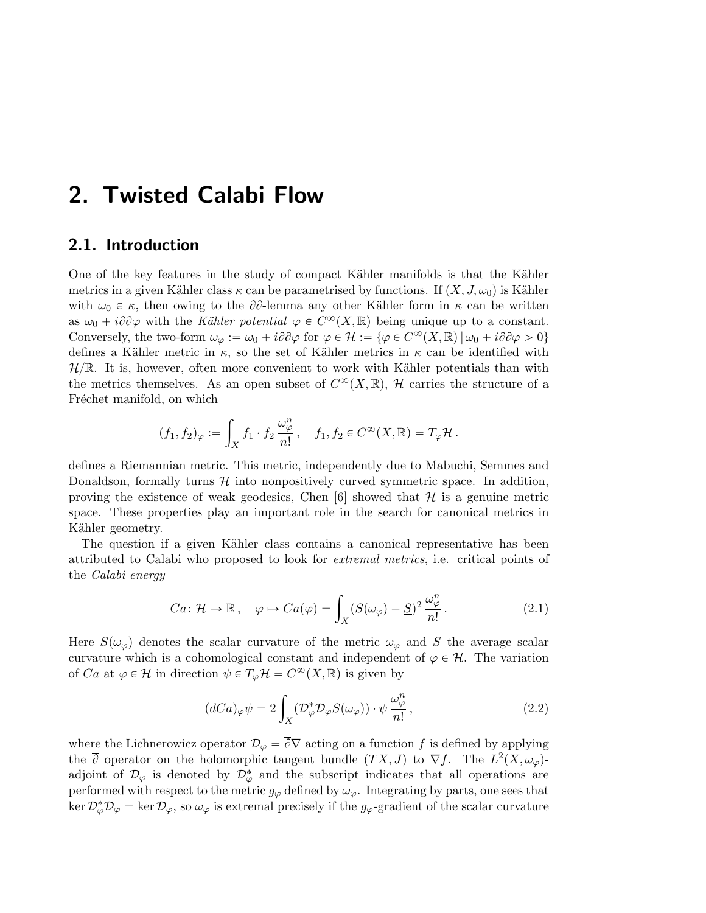# 2. Twisted Calabi Flow

## 2.1. Introduction

One of the key features in the study of compact Kähler manifolds is that the Kähler metrics in a given Kähler class $\kappa$ can be parametrised by functions. If $(X, J, \omega_0)$ is Kähler with $\omega_0 \in \kappa$, then owing to the $\overline{\partial}\partial$-lemma any other Kähler form in $\kappa$ can be written as $\omega_0 + i\overline{\partial}\partial\varphi$ with the *Kähler potential* $\varphi \in C^\infty(X, \mathbb{R})$ being unique up to a constant. Conversely, the two-form $\omega_\varphi := \omega_0 + i\overline{\partial}\partial\varphi$ for $\varphi \in \mathcal{H} := \{\varphi \in C^\infty(X, \mathbb{R}) \,|\, \omega_0 + i\overline{\partial}\partial\varphi > 0\}$ defines a Kähler metric in $\kappa$, so the set of Kähler metrics in $\kappa$ can be identified with $\mathcal{H}/\mathbb{R}$. It is, however, often more convenient to work with Kähler potentials than with the metrics themselves. As an open subset of $C^\infty(X, \mathbb{R})$, $\mathcal{H}$ carries the structure of a Fréchet manifold, on which

$$(f_1, f_2)_\varphi := \int_X f_1 \cdot f_2 \, \frac{\omega_\varphi^n}{n!} \,, \quad f_1, f_2 \in C^\infty(X, \mathbb{R}) = T_\varphi\mathcal{H} \,.$$

defines a Riemannian metric. This metric, independently due to Mabuchi, Semmes and Donaldson, formally turns $\mathcal{H}$ into nonpositively curved symmetric space. In addition, proving the existence of weak geodesics, Chen [6] showed that $\mathcal{H}$ is a genuine metric space. These properties play an important role in the search for canonical metrics in Kähler geometry.

The question if a given Kähler class contains a canonical representative has been attributed to Calabi who proposed to look for *extremal metrics*, i.e. critical points of the *Calabi energy*

$$Ca\colon \mathcal{H} \to \mathbb{R} \,, \quad \varphi \mapsto Ca(\varphi) = \int_X (S(\omega_\varphi) - \underline{S})^2 \, \frac{\omega_\varphi^n}{n!} \,. \tag{2.1}$$

Here $S(\omega_\varphi)$ denotes the scalar curvature of the metric $\omega_\varphi$ and $\underline{S}$ the average scalar curvature which is a cohomological constant and independent of $\varphi \in \mathcal{H}$. The variation of $Ca$ at $\varphi \in \mathcal{H}$ in direction $\psi \in T_\varphi\mathcal{H} = C^\infty(X, \mathbb{R})$ is given by

$$(dCa)_\varphi\psi = 2 \int_X (\mathcal{D}_\varphi^* \mathcal{D}_\varphi S(\omega_\varphi)) \cdot \psi \, \frac{\omega_\varphi^n}{n!} \,, \tag{2.2}$$

where the Lichnerowicz operator $\mathcal{D}_\varphi = \overline{\partial}\nabla$ acting on a function $f$ is defined by applying the $\overline{\partial}$ operator on the holomorphic tangent bundle $(TX, J)$ to $\nabla f$. The $L^2(X, \omega_\varphi)$-adjoint of $\mathcal{D}_\varphi$ is denoted by $\mathcal{D}_\varphi^*$ and the subscript indicates that all operations are performed with respect to the metric $g_\varphi$ defined by $\omega_\varphi$. Integrating by parts, one sees that $\ker \mathcal{D}_\varphi^* \mathcal{D}_\varphi = \ker \mathcal{D}_\varphi$, so $\omega_\varphi$ is extremal precisely if the $g_\varphi$-gradient of the scalar curvature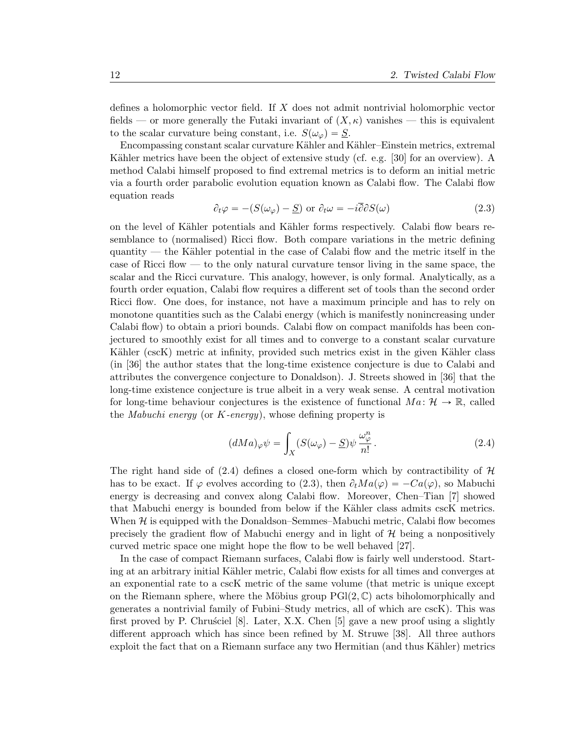defines a holomorphic vector field. If $X$ does not admit nontrivial holomorphic vector fields — or more generally the Futaki invariant of $(X, \kappa)$ vanishes — this is equivalent to the scalar curvature being constant, i.e. $S(\omega_\varphi) = \underline{S}$.

Encompassing constant scalar curvature Kähler and Kähler–Einstein metrics, extremal Kähler metrics have been the object of extensive study (cf. e.g. [30] for an overview). A method Calabi himself proposed to find extremal metrics is to deform an initial metric via a fourth order parabolic evolution equation known as Calabi flow. The Calabi flow equation reads

$$\partial_t \varphi = -(S(\omega_\varphi) - \underline{S}) \text{ or } \partial_t \omega = -i\overline{\partial}\partial S(\omega) \tag{2.3}$$

on the level of Kähler potentials and Kähler forms respectively. Calabi flow bears resemblance to (normalised) Ricci flow. Both compare variations in the metric defining quantity — the Kähler potential in the case of Calabi flow and the metric itself in the case of Ricci flow — to the only natural curvature tensor living in the same space, the scalar and the Ricci curvature. This analogy, however, is only formal. Analytically, as a fourth order equation, Calabi flow requires a different set of tools than the second order Ricci flow. One does, for instance, not have a maximum principle and has to rely on monotone quantities such as the Calabi energy (which is manifestly nonincreasing under Calabi flow) to obtain a priori bounds. Calabi flow on compact manifolds has been conjectured to smoothly exist for all times and to converge to a constant scalar curvature Kähler (cscK) metric at infinity, provided such metrics exist in the given Kähler class (in [36] the author states that the long-time existence conjecture is due to Calabi and attributes the convergence conjecture to Donaldson). J. Streets showed in [36] that the long-time existence conjecture is true albeit in a very weak sense. A central motivation for long-time behaviour conjectures is the existence of functional $Ma\colon \mathcal{H} \to \mathbb{R}$, called the *Mabuchi energy* (or *K-energy*), whose defining property is

$$(dMa)_\varphi \psi = \int_X (S(\omega_\varphi) - \underline{S})\psi \, \frac{\omega_\varphi^n}{n!} \,. \tag{2.4}$$

The right hand side of (2.4) defines a closed one-form which by contractibility of $\mathcal{H}$ has to be exact. If $\varphi$ evolves according to (2.3), then $\partial_t Ma(\varphi) = -Ca(\varphi)$, so Mabuchi energy is decreasing and convex along Calabi flow. Moreover, Chen–Tian [7] showed that Mabuchi energy is bounded from below if the Kähler class admits cscK metrics. When $\mathcal{H}$ is equipped with the Donaldson–Semmes–Mabuchi metric, Calabi flow becomes precisely the gradient flow of Mabuchi energy and in light of $\mathcal{H}$ being a nonpositively curved metric space one might hope the flow to be well behaved [27].

In the case of compact Riemann surfaces, Calabi flow is fairly well understood. Starting at an arbitrary initial Kähler metric, Calabi flow exists for all times and converges at an exponential rate to a cscK metric of the same volume (that metric is unique except on the Riemann sphere, where the Möbius group $\mathrm{PGl}(2, \mathbb{C})$ acts biholomorphically and generates a nontrivial family of Fubini–Study metrics, all of which are cscK). This was first proved by P. Chruściel [8]. Later, X.X. Chen [5] gave a new proof using a slightly different approach which has since been refined by M. Struwe [38]. All three authors exploit the fact that on a Riemann surface any two Hermitian (and thus Kähler) metrics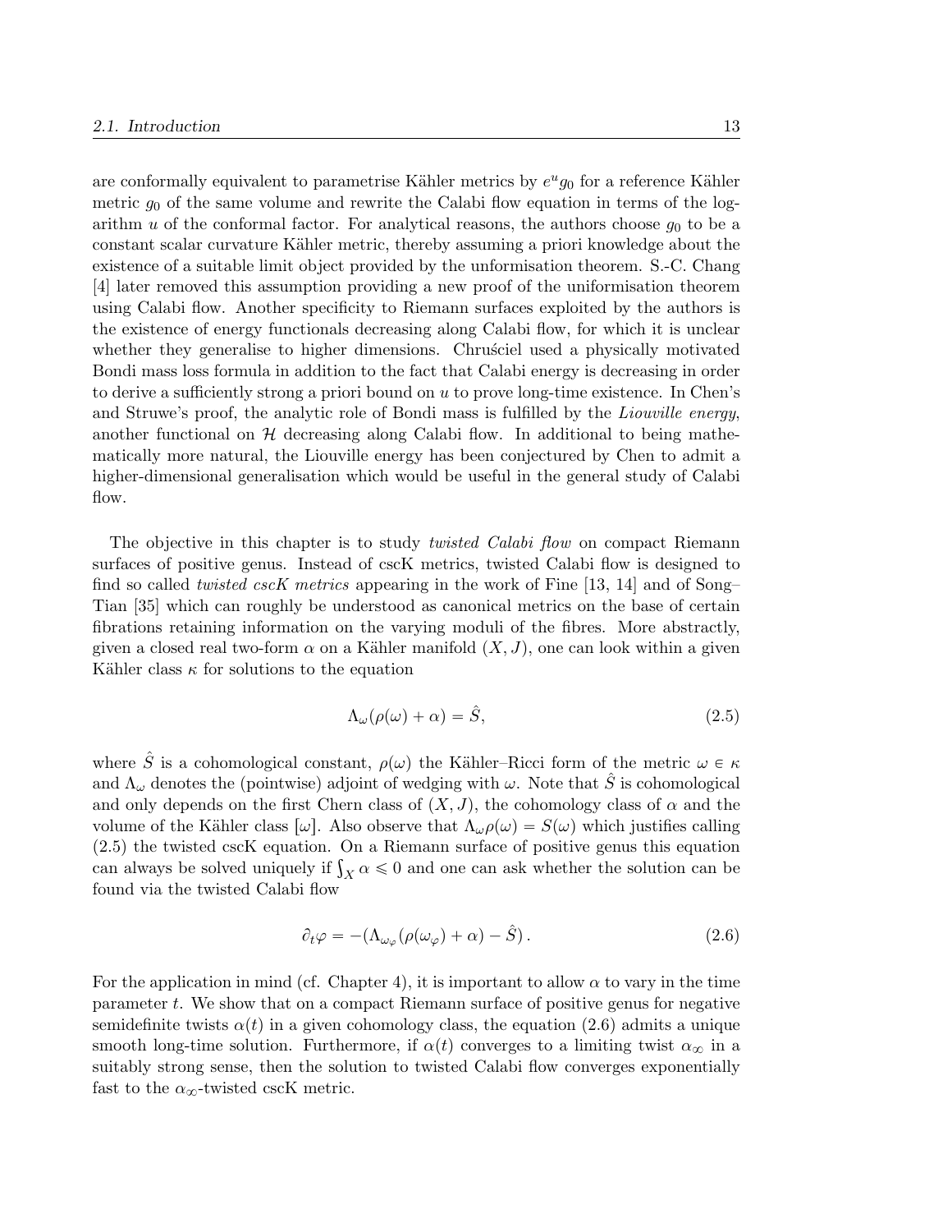are conformally equivalent to parametrise Kähler metrics by $e^u g_0$ for a reference Kähler metric $g_0$ of the same volume and rewrite the Calabi flow equation in terms of the logarithm $u$ of the conformal factor. For analytical reasons, the authors choose $g_0$ to be a constant scalar curvature Kähler metric, thereby assuming a priori knowledge about the existence of a suitable limit object provided by the unformisation theorem. S.-C. Chang [4] later removed this assumption providing a new proof of the uniformisation theorem using Calabi flow. Another specificity to Riemann surfaces exploited by the authors is the existence of energy functionals decreasing along Calabi flow, for which it is unclear whether they generalise to higher dimensions. Chruściel used a physically motivated Bondi mass loss formula in addition to the fact that Calabi energy is decreasing in order to derive a sufficiently strong a priori bound on $u$ to prove long-time existence. In Chen's and Struwe's proof, the analytic role of Bondi mass is fulfilled by the *Liouville energy*, another functional on $\mathcal{H}$ decreasing along Calabi flow. In additional to being mathematically more natural, the Liouville energy has been conjectured by Chen to admit a higher-dimensional generalisation which would be useful in the general study of Calabi flow.

The objective in this chapter is to study *twisted Calabi flow* on compact Riemann surfaces of positive genus. Instead of cscK metrics, twisted Calabi flow is designed to find so called *twisted cscK metrics* appearing in the work of Fine [13, 14] and of Song–Tian [35] which can roughly be understood as canonical metrics on the base of certain fibrations retaining information on the varying moduli of the fibres. More abstractly, given a closed real two-form $\alpha$ on a Kähler manifold $(X, J)$, one can look within a given Kähler class $\kappa$ for solutions to the equation

$$\Lambda_\omega(\rho(\omega) + \alpha) = \hat{S}, \tag{2.5}$$

where $\hat{S}$ is a cohomological constant, $\rho(\omega)$ the Kähler–Ricci form of the metric $\omega \in \kappa$ and $\Lambda_\omega$ denotes the (pointwise) adjoint of wedging with $\omega$. Note that $\hat{S}$ is cohomological and only depends on the first Chern class of $(X, J)$, the cohomology class of $\alpha$ and the volume of the Kähler class $[\omega]$. Also observe that $\Lambda_\omega \rho(\omega) = S(\omega)$ which justifies calling (2.5) the twisted cscK equation. On a Riemann surface of positive genus this equation can always be solved uniquely if $\int_X \alpha \leqslant 0$ and one can ask whether the solution can be found via the twisted Calabi flow

$$\partial_t \varphi = -(\Lambda_{\omega_\varphi}(\rho(\omega_\varphi) + \alpha) - \hat{S}). \tag{2.6}$$

For the application in mind (cf. Chapter 4), it is important to allow $\alpha$ to vary in the time parameter $t$. We show that on a compact Riemann surface of positive genus for negative semidefinite twists $\alpha(t)$ in a given cohomology class, the equation (2.6) admits a unique smooth long-time solution. Furthermore, if $\alpha(t)$ converges to a limiting twist $\alpha_\infty$ in a suitably strong sense, then the solution to twisted Calabi flow converges exponentially fast to the $\alpha_\infty$-twisted cscK metric.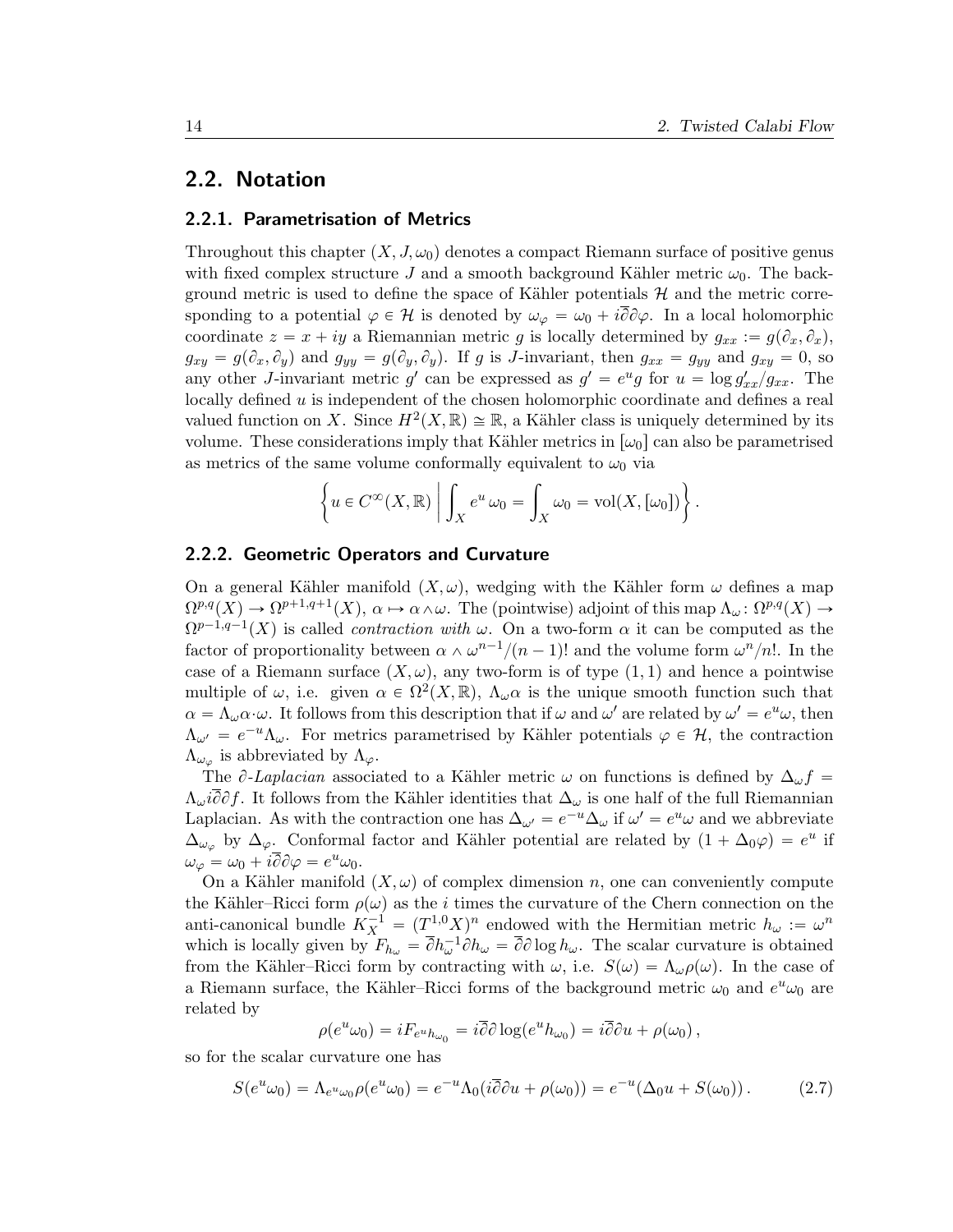## 2.2. Notation

### 2.2.1. Parametrisation of Metrics

Throughout this chapter $(X, J, \omega_0)$ denotes a compact Riemann surface of positive genus with fixed complex structure $J$ and a smooth background Kähler metric $\omega_0$. The background metric is used to define the space of Kähler potentials $\mathcal{H}$ and the metric corresponding to a potential $\varphi \in \mathcal{H}$ is denoted by $\omega_\varphi = \omega_0 + i\overline{\partial}\partial\varphi$. In a local holomorphic coordinate $z = x + iy$ a Riemannian metric $g$ is locally determined by $g_{xx} := g(\partial_x, \partial_x)$, $g_{xy} = g(\partial_x, \partial_y)$ and $g_{yy} = g(\partial_y, \partial_y)$. If $g$ is $J$-invariant, then $g_{xx} = g_{yy}$ and $g_{xy} = 0$, so any other $J$-invariant metric $g'$ can be expressed as $g' = e^u g$ for $u = \log g'_{xx}/g_{xx}$. The locally defined $u$ is independent of the chosen holomorphic coordinate and defines a real valued function on $X$. Since $H^2(X, \mathbb{R}) \cong \mathbb{R}$, a Kähler class is uniquely determined by its volume. These considerations imply that Kähler metrics in $[\omega_0]$ can also be parametrised as metrics of the same volume conformally equivalent to $\omega_0$ via

$$\left\{ u \in C^\infty(X, \mathbb{R}) \,\middle|\, \int_X e^u\, \omega_0 = \int_X \omega_0 = \mathrm{vol}(X, [\omega_0]) \right\}.$$

### 2.2.2. Geometric Operators and Curvature

On a general Kähler manifold $(X, \omega)$, wedging with the Kähler form $\omega$ defines a map $\Omega^{p,q}(X) \to \Omega^{p+1,q+1}(X)$, $\alpha \mapsto \alpha \wedge \omega$. The (pointwise) adjoint of this map $\Lambda_\omega \colon \Omega^{p,q}(X) \to \Omega^{p-1,q-1}(X)$ is called *contraction with* $\omega$. On a two-form $\alpha$ it can be computed as the factor of proportionality between $\alpha \wedge \omega^{n-1}/(n-1)!$ and the volume form $\omega^n/n!$. In the case of a Riemann surface $(X, \omega)$, any two-form is of type $(1,1)$ and hence a pointwise multiple of $\omega$, i.e. given $\alpha \in \Omega^2(X, \mathbb{R})$, $\Lambda_\omega\alpha$ is the unique smooth function such that $\alpha = \Lambda_\omega\alpha \cdot \omega$. It follows from this description that if $\omega$ and $\omega'$ are related by $\omega' = e^u\omega$, then $\Lambda_{\omega'} = e^{-u}\Lambda_\omega$. For metrics parametrised by Kähler potentials $\varphi \in \mathcal{H}$, the contraction $\Lambda_{\omega_\varphi}$ is abbreviated by $\Lambda_\varphi$.

The $\partial$-*Laplacian* associated to a Kähler metric $\omega$ on functions is defined by $\Delta_\omega f = \Lambda_\omega i\overline{\partial}\partial f$. It follows from the Kähler identities that $\Delta_\omega$ is one half of the full Riemannian Laplacian. As with the contraction one has $\Delta_{\omega'} = e^{-u}\Delta_\omega$ if $\omega' = e^u\omega$ and we abbreviate $\Delta_{\omega_\varphi}$ by $\Delta_\varphi$. Conformal factor and Kähler potential are related by $(1 + \Delta_0\varphi) = e^u$ if $\omega_\varphi = \omega_0 + i\overline{\partial}\partial\varphi = e^u\omega_0$.

On a Kähler manifold $(X, \omega)$ of complex dimension $n$, one can conveniently compute the Kähler–Ricci form $\rho(\omega)$ as the $i$ times the curvature of the Chern connection on the anti-canonical bundle $K_X^{-1} = (T^{1,0}X)^n$ endowed with the Hermitian metric $h_\omega := \omega^n$ which is locally given by $F_{h_\omega} = \overline{\partial}h_\omega^{-1}\partial h_\omega = \overline{\partial}\partial \log h_\omega$. The scalar curvature is obtained from the Kähler–Ricci form by contracting with $\omega$, i.e. $S(\omega) = \Lambda_\omega\rho(\omega)$. In the case of a Riemann surface, the Kähler–Ricci forms of the background metric $\omega_0$ and $e^u\omega_0$ are related by

$$\rho(e^u\omega_0) = iF_{e^u h_{\omega_0}} = i\overline{\partial}\partial \log(e^u h_{\omega_0}) = i\overline{\partial}\partial u + \rho(\omega_0)\,,$$

so for the scalar curvature one has

$$S(e^u\omega_0) = \Lambda_{e^u\omega_0}\rho(e^u\omega_0) = e^{-u}\Lambda_0(i\overline{\partial}\partial u + \rho(\omega_0)) = e^{-u}(\Delta_0 u + S(\omega_0))\,. \tag{2.7}$$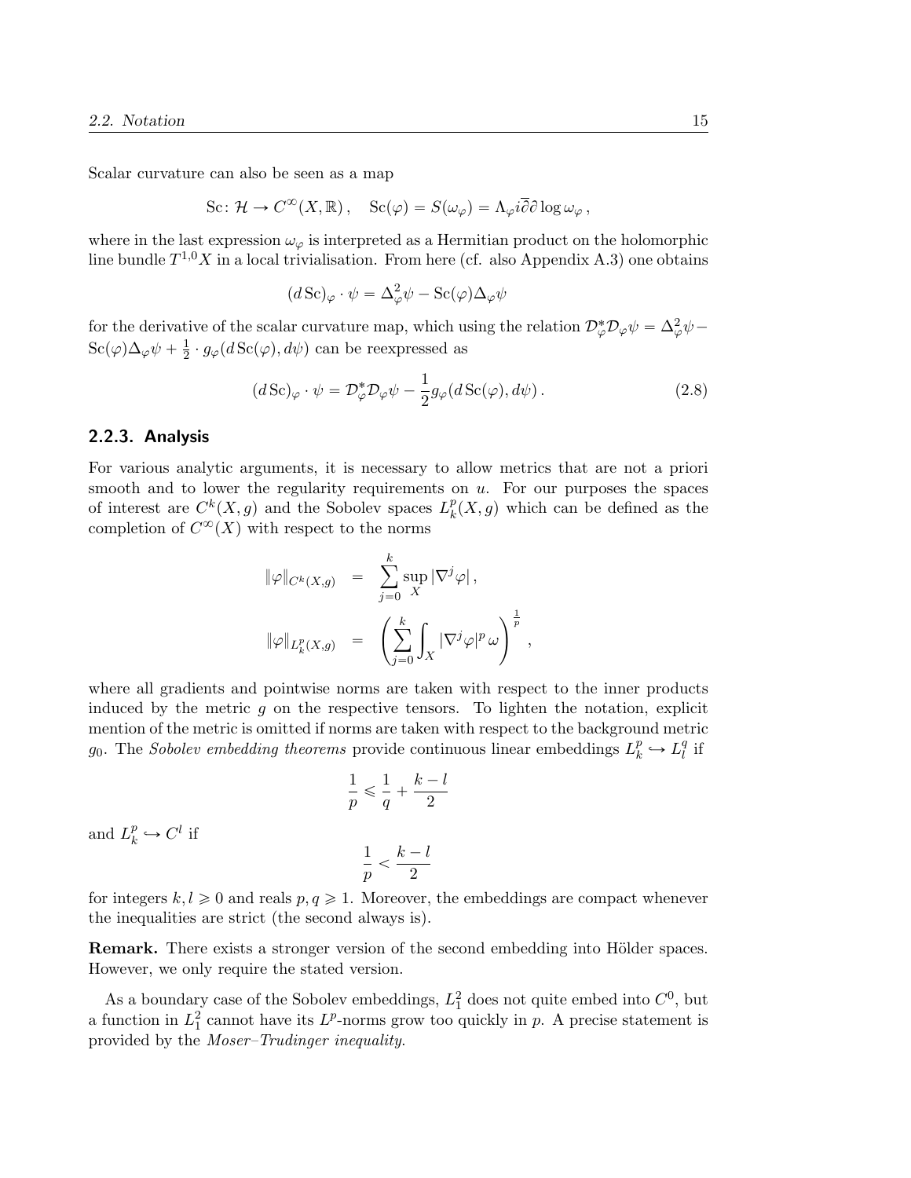Scalar curvature can also be seen as a map

$$\mathrm{Sc}\colon \mathcal{H} \to C^\infty(X, \mathbb{R}), \quad \mathrm{Sc}(\varphi) = S(\omega_\varphi) = \Lambda_\varphi i\overline{\partial}\partial \log \omega_\varphi,$$

where in the last expression $\omega_\varphi$ is interpreted as a Hermitian product on the holomorphic line bundle $T^{1,0}X$ in a local trivialisation. From here (cf. also Appendix A.3) one obtains

$$(d\,\mathrm{Sc})_\varphi \cdot \psi = \Delta_\varphi^2 \psi - \mathrm{Sc}(\varphi)\Delta_\varphi \psi$$

for the derivative of the scalar curvature map, which using the relation $\mathcal{D}_\varphi^* \mathcal{D}_\varphi \psi = \Delta_\varphi^2 \psi - \mathrm{Sc}(\varphi)\Delta_\varphi \psi + \frac{1}{2} \cdot g_\varphi(d\,\mathrm{Sc}(\varphi), d\psi)$ can be reexpressed as

$$(d\,\mathrm{Sc})_\varphi \cdot \psi = \mathcal{D}_\varphi^* \mathcal{D}_\varphi \psi - \frac{1}{2} g_\varphi(d\,\mathrm{Sc}(\varphi), d\psi). \tag{2.8}$$

### 2.2.3. Analysis

For various analytic arguments, it is necessary to allow metrics that are not a priori smooth and to lower the regularity requirements on $u$. For our purposes the spaces of interest are $C^k(X, g)$ and the Sobolev spaces $L_k^p(X, g)$ which can be defined as the completion of $C^\infty(X)$ with respect to the norms

$$\begin{aligned}
\|\varphi\|_{C^k(X,g)} &= \sum_{j=0}^{k} \sup_X |\nabla^j \varphi|, \\
\|\varphi\|_{L_k^p(X,g)} &= \left( \sum_{j=0}^{k} \int_X |\nabla^j \varphi|^p \,\omega \right)^{\frac{1}{p}},
\end{aligned}$$

where all gradients and pointwise norms are taken with respect to the inner products induced by the metric $g$ on the respective tensors. To lighten the notation, explicit mention of the metric is omitted if norms are taken with respect to the background metric $g_0$. The *Sobolev embedding theorems* provide continuous linear embeddings $L_k^p \hookrightarrow L_l^q$ if

$$\frac{1}{p} \leqslant \frac{1}{q} + \frac{k-l}{2}$$

and $L_k^p \hookrightarrow C^l$ if

$$\frac{1}{p} < \frac{k-l}{2}$$

for integers $k, l \geqslant 0$ and reals $p, q \geqslant 1$. Moreover, the embeddings are compact whenever the inequalities are strict (the second always is).

**Remark.** There exists a stronger version of the second embedding into Hölder spaces. However, we only require the stated version.

As a boundary case of the Sobolev embeddings, $L_1^2$ does not quite embed into $C^0$, but a function in $L_1^2$ cannot have its $L^p$-norms grow too quickly in $p$. A precise statement is provided by the *Moser–Trudinger inequality*.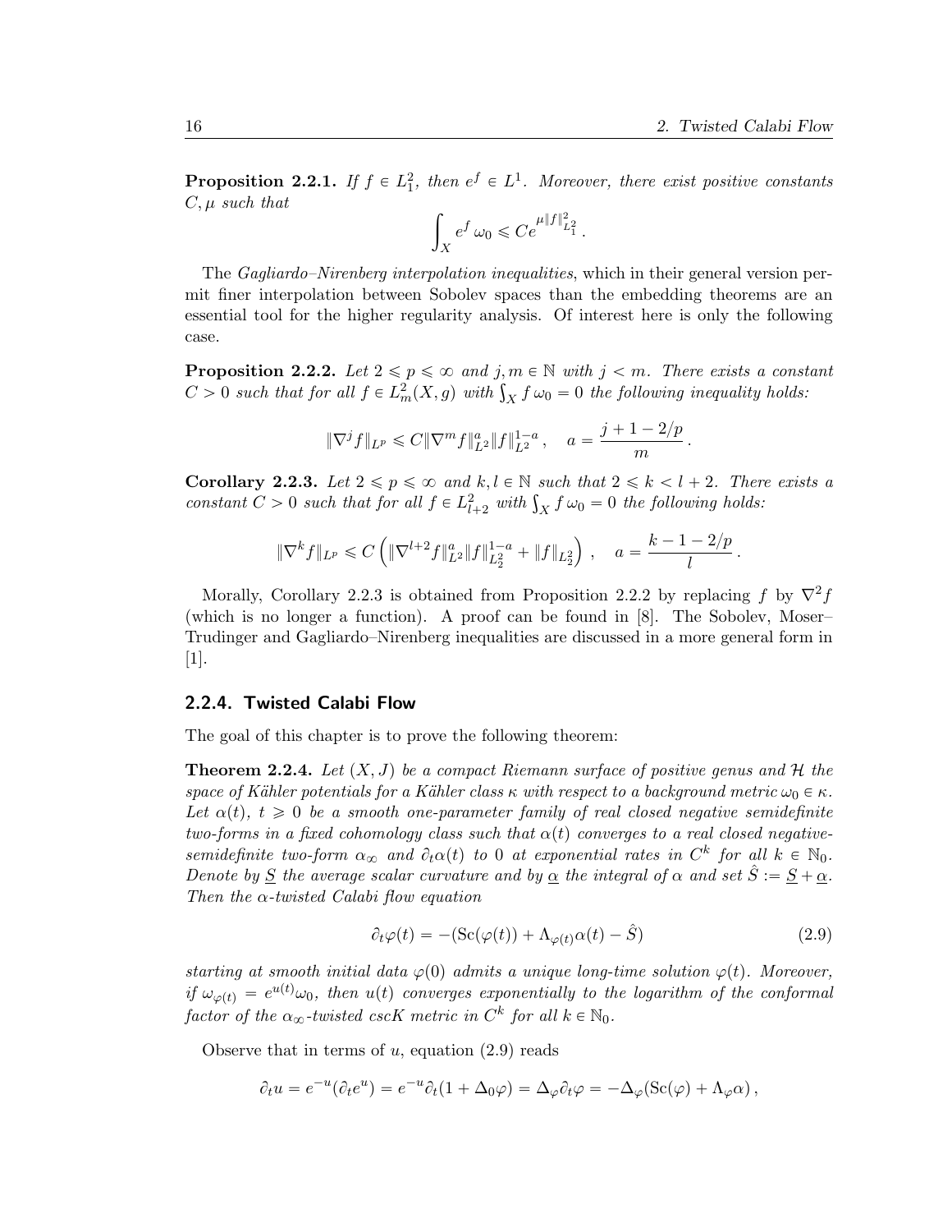**Proposition 2.2.1.** *If $f \in L^2_1$, then $e^f \in L^1$. Moreover, there exist positive constants $C, \mu$ such that*

$$\int_X e^f \, \omega_0 \leqslant C e^{\mu \|f\|^2_{L^2_1}} .$$

The *Gagliardo–Nirenberg interpolation inequalities*, which in their general version permit finer interpolation between Sobolev spaces than the embedding theorems are an essential tool for the higher regularity analysis. Of interest here is only the following case.

**Proposition 2.2.2.** *Let $2 \leqslant p \leqslant \infty$ and $j, m \in \mathbb{N}$ with $j < m$. There exists a constant $C > 0$ such that for all $f \in L^2_m(X, g)$ with $\int_X f \, \omega_0 = 0$ the following inequality holds:*

$$\|\nabla^j f\|_{L^p} \leqslant C \|\nabla^m f\|^a_{L^2} \|f\|^{1-a}_{L^2} , \quad a = \frac{j + 1 - 2/p}{m} .$$

**Corollary 2.2.3.** *Let $2 \leqslant p \leqslant \infty$ and $k, l \in \mathbb{N}$ such that $2 \leqslant k < l + 2$. There exists a constant $C > 0$ such that for all $f \in L^2_{l+2}$ with $\int_X f \, \omega_0 = 0$ the following holds:*

$$\|\nabla^k f\|_{L^p} \leqslant C \left( \|\nabla^{l+2} f\|^a_{L^2} \|f\|^{1-a}_{L^2_2} + \|f\|_{L^2_2} \right) , \quad a = \frac{k - 1 - 2/p}{l} .$$

Morally, Corollary 2.2.3 is obtained from Proposition 2.2.2 by replacing $f$ by $\nabla^2 f$ (which is no longer a function). A proof can be found in [8]. The Sobolev, Moser–Trudinger and Gagliardo–Nirenberg inequalities are discussed in a more general form in [1].

### 2.2.4. Twisted Calabi Flow

The goal of this chapter is to prove the following theorem:

**Theorem 2.2.4.** *Let $(X, J)$ be a compact Riemann surface of positive genus and $\mathcal{H}$ the space of Kähler potentials for a Kähler class $\kappa$ with respect to a background metric $\omega_0 \in \kappa$. Let $\alpha(t)$, $t \geqslant 0$ be a smooth one-parameter family of real closed negative semidefinite two-forms in a fixed cohomology class such that $\alpha(t)$ converges to a real closed negative-semidefinite two-form $\alpha_\infty$ and $\partial_t \alpha(t)$ to $0$ at exponential rates in $C^k$ for all $k \in \mathbb{N}_0$. Denote by $\underline{S}$ the average scalar curvature and by $\underline{\alpha}$ the integral of $\alpha$ and set $\hat{S} := \underline{S} + \underline{\alpha}$. Then the $\alpha$-twisted Calabi flow equation*

$$\partial_t \varphi(t) = -(\mathrm{Sc}(\varphi(t)) + \Lambda_{\varphi(t)} \alpha(t) - \hat{S}) \tag{2.9}$$

*starting at smooth initial data $\varphi(0)$ admits a unique long-time solution $\varphi(t)$. Moreover, if $\omega_{\varphi(t)} = e^{u(t)} \omega_0$, then $u(t)$ converges exponentially to the logarithm of the conformal factor of the $\alpha_\infty$-twisted cscK metric in $C^k$ for all $k \in \mathbb{N}_0$.*

Observe that in terms of $u$, equation (2.9) reads

$$\partial_t u = e^{-u}(\partial_t e^u) = e^{-u} \partial_t (1 + \Delta_0 \varphi) = \Delta_\varphi \partial_t \varphi = -\Delta_\varphi (\mathrm{Sc}(\varphi) + \Lambda_\varphi \alpha) ,$$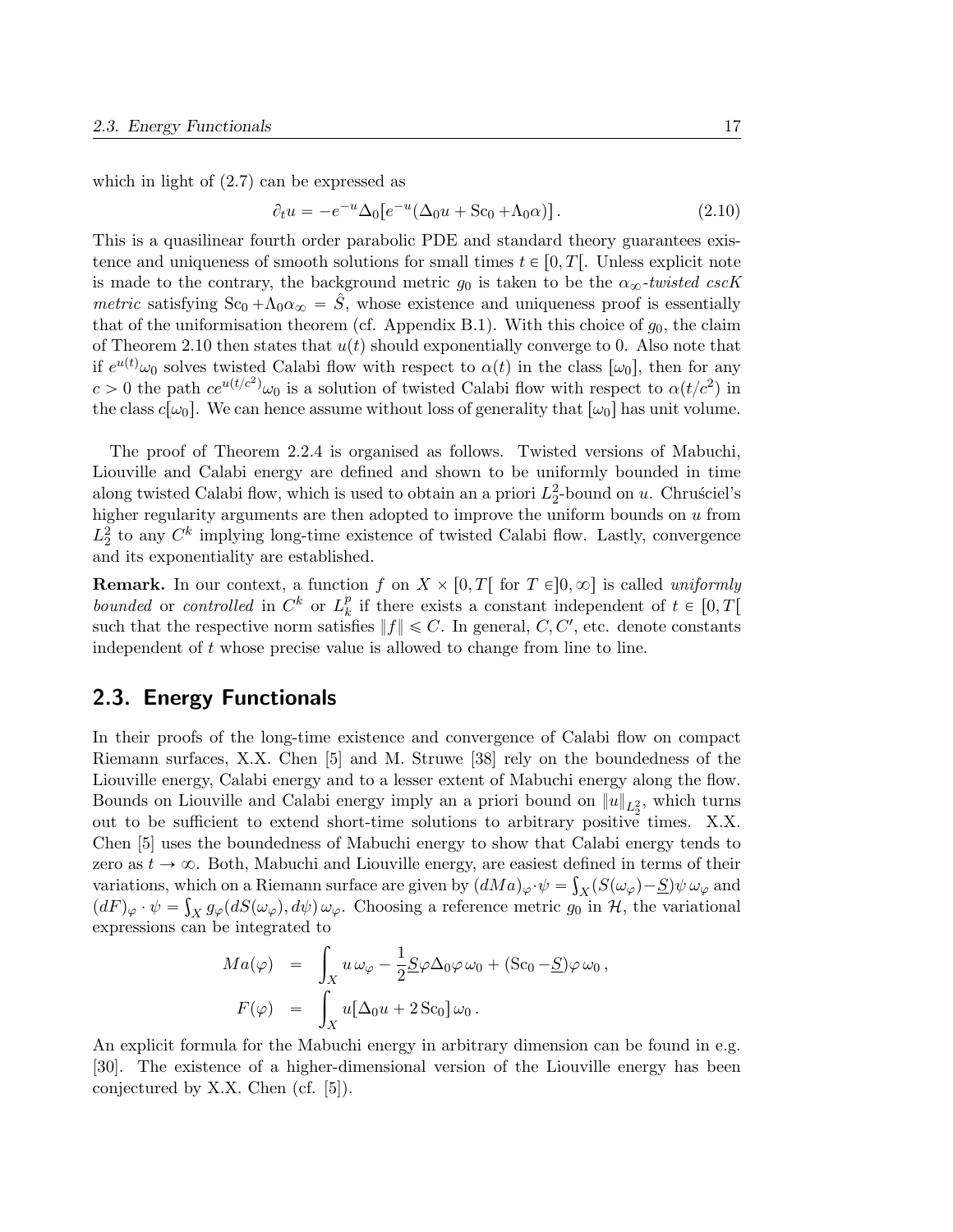which in light of (2.7) can be expressed as

$$\partial_t u = -e^{-u}\Delta_0[e^{-u}(\Delta_0 u + \mathrm{Sc}_0 + \Lambda_0\alpha)]\,. \tag{2.10}$$

This is a quasilinear fourth order parabolic PDE and standard theory guarantees existence and uniqueness of smooth solutions for small times $t \in [0, T[$. Unless explicit note is made to the contrary, the background metric $g_0$ is taken to be the $\alpha_\infty$*-twisted cscK metric* satisfying $\mathrm{Sc}_0 + \Lambda_0\alpha_\infty = \hat{S}$, whose existence and uniqueness proof is essentially that of the uniformisation theorem (cf. Appendix B.1). With this choice of $g_0$, the claim of Theorem 2.10 then states that $u(t)$ should exponentially converge to 0. Also note that if $e^{u(t)}\omega_0$ solves twisted Calabi flow with respect to $\alpha(t)$ in the class $[\omega_0]$, then for any $c > 0$ the path $ce^{u(t/c^2)}\omega_0$ is a solution of twisted Calabi flow with respect to $\alpha(t/c^2)$ in the class $c[\omega_0]$. We can hence assume without loss of generality that $[\omega_0]$ has unit volume.

The proof of Theorem 2.2.4 is organised as follows. Twisted versions of Mabuchi, Liouville and Calabi energy are defined and shown to be uniformly bounded in time along twisted Calabi flow, which is used to obtain an a priori $L^2_2$-bound on $u$. Chruściel's higher regularity arguments are then adopted to improve the uniform bounds on $u$ from $L^2_2$ to any $C^k$ implying long-time existence of twisted Calabi flow. Lastly, convergence and its exponentiality are established.

**Remark.** In our context, a function $f$ on $X \times [0, T[$ for $T \in ]0, \infty]$ is called *uniformly bounded* or *controlled* in $C^k$ or $L^p_k$ if there exists a constant independent of $t \in [0, T[$ such that the respective norm satisfies $\|f\| \leqslant C$. In general, $C, C'$, etc. denote constants independent of $t$ whose precise value is allowed to change from line to line.

## 2.3. Energy Functionals

In their proofs of the long-time existence and convergence of Calabi flow on compact Riemann surfaces, X.X. Chen [5] and M. Struwe [38] rely on the boundedness of the Liouville energy, Calabi energy and to a lesser extent of Mabuchi energy along the flow. Bounds on Liouville and Calabi energy imply an a priori bound on $\|u\|_{L^2_2}$, which turns out to be sufficient to extend short-time solutions to arbitrary positive times. X.X. Chen [5] uses the boundedness of Mabuchi energy to show that Calabi energy tends to zero as $t \to \infty$. Both, Mabuchi and Liouville energy, are easiest defined in terms of their variations, which on a Riemann surface are given by $(dMa)_\varphi \cdot \psi = \int_X (S(\omega_\varphi) - \underline{S})\psi\, \omega_\varphi$ and $(dF)_\varphi \cdot \psi = \int_X g_\varphi(dS(\omega_\varphi), d\psi)\, \omega_\varphi$. Choosing a reference metric $g_0$ in $\mathcal{H}$, the variational expressions can be integrated to

$$\begin{aligned} Ma(\varphi) &= \int_X u\, \omega_\varphi - \frac{1}{2}\underline{S}\varphi\Delta_0\varphi\, \omega_0 + (\mathrm{Sc}_0 - \underline{S})\varphi\, \omega_0\,, \\ F(\varphi) &= \int_X u[\Delta_0 u + 2\,\mathrm{Sc}_0]\, \omega_0\,. \end{aligned}$$

An explicit formula for the Mabuchi energy in arbitrary dimension can be found in e.g. [30]. The existence of a higher-dimensional version of the Liouville energy has been conjectured by X.X. Chen (cf. [5]).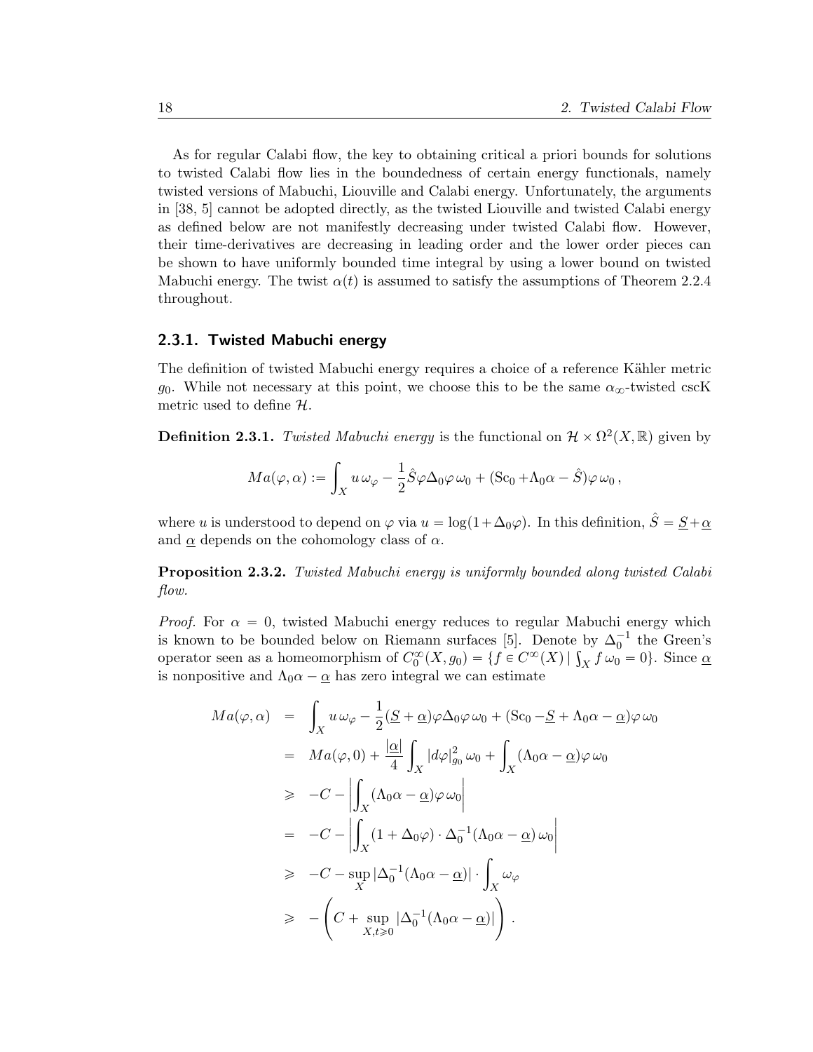As for regular Calabi flow, the key to obtaining critical a priori bounds for solutions to twisted Calabi flow lies in the boundedness of certain energy functionals, namely twisted versions of Mabuchi, Liouville and Calabi energy. Unfortunately, the arguments in [38, 5] cannot be adopted directly, as the twisted Liouville and twisted Calabi energy as defined below are not manifestly decreasing under twisted Calabi flow. However, their time-derivatives are decreasing in leading order and the lower order pieces can be shown to have uniformly bounded time integral by using a lower bound on twisted Mabuchi energy. The twist $\alpha(t)$ is assumed to satisfy the assumptions of Theorem 2.2.4 throughout.

### 2.3.1. Twisted Mabuchi energy

The definition of twisted Mabuchi energy requires a choice of a reference Kähler metric $g_0$. While not necessary at this point, we choose this to be the same $\alpha_\infty$-twisted cscK metric used to define $\mathcal{H}$.

**Definition 2.3.1.** *Twisted Mabuchi energy is the functional on $\mathcal{H} \times \Omega^2(X, \mathbb{R})$ given by*

$$Ma(\varphi, \alpha) := \int_X u\,\omega_\varphi - \frac{1}{2}\hat{S}\varphi\Delta_0\varphi\,\omega_0 + (\mathrm{Sc}_0 + \Lambda_0\alpha - \hat{S})\varphi\,\omega_0\,,$$

where $u$ is understood to depend on $\varphi$ via $u = \log(1 + \Delta_0\varphi)$. In this definition, $\hat{S} = \underline{S} + \underline{\alpha}$ and $\underline{\alpha}$ depends on the cohomology class of $\alpha$.

**Proposition 2.3.2.** *Twisted Mabuchi energy is uniformly bounded along twisted Calabi flow.*

*Proof.* For $\alpha = 0$, twisted Mabuchi energy reduces to regular Mabuchi energy which is known to be bounded below on Riemann surfaces [5]. Denote by $\Delta_0^{-1}$ the Green's operator seen as a homeomorphism of $C_0^\infty(X, g_0) = \{f \in C^\infty(X) \mid \int_X f\,\omega_0 = 0\}$. Since $\underline{\alpha}$ is nonpositive and $\Lambda_0\alpha - \underline{\alpha}$ has zero integral we can estimate

$$\begin{aligned}
Ma(\varphi, \alpha) &= \int_X u\,\omega_\varphi - \frac{1}{2}(\underline{S} + \underline{\alpha})\varphi\Delta_0\varphi\,\omega_0 + (\mathrm{Sc}_0 - \underline{S} + \Lambda_0\alpha - \underline{\alpha})\varphi\,\omega_0 \\
&= Ma(\varphi, 0) + \frac{|\underline{\alpha}|}{4}\int_X |d\varphi|^2_{g_0}\,\omega_0 + \int_X (\Lambda_0\alpha - \underline{\alpha})\varphi\,\omega_0 \\
&\geqslant -C - \left|\int_X (\Lambda_0\alpha - \underline{\alpha})\varphi\,\omega_0\right| \\
&= -C - \left|\int_X (1 + \Delta_0\varphi)\cdot\Delta_0^{-1}(\Lambda_0\alpha - \underline{\alpha})\,\omega_0\right| \\
&\geqslant -C - \sup_X |\Delta_0^{-1}(\Lambda_0\alpha - \underline{\alpha})| \cdot \int_X \omega_\varphi \\
&\geqslant -\left(C + \sup_{X, t\geqslant 0} |\Delta_0^{-1}(\Lambda_0\alpha - \underline{\alpha})|\right).
\end{aligned}$$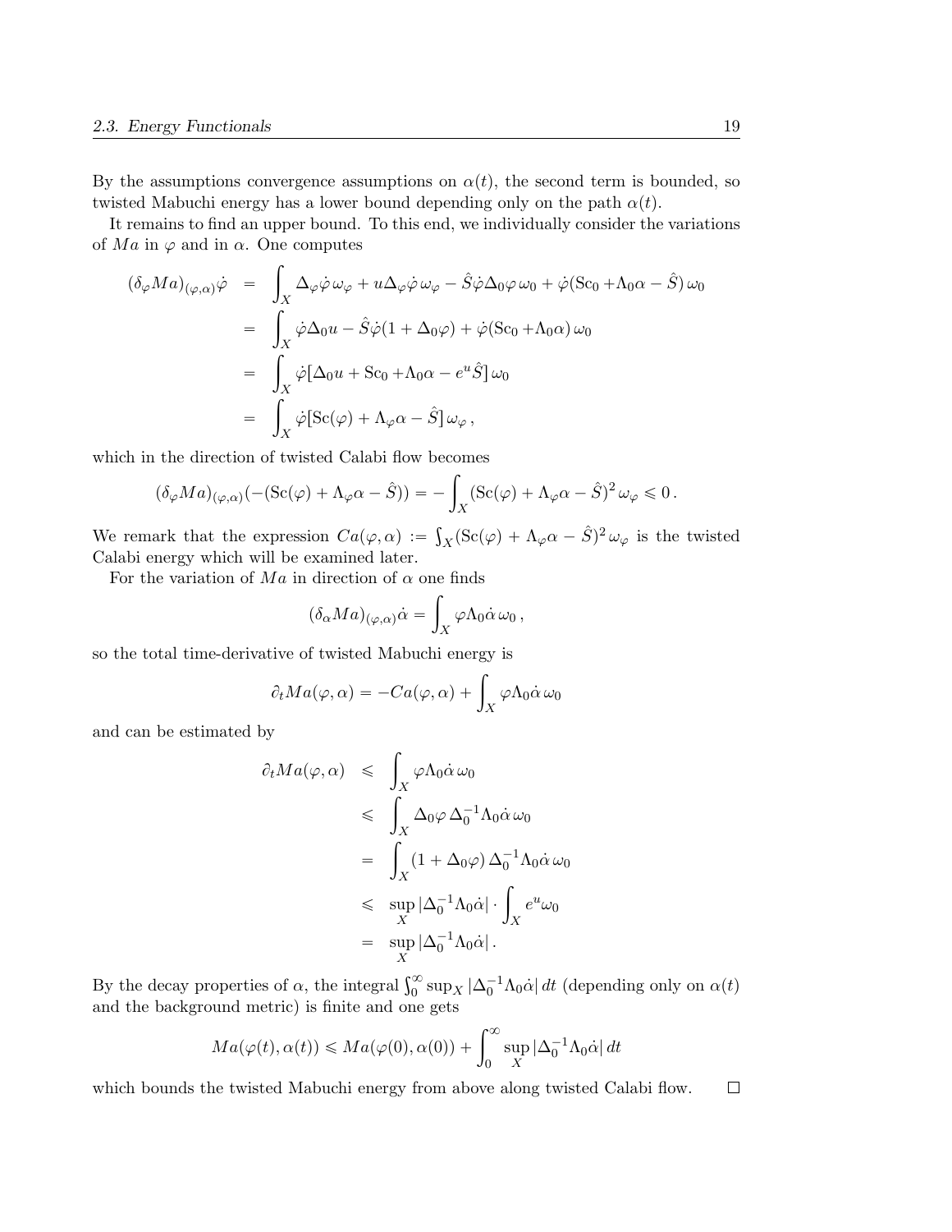By the assumptions convergence assumptions on $\alpha(t)$, the second term is bounded, so twisted Mabuchi energy has a lower bound depending only on the path $\alpha(t)$.

It remains to find an upper bound. To this end, we individually consider the variations of $Ma$ in $\varphi$ and in $\alpha$. One computes

$$
\begin{aligned}
(\delta_\varphi Ma)_{(\varphi,\alpha)}\dot\varphi &= \int_X \Delta_\varphi \dot\varphi\, \omega_\varphi + u\Delta_\varphi\dot\varphi\,\omega_\varphi - \hat S\dot\varphi\Delta_0\varphi\,\omega_0 + \dot\varphi(\mathrm{Sc}_0 + \Lambda_0\alpha - \hat S)\,\omega_0 \\
&= \int_X \dot\varphi\Delta_0 u - \hat S\dot\varphi(1+\Delta_0\varphi) + \dot\varphi(\mathrm{Sc}_0 + \Lambda_0\alpha)\,\omega_0 \\
&= \int_X \dot\varphi[\Delta_0 u + \mathrm{Sc}_0 + \Lambda_0\alpha - e^u\hat S]\,\omega_0 \\
&= \int_X \dot\varphi[\mathrm{Sc}(\varphi) + \Lambda_\varphi\alpha - \hat S]\,\omega_\varphi\,,
\end{aligned}
$$

which in the direction of twisted Calabi flow becomes

$$
(\delta_\varphi Ma)_{(\varphi,\alpha)}(-(\mathrm{Sc}(\varphi) + \Lambda_\varphi\alpha - \hat S)) = -\int_X (\mathrm{Sc}(\varphi) + \Lambda_\varphi\alpha - \hat S)^2\,\omega_\varphi \leqslant 0\,.
$$

We remark that the expression $Ca(\varphi,\alpha) := \int_X (\mathrm{Sc}(\varphi) + \Lambda_\varphi\alpha - \hat S)^2\,\omega_\varphi$ is the twisted Calabi energy which will be examined later.

For the variation of $Ma$ in direction of $\alpha$ one finds

$$
(\delta_\alpha Ma)_{(\varphi,\alpha)}\dot\alpha = \int_X \varphi\Lambda_0\dot\alpha\,\omega_0\,,
$$

so the total time-derivative of twisted Mabuchi energy is

$$
\partial_t Ma(\varphi,\alpha) = -Ca(\varphi,\alpha) + \int_X \varphi\Lambda_0\dot\alpha\,\omega_0
$$

and can be estimated by

$$
\begin{aligned}
\partial_t Ma(\varphi,\alpha) &\leqslant \int_X \varphi\Lambda_0\dot\alpha\,\omega_0 \\
&\leqslant \int_X \Delta_0\varphi\,\Delta_0^{-1}\Lambda_0\dot\alpha\,\omega_0 \\
&= \int_X (1+\Delta_0\varphi)\,\Delta_0^{-1}\Lambda_0\dot\alpha\,\omega_0 \\
&\leqslant \sup_X |\Delta_0^{-1}\Lambda_0\dot\alpha| \cdot \int_X e^u\omega_0 \\
&= \sup_X |\Delta_0^{-1}\Lambda_0\dot\alpha|\,.
\end{aligned}
$$

By the decay properties of $\alpha$, the integral $\int_0^\infty \sup_X |\Delta_0^{-1}\Lambda_0\dot\alpha|\,dt$ (depending only on $\alpha(t)$ and the background metric) is finite and one gets

$$
Ma(\varphi(t),\alpha(t)) \leqslant Ma(\varphi(0),\alpha(0)) + \int_0^\infty \sup_X |\Delta_0^{-1}\Lambda_0\dot\alpha|\,dt
$$

which bounds the twisted Mabuchi energy from above along twisted Calabi flow. $\square$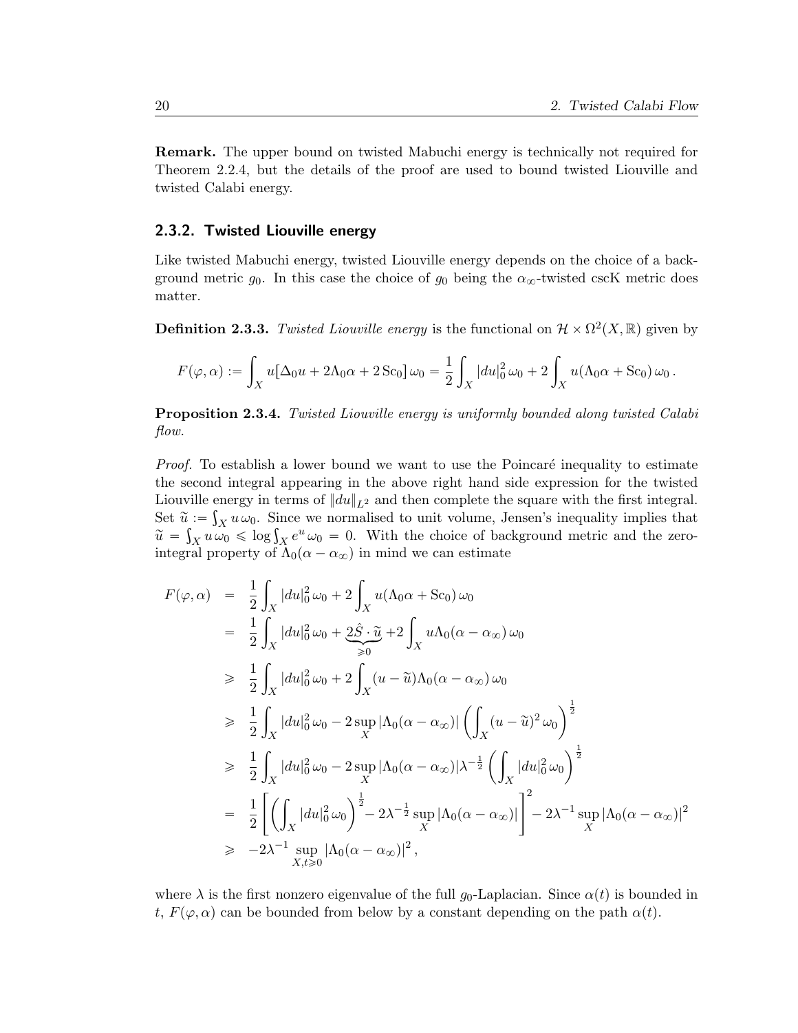**Remark.** The upper bound on twisted Mabuchi energy is technically not required for Theorem 2.2.4, but the details of the proof are used to bound twisted Liouville and twisted Calabi energy.

### 2.3.2. Twisted Liouville energy

Like twisted Mabuchi energy, twisted Liouville energy depends on the choice of a background metric $g_0$. In this case the choice of $g_0$ being the $\alpha_\infty$-twisted cscK metric does matter.

**Definition 2.3.3.** *Twisted Liouville energy is the functional on $\mathcal{H} \times \Omega^2(X, \mathbb{R})$ given by*

$$F(\varphi, \alpha) := \int_X u[\Delta_0 u + 2\Lambda_0\alpha + 2\,\mathrm{Sc}_0]\,\omega_0 = \frac{1}{2}\int_X |du|_0^2\,\omega_0 + 2\int_X u(\Lambda_0\alpha + \mathrm{Sc}_0)\,\omega_0\,.$$

**Proposition 2.3.4.** *Twisted Liouville energy is uniformly bounded along twisted Calabi flow.*

*Proof.* To establish a lower bound we want to use the Poincaré inequality to estimate the second integral appearing in the above right hand side expression for the twisted Liouville energy in terms of $\|du\|_{L^2}$ and then complete the square with the first integral. Set $\widetilde{u} := \int_X u\,\omega_0$. Since we normalised to unit volume, Jensen's inequality implies that $\widetilde{u} = \int_X u\,\omega_0 \leqslant \log\int_X e^u\,\omega_0 = 0$. With the choice of background metric and the zero-integral property of $\Lambda_0(\alpha - \alpha_\infty)$ in mind we can estimate

$$\begin{aligned}
F(\varphi,\alpha) &= \frac{1}{2}\int_X |du|_0^2\,\omega_0 + 2\int_X u(\Lambda_0\alpha + \mathrm{Sc}_0)\,\omega_0 \\
&= \frac{1}{2}\int_X |du|_0^2\,\omega_0 + \underbrace{2\hat{S}\cdot\widetilde{u}}_{\geqslant 0} + 2\int_X u\Lambda_0(\alpha - \alpha_\infty)\,\omega_0 \\
&\geqslant \frac{1}{2}\int_X |du|_0^2\,\omega_0 + 2\int_X (u - \widetilde{u})\Lambda_0(\alpha - \alpha_\infty)\,\omega_0 \\
&\geqslant \frac{1}{2}\int_X |du|_0^2\,\omega_0 - 2\sup_X|\Lambda_0(\alpha - \alpha_\infty)|\left(\int_X (u - \widetilde{u})^2\,\omega_0\right)^{\frac{1}{2}} \\
&\geqslant \frac{1}{2}\int_X |du|_0^2\,\omega_0 - 2\sup_X|\Lambda_0(\alpha - \alpha_\infty)|\lambda^{-\frac{1}{2}}\left(\int_X |du|_0^2\,\omega_0\right)^{\frac{1}{2}} \\
&= \frac{1}{2}\left[\left(\int_X |du|_0^2\,\omega_0\right)^{\frac{1}{2}} - 2\lambda^{-\frac{1}{2}}\sup_X|\Lambda_0(\alpha - \alpha_\infty)|\right]^2 - 2\lambda^{-1}\sup_X|\Lambda_0(\alpha - \alpha_\infty)|^2 \\
&\geqslant -2\lambda^{-1}\sup_{X,t\geqslant 0}|\Lambda_0(\alpha - \alpha_\infty)|^2\,,
\end{aligned}$$

where $\lambda$ is the first nonzero eigenvalue of the full $g_0$-Laplacian. Since $\alpha(t)$ is bounded in $t$, $F(\varphi, \alpha)$ can be bounded from below by a constant depending on the path $\alpha(t)$.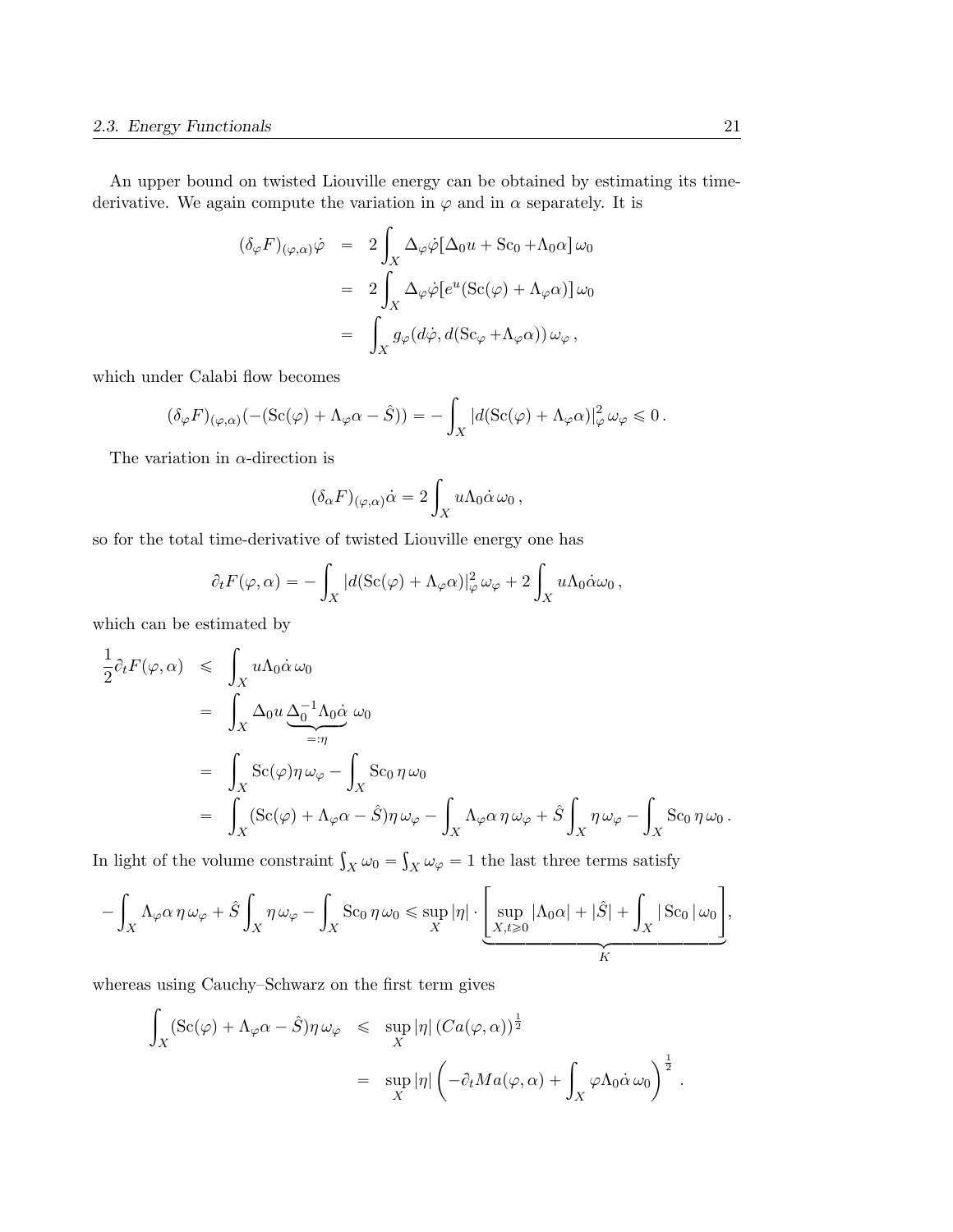An upper bound on twisted Liouville energy can be obtained by estimating its time-derivative. We again compute the variation in $\varphi$ and in $\alpha$ separately. It is

$$
\begin{aligned}
(\delta_\varphi F)_{(\varphi,\alpha)}\dot\varphi &= 2\int_X \Delta_\varphi\dot\varphi[\Delta_0 u + \mathrm{Sc}_0 + \Lambda_0\alpha]\,\omega_0 \\
&= 2\int_X \Delta_\varphi\dot\varphi[e^u(\mathrm{Sc}(\varphi) + \Lambda_\varphi\alpha)]\,\omega_0 \\
&= \int_X g_\varphi(d\dot\varphi, d(\mathrm{Sc}_\varphi + \Lambda_\varphi\alpha))\,\omega_\varphi\,,
\end{aligned}
$$

which under Calabi flow becomes

$$
(\delta_\varphi F)_{(\varphi,\alpha)}(-(\mathrm{Sc}(\varphi) + \Lambda_\varphi\alpha - \hat S)) = -\int_X |d(\mathrm{Sc}(\varphi) + \Lambda_\varphi\alpha)|^2_\varphi\,\omega_\varphi \leqslant 0\,.
$$

The variation in $\alpha$-direction is

$$
(\delta_\alpha F)_{(\varphi,\alpha)}\dot\alpha = 2\int_X u\Lambda_0\dot\alpha\,\omega_0\,,
$$

so for the total time-derivative of twisted Liouville energy one has

$$
\partial_t F(\varphi,\alpha) = -\int_X |d(\mathrm{Sc}(\varphi) + \Lambda_\varphi\alpha)|^2_\varphi\,\omega_\varphi + 2\int_X u\Lambda_0\dot\alpha\omega_0\,,
$$

which can be estimated by

$$
\begin{aligned}
\frac{1}{2}\partial_t F(\varphi,\alpha) &\leqslant \int_X u\Lambda_0\dot\alpha\,\omega_0 \\
&= \int_X \Delta_0 u\,\underbrace{\Delta_0^{-1}\Lambda_0\dot\alpha}_{=:\eta}\,\omega_0 \\
&= \int_X \mathrm{Sc}(\varphi)\eta\,\omega_\varphi - \int_X \mathrm{Sc}_0\,\eta\,\omega_0 \\
&= \int_X (\mathrm{Sc}(\varphi) + \Lambda_\varphi\alpha - \hat S)\eta\,\omega_\varphi - \int_X \Lambda_\varphi\alpha\,\eta\,\omega_\varphi + \hat S\int_X \eta\,\omega_\varphi - \int_X \mathrm{Sc}_0\,\eta\,\omega_0\,.
\end{aligned}
$$

In light of the volume constraint $\int_X \omega_0 = \int_X \omega_\varphi = 1$ the last three terms satisfy

$$
-\int_X \Lambda_\varphi\alpha\,\eta\,\omega_\varphi + \hat S\int_X \eta\,\omega_\varphi - \int_X \mathrm{Sc}_0\,\eta\,\omega_0 \leqslant \sup_X|\eta|\cdot\underbrace{\left[\sup_{X,t\geqslant 0}|\Lambda_0\alpha| + |\hat S| + \int_X|\mathrm{Sc}_0|\,\omega_0\right]}_{K},
$$

whereas using Cauchy–Schwarz on the first term gives

$$
\begin{aligned}
\int_X (\mathrm{Sc}(\varphi) + \Lambda_\varphi\alpha - \hat S)\eta\,\omega_\varphi &\leqslant \sup_X|\eta|\,(Ca(\varphi,\alpha))^{\frac{1}{2}} \\
&= \sup_X|\eta|\left(-\partial_t Ma(\varphi,\alpha) + \int_X \varphi\Lambda_0\dot\alpha\,\omega_0\right)^{\frac{1}{2}}.
\end{aligned}
$$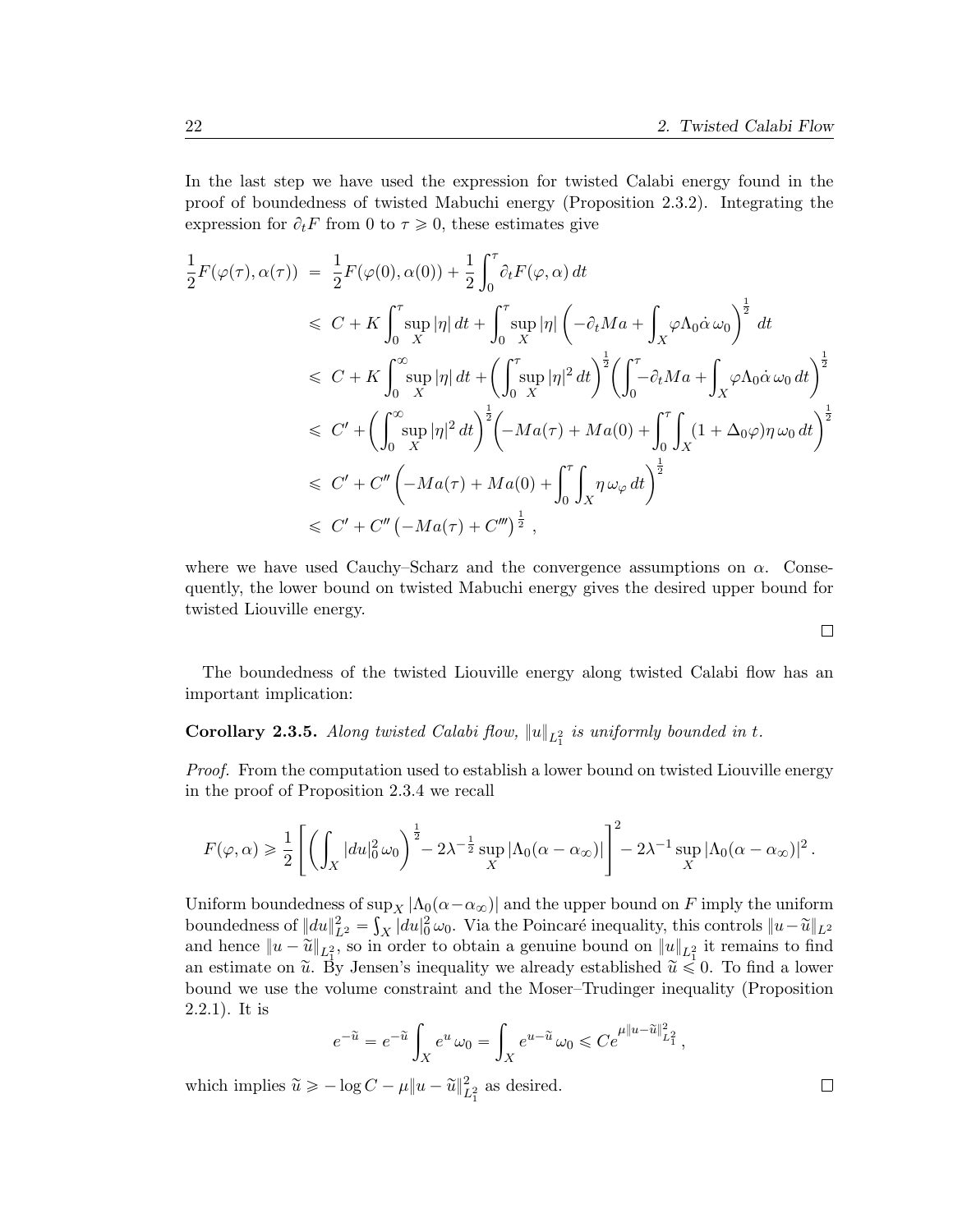In the last step we have used the expression for twisted Calabi energy found in the proof of boundedness of twisted Mabuchi energy (Proposition 2.3.2). Integrating the expression for $\partial_t F$ from 0 to $\tau \geqslant 0$, these estimates give

$$
\begin{aligned}
\frac{1}{2}F(\varphi(\tau),\alpha(\tau)) &= \frac{1}{2}F(\varphi(0),\alpha(0)) + \frac{1}{2}\int_0^\tau \partial_t F(\varphi,\alpha)\,dt \\
&\leqslant C + K\int_0^\tau \sup_X |\eta|\,dt + \int_0^\tau \sup_X |\eta| \left(-\partial_t Ma + \int_X \varphi \Lambda_0 \dot{\alpha}\,\omega_0\right)^{\frac{1}{2}} dt \\
&\leqslant C + K\int_0^\infty \sup_X |\eta|\,dt + \left(\int_0^\tau \sup_X |\eta|^2\,dt\right)^{\frac{1}{2}} \left(\int_0^\tau -\partial_t Ma + \int_X \varphi\Lambda_0\dot{\alpha}\,\omega_0\,dt\right)^{\frac{1}{2}} \\
&\leqslant C' + \left(\int_0^\infty \sup_X |\eta|^2\,dt\right)^{\frac{1}{2}} \left(-Ma(\tau) + Ma(0) + \int_0^\tau \int_X (1+\Delta_0\varphi)\eta\,\omega_0\,dt\right)^{\frac{1}{2}} \\
&\leqslant C' + C''\left(-Ma(\tau) + Ma(0) + \int_0^\tau\int_X \eta\,\omega_\varphi\,dt\right)^{\frac{1}{2}} \\
&\leqslant C' + C''\left(-Ma(\tau) + C'''\right)^{\frac{1}{2}}\,,
\end{aligned}
$$

where we have used Cauchy–Scharz and the convergence assumptions on $\alpha$. Consequently, the lower bound on twisted Mabuchi energy gives the desired upper bound for twisted Liouville energy.

□

The boundedness of the twisted Liouville energy along twisted Calabi flow has an important implication:

**Corollary 2.3.5.** *Along twisted Calabi flow, $\|u\|_{L_1^2}$ is uniformly bounded in $t$.*

*Proof.* From the computation used to establish a lower bound on twisted Liouville energy in the proof of Proposition 2.3.4 we recall

$$
F(\varphi,\alpha) \geqslant \frac{1}{2}\left[\left(\int_X |du|_0^2\,\omega_0\right)^{\frac{1}{2}} - 2\lambda^{-\frac{1}{2}}\sup_X |\Lambda_0(\alpha-\alpha_\infty)|\right]^2 - 2\lambda^{-1}\sup_X|\Lambda_0(\alpha-\alpha_\infty)|^2\,.
$$

Uniform boundedness of $\sup_X|\Lambda_0(\alpha-\alpha_\infty)|$ and the upper bound on $F$ imply the uniform boundedness of $\|du\|_{L^2}^2 = \int_X |du|_0^2\,\omega_0$. Via the Poincaré inequality, this controls $\|u-\widetilde{u}\|_{L^2}$ and hence $\|u-\widetilde{u}\|_{L_1^2}$, so in order to obtain a genuine bound on $\|u\|_{L_1^2}$ it remains to find an estimate on $\widetilde{u}$. By Jensen's inequality we already established $\widetilde{u} \leqslant 0$. To find a lower bound we use the volume constraint and the Moser–Trudinger inequality (Proposition 2.2.1). It is

$$
e^{-\widetilde{u}} = e^{-\widetilde{u}}\int_X e^u\,\omega_0 = \int_X e^{u-\widetilde{u}}\,\omega_0 \leqslant Ce^{\mu\|u-\widetilde{u}\|_{L_1^2}^2}\,,
$$

which implies $\widetilde{u} \geqslant -\log C - \mu\|u-\widetilde{u}\|_{L_1^2}^2$ as desired.

□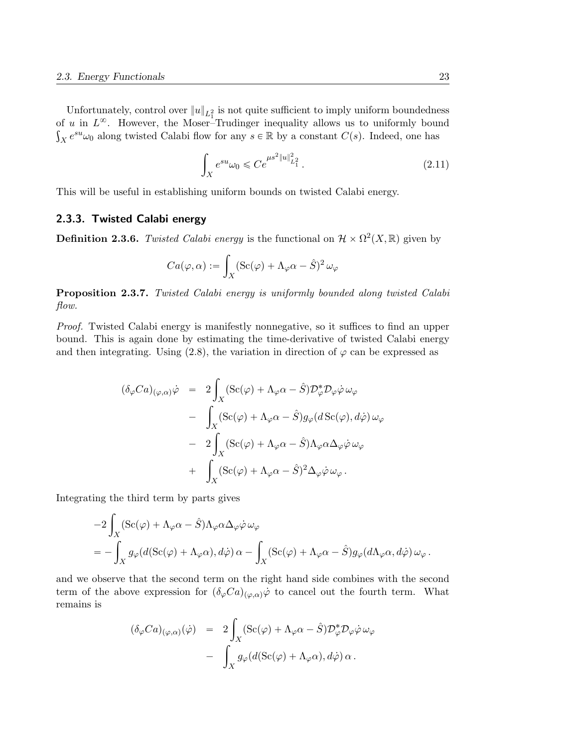Unfortunately, control over $\|u\|_{L_1^2}$ is not quite sufficient to imply uniform boundedness of $u$ in $L^\infty$. However, the Moser–Trudinger inequality allows us to uniformly bound $\int_X e^{su}\omega_0$ along twisted Calabi flow for any $s \in \mathbb{R}$ by a constant $C(s)$. Indeed, one has

$$\int_X e^{su}\omega_0 \leqslant Ce^{\mu s^2 \|u\|_{L_1^2}^2}. \tag{2.11}$$

This will be useful in establishing uniform bounds on twisted Calabi energy.

### 2.3.3. Twisted Calabi energy

**Definition 2.3.6.** *Twisted Calabi energy is the functional on $\mathcal{H} \times \Omega^2(X, \mathbb{R})$ given by*

$$Ca(\varphi, \alpha) := \int_X (\mathrm{Sc}(\varphi) + \Lambda_\varphi \alpha - \hat{S})^2 \, \omega_\varphi$$

**Proposition 2.3.7.** *Twisted Calabi energy is uniformly bounded along twisted Calabi flow.*

*Proof.* Twisted Calabi energy is manifestly nonnegative, so it suffices to find an upper bound. This is again done by estimating the time-derivative of twisted Calabi energy and then integrating. Using (2.8), the variation in direction of $\varphi$ can be expressed as

$$\begin{aligned}
(\delta_\varphi Ca)_{(\varphi,\alpha)}\dot{\varphi} &= 2\int_X (\mathrm{Sc}(\varphi) + \Lambda_\varphi \alpha - \hat{S})\mathcal{D}_\varphi^* \mathcal{D}_\varphi \dot{\varphi}\, \omega_\varphi \\
&\quad - \int_X (\mathrm{Sc}(\varphi) + \Lambda_\varphi \alpha - \hat{S}) g_\varphi(d\,\mathrm{Sc}(\varphi), d\dot{\varphi})\, \omega_\varphi \\
&\quad - 2\int_X (\mathrm{Sc}(\varphi) + \Lambda_\varphi \alpha - \hat{S})\Lambda_\varphi \alpha \Delta_\varphi \dot{\varphi}\, \omega_\varphi \\
&\quad + \int_X (\mathrm{Sc}(\varphi) + \Lambda_\varphi \alpha - \hat{S})^2 \Delta_\varphi \dot{\varphi}\, \omega_\varphi .
\end{aligned}$$

Integrating the third term by parts gives

$$\begin{aligned}
&-2\int_X (\mathrm{Sc}(\varphi) + \Lambda_\varphi \alpha - \hat{S})\Lambda_\varphi \alpha \Delta_\varphi \dot{\varphi}\, \omega_\varphi \\
&= -\int_X g_\varphi(d(\mathrm{Sc}(\varphi) + \Lambda_\varphi \alpha), d\dot{\varphi})\, \alpha - \int_X (\mathrm{Sc}(\varphi) + \Lambda_\varphi \alpha - \hat{S}) g_\varphi(d\Lambda_\varphi \alpha, d\dot{\varphi})\, \omega_\varphi .
\end{aligned}$$

and we observe that the second term on the right hand side combines with the second term of the above expression for $(\delta_\varphi Ca)_{(\varphi,\alpha)}\dot{\varphi}$ to cancel out the fourth term. What remains is

$$\begin{aligned}
(\delta_\varphi Ca)_{(\varphi,\alpha)}(\dot{\varphi}) &= 2\int_X (\mathrm{Sc}(\varphi) + \Lambda_\varphi \alpha - \hat{S})\mathcal{D}_\varphi^* \mathcal{D}_\varphi \dot{\varphi}\, \omega_\varphi \\
&\quad - \int_X g_\varphi(d(\mathrm{Sc}(\varphi) + \Lambda_\varphi \alpha), d\dot{\varphi})\, \alpha .
\end{aligned}$$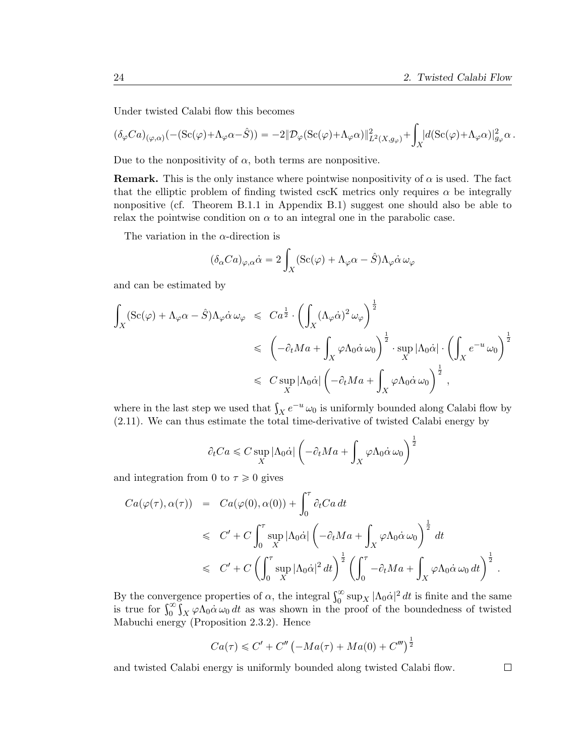Under twisted Calabi flow this becomes

$$(\delta_\varphi Ca)_{(\varphi,\alpha)}(-(\mathrm{Sc}(\varphi)+\Lambda_\varphi\alpha-\hat{S})) = -2\|\mathcal{D}_\varphi(\mathrm{Sc}(\varphi)+\Lambda_\varphi\alpha)\|^2_{L^2(X,g_\varphi)}+\int_X |d(\mathrm{Sc}(\varphi)+\Lambda_\varphi\alpha)|^2_{g_\varphi}\alpha\,.$$

Due to the nonpositivity of $\alpha$, both terms are nonpositive.

**Remark.** This is the only instance where pointwise nonpositivity of $\alpha$ is used. The fact that the elliptic problem of finding twisted cscK metrics only requires $\alpha$ be integrally nonpositive (cf. Theorem B.1.1 in Appendix B.1) suggest one should also be able to relax the pointwise condition on $\alpha$ to an integral one in the parabolic case.

The variation in the $\alpha$-direction is

$$(\delta_\alpha Ca)_{\varphi,\alpha}\dot{\alpha} = 2\int_X (\mathrm{Sc}(\varphi)+\Lambda_\varphi\alpha-\hat{S})\Lambda_\varphi\dot{\alpha}\,\omega_\varphi$$

and can be estimated by

$$\begin{aligned}
\int_X (\mathrm{Sc}(\varphi)+\Lambda_\varphi\alpha-\hat{S})\Lambda_\varphi\dot{\alpha}\,\omega_\varphi &\leqslant Ca^{\frac{1}{2}}\cdot\left(\int_X (\Lambda_\varphi\dot{\alpha})^2\,\omega_\varphi\right)^{\frac{1}{2}}\\
&\leqslant \left(-\partial_t Ma+\int_X \varphi\Lambda_0\dot{\alpha}\,\omega_0\right)^{\frac{1}{2}}\cdot\sup_X|\Lambda_0\dot{\alpha}|\cdot\left(\int_X e^{-u}\,\omega_0\right)^{\frac{1}{2}}\\
&\leqslant C\sup_X|\Lambda_0\dot{\alpha}|\left(-\partial_t Ma+\int_X \varphi\Lambda_0\dot{\alpha}\,\omega_0\right)^{\frac{1}{2}}\,,
\end{aligned}$$

where in the last step we used that $\int_X e^{-u}\,\omega_0$ is uniformly bounded along Calabi flow by (2.11). We can thus estimate the total time-derivative of twisted Calabi energy by

$$\partial_t Ca \leqslant C\sup_X|\Lambda_0\dot{\alpha}|\left(-\partial_t Ma+\int_X \varphi\Lambda_0\dot{\alpha}\,\omega_0\right)^{\frac{1}{2}}$$

and integration from 0 to $\tau\geqslant 0$ gives

$$\begin{aligned}
Ca(\varphi(\tau),\alpha(\tau)) &= Ca(\varphi(0),\alpha(0))+\int_0^\tau \partial_t Ca\,dt\\
&\leqslant C'+C\int_0^\tau \sup_X|\Lambda_0\dot{\alpha}|\left(-\partial_t Ma+\int_X \varphi\Lambda_0\dot{\alpha}\,\omega_0\right)^{\frac{1}{2}}\,dt\\
&\leqslant C'+C\left(\int_0^\tau \sup_X|\Lambda_0\dot{\alpha}|^2\,dt\right)^{\frac{1}{2}}\left(\int_0^\tau -\partial_t Ma+\int_X \varphi\Lambda_0\dot{\alpha}\,\omega_0\,dt\right)^{\frac{1}{2}}\,.
\end{aligned}$$

By the convergence properties of $\alpha$, the integral $\int_0^\infty \sup_X|\Lambda_0\dot{\alpha}|^2\,dt$ is finite and the same is true for $\int_0^\infty\int_X \varphi\Lambda_0\dot{\alpha}\,\omega_0\,dt$ as was shown in the proof of the boundedness of twisted Mabuchi energy (Proposition 2.3.2). Hence

$$Ca(\tau)\leqslant C'+C''\left(-Ma(\tau)+Ma(0)+C'''\right)^{\frac{1}{2}}$$

and twisted Calabi energy is uniformly bounded along twisted Calabi flow. ☐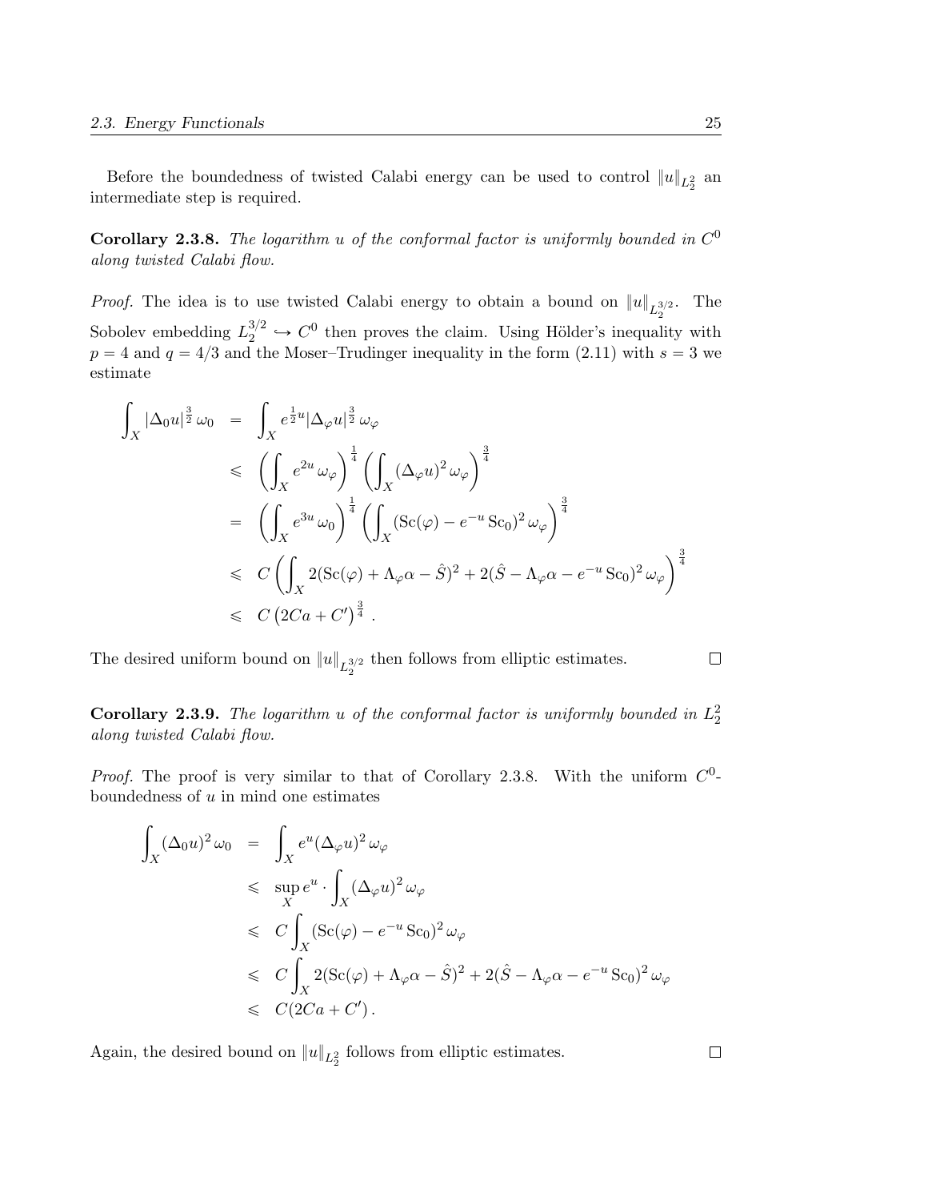Before the boundedness of twisted Calabi energy can be used to control $\|u\|_{L^2_2}$ an intermediate step is required.

**Corollary 2.3.8.** *The logarithm $u$ of the conformal factor is uniformly bounded in $C^0$ along twisted Calabi flow.*

*Proof.* The idea is to use twisted Calabi energy to obtain a bound on $\|u\|_{L^{3/2}_2}$. The Sobolev embedding $L^{3/2}_2 \hookrightarrow C^0$ then proves the claim. Using Hölder's inequality with $p = 4$ and $q = 4/3$ and the Moser–Trudinger inequality in the form (2.11) with $s = 3$ we estimate

$$
\begin{aligned}
\int_X |\Delta_0 u|^{\frac{3}{2}}\, \omega_0 &= \int_X e^{\frac{1}{2}u} |\Delta_\varphi u|^{\frac{3}{2}}\, \omega_\varphi \\
&\leqslant \left( \int_X e^{2u}\, \omega_\varphi \right)^{\frac{1}{4}} \left( \int_X (\Delta_\varphi u)^2\, \omega_\varphi \right)^{\frac{3}{4}} \\
&= \left( \int_X e^{3u}\, \omega_0 \right)^{\frac{1}{4}} \left( \int_X (\mathrm{Sc}(\varphi) - e^{-u}\,\mathrm{Sc}_0)^2\, \omega_\varphi \right)^{\frac{3}{4}} \\
&\leqslant C \left( \int_X 2(\mathrm{Sc}(\varphi) + \Lambda_\varphi \alpha - \hat{S})^2 + 2(\hat{S} - \Lambda_\varphi \alpha - e^{-u}\,\mathrm{Sc}_0)^2\, \omega_\varphi \right)^{\frac{3}{4}} \\
&\leqslant C \left( 2Ca + C' \right)^{\frac{3}{4}} .
\end{aligned}
$$

The desired uniform bound on $\|u\|_{L^{3/2}_2}$ then follows from elliptic estimates. $\square$

**Corollary 2.3.9.** *The logarithm $u$ of the conformal factor is uniformly bounded in $L^2_2$ along twisted Calabi flow.*

*Proof.* The proof is very similar to that of Corollary 2.3.8. With the uniform $C^0$-boundedness of $u$ in mind one estimates

$$
\begin{aligned}
\int_X (\Delta_0 u)^2\, \omega_0 &= \int_X e^u (\Delta_\varphi u)^2\, \omega_\varphi \\
&\leqslant \sup_X e^u \cdot \int_X (\Delta_\varphi u)^2\, \omega_\varphi \\
&\leqslant C \int_X (\mathrm{Sc}(\varphi) - e^{-u}\,\mathrm{Sc}_0)^2\, \omega_\varphi \\
&\leqslant C \int_X 2(\mathrm{Sc}(\varphi) + \Lambda_\varphi \alpha - \hat{S})^2 + 2(\hat{S} - \Lambda_\varphi \alpha - e^{-u}\,\mathrm{Sc}_0)^2\, \omega_\varphi \\
&\leqslant C(2Ca + C') .
\end{aligned}
$$

Again, the desired bound on $\|u\|_{L^2_2}$ follows from elliptic estimates. $\square$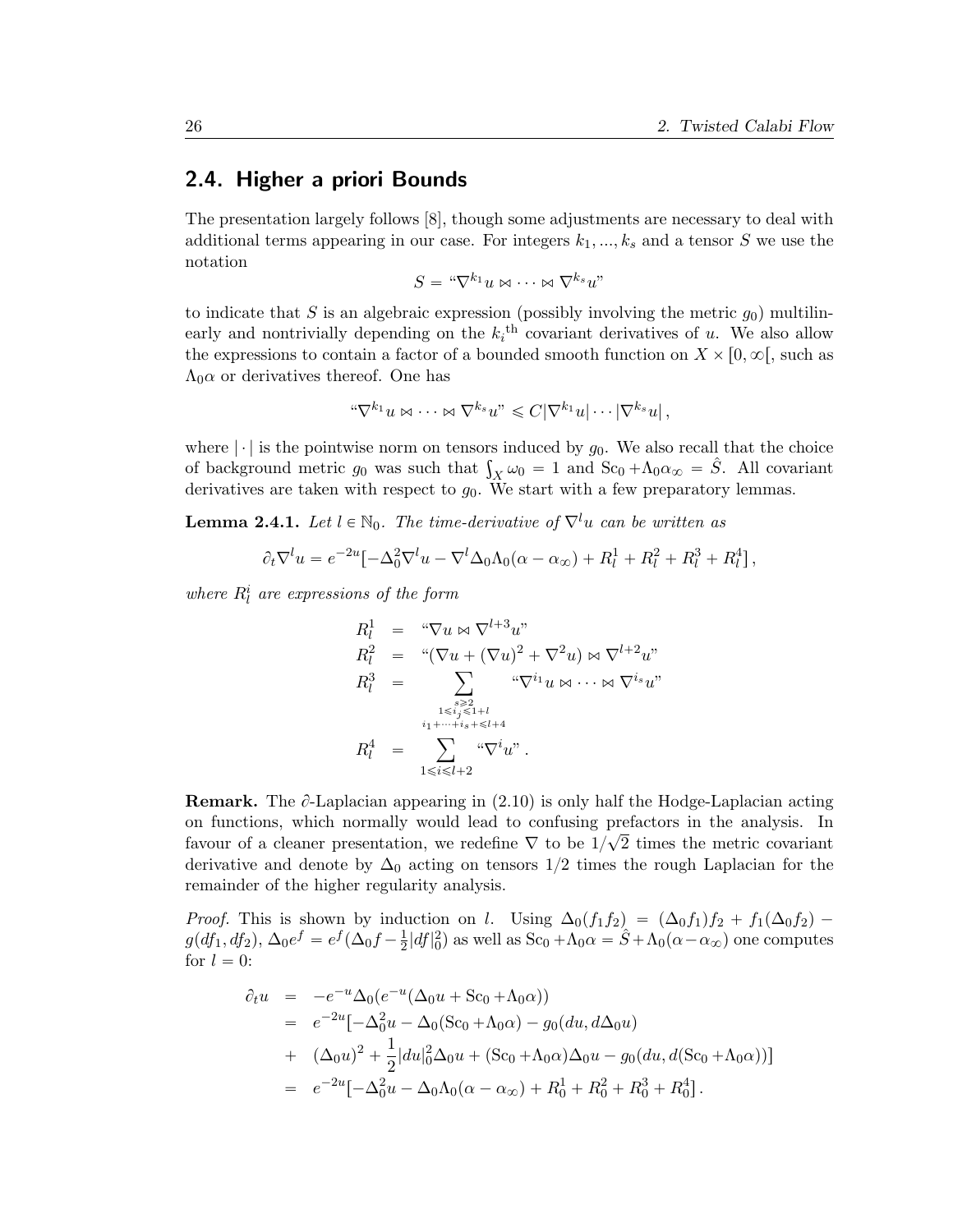## 2.4. Higher a priori Bounds

The presentation largely follows [8], though some adjustments are necessary to deal with additional terms appearing in our case. For integers $k_1, ..., k_s$ and a tensor $S$ we use the notation

$$S = \text{``}\nabla^{k_1} u \bowtie \cdots \bowtie \nabla^{k_s} u\text{''}$$

to indicate that $S$ is an algebraic expression (possibly involving the metric $g_0$) multilinearly and nontrivially depending on the $k_i$th covariant derivatives of $u$. We also allow the expressions to contain a factor of a bounded smooth function on $X \times [0, \infty[$, such as $\Lambda_0 \alpha$ or derivatives thereof. One has

$$\text{``}\nabla^{k_1} u \bowtie \cdots \bowtie \nabla^{k_s} u\text{''} \leqslant C |\nabla^{k_1} u| \cdots |\nabla^{k_s} u| ,$$

where $|\cdot|$ is the pointwise norm on tensors induced by $g_0$. We also recall that the choice of background metric $g_0$ was such that $\int_X \omega_0 = 1$ and $\mathrm{Sc}_0 + \Lambda_0 \alpha_\infty = \hat{S}$. All covariant derivatives are taken with respect to $g_0$. We start with a few preparatory lemmas.

**Lemma 2.4.1.** *Let $l \in \mathbb{N}_0$. The time-derivative of $\nabla^l u$ can be written as*

$$\partial_t \nabla^l u = e^{-2u} \big[ -\Delta_0^2 \nabla^l u - \nabla^l \Delta_0 \Lambda_0 (\alpha - \alpha_\infty) + R_l^1 + R_l^2 + R_l^3 + R_l^4 \big] ,$$

*where $R_l^i$ are expressions of the form*

$$\begin{aligned}
R_l^1 &= \text{``}\nabla u \bowtie \nabla^{l+3} u\text{''} \\
R_l^2 &= \text{``}(\nabla u + (\nabla u)^2 + \nabla^2 u) \bowtie \nabla^{l+2} u\text{''} \\
R_l^3 &= \sum_{\substack{s \geqslant 2 \\ 1 \leqslant i_j \leqslant 1+l \\ i_1 + \cdots + i_s + \leqslant l+4}} \text{``}\nabla^{i_1} u \bowtie \cdots \bowtie \nabla^{i_s} u\text{''} \\
R_l^4 &= \sum_{1 \leqslant i \leqslant l+2} \text{``}\nabla^i u\text{''} .
\end{aligned}$$

**Remark.** The $\partial$-Laplacian appearing in (2.10) is only half the Hodge-Laplacian acting on functions, which normally would lead to confusing prefactors in the analysis. In favour of a cleaner presentation, we redefine $\nabla$ to be $1/\sqrt{2}$ times the metric covariant derivative and denote by $\Delta_0$ acting on tensors $1/2$ times the rough Laplacian for the remainder of the higher regularity analysis.

*Proof.* This is shown by induction on $l$. Using $\Delta_0(f_1 f_2) = (\Delta_0 f_1) f_2 + f_1 (\Delta_0 f_2) - g(df_1, df_2)$, $\Delta_0 e^f = e^f (\Delta_0 f - \frac{1}{2} |df|_0^2)$ as well as $\mathrm{Sc}_0 + \Lambda_0 \alpha = \hat{S} + \Lambda_0 (\alpha - \alpha_\infty)$ one computes for $l = 0$:

$$\begin{aligned}
\partial_t u &= -e^{-u} \Delta_0 (e^{-u} (\Delta_0 u + \mathrm{Sc}_0 + \Lambda_0 \alpha)) \\
&= e^{-2u} \big[ -\Delta_0^2 u - \Delta_0 (\mathrm{Sc}_0 + \Lambda_0 \alpha) - g_0 (du, d\Delta_0 u) \\
&+ \ (\Delta_0 u)^2 + \frac{1}{2} |du|_0^2 \Delta_0 u + (\mathrm{Sc}_0 + \Lambda_0 \alpha) \Delta_0 u - g_0 (du, d(\mathrm{Sc}_0 + \Lambda_0 \alpha)) \big] \\
&= e^{-2u} \big[ -\Delta_0^2 u - \Delta_0 \Lambda_0 (\alpha - \alpha_\infty) + R_0^1 + R_0^2 + R_0^3 + R_0^4 \big] .
\end{aligned}$$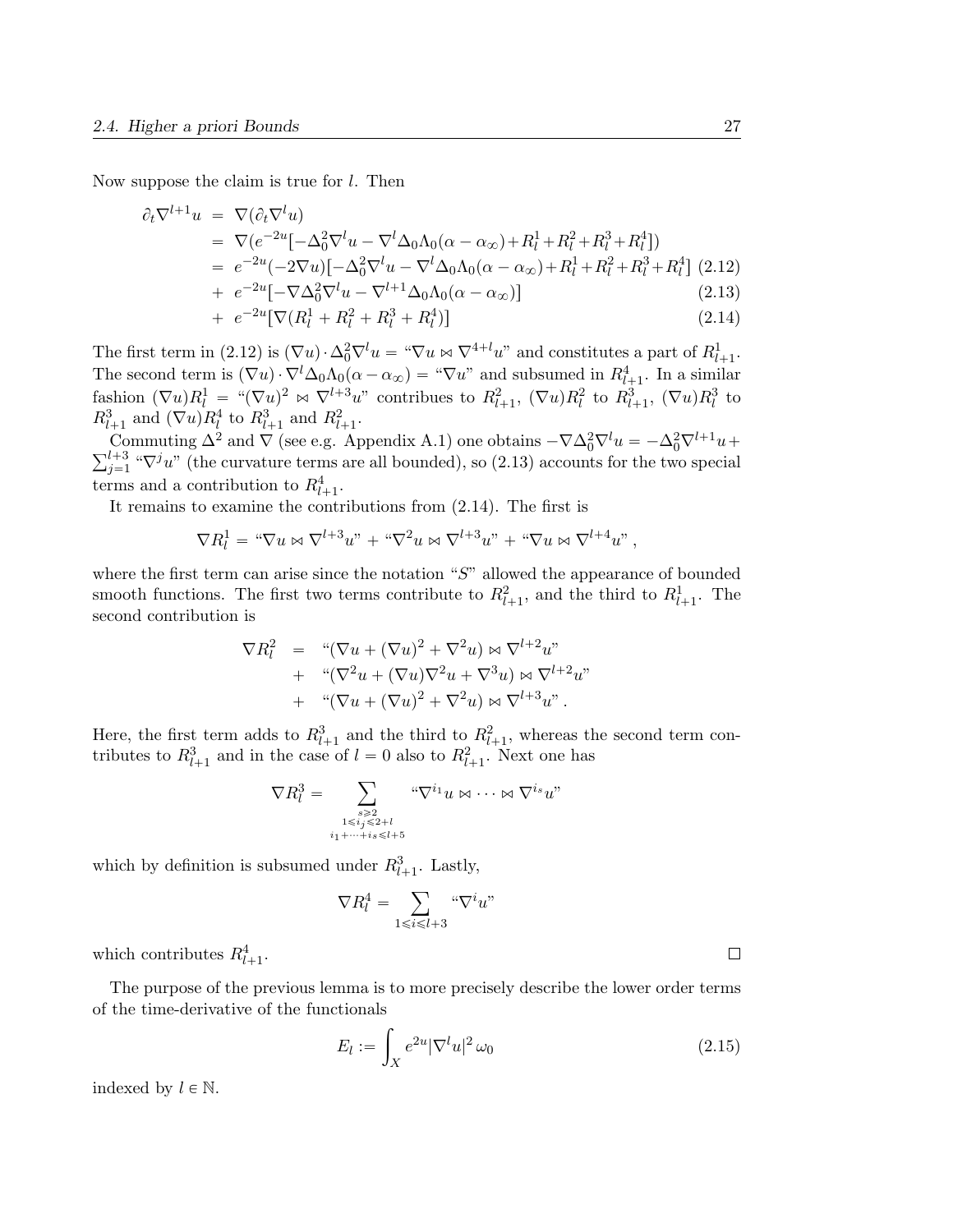Now suppose the claim is true for $l$. Then

$$
\begin{aligned}
\partial_t \nabla^{l+1} u &= \nabla(\partial_t \nabla^l u) \\
&= \nabla(e^{-2u}[-\Delta_0^2 \nabla^l u - \nabla^l \Delta_0 \Lambda_0(\alpha - \alpha_\infty) + R_l^1 + R_l^2 + R_l^3 + R_l^4]) \\
&= e^{-2u}(-2\nabla u)[-\Delta_0^2 \nabla^l u - \nabla^l \Delta_0 \Lambda_0(\alpha - \alpha_\infty) + R_l^1 + R_l^2 + R_l^3 + R_l^4] \quad (2.12) \\
&+ e^{-2u}[-\nabla \Delta_0^2 \nabla^l u - \nabla^{l+1} \Delta_0 \Lambda_0(\alpha - \alpha_\infty)] \quad (2.13) \\
&+ e^{-2u}[\nabla(R_l^1 + R_l^2 + R_l^3 + R_l^4)] \quad (2.14)
\end{aligned}
$$

The first term in (2.12) is $(\nabla u) \cdot \Delta_0^2 \nabla^l u =$ "$\nabla u \bowtie \nabla^{4+l} u$" and constitutes a part of $R_{l+1}^1$. The second term is $(\nabla u) \cdot \nabla^l \Delta_0 \Lambda_0(\alpha - \alpha_\infty) =$ "$\nabla u$" and subsumed in $R_{l+1}^4$. In a similar fashion $(\nabla u) R_l^1 =$ "$(\nabla u)^2 \bowtie \nabla^{l+3} u$" contribues to $R_{l+1}^2$, $(\nabla u) R_l^2$ to $R_{l+1}^3$, $(\nabla u) R_l^3$ to $R_{l+1}^3$ and $(\nabla u) R_l^4$ to $R_{l+1}^3$ and $R_{l+1}^2$.

Commuting $\Delta^2$ and $\nabla$ (see e.g. Appendix A.1) one obtains $-\nabla \Delta_0^2 \nabla^l u = -\Delta_0^2 \nabla^{l+1} u + \sum_{j=1}^{l+3}$ "$\nabla^j u$" (the curvature terms are all bounded), so (2.13) accounts for the two special terms and a contribution to $R_{l+1}^4$.

It remains to examine the contributions from (2.14). The first is

$$
\nabla R_l^1 = \text{"}\nabla u \bowtie \nabla^{l+3} u\text{"} + \text{"}\nabla^2 u \bowtie \nabla^{l+3} u\text{"} + \text{"}\nabla u \bowtie \nabla^{l+4} u\text{"}\,,
$$

where the first term can arise since the notation "$S$" allowed the appearance of bounded smooth functions. The first two terms contribute to $R_{l+1}^2$, and the third to $R_{l+1}^1$. The second contribution is

$$
\begin{aligned}
\nabla R_l^2 &= \text{"}(\nabla u + (\nabla u)^2 + \nabla^2 u) \bowtie \nabla^{l+2} u\text{"} \\
&+ \text{"}(\nabla^2 u + (\nabla u)\nabla^2 u + \nabla^3 u) \bowtie \nabla^{l+2} u\text{"} \\
&+ \text{"}(\nabla u + (\nabla u)^2 + \nabla^2 u) \bowtie \nabla^{l+3} u\text{"}\,.
\end{aligned}
$$

Here, the first term adds to $R_{l+1}^3$ and the third to $R_{l+1}^2$, whereas the second term contributes to $R_{l+1}^3$ and in the case of $l = 0$ also to $R_{l+1}^2$. Next one has

$$
\nabla R_l^3 = \sum_{\substack{s \geqslant 2 \\ 1 \leqslant i_j \leqslant 2+l \\ i_1 + \cdots + i_s \leqslant l+5}} \text{"}\nabla^{i_1} u \bowtie \cdots \bowtie \nabla^{i_s} u\text{"}
$$

which by definition is subsumed under $R_{l+1}^3$. Lastly,

$$
\nabla R_l^4 = \sum_{1 \leqslant i \leqslant l+3} \text{"}\nabla^i u\text{"}
$$

which contributes $R_{l+1}^4$. $\square$

The purpose of the previous lemma is to more precisely describe the lower order terms of the time-derivative of the functionals

$$
E_l := \int_X e^{2u} |\nabla^l u|^2 \, \omega_0 \quad (2.15)
$$

indexed by $l \in \mathbb{N}$.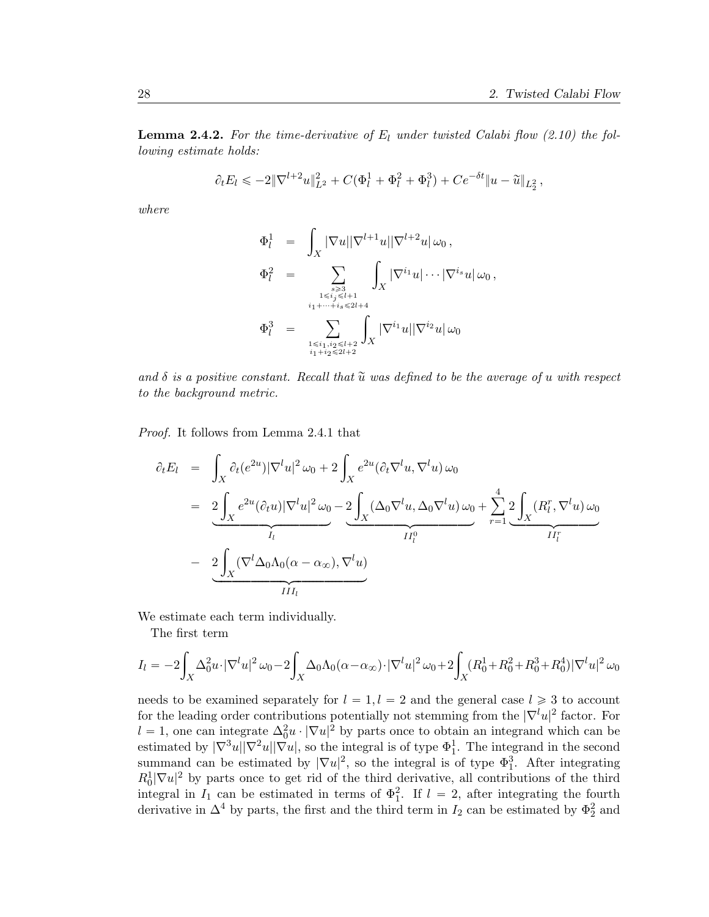**Lemma 2.4.2.** *For the time-derivative of $E_l$ under twisted Calabi flow (2.10) the following estimate holds:*

$$\partial_t E_l \leqslant -2\|\nabla^{l+2}u\|_{L^2}^2 + C(\Phi_l^1 + \Phi_l^2 + \Phi_l^3) + Ce^{-\delta t}\|u - \widetilde{u}\|_{L^2_2}\,,$$

*where*

$$\begin{aligned}
\Phi_l^1 &= \int_X |\nabla u||\nabla^{l+1}u||\nabla^{l+2}u|\,\omega_0\,,\\
\Phi_l^2 &= \sum_{\substack{s\geqslant 3\\ 1\leqslant i_j\leqslant l+1\\ i_1+\cdots+i_s\leqslant 2l+4}} \int_X |\nabla^{i_1}u|\cdots|\nabla^{i_s}u|\,\omega_0\,,\\
\Phi_l^3 &= \sum_{\substack{1\leqslant i_1,i_2\leqslant l+2\\ i_1+i_2\leqslant 2l+2}} \int_X |\nabla^{i_1}u||\nabla^{i_2}u|\,\omega_0
\end{aligned}$$

*and $\delta$ is a positive constant. Recall that $\widetilde{u}$ was defined to be the average of $u$ with respect to the background metric.*

*Proof.* It follows from Lemma 2.4.1 that

$$\begin{aligned}
\partial_t E_l &= \int_X \partial_t(e^{2u})|\nabla^l u|^2\,\omega_0 + 2\int_X e^{2u}(\partial_t\nabla^l u, \nabla^l u)\,\omega_0\\
&= \underbrace{2\int_X e^{2u}(\partial_t u)|\nabla^l u|^2\,\omega_0}_{I_l} - \underbrace{2\int_X (\Delta_0\nabla^l u, \Delta_0\nabla^l u)\,\omega_0}_{II_l^0} + \sum_{r=1}^{4}\underbrace{2\int_X (R_l^r, \nabla^l u)\,\omega_0}_{II_l^r}\\
&\quad - \underbrace{2\int_X (\nabla^l\Delta_0\Lambda_0(\alpha-\alpha_\infty), \nabla^l u)}_{III_l}
\end{aligned}$$

We estimate each term individually.

The first term

$$I_l = -2\int_X \Delta_0^2 u\cdot|\nabla^l u|^2\,\omega_0 - 2\int_X \Delta_0\Lambda_0(\alpha-\alpha_\infty)\cdot|\nabla^l u|^2\,\omega_0 + 2\int_X (R_0^1+R_0^2+R_0^3+R_0^4)|\nabla^l u|^2\,\omega_0$$

needs to be examined separately for $l=1, l=2$ and the general case $l\geqslant 3$ to account for the leading order contributions potentially not stemming from the $|\nabla^l u|^2$ factor. For $l=1$, one can integrate $\Delta_0^2 u\cdot|\nabla u|^2$ by parts once to obtain an integrand which can be estimated by $|\nabla^3 u||\nabla^2 u||\nabla u|$, so the integral is of type $\Phi_1^1$. The integrand in the second summand can be estimated by $|\nabla u|^2$, so the integral is of type $\Phi_1^3$. After integrating $R_0^1|\nabla u|^2$ by parts once to get rid of the third derivative, all contributions of the third integral in $I_1$ can be estimated in terms of $\Phi_1^2$. If $l=2$, after integrating the fourth derivative in $\Delta^4$ by parts, the first and the third term in $I_2$ can be estimated by $\Phi_2^2$ and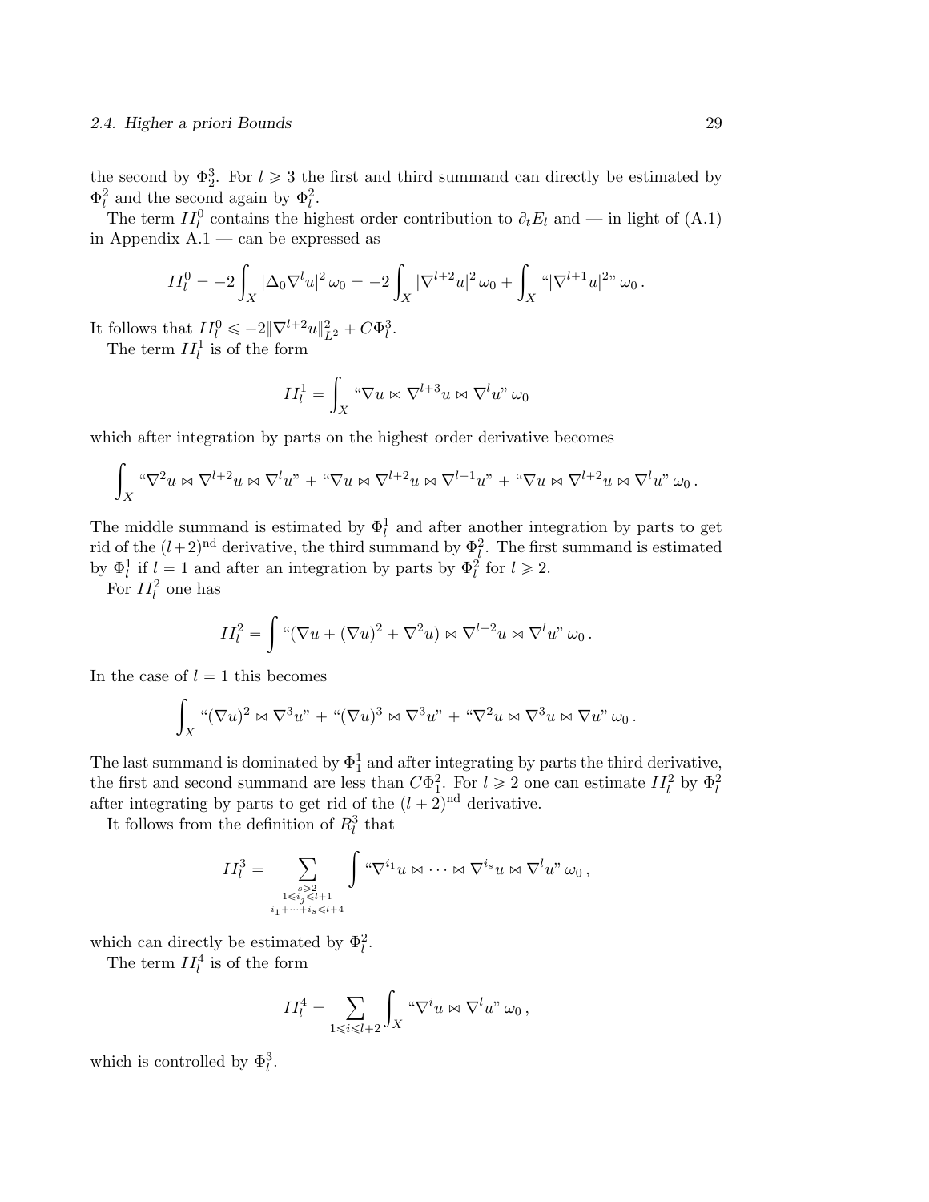the second by $\Phi_2^3$. For $l \geqslant 3$ the first and third summand can directly be estimated by $\Phi_l^2$ and the second again by $\Phi_l^2$.

The term $II_l^0$ contains the highest order contribution to $\partial_t E_l$ and — in light of (A.1) in Appendix A.1 — can be expressed as

$$II_l^0 = -2\int_X |\Delta_0 \nabla^l u|^2 \,\omega_0 = -2\int_X |\nabla^{l+2} u|^2 \,\omega_0 + \int_X \text{“}|\nabla^{l+1} u|^2\text{”}\,\omega_0 \,.$$

It follows that $II_l^0 \leqslant -2\|\nabla^{l+2}u\|_{L^2}^2 + C\Phi_l^3$.

The term $II_l^1$ is of the form

$$II_l^1 = \int_X \text{“}\nabla u \bowtie \nabla^{l+3} u \bowtie \nabla^l u\text{”}\,\omega_0$$

which after integration by parts on the highest order derivative becomes

$$\int_X \text{“}\nabla^2 u \bowtie \nabla^{l+2} u \bowtie \nabla^l u\text{”} + \text{“}\nabla u \bowtie \nabla^{l+2} u \bowtie \nabla^{l+1} u\text{”} + \text{“}\nabla u \bowtie \nabla^{l+2} u \bowtie \nabla^l u\text{”}\,\omega_0 \,.$$

The middle summand is estimated by $\Phi_l^1$ and after another integration by parts to get rid of the $(l+2)^{\text{nd}}$ derivative, the third summand by $\Phi_l^2$. The first summand is estimated by $\Phi_l^1$ if $l = 1$ and after an integration by parts by $\Phi_l^2$ for $l \geqslant 2$.

For $II_l^2$ one has

$$II_l^2 = \int \text{“}(\nabla u + (\nabla u)^2 + \nabla^2 u) \bowtie \nabla^{l+2} u \bowtie \nabla^l u\text{”}\,\omega_0 \,.$$

In the case of $l = 1$ this becomes

$$\int_X \text{“}(\nabla u)^2 \bowtie \nabla^3 u\text{”} + \text{“}(\nabla u)^3 \bowtie \nabla^3 u\text{”} + \text{“}\nabla^2 u \bowtie \nabla^3 u \bowtie \nabla u\text{”}\,\omega_0 \,.$$

The last summand is dominated by $\Phi_1^1$ and after integrating by parts the third derivative, the first and second summand are less than $C\Phi_1^2$. For $l \geqslant 2$ one can estimate $II_l^2$ by $\Phi_l^2$ after integrating by parts to get rid of the $(l+2)^{\text{nd}}$ derivative.

It follows from the definition of $R_l^3$ that

$$II_l^3 = \sum_{\substack{s \geqslant 2 \\ 1 \leqslant i_j \leqslant l+1 \\ i_1 + \cdots + i_s \leqslant l+4}} \int \text{“}\nabla^{i_1} u \bowtie \cdots \bowtie \nabla^{i_s} u \bowtie \nabla^l u\text{”}\,\omega_0 \,,$$

which can directly be estimated by $\Phi_l^2$.

The term $II_l^4$ is of the form

$$II_l^4 = \sum_{1 \leqslant i \leqslant l+2} \int_X \text{“}\nabla^i u \bowtie \nabla^l u\text{”}\,\omega_0 \,,$$

which is controlled by $\Phi_l^3$.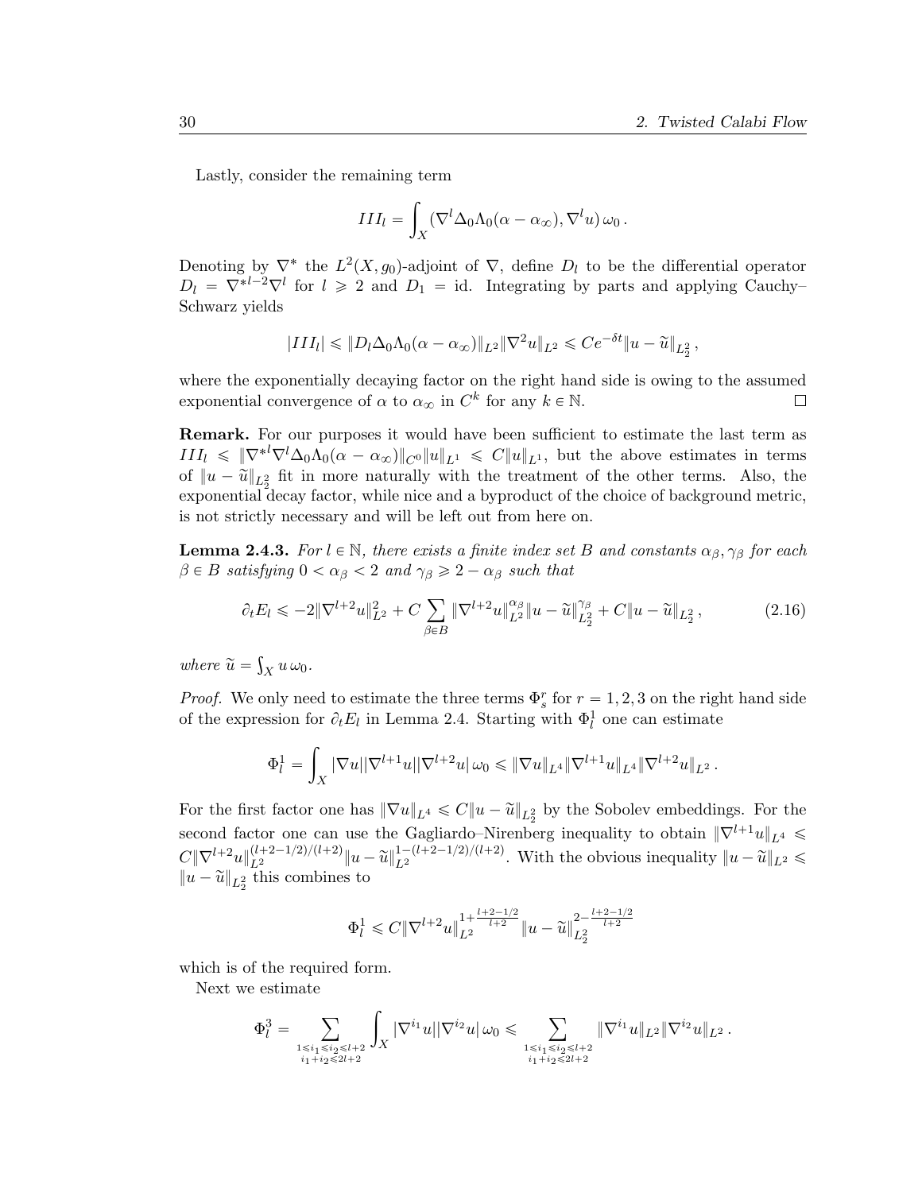Lastly, consider the remaining term

$$III_l = \int_X (\nabla^l \Delta_0 \Lambda_0(\alpha - \alpha_\infty), \nabla^l u)\, \omega_0 \,.$$

Denoting by $\nabla^*$ the $L^2(X, g_0)$-adjoint of $\nabla$, define $D_l$ to be the differential operator $D_l = \nabla^{*l-2}\nabla^l$ for $l \geqslant 2$ and $D_1 = \mathrm{id}$. Integrating by parts and applying Cauchy–Schwarz yields

$$|III_l| \leqslant \|D_l \Delta_0 \Lambda_0(\alpha - \alpha_\infty)\|_{L^2} \|\nabla^2 u\|_{L^2} \leqslant C e^{-\delta t} \|u - \widetilde{u}\|_{L^2_2} \,,$$

where the exponentially decaying factor on the right hand side is owing to the assumed exponential convergence of $\alpha$ to $\alpha_\infty$ in $C^k$ for any $k \in \mathbb{N}$. $\square$

**Remark.** For our purposes it would have been sufficient to estimate the last term as $III_l \leqslant \|\nabla^{*l}\nabla^l \Delta_0 \Lambda_0(\alpha - \alpha_\infty)\|_{C^0} \|u\|_{L^1} \leqslant C\|u\|_{L^1}$, but the above estimates in terms of $\|u - \widetilde{u}\|_{L^2_2}$ fit in more naturally with the treatment of the other terms. Also, the exponential decay factor, while nice and a byproduct of the choice of background metric, is not strictly necessary and will be left out from here on.

**Lemma 2.4.3.** *For $l \in \mathbb{N}$, there exists a finite index set $B$ and constants $\alpha_\beta, \gamma_\beta$ for each $\beta \in B$ satisfying $0 < \alpha_\beta < 2$ and $\gamma_\beta \geqslant 2 - \alpha_\beta$ such that*

$$\partial_t E_l \leqslant -2\|\nabla^{l+2} u\|^2_{L^2} + C \sum_{\beta \in B} \|\nabla^{l+2} u\|^{\alpha_\beta}_{L^2} \|u - \widetilde{u}\|^{\gamma_\beta}_{L^2_2} + C\|u - \widetilde{u}\|_{L^2_2} \,, \tag{2.16}$$

*where $\widetilde{u} = \int_X u\, \omega_0$.*

*Proof.* We only need to estimate the three terms $\Phi^r_s$ for $r = 1, 2, 3$ on the right hand side of the expression for $\partial_t E_l$ in Lemma 2.4. Starting with $\Phi^1_l$ one can estimate

$$\Phi^1_l = \int_X |\nabla u||\nabla^{l+1} u||\nabla^{l+2} u|\, \omega_0 \leqslant \|\nabla u\|_{L^4} \|\nabla^{l+1} u\|_{L^4} \|\nabla^{l+2} u\|_{L^2} \,.$$

For the first factor one has $\|\nabla u\|_{L^4} \leqslant C\|u - \widetilde{u}\|_{L^2_2}$ by the Sobolev embeddings. For the second factor one can use the Gagliardo–Nirenberg inequality to obtain $\|\nabla^{l+1} u\|_{L^4} \leqslant C\|\nabla^{l+2} u\|^{(l+2-1/2)/(l+2)}_{L^2} \|u - \widetilde{u}\|^{1-(l+2-1/2)/(l+2)}_{L^2}$. With the obvious inequality $\|u - \widetilde{u}\|_{L^2} \leqslant \|u - \widetilde{u}\|_{L^2_2}$ this combines to

$$\Phi^1_l \leqslant C\|\nabla^{l+2} u\|^{1 + \frac{l+2-1/2}{l+2}}_{L^2} \|u - \widetilde{u}\|^{2 - \frac{l+2-1/2}{l+2}}_{L^2_2}$$

which is of the required form.

Next we estimate

$$\Phi^3_l = \sum_{\substack{1 \leqslant i_1 \leqslant i_2 \leqslant l+2 \\ i_1 + i_2 \leqslant 2l+2}} \int_X |\nabla^{i_1} u||\nabla^{i_2} u|\, \omega_0 \leqslant \sum_{\substack{1 \leqslant i_1 \leqslant i_2 \leqslant l+2 \\ i_1 + i_2 \leqslant 2l+2}} \|\nabla^{i_1} u\|_{L^2} \|\nabla^{i_2} u\|_{L^2} \,.$$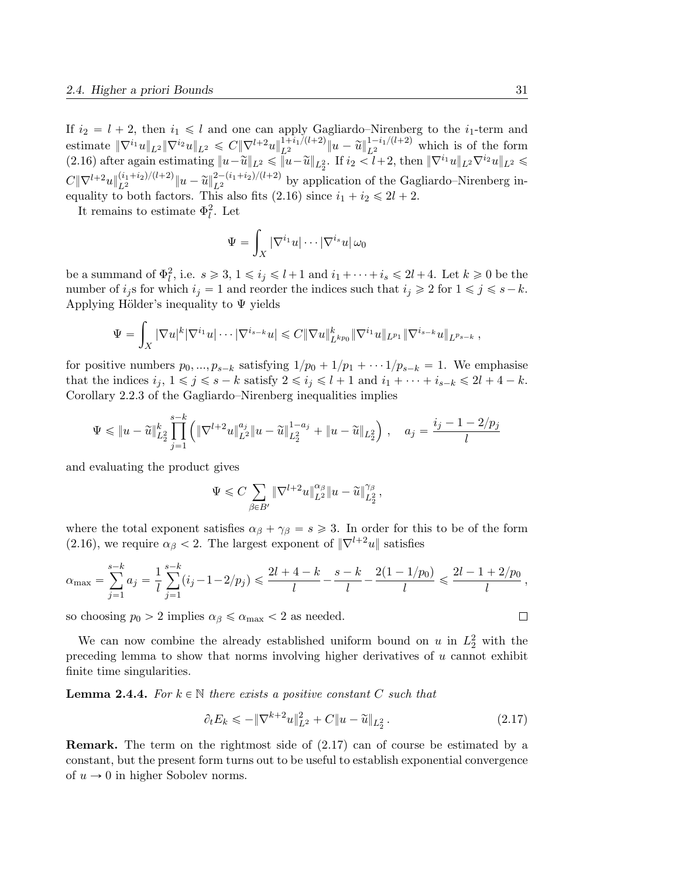If $i_2 = l+2$, then $i_1 \leqslant l$ and one can apply Gagliardo–Nirenberg to the $i_1$-term and estimate $\|\nabla^{i_1} u\|_{L^2}\|\nabla^{i_2} u\|_{L^2} \leqslant C\|\nabla^{l+2}u\|_{L^2}^{1+i_1/(l+2)}\|u-\widetilde{u}\|_{L^2}^{1-i_1/(l+2)}$ which is of the form (2.16) after again estimating $\|u-\widetilde{u}\|_{L^2} \leqslant \|u-\widetilde{u}\|_{L^2_2}$. If $i_2 < l+2$, then $\|\nabla^{i_1} u\|_{L^2}\nabla^{i_2} u\|_{L^2} \leqslant C\|\nabla^{l+2}u\|_{L^2}^{(i_1+i_2)/(l+2)}\|u-\widetilde{u}\|_{L^2}^{2-(i_1+i_2)/(l+2)}$ by application of the Gagliardo–Nirenberg inequality to both factors. This also fits (2.16) since $i_1 + i_2 \leqslant 2l+2$.

It remains to estimate $\Phi_l^2$. Let

$$\Psi = \int_X |\nabla^{i_1} u| \cdots |\nabla^{i_s} u|\,\omega_0$$

be a summand of $\Phi_l^2$, i.e. $s \geqslant 3$, $1 \leqslant i_j \leqslant l+1$ and $i_1 + \cdots + i_s \leqslant 2l+4$. Let $k \geqslant 0$ be the number of $i_j$s for which $i_j = 1$ and reorder the indices such that $i_j \geqslant 2$ for $1 \leqslant j \leqslant s-k$. Applying Hölder's inequality to $\Psi$ yields

$$\Psi = \int_X |\nabla u|^k |\nabla^{i_1} u| \cdots |\nabla^{i_{s-k}} u| \leqslant C\|\nabla u\|_{L^{kp_0}}^k \|\nabla^{i_1} u\|_{L^{p_1}} \|\nabla^{i_{s-k}} u\|_{L^{p_{s-k}}}\,,$$

for positive numbers $p_0, ..., p_{s-k}$ satisfying $1/p_0 + 1/p_1 + \cdots 1/p_{s-k} = 1$. We emphasise that the indices $i_j$, $1 \leqslant j \leqslant s-k$ satisfy $2 \leqslant i_j \leqslant l+1$ and $i_1 + \cdots + i_{s-k} \leqslant 2l+4-k$. Corollary 2.2.3 of the Gagliardo–Nirenberg inequalities implies

$$\Psi \leqslant \|u-\widetilde{u}\|_{L_2^2}^k \prod_{j=1}^{s-k}\left(\|\nabla^{l+2}u\|_{L^2}^{a_j}\|u-\widetilde{u}\|_{L_2^2}^{1-a_j} + \|u-\widetilde{u}\|_{L_2^2}\right)\,, \quad a_j = \frac{i_j - 1 - 2/p_j}{l}$$

and evaluating the product gives

$$\Psi \leqslant C\sum_{\beta\in B'} \|\nabla^{l+2}u\|_{L^2}^{\alpha_\beta}\|u-\widetilde{u}\|_{L_2^2}^{\gamma_\beta}\,,$$

where the total exponent satisfies $\alpha_\beta + \gamma_\beta = s \geqslant 3$. In order for this to be of the form (2.16), we require $\alpha_\beta < 2$. The largest exponent of $\|\nabla^{l+2}u\|$ satisfies

$$\alpha_{\max} = \sum_{j=1}^{s-k} a_j = \frac{1}{l}\sum_{j=1}^{s-k}(i_j - 1 - 2/p_j) \leqslant \frac{2l+4-k}{l} - \frac{s-k}{l} - \frac{2(1-1/p_0)}{l} \leqslant \frac{2l-1+2/p_0}{l}\,,$$

so choosing $p_0 > 2$ implies $\alpha_\beta \leqslant \alpha_{\max} < 2$ as needed. $\square$

We can now combine the already established uniform bound on $u$ in $L_2^2$ with the preceding lemma to show that norms involving higher derivatives of $u$ cannot exhibit finite time singularities.

**Lemma 2.4.4.** *For $k \in \mathbb{N}$ there exists a positive constant $C$ such that*

$$\partial_t E_k \leqslant -\|\nabla^{k+2}u\|_{L^2}^2 + C\|u-\widetilde{u}\|_{L_2^2}\,. \tag{2.17}$$

**Remark.** The term on the rightmost side of (2.17) can of course be estimated by a constant, but the present form turns out to be useful to establish exponential convergence of $u \to 0$ in higher Sobolev norms.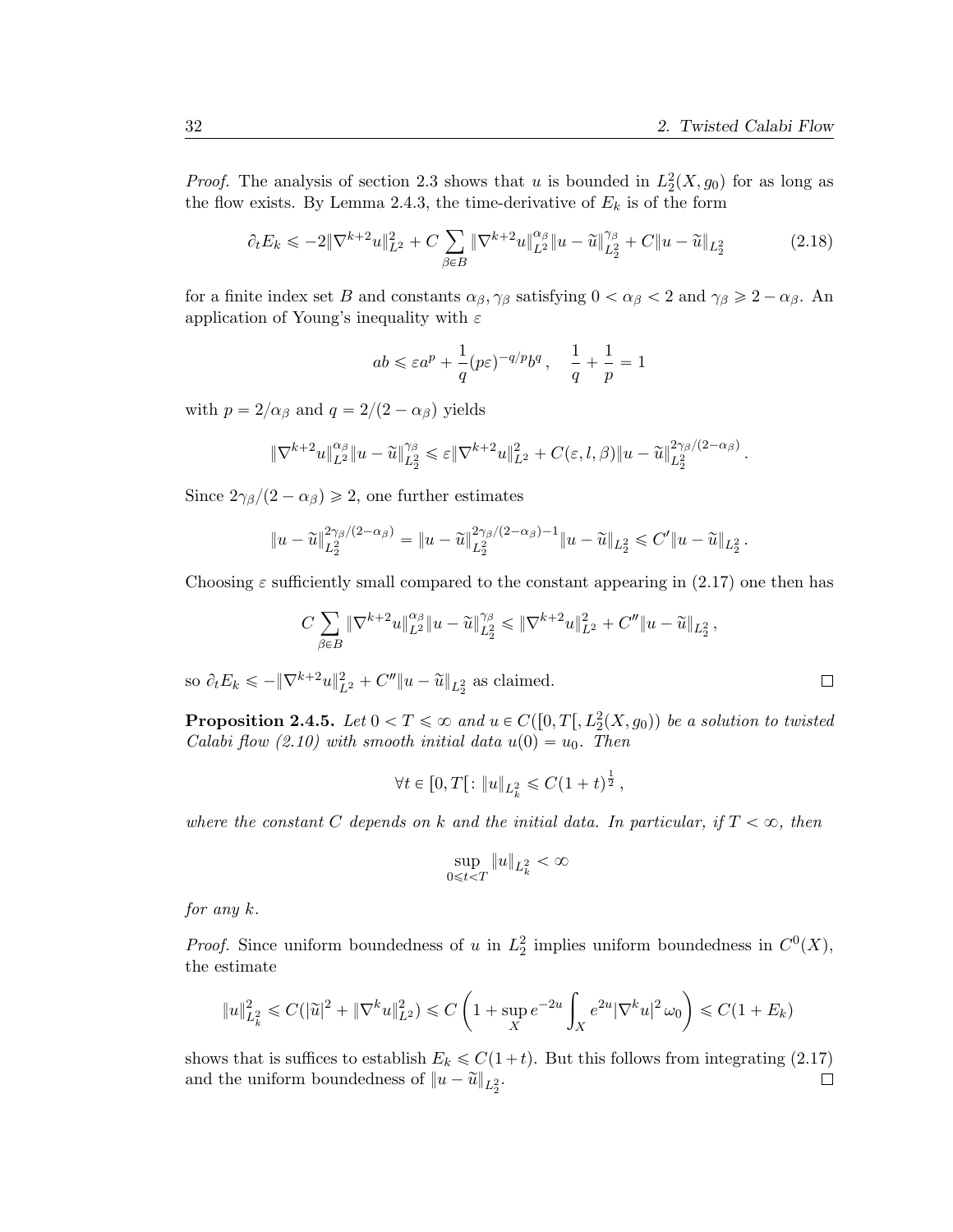*Proof.* The analysis of section 2.3 shows that $u$ is bounded in $L^2_2(X, g_0)$ for as long as the flow exists. By Lemma 2.4.3, the time-derivative of $E_k$ is of the form

$$\partial_t E_k \leqslant -2\|\nabla^{k+2}u\|^2_{L^2} + C\sum_{\beta\in B}\|\nabla^{k+2}u\|^{\alpha_\beta}_{L^2}\|u-\widetilde{u}\|^{\gamma_\beta}_{L^2_2} + C\|u-\widetilde{u}\|_{L^2_2} \tag{2.18}$$

for a finite index set $B$ and constants $\alpha_\beta, \gamma_\beta$ satisfying $0 < \alpha_\beta < 2$ and $\gamma_\beta \geqslant 2 - \alpha_\beta$. An application of Young's inequality with $\varepsilon$

$$ab \leqslant \varepsilon a^p + \frac{1}{q}(p\varepsilon)^{-q/p}b^q\,, \quad \frac{1}{q}+\frac{1}{p} = 1$$

with $p = 2/\alpha_\beta$ and $q = 2/(2-\alpha_\beta)$ yields

$$\|\nabla^{k+2}u\|^{\alpha_\beta}_{L^2}\|u-\widetilde{u}\|^{\gamma_\beta}_{L^2_2} \leqslant \varepsilon\|\nabla^{k+2}u\|^2_{L^2} + C(\varepsilon, l, \beta)\|u-\widetilde{u}\|^{2\gamma_\beta/(2-\alpha_\beta)}_{L^2_2}\,.$$

Since $2\gamma_\beta/(2-\alpha_\beta) \geqslant 2$, one further estimates

$$\|u-\widetilde{u}\|^{2\gamma_\beta/(2-\alpha_\beta)}_{L^2_2} = \|u-\widetilde{u}\|^{2\gamma_\beta/(2-\alpha_\beta)-1}_{L^2_2}\|u-\widetilde{u}\|_{L^2_2} \leqslant C'\|u-\widetilde{u}\|_{L^2_2}\,.$$

Choosing $\varepsilon$ sufficiently small compared to the constant appearing in (2.17) one then has

$$C\sum_{\beta\in B}\|\nabla^{k+2}u\|^{\alpha_\beta}_{L^2}\|u-\widetilde{u}\|^{\gamma_\beta}_{L^2_2} \leqslant \|\nabla^{k+2}u\|^2_{L^2} + C''\|u-\widetilde{u}\|_{L^2_2}\,,$$

so $\partial_t E_k \leqslant -\|\nabla^{k+2}u\|^2_{L^2} + C''\|u-\widetilde{u}\|_{L^2_2}$ as claimed. □

**Proposition 2.4.5.** *Let $0 < T \leqslant \infty$ and $u \in C([0, T[, L^2_2(X, g_0))$ be a solution to twisted Calabi flow (2.10) with smooth initial data $u(0) = u_0$. Then*

$$\forall t \in [0, T[ \colon \|u\|_{L^2_k} \leqslant C(1+t)^{\frac{1}{2}}\,,$$

*where the constant $C$ depends on $k$ and the initial data. In particular, if $T < \infty$, then*

$$\sup_{0\leqslant t<T}\|u\|_{L^2_k} < \infty$$

*for any $k$.*

*Proof.* Since uniform boundedness of $u$ in $L^2_2$ implies uniform boundedness in $C^0(X)$, the estimate

$$\|u\|^2_{L^2_k} \leqslant C(|\widetilde{u}|^2 + \|\nabla^k u\|^2_{L^2}) \leqslant C\left(1 + \sup_X e^{-2u}\int_X e^{2u}|\nabla^k u|^2\,\omega_0\right) \leqslant C(1+E_k)$$

shows that is suffices to establish $E_k \leqslant C(1+t)$. But this follows from integrating (2.17) and the uniform boundedness of $\|u-\widetilde{u}\|_{L^2_2}$. □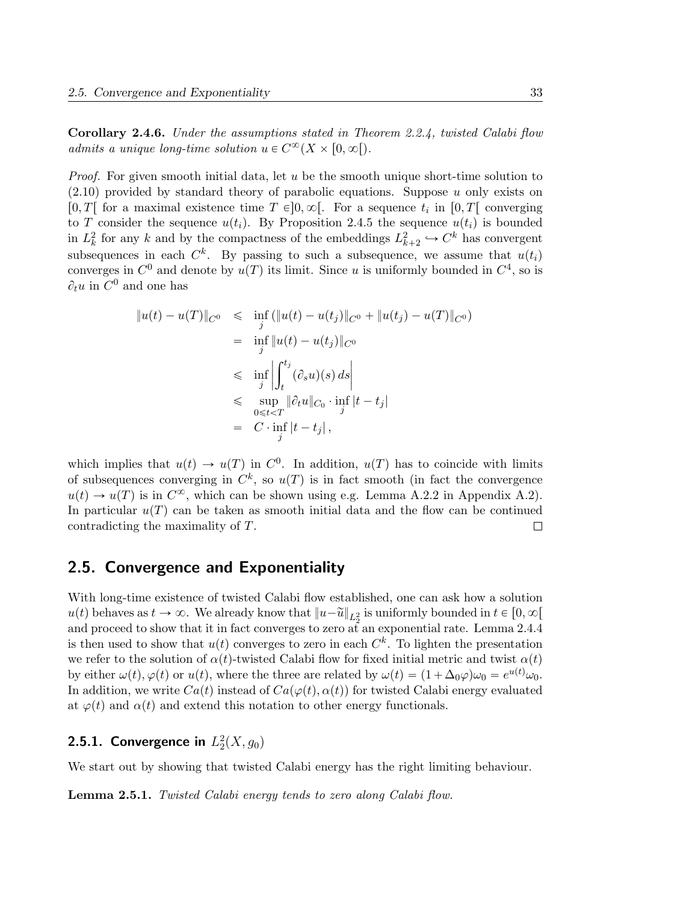**Corollary 2.4.6.** *Under the assumptions stated in Theorem 2.2.4, twisted Calabi flow admits a unique long-time solution $u \in C^\infty(X \times [0,\infty[)$.*

*Proof.* For given smooth initial data, let $u$ be the smooth unique short-time solution to (2.10) provided by standard theory of parabolic equations. Suppose $u$ only exists on $[0,T[$ for a maximal existence time $T \in ]0,\infty[$. For a sequence $t_i$ in $[0,T[$ converging to $T$ consider the sequence $u(t_i)$. By Proposition 2.4.5 the sequence $u(t_i)$ is bounded in $L^2_k$ for any $k$ and by the compactness of the embeddings $L^2_{k+2} \hookrightarrow C^k$ has convergent subsequences in each $C^k$. By passing to such a subsequence, we assume that $u(t_i)$ converges in $C^0$ and denote by $u(T)$ its limit. Since $u$ is uniformly bounded in $C^4$, so is $\partial_t u$ in $C^0$ and one has

$$
\begin{aligned}
\|u(t) - u(T)\|_{C^0} &\leqslant \inf_j \left(\|u(t) - u(t_j)\|_{C^0} + \|u(t_j) - u(T)\|_{C^0}\right) \\
&= \inf_j \|u(t) - u(t_j)\|_{C^0} \\
&\leqslant \inf_j \left| \int_t^{t_j} (\partial_s u)(s)\, ds \right| \\
&\leqslant \sup_{0 \leqslant t < T} \|\partial_t u\|_{C_0} \cdot \inf_j |t - t_j| \\
&= C \cdot \inf_j |t - t_j|,
\end{aligned}
$$

which implies that $u(t) \to u(T)$ in $C^0$. In addition, $u(T)$ has to coincide with limits of subsequences converging in $C^k$, so $u(T)$ is in fact smooth (in fact the convergence $u(t) \to u(T)$ is in $C^\infty$, which can be shown using e.g. Lemma A.2.2 in Appendix A.2). In particular $u(T)$ can be taken as smooth initial data and the flow can be continued contradicting the maximality of $T$. ∎

## 2.5. Convergence and Exponentiality

With long-time existence of twisted Calabi flow established, one can ask how a solution $u(t)$ behaves as $t \to \infty$. We already know that $\|u - \tilde{u}\|_{L^2_2}$ is uniformly bounded in $t \in [0,\infty[$ and proceed to show that it in fact converges to zero at an exponential rate. Lemma 2.4.4 is then used to show that $u(t)$ converges to zero in each $C^k$. To lighten the presentation we refer to the solution of $\alpha(t)$-twisted Calabi flow for fixed initial metric and twist $\alpha(t)$ by either $\omega(t), \varphi(t)$ or $u(t)$, where the three are related by $\omega(t) = (1 + \Delta_0 \varphi)\omega_0 = e^{u(t)}\omega_0$. In addition, we write $Ca(t)$ instead of $Ca(\varphi(t), \alpha(t))$ for twisted Calabi energy evaluated at $\varphi(t)$ and $\alpha(t)$ and extend this notation to other energy functionals.

### 2.5.1. Convergence in $L^2_2(X, g_0)$

We start out by showing that twisted Calabi energy has the right limiting behaviour.

**Lemma 2.5.1.** *Twisted Calabi energy tends to zero along Calabi flow.*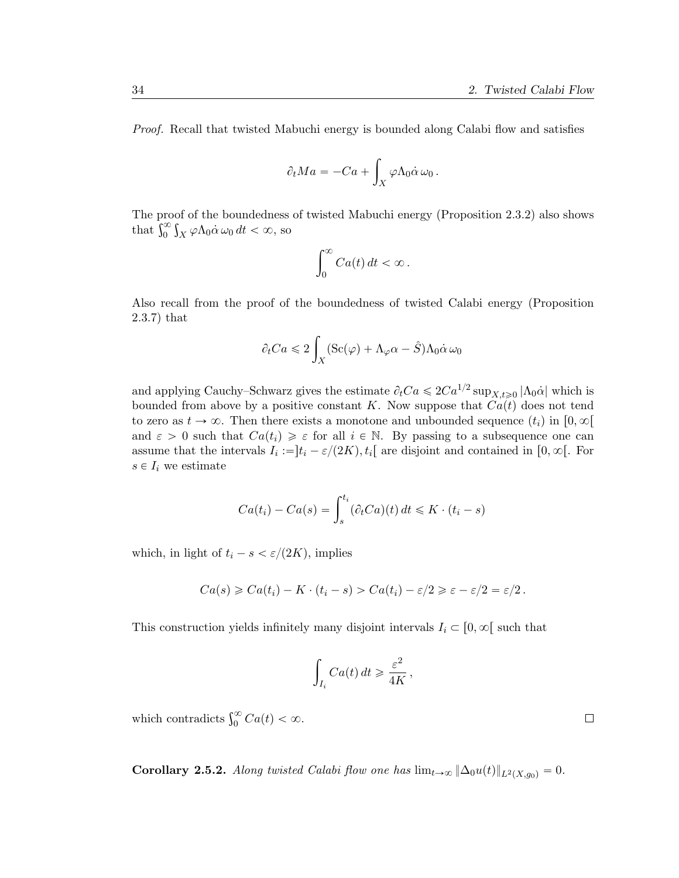*Proof.* Recall that twisted Mabuchi energy is bounded along Calabi flow and satisfies

$$\partial_t Ma = -Ca + \int_X \varphi \Lambda_0 \dot{\alpha}\, \omega_0 \,.$$

The proof of the boundedness of twisted Mabuchi energy (Proposition 2.3.2) also shows that $\int_0^\infty \int_X \varphi \Lambda_0 \dot{\alpha}\, \omega_0 \, dt < \infty$, so

$$\int_0^\infty Ca(t)\, dt < \infty \,.$$

Also recall from the proof of the boundedness of twisted Calabi energy (Proposition 2.3.7) that

$$\partial_t Ca \leqslant 2 \int_X (\mathrm{Sc}(\varphi) + \Lambda_\varphi \alpha - \hat{S}) \Lambda_0 \dot{\alpha}\, \omega_0$$

and applying Cauchy–Schwarz gives the estimate $\partial_t Ca \leqslant 2 Ca^{1/2} \sup_{X, t \geqslant 0} |\Lambda_0 \dot{\alpha}|$ which is bounded from above by a positive constant $K$. Now suppose that $Ca(t)$ does not tend to zero as $t \to \infty$. Then there exists a monotone and unbounded sequence $(t_i)$ in $[0, \infty[$ and $\varepsilon > 0$ such that $Ca(t_i) \geqslant \varepsilon$ for all $i \in \mathbb{N}$. By passing to a subsequence one can assume that the intervals $I_i := ]t_i - \varepsilon/(2K), t_i[$ are disjoint and contained in $[0, \infty[$. For $s \in I_i$ we estimate

$$Ca(t_i) - Ca(s) = \int_s^{t_i} (\partial_t Ca)(t)\, dt \leqslant K \cdot (t_i - s)$$

which, in light of $t_i - s < \varepsilon/(2K)$, implies

$$Ca(s) \geqslant Ca(t_i) - K \cdot (t_i - s) > Ca(t_i) - \varepsilon/2 \geqslant \varepsilon - \varepsilon/2 = \varepsilon/2 \,.$$

This construction yields infinitely many disjoint intervals $I_i \subset [0, \infty[$ such that

$$\int_{I_i} Ca(t)\, dt \geqslant \frac{\varepsilon^2}{4K} \,,$$

which contradicts $\int_0^\infty Ca(t) < \infty$. □

**Corollary 2.5.2.** *Along twisted Calabi flow one has* $\lim_{t \to \infty} \|\Delta_0 u(t)\|_{L^2(X, g_0)} = 0$.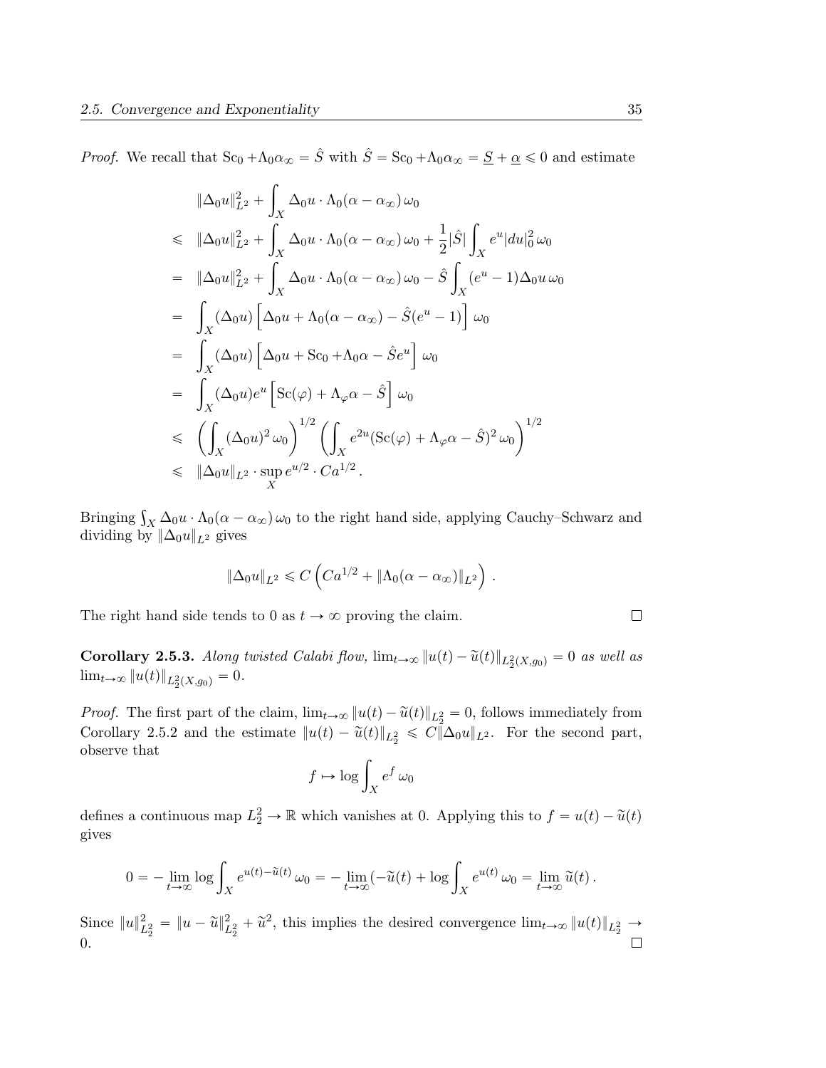*Proof.* We recall that $\mathrm{Sc}_0 + \Lambda_0 \alpha_\infty = \hat{S}$ with $\hat{S} = \mathrm{Sc}_0 + \Lambda_0 \alpha_\infty = \underline{S} + \underline{\alpha} \leqslant 0$ and estimate

$$
\begin{aligned}
& \|\Delta_0 u\|_{L^2}^2 + \int_X \Delta_0 u \cdot \Lambda_0(\alpha - \alpha_\infty)\, \omega_0 \\
\leqslant\ & \|\Delta_0 u\|_{L^2}^2 + \int_X \Delta_0 u \cdot \Lambda_0(\alpha - \alpha_\infty)\, \omega_0 + \frac{1}{2}|\hat{S}| \int_X e^u |du|_0^2\, \omega_0 \\
=\ & \|\Delta_0 u\|_{L^2}^2 + \int_X \Delta_0 u \cdot \Lambda_0(\alpha - \alpha_\infty)\, \omega_0 - \hat{S} \int_X (e^u - 1)\Delta_0 u\, \omega_0 \\
=\ & \int_X (\Delta_0 u) \left[ \Delta_0 u + \Lambda_0(\alpha - \alpha_\infty) - \hat{S}(e^u - 1) \right] \omega_0 \\
=\ & \int_X (\Delta_0 u) \left[ \Delta_0 u + \mathrm{Sc}_0 + \Lambda_0 \alpha - \hat{S} e^u \right] \omega_0 \\
=\ & \int_X (\Delta_0 u) e^u \left[ \mathrm{Sc}(\varphi) + \Lambda_\varphi \alpha - \hat{S} \right] \omega_0 \\
\leqslant\ & \left( \int_X (\Delta_0 u)^2\, \omega_0 \right)^{1/2} \left( \int_X e^{2u} (\mathrm{Sc}(\varphi) + \Lambda_\varphi \alpha - \hat{S})^2\, \omega_0 \right)^{1/2} \\
\leqslant\ & \|\Delta_0 u\|_{L^2} \cdot \sup_X e^{u/2} \cdot C a^{1/2}\,.
\end{aligned}
$$

Bringing $\int_X \Delta_0 u \cdot \Lambda_0(\alpha - \alpha_\infty)\, \omega_0$ to the right hand side, applying Cauchy–Schwarz and dividing by $\|\Delta_0 u\|_{L^2}$ gives

$$
\|\Delta_0 u\|_{L^2} \leqslant C \left( C a^{1/2} + \|\Lambda_0(\alpha - \alpha_\infty)\|_{L^2} \right)\,.
$$

The right hand side tends to 0 as $t \to \infty$ proving the claim. ∎

**Corollary 2.5.3.** *Along twisted Calabi flow,* $\lim_{t\to\infty} \|u(t) - \widetilde{u}(t)\|_{L^2_2(X,g_0)} = 0$ *as well as* $\lim_{t\to\infty} \|u(t)\|_{L^2_2(X,g_0)} = 0$.

*Proof.* The first part of the claim, $\lim_{t\to\infty} \|u(t) - \widetilde{u}(t)\|_{L^2_2} = 0$, follows immediately from Corollary 2.5.2 and the estimate $\|u(t) - \widetilde{u}(t)\|_{L^2_2} \leqslant C\|\Delta_0 u\|_{L^2}$. For the second part, observe that

$$
f \mapsto \log \int_X e^f\, \omega_0
$$

defines a continuous map $L^2_2 \to \mathbb{R}$ which vanishes at 0. Applying this to $f = u(t) - \widetilde{u}(t)$ gives

$$
0 = -\lim_{t\to\infty} \log \int_X e^{u(t) - \widetilde{u}(t)}\, \omega_0 = -\lim_{t\to\infty} (-\widetilde{u}(t) + \log \int_X e^{u(t)}\, \omega_0 = \lim_{t\to\infty} \widetilde{u}(t)\,.
$$

Since $\|u\|_{L^2_2}^2 = \|u - \widetilde{u}\|_{L^2_2}^2 + \widetilde{u}^2$, this implies the desired convergence $\lim_{t\to\infty} \|u(t)\|_{L^2_2} \to 0$. ∎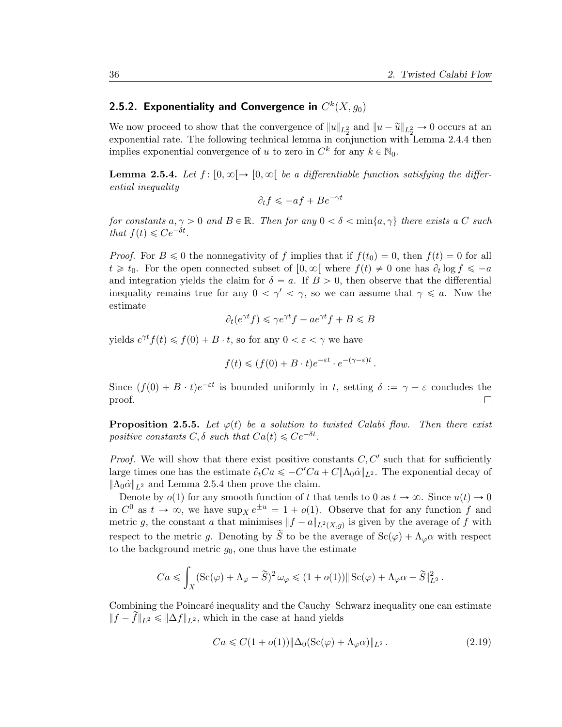### 2.5.2. Exponentiality and Convergence in $C^k(X, g_0)$

We now proceed to show that the convergence of $\|u\|_{L^2_2}$ and $\|u - \widetilde{u}\|_{L^2_2} \to 0$ occurs at an exponential rate. The following technical lemma in conjunction with Lemma 2.4.4 then implies exponential convergence of $u$ to zero in $C^k$ for any $k \in \mathbb{N}_0$.

**Lemma 2.5.4.** *Let $f\colon [0, \infty[ \to [0, \infty[$ be a differentiable function satisfying the differential inequality*

$$\partial_t f \leqslant -af + Be^{-\gamma t}$$

*for constants $a, \gamma > 0$ and $B \in \mathbb{R}$. Then for any $0 < \delta < \min\{a, \gamma\}$ there exists a $C$ such that $f(t) \leqslant Ce^{-\delta t}$.*

*Proof.* For $B \leqslant 0$ the nonnegativity of $f$ implies that if $f(t_0) = 0$, then $f(t) = 0$ for all $t \geqslant t_0$. For the open connected subset of $[0, \infty[$ where $f(t) \neq 0$ one has $\partial_t \log f \leqslant -a$ and integration yields the claim for $\delta = a$. If $B > 0$, then observe that the differential inequality remains true for any $0 < \gamma' < \gamma$, so we can assume that $\gamma \leqslant a$. Now the estimate

$$\partial_t(e^{\gamma t} f) \leqslant \gamma e^{\gamma t} f - ae^{\gamma t} f + B \leqslant B$$

yields $e^{\gamma t} f(t) \leqslant f(0) + B \cdot t$, so for any $0 < \varepsilon < \gamma$ we have

$$f(t) \leqslant (f(0) + B \cdot t)e^{-\varepsilon t} \cdot e^{-(\gamma - \varepsilon)t}.$$

Since $(f(0) + B \cdot t)e^{-\varepsilon t}$ is bounded uniformly in $t$, setting $\delta := \gamma - \varepsilon$ concludes the proof. $\square$

**Proposition 2.5.5.** *Let $\varphi(t)$ be a solution to twisted Calabi flow. Then there exist positive constants $C, \delta$ such that $Ca(t) \leqslant Ce^{-\delta t}$.*

*Proof.* We will show that there exist positive constants $C, C'$ such that for sufficiently large times one has the estimate $\partial_t Ca \leqslant -C'Ca + C\|\Lambda_0 \dot{\alpha}\|_{L^2}$. The exponential decay of $\|\Lambda_0 \dot{\alpha}\|_{L^2}$ and Lemma 2.5.4 then prove the claim.

Denote by $o(1)$ for any smooth function of $t$ that tends to 0 as $t \to \infty$. Since $u(t) \to 0$ in $C^0$ as $t \to \infty$, we have $\sup_X e^{\pm u} = 1 + o(1)$. Observe that for any function $f$ and metric $g$, the constant $a$ that minimises $\|f - a\|_{L^2(X,g)}$ is given by the average of $f$ with respect to the metric $g$. Denoting by $\widetilde{S}$ to be the average of $\mathrm{Sc}(\varphi) + \Lambda_\varphi \alpha$ with respect to the background metric $g_0$, one thus have the estimate

$$Ca \leqslant \int_X (\mathrm{Sc}(\varphi) + \Lambda_\varphi - \widetilde{S})^2 \, \omega_\varphi \leqslant (1 + o(1)) \|\mathrm{Sc}(\varphi) + \Lambda_\varphi \alpha - \widetilde{S}\|^2_{L^2}.$$

Combining the Poincaré inequality and the Cauchy–Schwarz inequality one can estimate $\|f - \widetilde{f}\|_{L^2} \leqslant \|\Delta f\|_{L^2}$, which in the case at hand yields

$$Ca \leqslant C(1 + o(1)) \|\Delta_0(\mathrm{Sc}(\varphi) + \Lambda_\varphi \alpha)\|_{L^2}. \tag{2.19}$$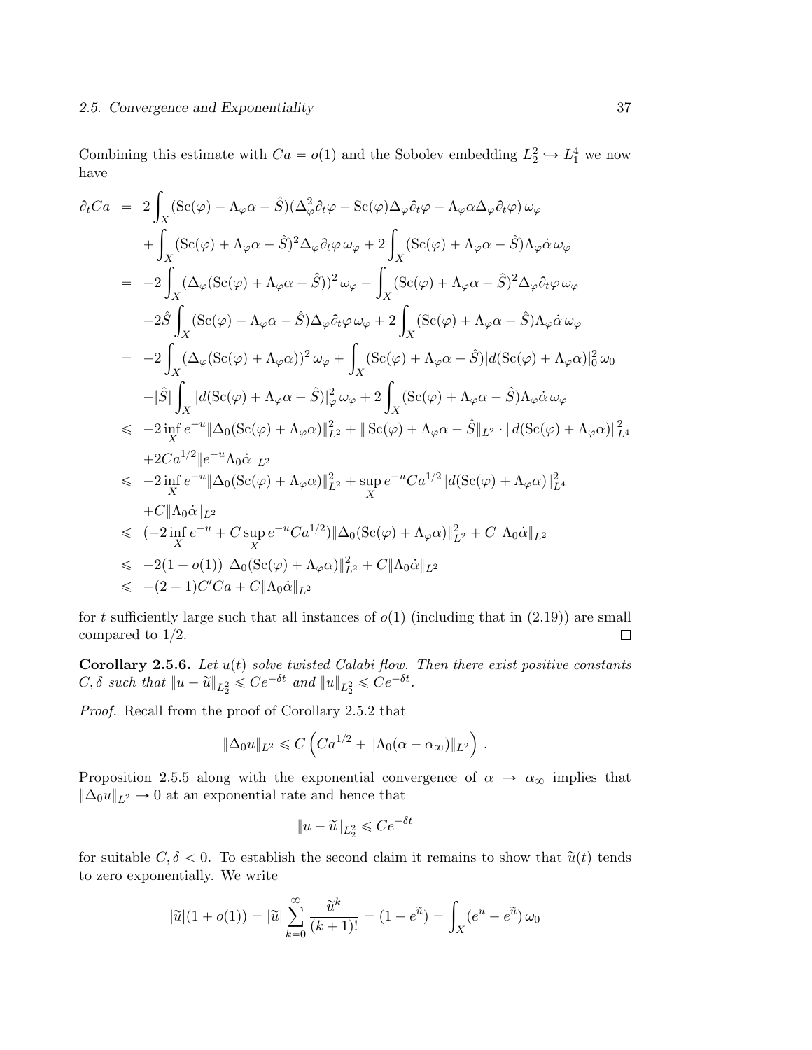Combining this estimate with $Ca = o(1)$ and the Sobolev embedding $L^2_2 \hookrightarrow L^4_1$ we now have

$$
\begin{aligned}
\partial_t Ca &= 2\int_X (\mathrm{Sc}(\varphi) + \Lambda_\varphi \alpha - \hat{S})(\Delta^2_\varphi \partial_t \varphi - \mathrm{Sc}(\varphi)\Delta_\varphi \partial_t \varphi - \Lambda_\varphi \alpha \Delta_\varphi \partial_t \varphi)\,\omega_\varphi \\
&\quad + \int_X (\mathrm{Sc}(\varphi) + \Lambda_\varphi \alpha - \hat{S})^2 \Delta_\varphi \partial_t \varphi \,\omega_\varphi + 2\int_X (\mathrm{Sc}(\varphi) + \Lambda_\varphi \alpha - \hat{S})\Lambda_\varphi \dot{\alpha}\,\omega_\varphi \\
&= -2\int_X (\Delta_\varphi(\mathrm{Sc}(\varphi) + \Lambda_\varphi \alpha - \hat{S}))^2\,\omega_\varphi - \int_X (\mathrm{Sc}(\varphi) + \Lambda_\varphi \alpha - \hat{S})^2 \Delta_\varphi \partial_t \varphi\,\omega_\varphi \\
&\quad -2\hat{S}\int_X (\mathrm{Sc}(\varphi) + \Lambda_\varphi \alpha - \hat{S})\Delta_\varphi \partial_t \varphi\,\omega_\varphi + 2\int_X (\mathrm{Sc}(\varphi) + \Lambda_\varphi \alpha - \hat{S})\Lambda_\varphi \dot{\alpha}\,\omega_\varphi \\
&= -2\int_X (\Delta_\varphi(\mathrm{Sc}(\varphi) + \Lambda_\varphi \alpha))^2\,\omega_\varphi + \int_X (\mathrm{Sc}(\varphi) + \Lambda_\varphi \alpha - \hat{S})|d(\mathrm{Sc}(\varphi) + \Lambda_\varphi \alpha)|^2_0\,\omega_0 \\
&\quad -|\hat{S}|\int_X |d(\mathrm{Sc}(\varphi) + \Lambda_\varphi \alpha - \hat{S})|^2_\varphi\,\omega_\varphi + 2\int_X (\mathrm{Sc}(\varphi) + \Lambda_\varphi \alpha - \hat{S})\Lambda_\varphi \dot{\alpha}\,\omega_\varphi \\
&\leqslant -2\inf_X e^{-u}\|\Delta_0(\mathrm{Sc}(\varphi) + \Lambda_\varphi \alpha)\|^2_{L^2} + \|\mathrm{Sc}(\varphi) + \Lambda_\varphi \alpha - \hat{S}\|_{L^2} \cdot \|d(\mathrm{Sc}(\varphi) + \Lambda_\varphi \alpha)\|^2_{L^4} \\
&\quad +2Ca^{1/2}\|e^{-u}\Lambda_0 \dot{\alpha}\|_{L^2} \\
&\leqslant -2\inf_X e^{-u}\|\Delta_0(\mathrm{Sc}(\varphi) + \Lambda_\varphi \alpha)\|^2_{L^2} + \sup_X e^{-u} Ca^{1/2}\|d(\mathrm{Sc}(\varphi) + \Lambda_\varphi \alpha)\|^2_{L^4} \\
&\quad +C\|\Lambda_0 \dot{\alpha}\|_{L^2} \\
&\leqslant (-2\inf_X e^{-u} + C\sup_X e^{-u} Ca^{1/2})\|\Delta_0(\mathrm{Sc}(\varphi) + \Lambda_\varphi \alpha)\|^2_{L^2} + C\|\Lambda_0 \dot{\alpha}\|_{L^2} \\
&\leqslant -2(1 + o(1))\|\Delta_0(\mathrm{Sc}(\varphi) + \Lambda_\varphi \alpha)\|^2_{L^2} + C\|\Lambda_0 \dot{\alpha}\|_{L^2} \\
&\leqslant -(2-1)C' Ca + C\|\Lambda_0 \dot{\alpha}\|_{L^2}
\end{aligned}
$$

for $t$ sufficiently large such that all instances of $o(1)$ (including that in (2.19)) are small compared to $1/2$. □

**Corollary 2.5.6.** *Let $u(t)$ solve twisted Calabi flow. Then there exist positive constants $C, \delta$ such that $\|u - \widetilde{u}\|_{L^2_2} \leqslant Ce^{-\delta t}$ and $\|u\|_{L^2_2} \leqslant Ce^{-\delta t}$.*

*Proof.* Recall from the proof of Corollary 2.5.2 that

$$
\|\Delta_0 u\|_{L^2} \leqslant C\left(Ca^{1/2} + \|\Lambda_0(\alpha - \alpha_\infty)\|_{L^2}\right).
$$

Proposition 2.5.5 along with the exponential convergence of $\alpha \to \alpha_\infty$ implies that $\|\Delta_0 u\|_{L^2} \to 0$ at an exponential rate and hence that

$$
\|u - \widetilde{u}\|_{L^2_2} \leqslant Ce^{-\delta t}
$$

for suitable $C, \delta < 0$. To establish the second claim it remains to show that $\widetilde{u}(t)$ tends to zero exponentially. We write

$$
|\widetilde{u}|(1 + o(1)) = |\widetilde{u}|\sum_{k=0}^{\infty}\frac{\widetilde{u}^k}{(k+1)!} = (1 - e^{\widetilde{u}}) = \int_X (e^u - e^{\widetilde{u}})\,\omega_0
$$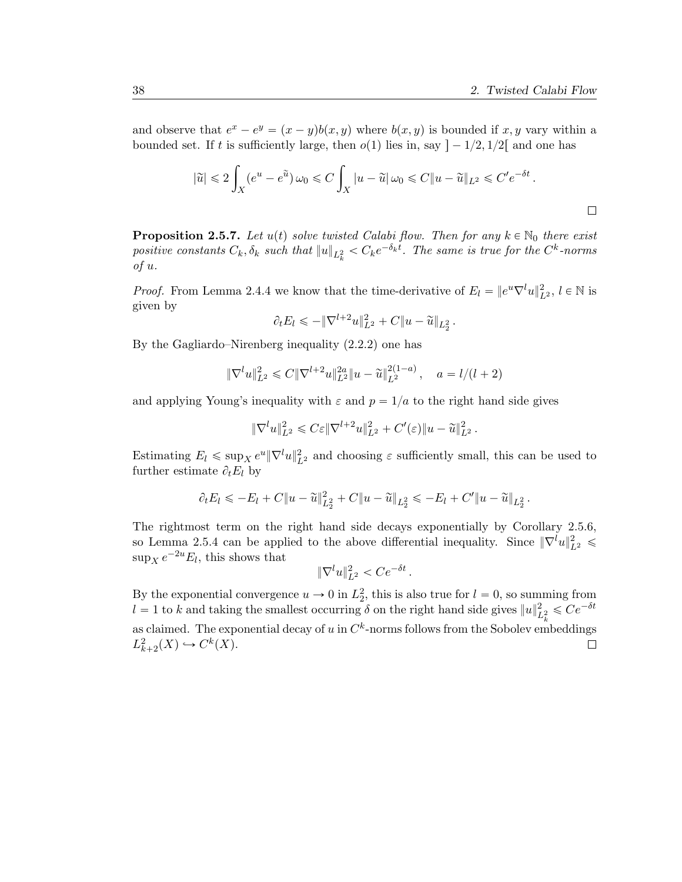and observe that $e^x - e^y = (x-y)b(x,y)$ where $b(x,y)$ is bounded if $x, y$ vary within a bounded set. If $t$ is sufficiently large, then $o(1)$ lies in, say $]-1/2, 1/2[$ and one has

$$|\widetilde{u}| \leqslant 2 \int_X (e^u - e^{\widetilde{u}})\, \omega_0 \leqslant C \int_X |u - \widetilde{u}|\, \omega_0 \leqslant C \|u - \widetilde{u}\|_{L^2} \leqslant C' e^{-\delta t}\,.$$

□

**Proposition 2.5.7.** *Let $u(t)$ solve twisted Calabi flow. Then for any $k \in \mathbb{N}_0$ there exist positive constants $C_k, \delta_k$ such that $\|u\|_{L^2_k} < C_k e^{-\delta_k t}$. The same is true for the $C^k$-norms of $u$.*

*Proof.* From Lemma 2.4.4 we know that the time-derivative of $E_l = \|e^u \nabla^l u\|^2_{L^2}$, $l \in \mathbb{N}$ is given by

$$\partial_t E_l \leqslant -\|\nabla^{l+2} u\|^2_{L^2} + C\|u - \widetilde{u}\|_{L^2_2}\,.$$

By the Gagliardo–Nirenberg inequality (2.2.2) one has

$$\|\nabla^l u\|^2_{L^2} \leqslant C \|\nabla^{l+2} u\|^{2a}_{L^2} \|u - \widetilde{u}\|^{2(1-a)}_{L^2}\,, \quad a = l/(l+2)$$

and applying Young's inequality with $\varepsilon$ and $p = 1/a$ to the right hand side gives

$$\|\nabla^l u\|^2_{L^2} \leqslant C\varepsilon \|\nabla^{l+2} u\|^2_{L^2} + C'(\varepsilon) \|u - \widetilde{u}\|^2_{L^2}\,.$$

Estimating $E_l \leqslant \sup_X e^u \|\nabla^l u\|^2_{L^2}$ and choosing $\varepsilon$ sufficiently small, this can be used to further estimate $\partial_t E_l$ by

$$\partial_t E_l \leqslant -E_l + C\|u - \widetilde{u}\|^2_{L^2_2} + C\|u - \widetilde{u}\|_{L^2_2} \leqslant -E_l + C'\|u - \widetilde{u}\|_{L^2_2}\,.$$

The rightmost term on the right hand side decays exponentially by Corollary 2.5.6, so Lemma 2.5.4 can be applied to the above differential inequality. Since $\|\nabla^l u\|^2_{L^2} \leqslant \sup_X e^{-2u} E_l$, this shows that

$$\|\nabla^l u\|^2_{L^2} < C e^{-\delta t}\,.$$

By the exponential convergence $u \to 0$ in $L^2_2$, this is also true for $l = 0$, so summing from $l = 1$ to $k$ and taking the smallest occurring $\delta$ on the right hand side gives $\|u\|^2_{L^2_k} \leqslant C e^{-\delta t}$ as claimed. The exponential decay of $u$ in $C^k$-norms follows from the Sobolev embeddings $L^2_{k+2}(X) \hookrightarrow C^k(X)$. □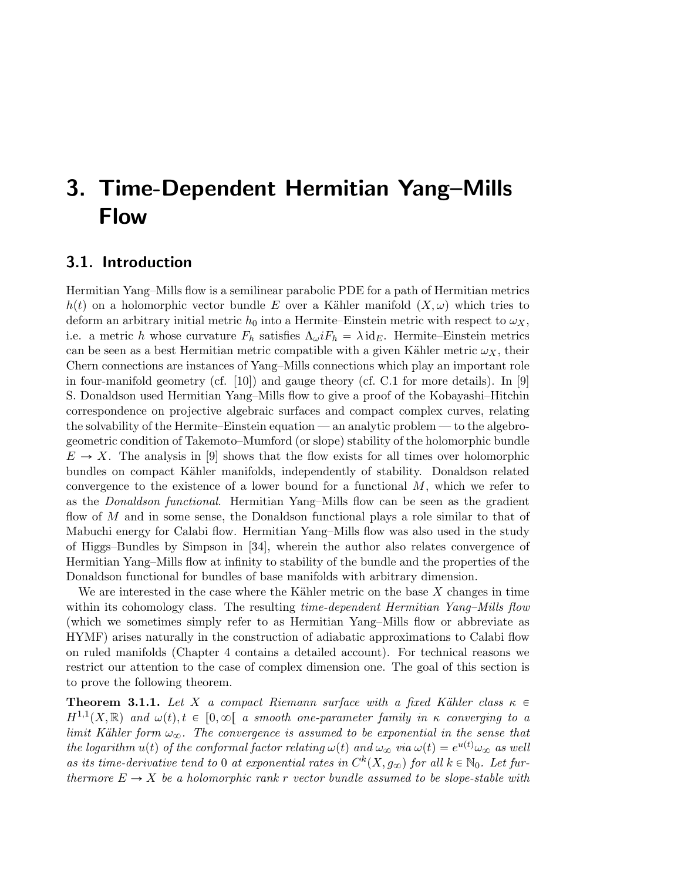# 3. Time-Dependent Hermitian Yang–Mills Flow

## 3.1. Introduction

Hermitian Yang–Mills flow is a semilinear parabolic PDE for a path of Hermitian metrics $h(t)$ on a holomorphic vector bundle $E$ over a Kähler manifold $(X, \omega)$ which tries to deform an arbitrary initial metric $h_0$ into a Hermite–Einstein metric with respect to $\omega_X$, i.e. a metric $h$ whose curvature $F_h$ satisfies $\Lambda_\omega i F_h = \lambda \, \mathrm{id}_E$. Hermite–Einstein metrics can be seen as a best Hermitian metric compatible with a given Kähler metric $\omega_X$, their Chern connections are instances of Yang–Mills connections which play an important role in four-manifold geometry (cf. [10]) and gauge theory (cf. C.1 for more details). In [9] S. Donaldson used Hermitian Yang–Mills flow to give a proof of the Kobayashi–Hitchin correspondence on projective algebraic surfaces and compact complex curves, relating the solvability of the Hermite–Einstein equation — an analytic problem — to the algebro-geometric condition of Takemoto–Mumford (or slope) stability of the holomorphic bundle $E \to X$. The analysis in [9] shows that the flow exists for all times over holomorphic bundles on compact Kähler manifolds, independently of stability. Donaldson related convergence to the existence of a lower bound for a functional $M$, which we refer to as the *Donaldson functional*. Hermitian Yang–Mills flow can be seen as the gradient flow of $M$ and in some sense, the Donaldson functional plays a role similar to that of Mabuchi energy for Calabi flow. Hermitian Yang–Mills flow was also used in the study of Higgs–Bundles by Simpson in [34], wherein the author also relates convergence of Hermitian Yang–Mills flow at infinity to stability of the bundle and the properties of the Donaldson functional for bundles of base manifolds with arbitrary dimension.

We are interested in the case where the Kähler metric on the base $X$ changes in time within its cohomology class. The resulting *time-dependent Hermitian Yang–Mills flow* (which we sometimes simply refer to as Hermitian Yang–Mills flow or abbreviate as HYMF) arises naturally in the construction of adiabatic approximations to Calabi flow on ruled manifolds (Chapter 4 contains a detailed account). For technical reasons we restrict our attention to the case of complex dimension one. The goal of this section is to prove the following theorem.

**Theorem 3.1.1.** *Let $X$ a compact Riemann surface with a fixed Kähler class $\kappa \in H^{1,1}(X, \mathbb{R})$ and $\omega(t), t \in [0, \infty[$ a smooth one-parameter family in $\kappa$ converging to a limit Kähler form $\omega_\infty$. The convergence is assumed to be exponential in the sense that the logarithm $u(t)$ of the conformal factor relating $\omega(t)$ and $\omega_\infty$ via $\omega(t) = e^{u(t)}\omega_\infty$ as well as its time-derivative tend to 0 at exponential rates in $C^k(X, g_\infty)$ for all $k \in \mathbb{N}_0$. Let furthermore $E \to X$ be a holomorphic rank $r$ vector bundle assumed to be slope-stable with*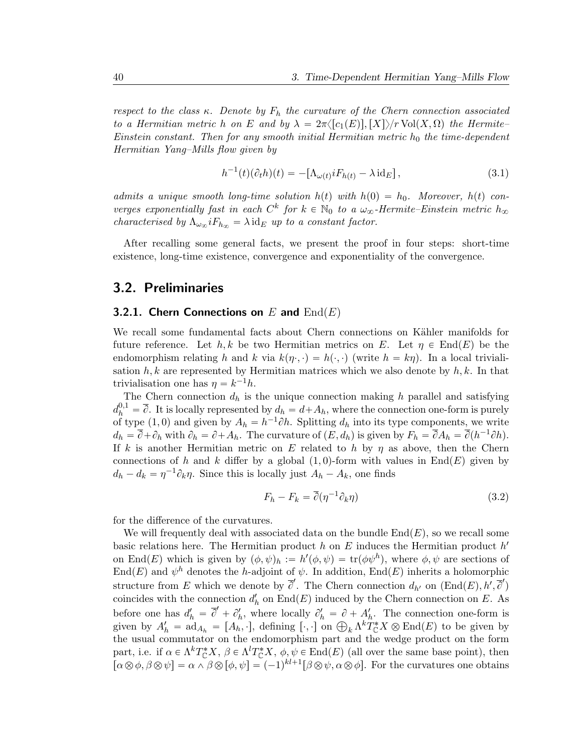*respect to the class $\kappa$. Denote by $F_h$ the curvature of the Chern connection associated to a Hermitian metric $h$ on $E$ and by $\lambda = 2\pi\langle[c_1(E)],[X]\rangle/r\operatorname{Vol}(X,\Omega)$ the Hermite–Einstein constant. Then for any smooth initial Hermitian metric $h_0$ the time-dependent Hermitian Yang–Mills flow given by*

$$h^{-1}(t)(\partial_t h)(t) = -\left[\Lambda_{\omega(t)} iF_{h(t)} - \lambda\operatorname{id}_E\right], \tag{3.1}$$

*admits a unique smooth long-time solution $h(t)$ with $h(0) = h_0$. Moreover, $h(t)$ converges exponentially fast in each $C^k$ for $k \in \mathbb{N}_0$ to a $\omega_\infty$-Hermite–Einstein metric $h_\infty$ characterised by $\Lambda_{\omega_\infty} iF_{h_\infty} = \lambda\operatorname{id}_E$ up to a constant factor.*

After recalling some general facts, we present the proof in four steps: short-time existence, long-time existence, convergence and exponentiality of the convergence.

## 3.2. Preliminaries

### 3.2.1. Chern Connections on $E$ and $\operatorname{End}(E)$

We recall some fundamental facts about Chern connections on Kähler manifolds for future reference. Let $h, k$ be two Hermitian metrics on $E$. Let $\eta \in \operatorname{End}(E)$ be the endomorphism relating $h$ and $k$ via $k(\eta\cdot,\cdot) = h(\cdot,\cdot)$ (write $h = k\eta$). In a local trivialisation $h, k$ are represented by Hermitian matrices which we also denote by $h, k$. In that trivialisation one has $\eta = k^{-1}h$.

The Chern connection $d_h$ is the unique connection making $h$ parallel and satisfying $d_h^{0,1} = \overline{\partial}$. It is locally represented by $d_h = d + A_h$, where the connection one-form is purely of type $(1,0)$ and given by $A_h = h^{-1}\partial h$. Splitting $d_h$ into its type components, we write $d_h = \overline{\partial} + \partial_h$ with $\partial_h = \partial + A_h$. The curvature of $(E, d_h)$ is given by $F_h = \overline{\partial}A_h = \overline{\partial}(h^{-1}\partial h)$. If $k$ is another Hermitian metric on $E$ related to $h$ by $\eta$ as above, then the Chern connections of $h$ and $k$ differ by a global $(1,0)$-form with values in $\operatorname{End}(E)$ given by $d_h - d_k = \eta^{-1}\partial_k\eta$. Since this is locally just $A_h - A_k$, one finds

$$F_h - F_k = \overline{\partial}(\eta^{-1}\partial_k\eta) \tag{3.2}$$

for the difference of the curvatures.

We will frequently deal with associated data on the bundle $\operatorname{End}(E)$, so we recall some basic relations here. The Hermitian product $h$ on $E$ induces the Hermitian product $h'$ on $\operatorname{End}(E)$ which is given by $(\phi,\psi)_h := h'(\phi,\psi) = \operatorname{tr}(\phi\psi^h)$, where $\phi, \psi$ are sections of $\operatorname{End}(E)$ and $\psi^h$ denotes the $h$-adjoint of $\psi$. In addition, $\operatorname{End}(E)$ inherits a holomorphic structure from $E$ which we denote by $\overline{\partial}'$. The Chern connection $d_{h'}$ on $(\operatorname{End}(E), h', \overline{\partial}')$ coincides with the connection $d_h'$ on $\operatorname{End}(E)$ induced by the Chern connection on $E$. As before one has $d_h' = \overline{\partial}' + \partial_h'$, where locally $\partial_h' = \partial + A_h'$. The connection one-form is given by $A_h' = \operatorname{ad}_{A_h} = [A_h, \cdot]$, defining $[\cdot,\cdot]$ on $\bigoplus_k \Lambda^k T^*_{\mathbb{C}}X \otimes \operatorname{End}(E)$ to be given by the usual commutator on the endomorphism part and the wedge product on the form part, i.e. if $\alpha \in \Lambda^k T^*_{\mathbb{C}}X$, $\beta \in \Lambda^l T^*_{\mathbb{C}}X$, $\phi, \psi \in \operatorname{End}(E)$ (all over the same base point), then $[\alpha\otimes\phi, \beta\otimes\psi] = \alpha\wedge\beta\otimes[\phi,\psi] = (-1)^{kl+1}[\beta\otimes\psi, \alpha\otimes\phi]$. For the curvatures one obtains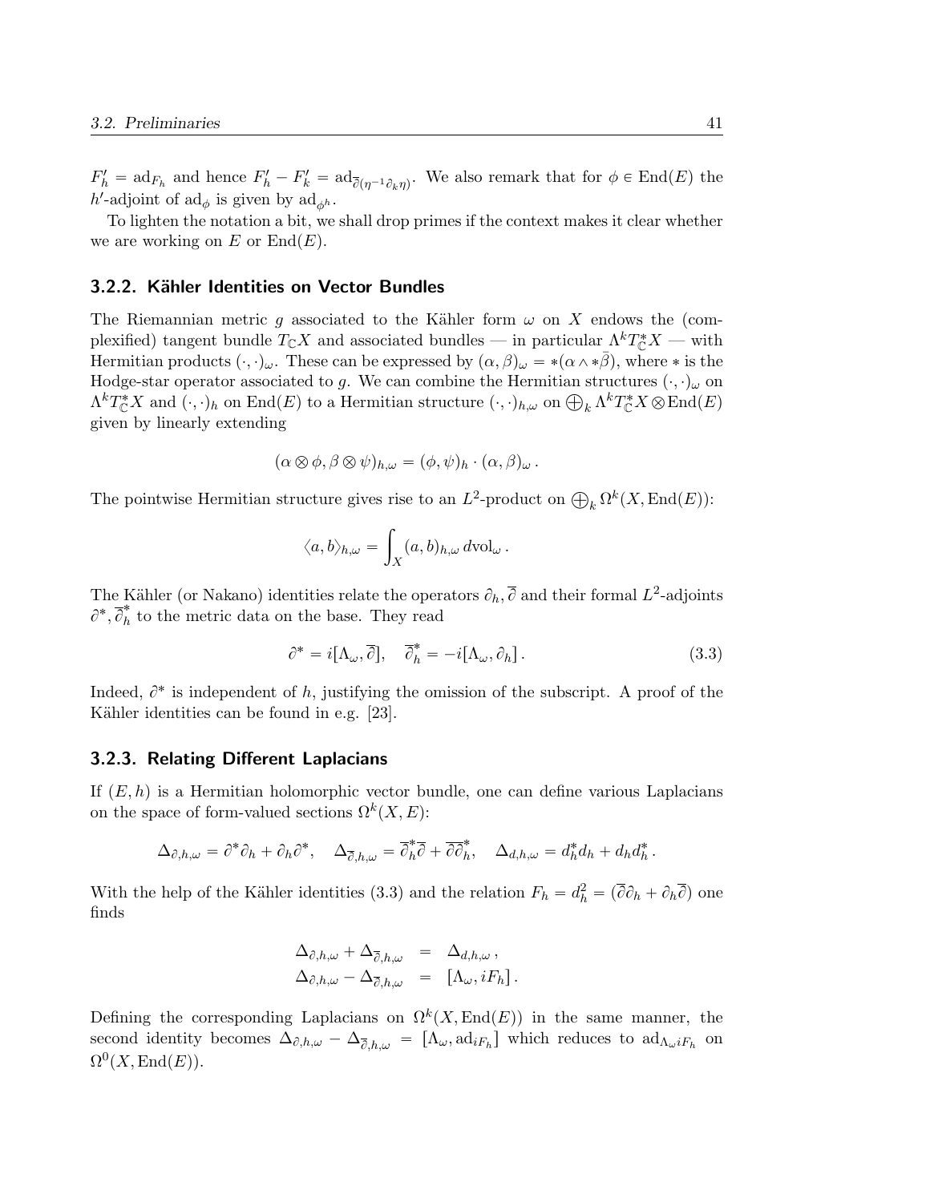$F_h' = \mathrm{ad}_{F_h}$ and hence $F_h' - F_k' = \mathrm{ad}_{\overline{\partial}(\eta^{-1}\partial_k \eta)}$. We also remark that for $\phi \in \mathrm{End}(E)$ the $h'$-adjoint of $\mathrm{ad}_\phi$ is given by $\mathrm{ad}_{\phi^h}$.

To lighten the notation a bit, we shall drop primes if the context makes it clear whether we are working on $E$ or $\mathrm{End}(E)$.

### 3.2.2. Kähler Identities on Vector Bundles

The Riemannian metric $g$ associated to the Kähler form $\omega$ on $X$ endows the (complexified) tangent bundle $T_{\mathbb{C}}X$ and associated bundles — in particular $\Lambda^k T^*_{\mathbb{C}}X$ — with Hermitian products $(\cdot,\cdot)_\omega$. These can be expressed by $(\alpha,\beta)_\omega = *(\alpha \wedge *\bar{\beta})$, where $*$ is the Hodge-star operator associated to $g$. We can combine the Hermitian structures $(\cdot,\cdot)_\omega$ on $\Lambda^k T^*_{\mathbb{C}}X$ and $(\cdot,\cdot)_h$ on $\mathrm{End}(E)$ to a Hermitian structure $(\cdot,\cdot)_{h,\omega}$ on $\bigoplus_k \Lambda^k T^*_{\mathbb{C}}X \otimes \mathrm{End}(E)$ given by linearly extending

$$(\alpha \otimes \phi, \beta \otimes \psi)_{h,\omega} = (\phi,\psi)_h \cdot (\alpha,\beta)_\omega \,.$$

The pointwise Hermitian structure gives rise to an $L^2$-product on $\bigoplus_k \Omega^k(X, \mathrm{End}(E))$:

$$\langle a, b\rangle_{h,\omega} = \int_X (a,b)_{h,\omega}\, d\mathrm{vol}_\omega \,.$$

The Kähler (or Nakano) identities relate the operators $\partial_h, \overline{\partial}$ and their formal $L^2$-adjoints $\partial^*, \overline{\partial}_h^*$ to the metric data on the base. They read

$$\partial^* = i[\Lambda_\omega, \overline{\partial}], \quad \overline{\partial}_h^* = -i[\Lambda_\omega, \partial_h] \,. \tag{3.3}$$

Indeed, $\partial^*$ is independent of $h$, justifying the omission of the subscript. A proof of the Kähler identities can be found in e.g. [23].

### 3.2.3. Relating Different Laplacians

If $(E,h)$ is a Hermitian holomorphic vector bundle, one can define various Laplacians on the space of form-valued sections $\Omega^k(X,E)$:

$$\Delta_{\partial,h,\omega} = \partial^*\partial_h + \partial_h\partial^*, \quad \Delta_{\overline{\partial},h,\omega} = \overline{\partial}_h^*\overline{\partial} + \overline{\partial}\overline{\partial}_h^*, \quad \Delta_{d,h,\omega} = d_h^* d_h + d_h d_h^* \,.$$

With the help of the Kähler identities (3.3) and the relation $F_h = d_h^2 = (\overline{\partial}\partial_h + \partial_h\overline{\partial})$ one finds

$$\begin{aligned}
\Delta_{\partial,h,\omega} + \Delta_{\overline{\partial},h,\omega} &= \Delta_{d,h,\omega} \,, \\
\Delta_{\partial,h,\omega} - \Delta_{\overline{\partial},h,\omega} &= [\Lambda_\omega, iF_h] \,.
\end{aligned}$$

Defining the corresponding Laplacians on $\Omega^k(X,\mathrm{End}(E))$ in the same manner, the second identity becomes $\Delta_{\partial,h,\omega} - \Delta_{\overline{\partial},h,\omega} = [\Lambda_\omega, \mathrm{ad}_{iF_h}]$ which reduces to $\mathrm{ad}_{\Lambda_\omega iF_h}$ on $\Omega^0(X,\mathrm{End}(E))$.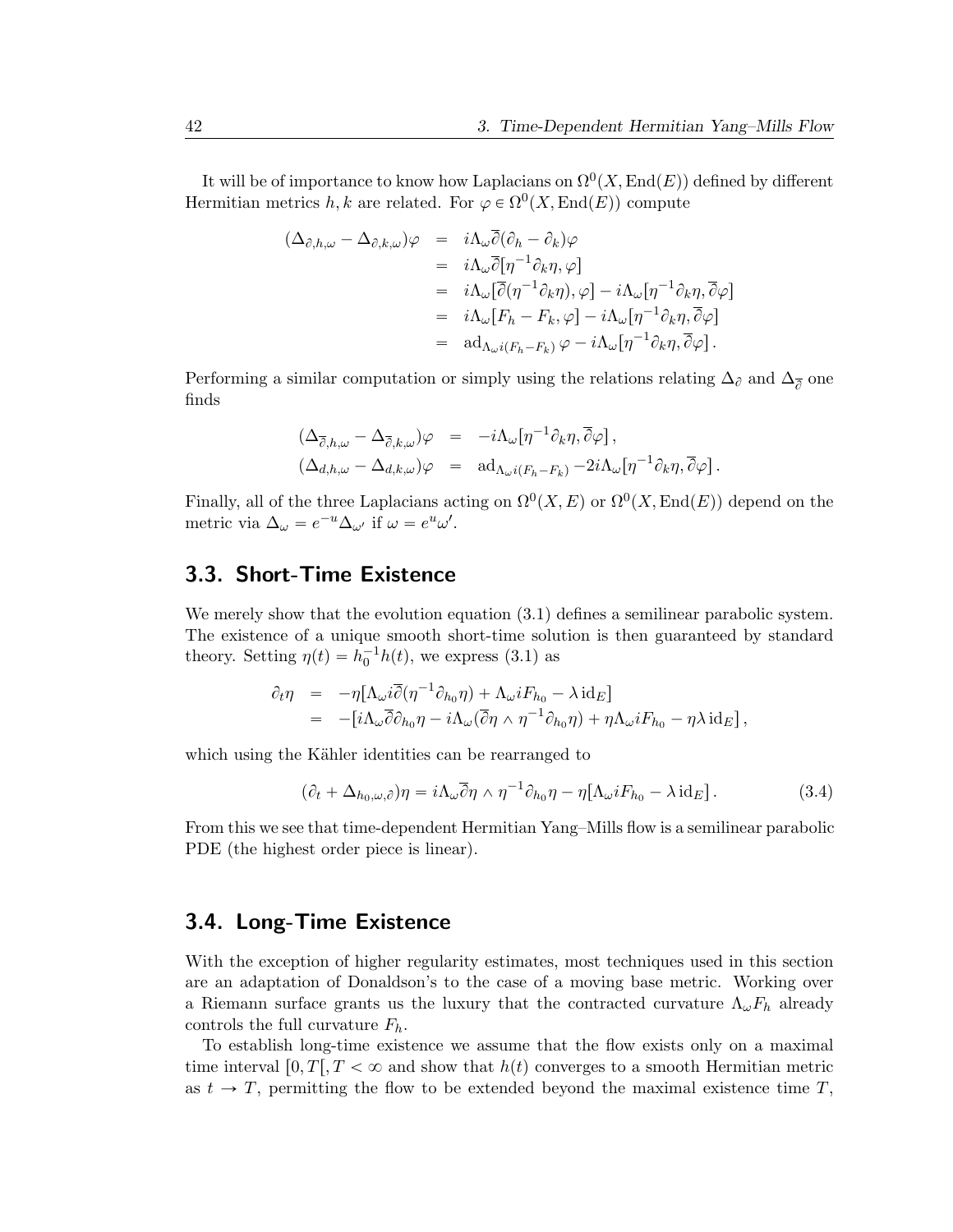It will be of importance to know how Laplacians on $\Omega^0(X, \mathrm{End}(E))$ defined by different Hermitian metrics $h, k$ are related. For $\varphi \in \Omega^0(X, \mathrm{End}(E))$ compute

$$
\begin{aligned}
(\Delta_{\partial,h,\omega} - \Delta_{\partial,k,\omega})\varphi &= i\Lambda_\omega \overline{\partial}(\partial_h - \partial_k)\varphi \\
&= i\Lambda_\omega \overline{\partial}[\eta^{-1}\partial_k \eta, \varphi] \\
&= i\Lambda_\omega [\overline{\partial}(\eta^{-1}\partial_k\eta), \varphi] - i\Lambda_\omega[\eta^{-1}\partial_k\eta, \overline{\partial}\varphi] \\
&= i\Lambda_\omega[F_h - F_k, \varphi] - i\Lambda_\omega[\eta^{-1}\partial_k\eta, \overline{\partial}\varphi] \\
&= \mathrm{ad}_{\Lambda_\omega i(F_h - F_k)}\varphi - i\Lambda_\omega[\eta^{-1}\partial_k\eta, \overline{\partial}\varphi]\,.
\end{aligned}
$$

Performing a similar computation or simply using the relations relating $\Delta_\partial$ and $\Delta_{\overline{\partial}}$ one finds

$$
\begin{aligned}
(\Delta_{\overline{\partial},h,\omega} - \Delta_{\overline{\partial},k,\omega})\varphi &= -i\Lambda_\omega[\eta^{-1}\partial_k\eta, \overline{\partial}\varphi]\,, \\
(\Delta_{d,h,\omega} - \Delta_{d,k,\omega})\varphi &= \mathrm{ad}_{\Lambda_\omega i(F_h-F_k)} - 2i\Lambda_\omega[\eta^{-1}\partial_k\eta, \overline{\partial}\varphi]\,.
\end{aligned}
$$

Finally, all of the three Laplacians acting on $\Omega^0(X, E)$ or $\Omega^0(X, \mathrm{End}(E))$ depend on the metric via $\Delta_\omega = e^{-u}\Delta_{\omega'}$ if $\omega = e^u\omega'$.

## 3.3. Short-Time Existence

We merely show that the evolution equation (3.1) defines a semilinear parabolic system. The existence of a unique smooth short-time solution is then guaranteed by standard theory. Setting $\eta(t) = h_0^{-1}h(t)$, we express (3.1) as

$$
\begin{aligned}
\partial_t \eta &= -\eta[\Lambda_\omega i\overline{\partial}(\eta^{-1}\partial_{h_0}\eta) + \Lambda_\omega i F_{h_0} - \lambda\,\mathrm{id}_E] \\
&= -[i\Lambda_\omega\overline{\partial}\partial_{h_0}\eta - i\Lambda_\omega(\overline{\partial}\eta \wedge \eta^{-1}\partial_{h_0}\eta) + \eta\Lambda_\omega i F_{h_0} - \eta\lambda\,\mathrm{id}_E]\,,
\end{aligned}
$$

which using the Kähler identities can be rearranged to

$$
(\partial_t + \Delta_{h_0,\omega,\partial})\eta = i\Lambda_\omega\overline{\partial}\eta \wedge \eta^{-1}\partial_{h_0}\eta - \eta[\Lambda_\omega i F_{h_0} - \lambda\,\mathrm{id}_E]\,. \tag{3.4}
$$

From this we see that time-dependent Hermitian Yang–Mills flow is a semilinear parabolic PDE (the highest order piece is linear).

## 3.4. Long-Time Existence

With the exception of higher regularity estimates, most techniques used in this section are an adaptation of Donaldson's to the case of a moving base metric. Working over a Riemann surface grants us the luxury that the contracted curvature $\Lambda_\omega F_h$ already controls the full curvature $F_h$.

To establish long-time existence we assume that the flow exists only on a maximal time interval $[0, T[, T < \infty$ and show that $h(t)$ converges to a smooth Hermitian metric as $t \to T$, permitting the flow to be extended beyond the maximal existence time $T$,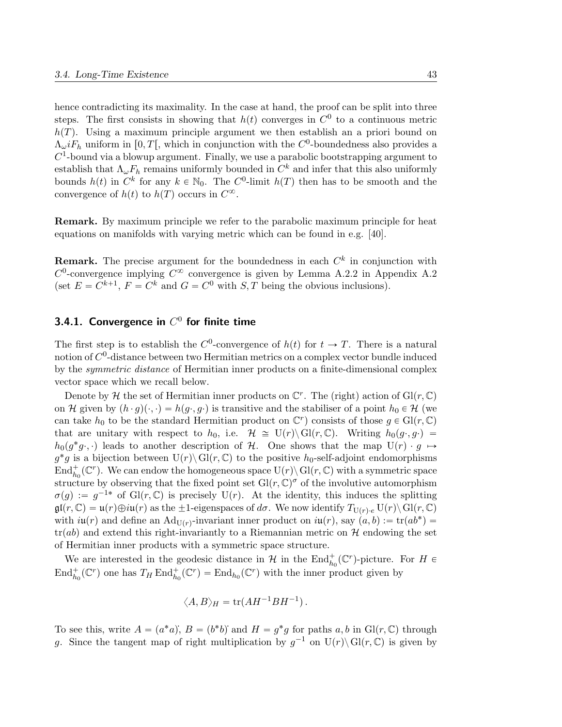hence contradicting its maximality. In the case at hand, the proof can be split into three steps. The first consists in showing that $h(t)$ converges in $C^0$ to a continuous metric $h(T)$. Using a maximum principle argument we then establish an a priori bound on $\Lambda_\omega iF_h$ uniform in $[0,T[$, which in conjunction with the $C^0$-boundedness also provides a $C^1$-bound via a blowup argument. Finally, we use a parabolic bootstrapping argument to establish that $\Lambda_\omega F_h$ remains uniformly bounded in $C^k$ and infer that this also uniformly bounds $h(t)$ in $C^k$ for any $k \in \mathbb{N}_0$. The $C^0$-limit $h(T)$ then has to be smooth and the convergence of $h(t)$ to $h(T)$ occurs in $C^\infty$.

**Remark.** By maximum principle we refer to the parabolic maximum principle for heat equations on manifolds with varying metric which can be found in e.g. [40].

**Remark.** The precise argument for the boundedness in each $C^k$ in conjunction with $C^0$-convergence implying $C^\infty$ convergence is given by Lemma A.2.2 in Appendix A.2 (set $E = C^{k+1}$, $F = C^k$ and $G = C^0$ with $S, T$ being the obvious inclusions).

### 3.4.1. Convergence in $C^0$ for finite time

The first step is to establish the $C^0$-convergence of $h(t)$ for $t \to T$. There is a natural notion of $C^0$-distance between two Hermitian metrics on a complex vector bundle induced by the *symmetric distance* of Hermitian inner products on a finite-dimensional complex vector space which we recall below.

Denote by $\mathcal{H}$ the set of Hermitian inner products on $\mathbb{C}^r$. The (right) action of $\mathrm{Gl}(r,\mathbb{C})$ on $\mathcal{H}$ given by $(h \cdot g)(\cdot,\cdot) = h(g\cdot, g\cdot)$ is transitive and the stabiliser of a point $h_0 \in \mathcal{H}$ (we can take $h_0$ to be the standard Hermitian product on $\mathbb{C}^r$) consists of those $g \in \mathrm{Gl}(r,\mathbb{C})$ that are unitary with respect to $h_0$, i.e. $\mathcal{H} \cong \mathrm{U}(r)\backslash \mathrm{Gl}(r,\mathbb{C})$. Writing $h_0(g\cdot, g\cdot) = h_0(g^*g\cdot,\cdot)$ leads to another description of $\mathcal{H}$. One shows that the map $\mathrm{U}(r)\cdot g \mapsto g^*g$ is a bijection between $\mathrm{U}(r)\backslash \mathrm{Gl}(r,\mathbb{C})$ to the positive $h_0$-self-adjoint endomorphisms $\mathrm{End}^+_{h_0}(\mathbb{C}^r)$. We can endow the homogeneous space $\mathrm{U}(r)\backslash \mathrm{Gl}(r,\mathbb{C})$ with a symmetric space structure by observing that the fixed point set $\mathrm{Gl}(r,\mathbb{C})^\sigma$ of the involutive automorphism $\sigma(g) := g^{-1*}$ of $\mathrm{Gl}(r,\mathbb{C})$ is precisely $\mathrm{U}(r)$. At the identity, this induces the splitting $\mathfrak{gl}(r,\mathbb{C}) = \mathfrak{u}(r) \oplus i\mathfrak{u}(r)$ as the $\pm 1$-eigenspaces of $d\sigma$. We now identify $T_{\mathrm{U}(r)\cdot e}\,\mathrm{U}(r)\backslash \mathrm{Gl}(r,\mathbb{C})$ with $i\mathfrak{u}(r)$ and define an $\mathrm{Ad}_{\mathrm{U}(r)}$-invariant inner product on $i\mathfrak{u}(r)$, say $(a,b) := \mathrm{tr}(ab^*) = \mathrm{tr}(ab)$ and extend this right-invariantly to a Riemannian metric on $\mathcal{H}$ endowing the set of Hermitian inner products with a symmetric space structure.

We are interested in the geodesic distance in $\mathcal{H}$ in the $\mathrm{End}^+_{h_0}(\mathbb{C}^r)$-picture. For $H \in \mathrm{End}^+_{h_0}(\mathbb{C}^r)$ one has $T_H \mathrm{End}^+_{h_0}(\mathbb{C}^r) = \mathrm{End}_{h_0}(\mathbb{C}^r)$ with the inner product given by

$$\langle A, B \rangle_H = \mathrm{tr}(AH^{-1}BH^{-1}) \,.$$

To see this, write $A = (a^*a)^{\cdot}$, $B = (b^*b)^{\cdot}$ and $H = g^*g$ for paths $a, b$ in $\mathrm{Gl}(r,\mathbb{C})$ through $g$. Since the tangent map of right multiplication by $g^{-1}$ on $\mathrm{U}(r)\backslash \mathrm{Gl}(r,\mathbb{C})$ is given by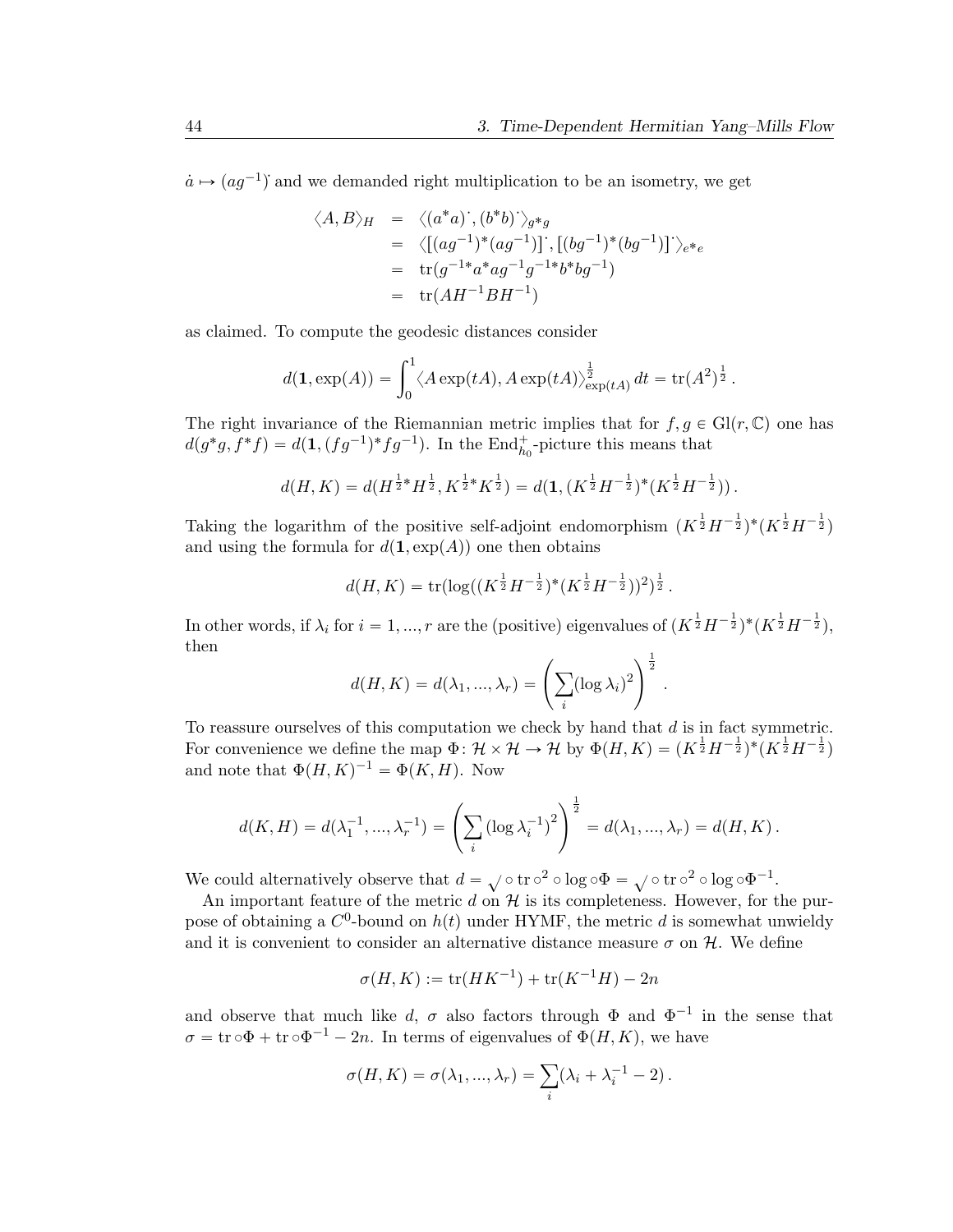$\dot{a} \mapsto (ag^{-1})^{\cdot}$ and we demanded right multiplication to be an isometry, we get

$$\begin{aligned}
\langle A, B\rangle_H &= \langle (a^*a)^{\cdot}, (b^*b)^{\cdot}\rangle_{g^*g} \\
&= \langle [(ag^{-1})^*(ag^{-1})]^{\cdot}, [(bg^{-1})^*(bg^{-1})]^{\cdot}\rangle_{e^*e} \\
&= \operatorname{tr}(g^{-1*}a^*ag^{-1}g^{-1*}b^*bg^{-1}) \\
&= \operatorname{tr}(AH^{-1}BH^{-1})
\end{aligned}$$

as claimed. To compute the geodesic distances consider

$$d(\mathbf{1}, \exp(A)) = \int_0^1 \langle A\exp(tA), A\exp(tA)\rangle_{\exp(tA)}^{\frac{1}{2}}\, dt = \operatorname{tr}(A^2)^{\frac{1}{2}}\,.$$

The right invariance of the Riemannian metric implies that for $f, g \in \mathrm{Gl}(r, \mathbb{C})$ one has $d(g^*g, f^*f) = d(\mathbf{1}, (fg^{-1})^*fg^{-1})$. In the $\mathrm{End}^+_{h_0}$-picture this means that

$$d(H, K) = d(H^{\frac{1}{2}*}H^{\frac{1}{2}}, K^{\frac{1}{2}*}K^{\frac{1}{2}}) = d(\mathbf{1}, (K^{\frac{1}{2}}H^{-\frac{1}{2}})^*(K^{\frac{1}{2}}H^{-\frac{1}{2}}))\,.$$

Taking the logarithm of the positive self-adjoint endomorphism $(K^{\frac{1}{2}}H^{-\frac{1}{2}})^*(K^{\frac{1}{2}}H^{-\frac{1}{2}})$ and using the formula for $d(\mathbf{1}, \exp(A))$ one then obtains

$$d(H, K) = \operatorname{tr}(\log((K^{\frac{1}{2}}H^{-\frac{1}{2}})^*(K^{\frac{1}{2}}H^{-\frac{1}{2}}))^2)^{\frac{1}{2}}\,.$$

In other words, if $\lambda_i$ for $i = 1, ..., r$ are the (positive) eigenvalues of $(K^{\frac{1}{2}}H^{-\frac{1}{2}})^*(K^{\frac{1}{2}}H^{-\frac{1}{2}})$, then

$$d(H, K) = d(\lambda_1, ..., \lambda_r) = \left(\sum_i (\log \lambda_i)^2\right)^{\frac{1}{2}}\,.$$

To reassure ourselves of this computation we check by hand that $d$ is in fact symmetric. For convenience we define the map $\Phi\colon \mathcal{H} \times \mathcal{H} \to \mathcal{H}$ by $\Phi(H, K) = (K^{\frac{1}{2}}H^{-\frac{1}{2}})^*(K^{\frac{1}{2}}H^{-\frac{1}{2}})$ and note that $\Phi(H, K)^{-1} = \Phi(K, H)$. Now

$$d(K, H) = d(\lambda_1^{-1}, ..., \lambda_r^{-1}) = \left(\sum_i \left(\log \lambda_i^{-1}\right)^2\right)^{\frac{1}{2}} = d(\lambda_1, ..., \lambda_r) = d(H, K)\,.$$

We could alternatively observe that $d = \sqrt{\ } \circ \operatorname{tr} \circ^2 \circ \log \circ \Phi = \sqrt{\ } \circ \operatorname{tr} \circ^2 \circ \log \circ \Phi^{-1}$.

An important feature of the metric $d$ on $\mathcal{H}$ is its completeness. However, for the purpose of obtaining a $C^0$-bound on $h(t)$ under HYMF, the metric $d$ is somewhat unwieldy and it is convenient to consider an alternative distance measure $\sigma$ on $\mathcal{H}$. We define

$$\sigma(H, K) := \operatorname{tr}(HK^{-1}) + \operatorname{tr}(K^{-1}H) - 2n$$

and observe that much like $d$, $\sigma$ also factors through $\Phi$ and $\Phi^{-1}$ in the sense that $\sigma = \operatorname{tr} \circ \Phi + \operatorname{tr} \circ \Phi^{-1} - 2n$. In terms of eigenvalues of $\Phi(H, K)$, we have

$$\sigma(H, K) = \sigma(\lambda_1, ..., \lambda_r) = \sum_i (\lambda_i + \lambda_i^{-1} - 2)\,.$$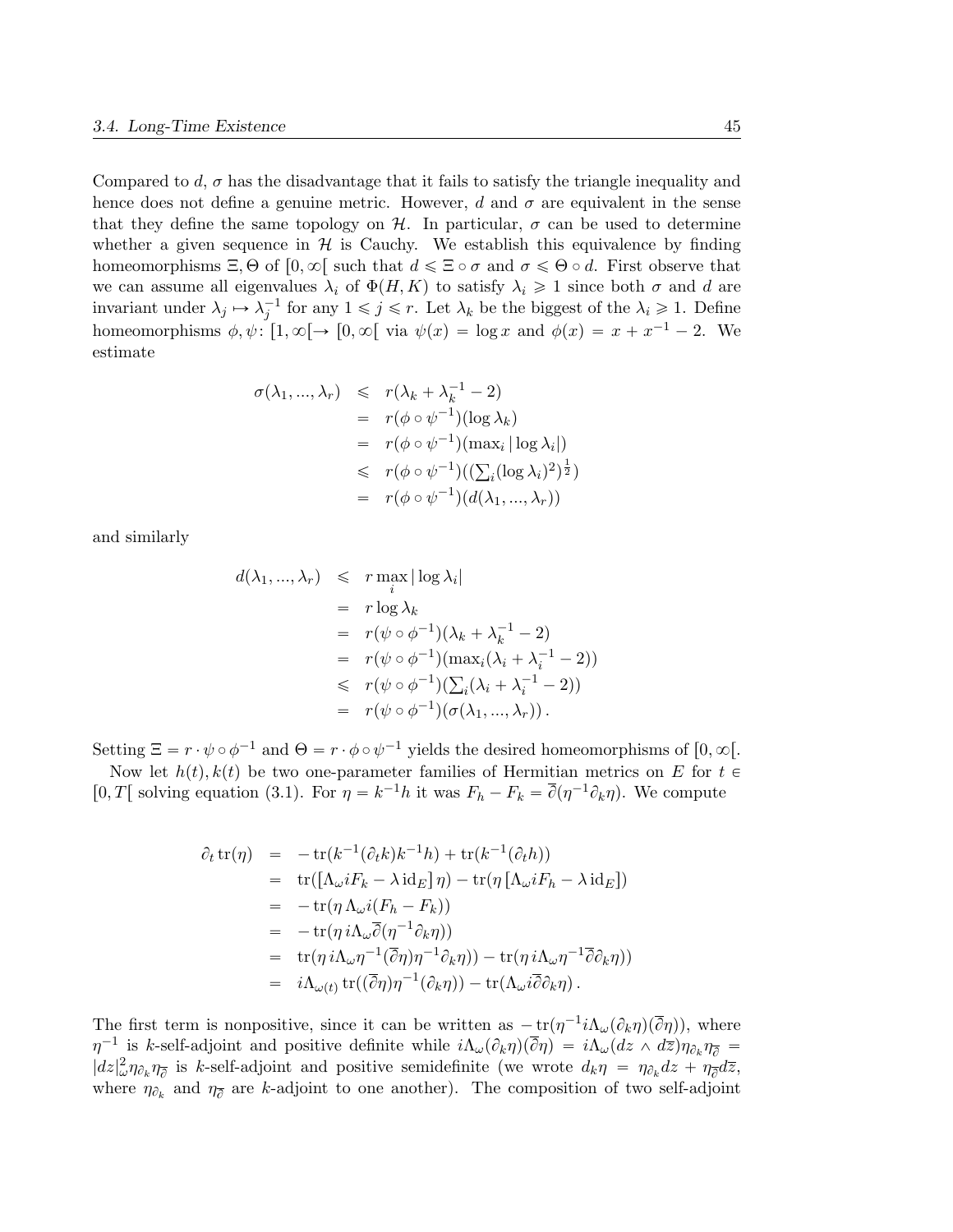Compared to $d$, $\sigma$ has the disadvantage that it fails to satisfy the triangle inequality and hence does not define a genuine metric. However, $d$ and $\sigma$ are equivalent in the sense that they define the same topology on $\mathcal{H}$. In particular, $\sigma$ can be used to determine whether a given sequence in $\mathcal{H}$ is Cauchy. We establish this equivalence by finding homeomorphisms $\Xi, \Theta$ of $[0,\infty[$ such that $d \leqslant \Xi \circ \sigma$ and $\sigma \leqslant \Theta \circ d$. First observe that we can assume all eigenvalues $\lambda_i$ of $\Phi(H,K)$ to satisfy $\lambda_i \geqslant 1$ since both $\sigma$ and $d$ are invariant under $\lambda_j \mapsto \lambda_j^{-1}$ for any $1 \leqslant j \leqslant r$. Let $\lambda_k$ be the biggest of the $\lambda_i \geqslant 1$. Define homeomorphisms $\phi, \psi \colon [1,\infty[ \to [0,\infty[$ via $\psi(x) = \log x$ and $\phi(x) = x + x^{-1} - 2$. We estimate

$$
\begin{aligned}
\sigma(\lambda_1, ..., \lambda_r) &\leqslant r(\lambda_k + \lambda_k^{-1} - 2) \\
&= r(\phi \circ \psi^{-1})(\log \lambda_k) \\
&= r(\phi \circ \psi^{-1})(\max_i |\log \lambda_i|) \\
&\leqslant r(\phi \circ \psi^{-1})((\textstyle\sum_i (\log \lambda_i)^2)^{\frac{1}{2}}) \\
&= r(\phi \circ \psi^{-1})(d(\lambda_1, ..., \lambda_r))
\end{aligned}
$$

and similarly

$$
\begin{aligned}
d(\lambda_1, ..., \lambda_r) &\leqslant r \max_i |\log \lambda_i| \\
&= r \log \lambda_k \\
&= r(\psi \circ \phi^{-1})(\lambda_k + \lambda_k^{-1} - 2) \\
&= r(\psi \circ \phi^{-1})(\max_i (\lambda_i + \lambda_i^{-1} - 2)) \\
&\leqslant r(\psi \circ \phi^{-1})(\textstyle\sum_i (\lambda_i + \lambda_i^{-1} - 2)) \\
&= r(\psi \circ \phi^{-1})(\sigma(\lambda_1, ..., \lambda_r)) \, .
\end{aligned}
$$

Setting $\Xi = r \cdot \psi \circ \phi^{-1}$ and $\Theta = r \cdot \phi \circ \psi^{-1}$ yields the desired homeomorphisms of $[0,\infty[$.

Now let $h(t), k(t)$ be two one-parameter families of Hermitian metrics on $E$ for $t \in [0,T[$ solving equation (3.1). For $\eta = k^{-1}h$ it was $F_h - F_k = \overline{\partial}(\eta^{-1}\partial_k \eta)$. We compute

$$
\begin{aligned}
\partial_t \operatorname{tr}(\eta) &= -\operatorname{tr}(k^{-1}(\partial_t k)k^{-1}h) + \operatorname{tr}(k^{-1}(\partial_t h)) \\
&= \operatorname{tr}([\Lambda_\omega i F_k - \lambda \operatorname{id}_E]\, \eta) - \operatorname{tr}(\eta\, [\Lambda_\omega i F_h - \lambda \operatorname{id}_E]) \\
&= -\operatorname{tr}(\eta\, \Lambda_\omega i (F_h - F_k)) \\
&= -\operatorname{tr}(\eta\, i \Lambda_\omega \overline{\partial}(\eta^{-1}\partial_k \eta)) \\
&= \operatorname{tr}(\eta\, i \Lambda_\omega \eta^{-1}(\overline{\partial}\eta)\eta^{-1}\partial_k \eta)) - \operatorname{tr}(\eta\, i \Lambda_\omega \eta^{-1}\overline{\partial}\partial_k \eta)) \\
&= i\Lambda_{\omega(t)} \operatorname{tr}((\overline{\partial}\eta)\eta^{-1}(\partial_k \eta)) - \operatorname{tr}(\Lambda_\omega i \overline{\partial}\partial_k \eta) \, .
\end{aligned}
$$

The first term is nonpositive, since it can be written as $-\operatorname{tr}(\eta^{-1} i \Lambda_\omega (\partial_k \eta)(\overline{\partial}\eta))$, where $\eta^{-1}$ is $k$-self-adjoint and positive definite while $i\Lambda_\omega(\partial_k \eta)(\overline{\partial}\eta) = i\Lambda_\omega(dz \wedge d\overline{z})\eta_{\partial_k}\eta_{\overline{\partial}} = |dz|^2_\omega \eta_{\partial_k}\eta_{\overline{\partial}}$ is $k$-self-adjoint and positive semidefinite (we wrote $d_k \eta = \eta_{\partial_k} dz + \eta_{\overline{\partial}} d\overline{z}$, where $\eta_{\partial_k}$ and $\eta_{\overline{\partial}}$ are $k$-adjoint to one another). The composition of two self-adjoint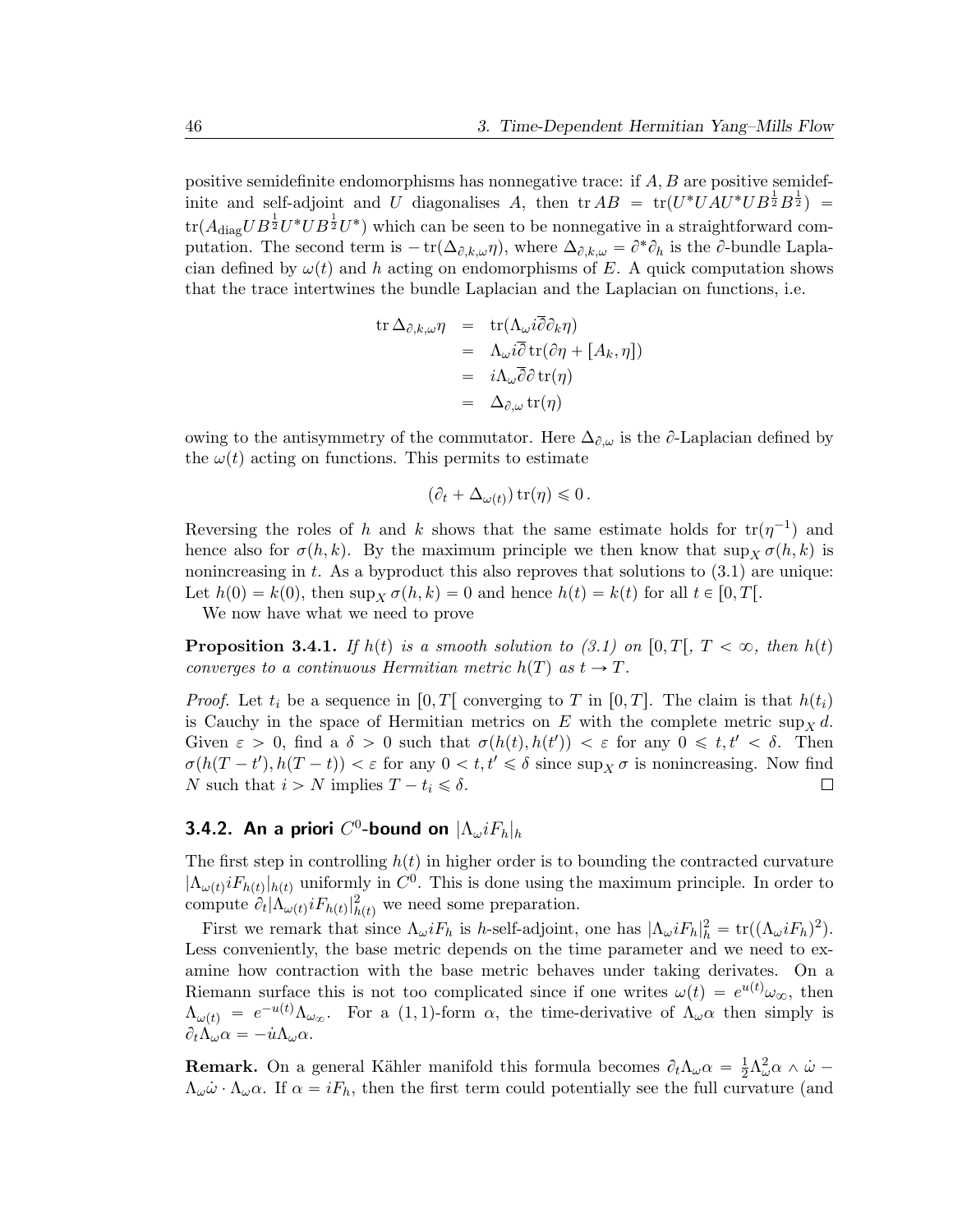positive semidefinite endomorphisms has nonnegative trace: if $A, B$ are positive semidefinite and self-adjoint and $U$ diagonalises $A$, then $\operatorname{tr} AB = \operatorname{tr}(U^*UAU^*UB^{\frac{1}{2}}B^{\frac{1}{2}}) = \operatorname{tr}(A_{\text{diag}}UB^{\frac{1}{2}}U^*UB^{\frac{1}{2}}U^*)$ which can be seen to be nonnegative in a straightforward computation. The second term is $-\operatorname{tr}(\Delta_{\partial,k,\omega}\eta)$, where $\Delta_{\partial,k,\omega} = \partial^*\partial_h$ is the $\partial$-bundle Laplacian defined by $\omega(t)$ and $h$ acting on endomorphisms of $E$. A quick computation shows that the trace intertwines the bundle Laplacian and the Laplacian on functions, i.e.

$$
\begin{aligned}
\operatorname{tr}\Delta_{\partial,k,\omega}\eta &= \operatorname{tr}(\Lambda_\omega i\overline{\partial}\partial_k\eta) \\
&= \Lambda_\omega i\overline{\partial}\operatorname{tr}(\partial\eta + [A_k,\eta]) \\
&= i\Lambda_\omega\overline{\partial}\partial\operatorname{tr}(\eta) \\
&= \Delta_{\partial,\omega}\operatorname{tr}(\eta)
\end{aligned}
$$

owing to the antisymmetry of the commutator. Here $\Delta_{\partial,\omega}$ is the $\partial$-Laplacian defined by the $\omega(t)$ acting on functions. This permits to estimate

$$
(\partial_t + \Delta_{\omega(t)})\operatorname{tr}(\eta) \leqslant 0\,.
$$

Reversing the roles of $h$ and $k$ shows that the same estimate holds for $\operatorname{tr}(\eta^{-1})$ and hence also for $\sigma(h,k)$. By the maximum principle we then know that $\sup_X \sigma(h,k)$ is nonincreasing in $t$. As a byproduct this also reproves that solutions to (3.1) are unique: Let $h(0) = k(0)$, then $\sup_X \sigma(h,k) = 0$ and hence $h(t) = k(t)$ for all $t \in [0,T[$.

We now have what we need to prove

**Proposition 3.4.1.** *If $h(t)$ is a smooth solution to (3.1) on $[0,T[$, $T < \infty$, then $h(t)$ converges to a continuous Hermitian metric $h(T)$ as $t \to T$.*

*Proof.* Let $t_i$ be a sequence in $[0,T[$ converging to $T$ in $[0,T]$. The claim is that $h(t_i)$ is Cauchy in the space of Hermitian metrics on $E$ with the complete metric $\sup_X d$. Given $\varepsilon > 0$, find a $\delta > 0$ such that $\sigma(h(t),h(t')) < \varepsilon$ for any $0 \leqslant t,t' < \delta$. Then $\sigma(h(T-t'),h(T-t)) < \varepsilon$ for any $0 < t,t' \leqslant \delta$ since $\sup_X \sigma$ is nonincreasing. Now find $N$ such that $i > N$ implies $T - t_i \leqslant \delta$. ☐

### 3.4.2. An a priori $C^0$-bound on $|\Lambda_\omega iF_h|_h$

The first step in controlling $h(t)$ in higher order is to bounding the contracted curvature $|\Lambda_{\omega(t)}iF_{h(t)}|_{h(t)}$ uniformly in $C^0$. This is done using the maximum principle. In order to compute $\partial_t|\Lambda_{\omega(t)}iF_{h(t)}|^2_{h(t)}$ we need some preparation.

First we remark that since $\Lambda_\omega iF_h$ is $h$-self-adjoint, one has $|\Lambda_\omega iF_h|^2_h = \operatorname{tr}((\Lambda_\omega iF_h)^2)$. Less conveniently, the base metric depends on the time parameter and we need to examine how contraction with the base metric behaves under taking derivates. On a Riemann surface this is not too complicated since if one writes $\omega(t) = e^{u(t)}\omega_\infty$, then $\Lambda_{\omega(t)} = e^{-u(t)}\Lambda_{\omega_\infty}$. For a $(1,1)$-form $\alpha$, the time-derivative of $\Lambda_\omega\alpha$ then simply is $\partial_t\Lambda_\omega\alpha = -\dot{u}\Lambda_\omega\alpha$.

**Remark.** On a general Kähler manifold this formula becomes $\partial_t\Lambda_\omega\alpha = \frac{1}{2}\Lambda^2_\omega\alpha \wedge \dot{\omega} - \Lambda_\omega\dot{\omega}\cdot\Lambda_\omega\alpha$. If $\alpha = iF_h$, then the first term could potentially see the full curvature (and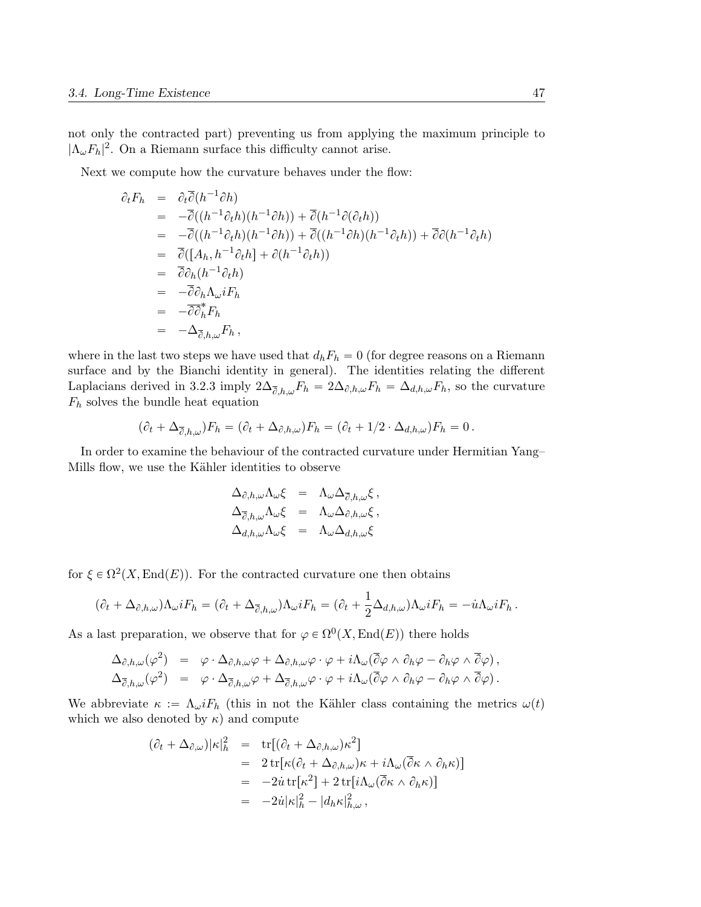not only the contracted part) preventing us from applying the maximum principle to $|\Lambda_\omega F_h|^2$. On a Riemann surface this difficulty cannot arise.

Next we compute how the curvature behaves under the flow:

$$
\begin{aligned}
\partial_t F_h &= \partial_t \overline{\partial}(h^{-1}\partial h) \\
&= -\overline{\partial}((h^{-1}\partial_t h)(h^{-1}\partial h)) + \overline{\partial}(h^{-1}\partial(\partial_t h)) \\
&= -\overline{\partial}((h^{-1}\partial_t h)(h^{-1}\partial h)) + \overline{\partial}((h^{-1}\partial h)(h^{-1}\partial_t h)) + \overline{\partial}\partial(h^{-1}\partial_t h) \\
&= \overline{\partial}([A_h, h^{-1}\partial_t h] + \partial(h^{-1}\partial_t h)) \\
&= \overline{\partial}\partial_h(h^{-1}\partial_t h) \\
&= -\overline{\partial}\partial_h \Lambda_\omega i F_h \\
&= -\overline{\partial}\overline{\partial}_h^* F_h \\
&= -\Delta_{\overline{\partial},h,\omega} F_h\,,
\end{aligned}
$$

where in the last two steps we have used that $d_h F_h = 0$ (for degree reasons on a Riemann surface and by the Bianchi identity in general). The identities relating the different Laplacians derived in 3.2.3 imply $2\Delta_{\overline{\partial},h,\omega} F_h = 2\Delta_{\partial,h,\omega} F_h = \Delta_{d,h,\omega} F_h$, so the curvature $F_h$ solves the bundle heat equation

$$
(\partial_t + \Delta_{\overline{\partial},h,\omega}) F_h = (\partial_t + \Delta_{\partial,h,\omega}) F_h = (\partial_t + 1/2 \cdot \Delta_{d,h,\omega}) F_h = 0\,.
$$

In order to examine the behaviour of the contracted curvature under Hermitian Yang–Mills flow, we use the Kähler identities to observe

$$
\begin{aligned}
\Delta_{\partial,h,\omega}\Lambda_\omega \xi &= \Lambda_\omega \Delta_{\overline{\partial},h,\omega}\xi\,, \\
\Delta_{\overline{\partial},h,\omega}\Lambda_\omega \xi &= \Lambda_\omega \Delta_{\partial,h,\omega}\xi\,, \\
\Delta_{d,h,\omega}\Lambda_\omega \xi &= \Lambda_\omega \Delta_{d,h,\omega}\xi
\end{aligned}
$$

for $\xi \in \Omega^2(X, \mathrm{End}(E))$. For the contracted curvature one then obtains

$$
(\partial_t + \Delta_{\partial,h,\omega})\Lambda_\omega i F_h = (\partial_t + \Delta_{\overline{\partial},h,\omega})\Lambda_\omega i F_h = (\partial_t + \frac{1}{2}\Delta_{d,h,\omega})\Lambda_\omega i F_h = -\dot{u}\Lambda_\omega i F_h\,.
$$

As a last preparation, we observe that for $\varphi \in \Omega^0(X, \mathrm{End}(E))$ there holds

$$
\begin{aligned}
\Delta_{\partial,h,\omega}(\varphi^2) &= \varphi \cdot \Delta_{\partial,h,\omega}\varphi + \Delta_{\partial,h,\omega}\varphi \cdot \varphi + i\Lambda_\omega(\overline{\partial}\varphi \wedge \partial_h\varphi - \partial_h\varphi \wedge \overline{\partial}\varphi)\,, \\
\Delta_{\overline{\partial},h,\omega}(\varphi^2) &= \varphi \cdot \Delta_{\overline{\partial},h,\omega}\varphi + \Delta_{\overline{\partial},h,\omega}\varphi \cdot \varphi + i\Lambda_\omega(\overline{\partial}\varphi \wedge \partial_h\varphi - \partial_h\varphi \wedge \overline{\partial}\varphi)\,.
\end{aligned}
$$

We abbreviate $\kappa := \Lambda_\omega i F_h$ (this in not the Kähler class containing the metrics $\omega(t)$ which we also denoted by $\kappa$) and compute

$$
\begin{aligned}
(\partial_t + \Delta_{\partial,\omega})|\kappa|_h^2 &= \mathrm{tr}\big[(\partial_t + \Delta_{\partial,h,\omega})\kappa^2\big] \\
&= 2\,\mathrm{tr}\big[\kappa(\partial_t + \Delta_{\partial,h,\omega})\kappa + i\Lambda_\omega(\overline{\partial}\kappa \wedge \partial_h\kappa)\big] \\
&= -2\dot{u}\,\mathrm{tr}\big[\kappa^2\big] + 2\,\mathrm{tr}\big[i\Lambda_\omega(\overline{\partial}\kappa \wedge \partial_h\kappa)\big] \\
&= -2\dot{u}|\kappa|_h^2 - |d_h\kappa|_{h,\omega}^2\,,
\end{aligned}
$$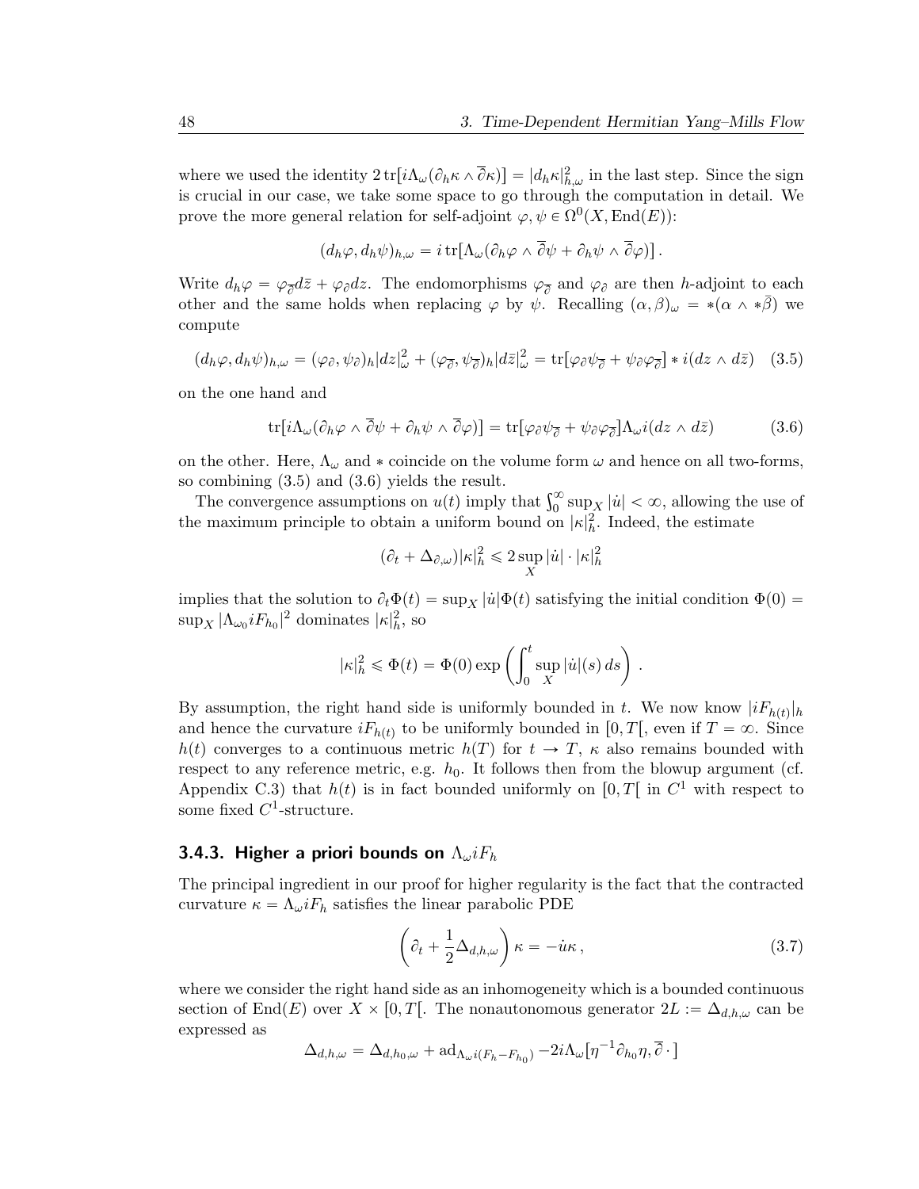where we used the identity $2\operatorname{tr}[i\Lambda_\omega(\partial_h\kappa \wedge \overline{\partial}\kappa)] = |d_h\kappa|^2_{h,\omega}$ in the last step. Since the sign is crucial in our case, we take some space to go through the computation in detail. We prove the more general relation for self-adjoint $\varphi, \psi \in \Omega^0(X, \operatorname{End}(E))$:

$$(d_h\varphi, d_h\psi)_{h,\omega} = i\operatorname{tr}[\Lambda_\omega(\partial_h\varphi \wedge \overline{\partial}\psi + \partial_h\psi \wedge \overline{\partial}\varphi)]\,.$$

Write $d_h\varphi = \varphi_{\overline{\partial}}d\bar{z} + \varphi_\partial dz$. The endomorphisms $\varphi_{\overline{\partial}}$ and $\varphi_\partial$ are then $h$-adjoint to each other and the same holds when replacing $\varphi$ by $\psi$. Recalling $(\alpha, \beta)_\omega = *(\alpha \wedge *\bar{\beta})$ we compute

$$(d_h\varphi, d_h\psi)_{h,\omega} = (\varphi_\partial, \psi_\partial)_h|dz|^2_\omega + (\varphi_{\overline{\partial}}, \psi_{\overline{\partial}})_h|d\bar{z}|^2_\omega = \operatorname{tr}[\varphi_\partial\psi_{\overline{\partial}} + \psi_\partial\varphi_{\overline{\partial}}] * i(dz \wedge d\bar{z}) \quad (3.5)$$

on the one hand and

$$\operatorname{tr}[i\Lambda_\omega(\partial_h\varphi \wedge \overline{\partial}\psi + \partial_h\psi \wedge \overline{\partial}\varphi)] = \operatorname{tr}[\varphi_\partial\psi_{\overline{\partial}} + \psi_\partial\varphi_{\overline{\partial}}]\Lambda_\omega i(dz \wedge d\bar{z}) \quad (3.6)$$

on the other. Here, $\Lambda_\omega$ and $*$ coincide on the volume form $\omega$ and hence on all two-forms, so combining (3.5) and (3.6) yields the result.

The convergence assumptions on $u(t)$ imply that $\int_0^\infty \sup_X |\dot{u}| < \infty$, allowing the use of the maximum principle to obtain a uniform bound on $|\kappa|^2_h$. Indeed, the estimate

$$(\partial_t + \Delta_{\partial,\omega})|\kappa|^2_h \leqslant 2\sup_X |\dot{u}| \cdot |\kappa|^2_h$$

implies that the solution to $\partial_t\Phi(t) = \sup_X |\dot{u}|\Phi(t)$ satisfying the initial condition $\Phi(0) = \sup_X |\Lambda_{\omega_0} iF_{h_0}|^2$ dominates $|\kappa|^2_h$, so

$$|\kappa|^2_h \leqslant \Phi(t) = \Phi(0)\exp\left(\int_0^t \sup_X |\dot{u}|(s)\,ds\right)\,.$$

By assumption, the right hand side is uniformly bounded in $t$. We now know $|iF_{h(t)}|_h$ and hence the curvature $iF_{h(t)}$ to be uniformly bounded in $[0, T[$, even if $T = \infty$. Since $h(t)$ converges to a continuous metric $h(T)$ for $t \to T$, $\kappa$ also remains bounded with respect to any reference metric, e.g. $h_0$. It follows then from the blowup argument (cf. Appendix C.3) that $h(t)$ is in fact bounded uniformly on $[0, T[$ in $C^1$ with respect to some fixed $C^1$-structure.

### 3.4.3. Higher a priori bounds on $\Lambda_\omega iF_h$

The principal ingredient in our proof for higher regularity is the fact that the contracted curvature $\kappa = \Lambda_\omega iF_h$ satisfies the linear parabolic PDE

$$\left(\partial_t + \frac{1}{2}\Delta_{d,h,\omega}\right)\kappa = -\dot{u}\kappa\,, \quad (3.7)$$

where we consider the right hand side as an inhomogeneity which is a bounded continuous section of $\operatorname{End}(E)$ over $X \times [0, T[$. The nonautonomous generator $2L := \Delta_{d,h,\omega}$ can be expressed as

$$\Delta_{d,h,\omega} = \Delta_{d,h_0,\omega} + \operatorname{ad}_{\Lambda_\omega i(F_h - F_{h_0})} - 2i\Lambda_\omega[\eta^{-1}\partial_{h_0}\eta, \overline{\partial}\,\cdot\,]$$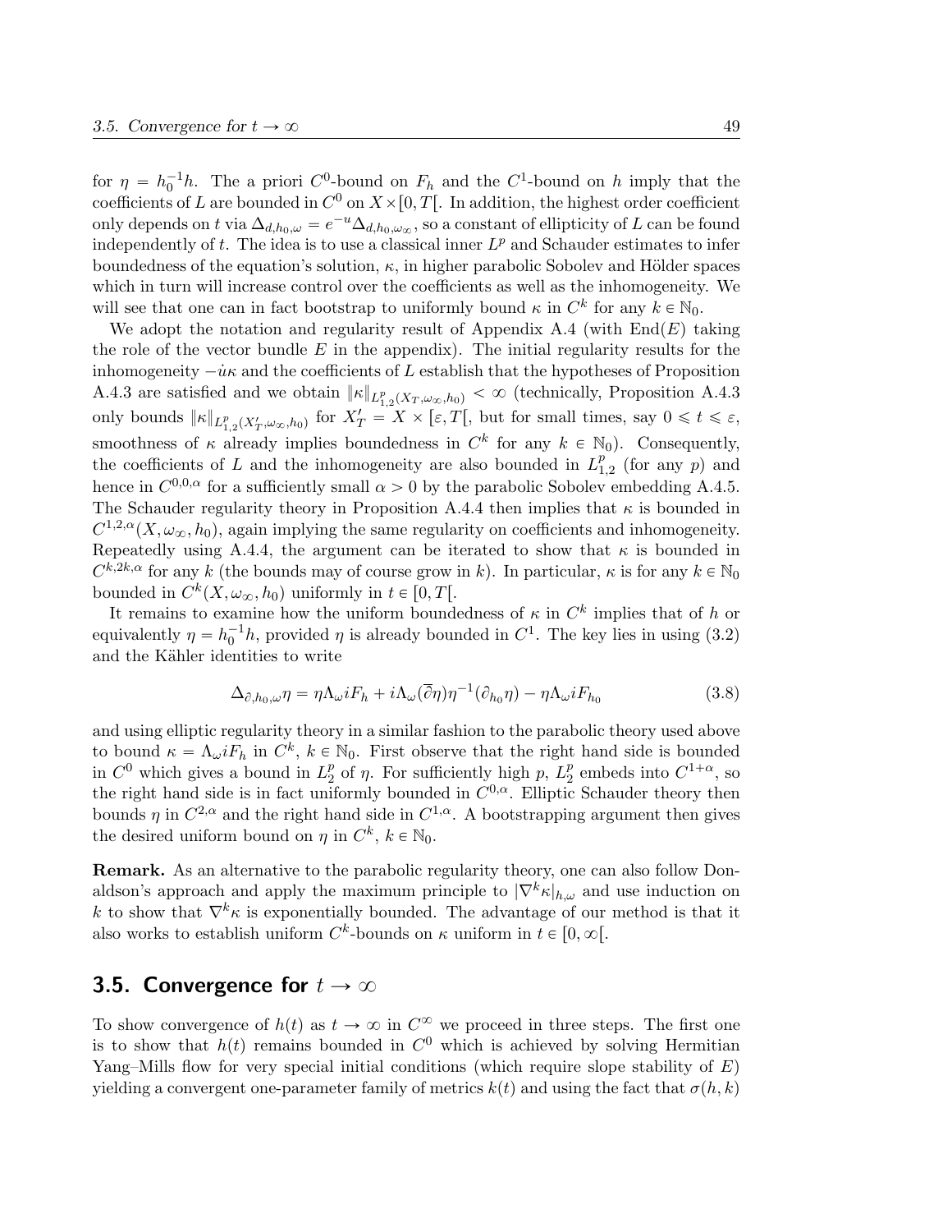for $\eta = h_0^{-1}h$. The a priori $C^0$-bound on $F_h$ and the $C^1$-bound on $h$ imply that the coefficients of $L$ are bounded in $C^0$ on $X \times [0, T[$. In addition, the highest order coefficient only depends on $t$ via $\Delta_{d,h_0,\omega} = e^{-u}\Delta_{d,h_0,\omega_\infty}$, so a constant of ellipticity of $L$ can be found independently of $t$. The idea is to use a classical inner $L^p$ and Schauder estimates to infer boundedness of the equation's solution, $\kappa$, in higher parabolic Sobolev and Hölder spaces which in turn will increase control over the coefficients as well as the inhomogeneity. We will see that one can in fact bootstrap to uniformly bound $\kappa$ in $C^k$ for any $k \in \mathbb{N}_0$.

We adopt the notation and regularity result of Appendix A.4 (with $\mathrm{End}(E)$ taking the role of the vector bundle $E$ in the appendix). The initial regularity results for the inhomogeneity $-\dot{u}\kappa$ and the coefficients of $L$ establish that the hypotheses of Proposition A.4.3 are satisfied and we obtain $\|\kappa\|_{L^p_{1,2}(X_T,\omega_\infty,h_0)} < \infty$ (technically, Proposition A.4.3 only bounds $\|\kappa\|_{L^p_{1,2}(X'_T,\omega_\infty,h_0)}$ for $X'_T = X \times [\varepsilon, T[$, but for small times, say $0 \leqslant t \leqslant \varepsilon$, smoothness of $\kappa$ already implies boundedness in $C^k$ for any $k \in \mathbb{N}_0$). Consequently, the coefficients of $L$ and the inhomogeneity are also bounded in $L^p_{1,2}$ (for any $p$) and hence in $C^{0,0,\alpha}$ for a sufficiently small $\alpha > 0$ by the parabolic Sobolev embedding A.4.5. The Schauder regularity theory in Proposition A.4.4 then implies that $\kappa$ is bounded in $C^{1,2,\alpha}(X, \omega_\infty, h_0)$, again implying the same regularity on coefficients and inhomogeneity. Repeatedly using A.4.4, the argument can be iterated to show that $\kappa$ is bounded in $C^{k,2k,\alpha}$ for any $k$ (the bounds may of course grow in $k$). In particular, $\kappa$ is for any $k \in \mathbb{N}_0$ bounded in $C^k(X, \omega_\infty, h_0)$ uniformly in $t \in [0, T[$.

It remains to examine how the uniform boundedness of $\kappa$ in $C^k$ implies that of $h$ or equivalently $\eta = h_0^{-1}h$, provided $\eta$ is already bounded in $C^1$. The key lies in using (3.2) and the Kähler identities to write

$$\Delta_{\partial,h_0,\omega}\eta = \eta\Lambda_\omega iF_h + i\Lambda_\omega(\overline{\partial}\eta)\eta^{-1}(\partial_{h_0}\eta) - \eta\Lambda_\omega iF_{h_0} \tag{3.8}$$

and using elliptic regularity theory in a similar fashion to the parabolic theory used above to bound $\kappa = \Lambda_\omega iF_h$ in $C^k$, $k \in \mathbb{N}_0$. First observe that the right hand side is bounded in $C^0$ which gives a bound in $L^p_2$ of $\eta$. For sufficiently high $p$, $L^p_2$ embeds into $C^{1+\alpha}$, so the right hand side is in fact uniformly bounded in $C^{0,\alpha}$. Elliptic Schauder theory then bounds $\eta$ in $C^{2,\alpha}$ and the right hand side in $C^{1,\alpha}$. A bootstrapping argument then gives the desired uniform bound on $\eta$ in $C^k$, $k \in \mathbb{N}_0$.

**Remark.** As an alternative to the parabolic regularity theory, one can also follow Donaldson's approach and apply the maximum principle to $|\nabla^k\kappa|_{h,\omega}$ and use induction on $k$ to show that $\nabla^k\kappa$ is exponentially bounded. The advantage of our method is that it also works to establish uniform $C^k$-bounds on $\kappa$ uniform in $t \in [0, \infty[$.

## 3.5. Convergence for $t \to \infty$

To show convergence of $h(t)$ as $t \to \infty$ in $C^\infty$ we proceed in three steps. The first one is to show that $h(t)$ remains bounded in $C^0$ which is achieved by solving Hermitian Yang–Mills flow for very special initial conditions (which require slope stability of $E$) yielding a convergent one-parameter family of metrics $k(t)$ and using the fact that $\sigma(h, k)$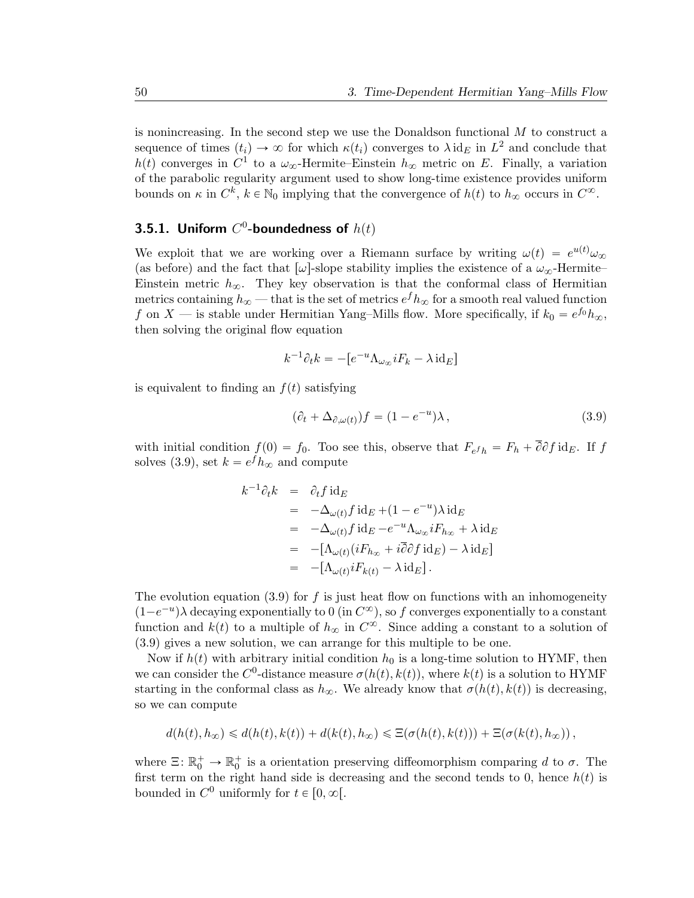is nonincreasing. In the second step we use the Donaldson functional $M$ to construct a sequence of times $(t_i) \to \infty$ for which $\kappa(t_i)$ converges to $\lambda \operatorname{id}_E$ in $L^2$ and conclude that $h(t)$ converges in $C^1$ to a $\omega_\infty$-Hermite–Einstein $h_\infty$ metric on $E$. Finally, a variation of the parabolic regularity argument used to show long-time existence provides uniform bounds on $\kappa$ in $C^k$, $k \in \mathbb{N}_0$ implying that the convergence of $h(t)$ to $h_\infty$ occurs in $C^\infty$.

### 3.5.1. Uniform $C^0$-boundedness of $h(t)$

We exploit that we are working over a Riemann surface by writing $\omega(t) = e^{u(t)}\omega_\infty$ (as before) and the fact that $[\omega]$-slope stability implies the existence of a $\omega_\infty$-Hermite–Einstein metric $h_\infty$. They key observation is that the conformal class of Hermitian metrics containing $h_\infty$ — that is the set of metrics $e^f h_\infty$ for a smooth real valued function $f$ on $X$ — is stable under Hermitian Yang–Mills flow. More specifically, if $k_0 = e^{f_0}h_\infty$, then solving the original flow equation

$$k^{-1}\partial_t k = -[e^{-u}\Lambda_{\omega_\infty} iF_k - \lambda \operatorname{id}_E]$$

is equivalent to finding an $f(t)$ satisfying

$$(\partial_t + \Delta_{\partial,\omega(t)})f = (1 - e^{-u})\lambda\,, \tag{3.9}$$

with initial condition $f(0) = f_0$. Too see this, observe that $F_{e^f h} = F_h + \overline{\partial}\partial f \operatorname{id}_E$. If $f$ solves (3.9), set $k = e^f h_\infty$ and compute

$$\begin{aligned}
k^{-1}\partial_t k &= \partial_t f \operatorname{id}_E \\
&= -\Delta_{\omega(t)} f \operatorname{id}_E + (1 - e^{-u})\lambda \operatorname{id}_E \\
&= -\Delta_{\omega(t)} f \operatorname{id}_E - e^{-u}\Lambda_{\omega_\infty} iF_{h_\infty} + \lambda \operatorname{id}_E \\
&= -[\Lambda_{\omega(t)}(iF_{h_\infty} + i\overline{\partial}\partial f \operatorname{id}_E) - \lambda \operatorname{id}_E] \\
&= -[\Lambda_{\omega(t)} iF_{k(t)} - \lambda \operatorname{id}_E]\,.
\end{aligned}$$

The evolution equation (3.9) for $f$ is just heat flow on functions with an inhomogeneity $(1-e^{-u})\lambda$ decaying exponentially to 0 (in $C^\infty$), so $f$ converges exponentially to a constant function and $k(t)$ to a multiple of $h_\infty$ in $C^\infty$. Since adding a constant to a solution of (3.9) gives a new solution, we can arrange for this multiple to be one.

Now if $h(t)$ with arbitrary initial condition $h_0$ is a long-time solution to HYMF, then we can consider the $C^0$-distance measure $\sigma(h(t), k(t))$, where $k(t)$ is a solution to HYMF starting in the conformal class as $h_\infty$. We already know that $\sigma(h(t), k(t))$ is decreasing, so we can compute

$$d(h(t), h_\infty) \leqslant d(h(t), k(t)) + d(k(t), h_\infty) \leqslant \Xi(\sigma(h(t), k(t))) + \Xi(\sigma(k(t), h_\infty))\,,$$

where $\Xi\colon \mathbb{R}_0^+ \to \mathbb{R}_0^+$ is a orientation preserving diffeomorphism comparing $d$ to $\sigma$. The first term on the right hand side is decreasing and the second tends to 0, hence $h(t)$ is bounded in $C^0$ uniformly for $t \in [0, \infty[$.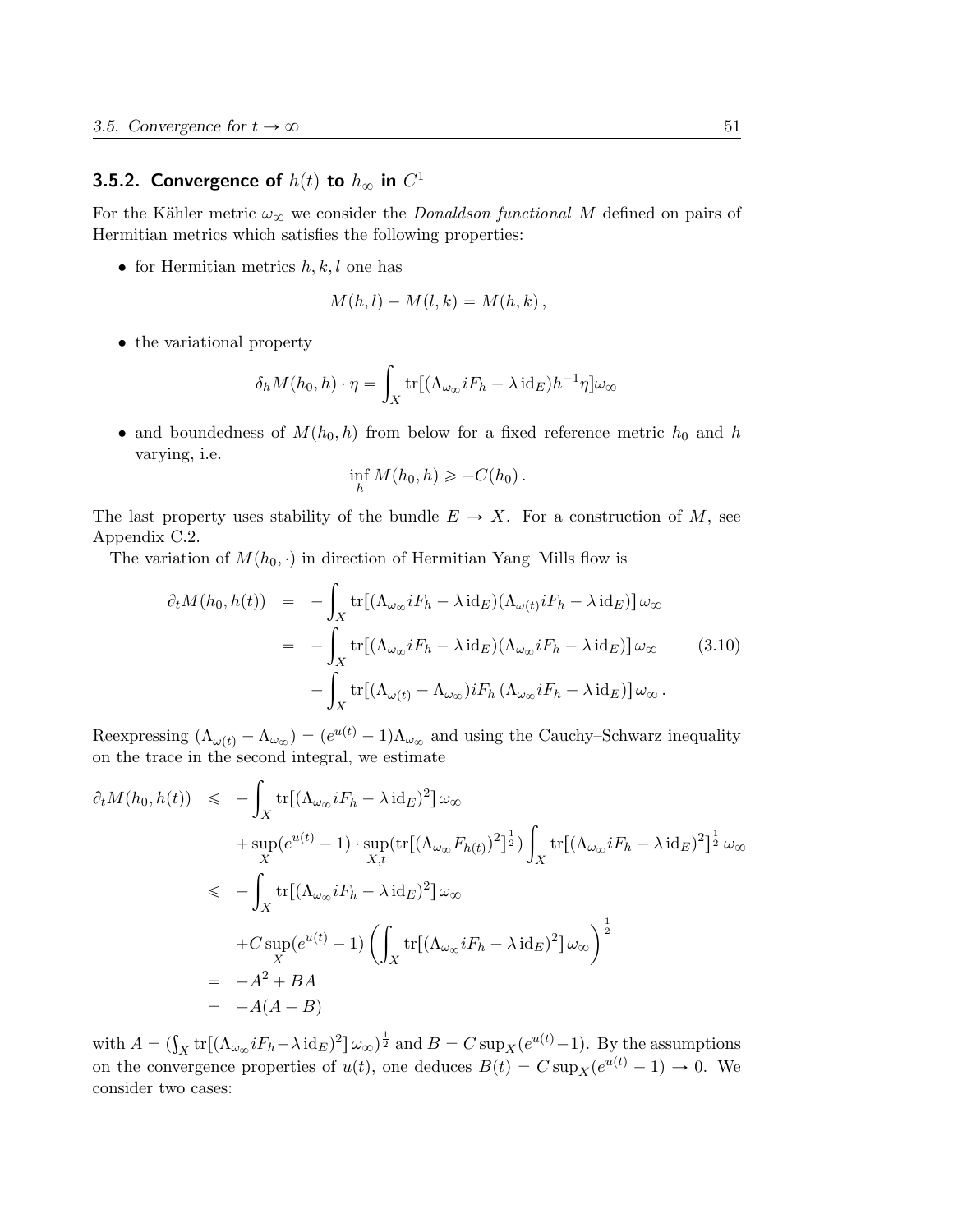### 3.5.2. Convergence of $h(t)$ to $h_\infty$ in $C^1$

For the Kähler metric $\omega_\infty$ we consider the *Donaldson functional* $M$ defined on pairs of Hermitian metrics which satisfies the following properties:

- for Hermitian metrics $h, k, l$ one has

$$M(h,l) + M(l,k) = M(h,k)\,,$$

- the variational property

$$\delta_h M(h_0,h)\cdot\eta = \int_X \operatorname{tr}\big[(\Lambda_{\omega_\infty} iF_h - \lambda\,\mathrm{id}_E)h^{-1}\eta\big]\omega_\infty$$

- and boundedness of $M(h_0,h)$ from below for a fixed reference metric $h_0$ and $h$ varying, i.e.

$$\inf_h M(h_0,h) \geqslant -C(h_0)\,.$$

The last property uses stability of the bundle $E \to X$. For a construction of $M$, see Appendix C.2.

The variation of $M(h_0,\cdot)$ in direction of Hermitian Yang–Mills flow is

$$\begin{aligned}
\partial_t M(h_0,h(t)) &= -\int_X \operatorname{tr}\big[(\Lambda_{\omega_\infty} iF_h - \lambda\,\mathrm{id}_E)(\Lambda_{\omega(t)} iF_h - \lambda\,\mathrm{id}_E)\big]\,\omega_\infty \\
&= -\int_X \operatorname{tr}\big[(\Lambda_{\omega_\infty} iF_h - \lambda\,\mathrm{id}_E)(\Lambda_{\omega_\infty} iF_h - \lambda\,\mathrm{id}_E)\big]\,\omega_\infty \qquad (3.10)\\
&\quad -\int_X \operatorname{tr}\big[(\Lambda_{\omega(t)} - \Lambda_{\omega_\infty}) iF_h\,(\Lambda_{\omega_\infty} iF_h - \lambda\,\mathrm{id}_E)\big]\,\omega_\infty\,.
\end{aligned}$$

Reexpressing $(\Lambda_{\omega(t)} - \Lambda_{\omega_\infty}) = (e^{u(t)}-1)\Lambda_{\omega_\infty}$ and using the Cauchy–Schwarz inequality on the trace in the second integral, we estimate

$$\begin{aligned}
\partial_t M(h_0,h(t)) &\leqslant -\int_X \operatorname{tr}\big[(\Lambda_{\omega_\infty} iF_h - \lambda\,\mathrm{id}_E)^2\big]\,\omega_\infty \\
&\quad + \sup_X (e^{u(t)}-1)\cdot \sup_{X,t}\big(\operatorname{tr}\big[(\Lambda_{\omega_\infty} F_{h(t)})^2\big]^{\frac{1}{2}}\big)\int_X \operatorname{tr}\big[(\Lambda_{\omega_\infty} iF_h - \lambda\,\mathrm{id}_E)^2\big]^{\frac{1}{2}}\,\omega_\infty \\
&\leqslant -\int_X \operatorname{tr}\big[(\Lambda_{\omega_\infty} iF_h - \lambda\,\mathrm{id}_E)^2\big]\,\omega_\infty \\
&\quad + C\sup_X (e^{u(t)}-1)\left(\int_X \operatorname{tr}\big[(\Lambda_{\omega_\infty} iF_h - \lambda\,\mathrm{id}_E)^2\big]\,\omega_\infty\right)^{\frac{1}{2}} \\
&= -A^2 + BA \\
&= -A(A-B)
\end{aligned}$$

with $A = \big(\int_X \operatorname{tr}\big[(\Lambda_{\omega_\infty} iF_h - \lambda\,\mathrm{id}_E)^2\big]\,\omega_\infty\big)^{\frac{1}{2}}$ and $B = C\sup_X(e^{u(t)}-1)$. By the assumptions on the convergence properties of $u(t)$, one deduces $B(t) = C\sup_X(e^{u(t)}-1) \to 0$. We consider two cases: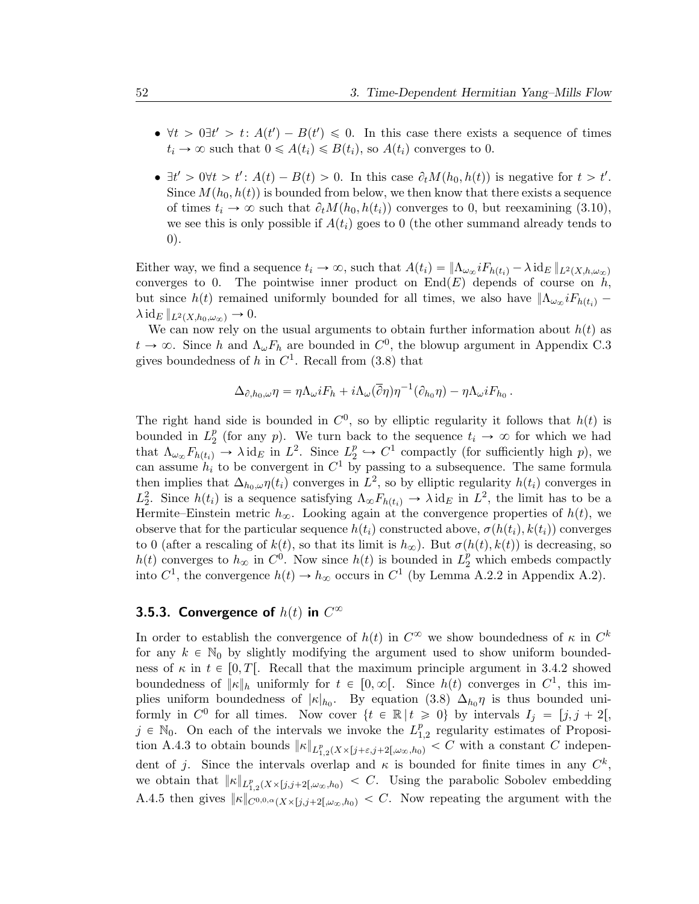- $\forall t > 0 \exists t' > t$: $A(t') - B(t') \leqslant 0$. In this case there exists a sequence of times $t_i \to \infty$ such that $0 \leqslant A(t_i) \leqslant B(t_i)$, so $A(t_i)$ converges to 0.
- $\exists t' > 0 \forall t > t'$: $A(t) - B(t) > 0$. In this case $\partial_t M(h_0, h(t))$ is negative for $t > t'$. Since $M(h_0, h(t))$ is bounded from below, we then know that there exists a sequence of times $t_i \to \infty$ such that $\partial_t M(h_0, h(t_i))$ converges to 0, but reexamining (3.10), we see this is only possible if $A(t_i)$ goes to 0 (the other summand already tends to 0).

Either way, we find a sequence $t_i \to \infty$, such that $A(t_i) = \|\Lambda_{\omega_\infty} iF_{h(t_i)} - \lambda \operatorname{id}_E\|_{L^2(X,h,\omega_\infty)}$ converges to 0. The pointwise inner product on $\operatorname{End}(E)$ depends of course on $h$, but since $h(t)$ remained uniformly bounded for all times, we also have $\|\Lambda_{\omega_\infty} iF_{h(t_i)} - \lambda \operatorname{id}_E\|_{L^2(X,h_0,\omega_\infty)} \to 0$.

We can now rely on the usual arguments to obtain further information about $h(t)$ as $t \to \infty$. Since $h$ and $\Lambda_\omega F_h$ are bounded in $C^0$, the blowup argument in Appendix C.3 gives boundedness of $h$ in $C^1$. Recall from (3.8) that

$$\Delta_{\partial,h_0,\omega}\eta = \eta\Lambda_\omega iF_h + i\Lambda_\omega(\overline{\partial}\eta)\eta^{-1}(\partial_{h_0}\eta) - \eta\Lambda_\omega iF_{h_0}\,.$$

The right hand side is bounded in $C^0$, so by elliptic regularity it follows that $h(t)$ is bounded in $L^p_2$ (for any $p$). We turn back to the sequence $t_i \to \infty$ for which we had that $\Lambda_{\omega_\infty} F_{h(t_i)} \to \lambda \operatorname{id}_E$ in $L^2$. Since $L^p_2 \hookrightarrow C^1$ compactly (for sufficiently high $p$), we can assume $h_i$ to be convergent in $C^1$ by passing to a subsequence. The same formula then implies that $\Delta_{h_0,\omega}\eta(t_i)$ converges in $L^2$, so by elliptic regularity $h(t_i)$ converges in $L^2_2$. Since $h(t_i)$ is a sequence satisfying $\Lambda_\infty F_{h(t_i)} \to \lambda \operatorname{id}_E$ in $L^2$, the limit has to be a Hermite–Einstein metric $h_\infty$. Looking again at the convergence properties of $h(t)$, we observe that for the particular sequence $h(t_i)$ constructed above, $\sigma(h(t_i), k(t_i))$ converges to 0 (after a rescaling of $k(t)$, so that its limit is $h_\infty$). But $\sigma(h(t), k(t))$ is decreasing, so $h(t)$ converges to $h_\infty$ in $C^0$. Now since $h(t)$ is bounded in $L^p_2$ which embeds compactly into $C^1$, the convergence $h(t) \to h_\infty$ occurs in $C^1$ (by Lemma A.2.2 in Appendix A.2).

### 3.5.3. Convergence of $h(t)$ in $C^\infty$

In order to establish the convergence of $h(t)$ in $C^\infty$ we show boundedness of $\kappa$ in $C^k$ for any $k \in \mathbb{N}_0$ by slightly modifying the argument used to show uniform boundedness of $\kappa$ in $t \in [0, T[$. Recall that the maximum principle argument in 3.4.2 showed boundedness of $\|\kappa\|_h$ uniformly for $t \in [0, \infty[$. Since $h(t)$ converges in $C^1$, this implies uniform boundedness of $|\kappa|_{h_0}$. By equation (3.8) $\Delta_{h_0}\eta$ is thus bounded uniformly in $C^0$ for all times. Now cover $\{t \in \mathbb{R} \,|\, t \geqslant 0\}$ by intervals $I_j = [j, j+2[$, $j \in \mathbb{N}_0$. On each of the intervals we invoke the $L^p_{1,2}$ regularity estimates of Proposition A.4.3 to obtain bounds $\|\kappa\|_{L^p_{1,2}(X\times[j+\varepsilon,j+2[,\omega_\infty,h_0)} < C$ with a constant $C$ independent of $j$. Since the intervals overlap and $\kappa$ is bounded for finite times in any $C^k$, we obtain that $\|\kappa\|_{L^p_{1,2}(X\times[j,j+2[,\omega_\infty,h_0)} < C$. Using the parabolic Sobolev embedding A.4.5 then gives $\|\kappa\|_{C^{0,0,\alpha}(X\times[j,j+2[,\omega_\infty,h_0)} < C$. Now repeating the argument with the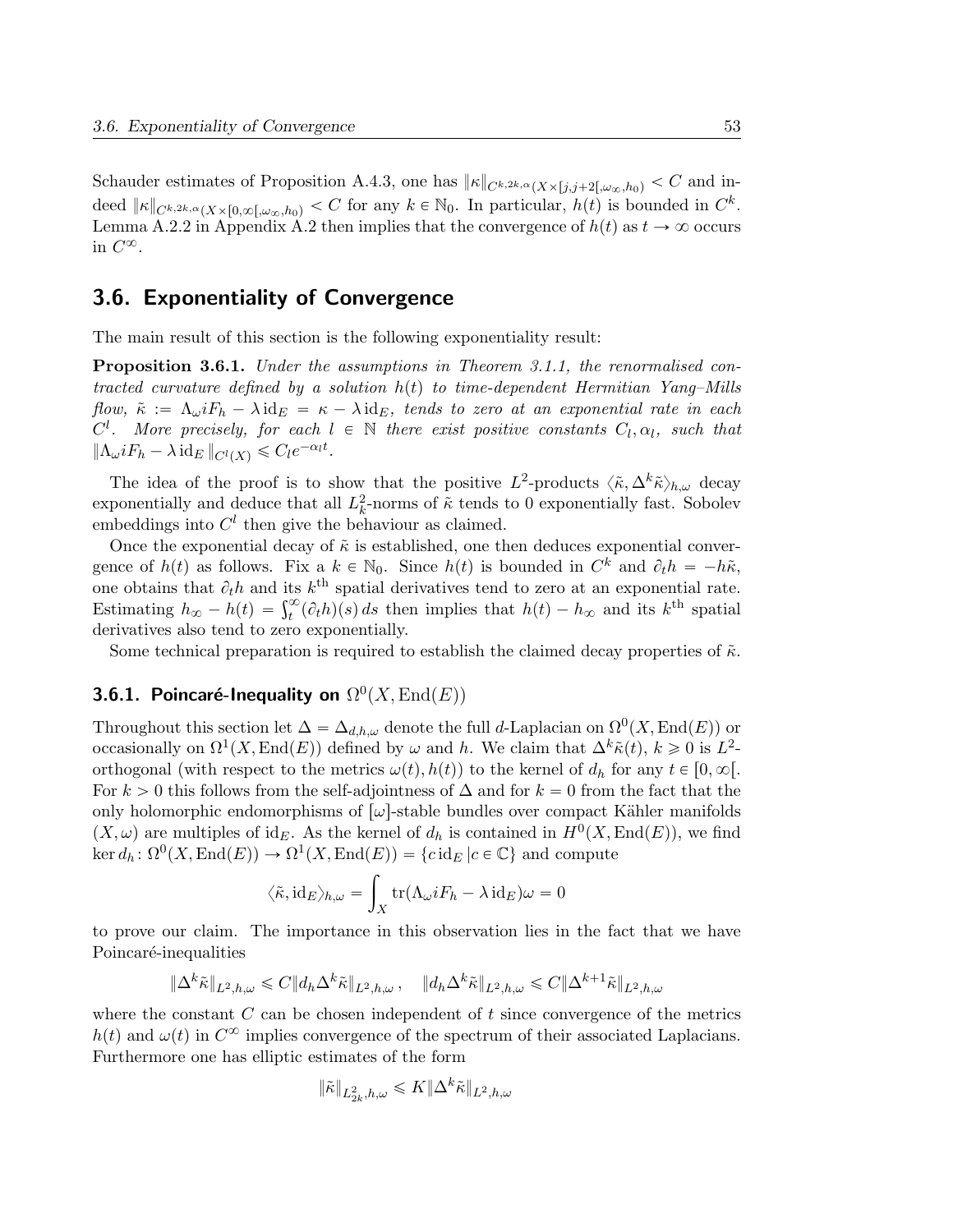Schauder estimates of Proposition A.4.3, one has $\|\kappa\|_{C^{k,2k,\alpha}(X\times[j,j+2[,\omega_\infty,h_0)} < C$ and indeed $\|\kappa\|_{C^{k,2k,\alpha}(X\times[0,\infty[,\omega_\infty,h_0)} < C$ for any $k \in \mathbb{N}_0$. In particular, $h(t)$ is bounded in $C^k$. Lemma A.2.2 in Appendix A.2 then implies that the convergence of $h(t)$ as $t \to \infty$ occurs in $C^\infty$.

## 3.6. Exponentiality of Convergence

The main result of this section is the following exponentiality result:

**Proposition 3.6.1.** *Under the assumptions in Theorem 3.1.1, the renormalised contracted curvature defined by a solution $h(t)$ to time-dependent Hermitian Yang–Mills flow, $\tilde{\kappa} := \Lambda_\omega iF_h - \lambda \operatorname{id}_E = \kappa - \lambda \operatorname{id}_E$, tends to zero at an exponential rate in each $C^l$. More precisely, for each $l \in \mathbb{N}$ there exist positive constants $C_l, \alpha_l$, such that $\|\Lambda_\omega iF_h - \lambda \operatorname{id}_E\|_{C^l(X)} \leqslant C_l e^{-\alpha_l t}$.*

The idea of the proof is to show that the positive $L^2$-products $\langle \tilde{\kappa}, \Delta^k \tilde{\kappa}\rangle_{h,\omega}$ decay exponentially and deduce that all $L^2_k$-norms of $\tilde{\kappa}$ tends to 0 exponentially fast. Sobolev embeddings into $C^l$ then give the behaviour as claimed.

Once the exponential decay of $\tilde{\kappa}$ is established, one then deduces exponential convergence of $h(t)$ as follows. Fix a $k \in \mathbb{N}_0$. Since $h(t)$ is bounded in $C^k$ and $\partial_t h = -h\tilde{\kappa}$, one obtains that $\partial_t h$ and its $k^{\text{th}}$ spatial derivatives tend to zero at an exponential rate. Estimating $h_\infty - h(t) = \int_t^\infty (\partial_t h)(s)\, ds$ then implies that $h(t) - h_\infty$ and its $k^{\text{th}}$ spatial derivatives also tend to zero exponentially.

Some technical preparation is required to establish the claimed decay properties of $\tilde{\kappa}$.

### 3.6.1. Poincaré-Inequality on $\Omega^0(X, \operatorname{End}(E))$

Throughout this section let $\Delta = \Delta_{d,h,\omega}$ denote the full $d$-Laplacian on $\Omega^0(X, \operatorname{End}(E))$ or occasionally on $\Omega^1(X, \operatorname{End}(E))$ defined by $\omega$ and $h$. We claim that $\Delta^k \tilde{\kappa}(t)$, $k \geqslant 0$ is $L^2$-orthogonal (with respect to the metrics $\omega(t), h(t)$) to the kernel of $d_h$ for any $t \in [0, \infty[$. For $k > 0$ this follows from the self-adjointness of $\Delta$ and for $k = 0$ from the fact that the only holomorphic endomorphisms of $[\omega]$-stable bundles over compact Kähler manifolds $(X, \omega)$ are multiples of $\operatorname{id}_E$. As the kernel of $d_h$ is contained in $H^0(X, \operatorname{End}(E))$, we find $\ker d_h \colon \Omega^0(X, \operatorname{End}(E)) \to \Omega^1(X, \operatorname{End}(E)) = \{c \operatorname{id}_E \,|\, c \in \mathbb{C}\}$ and compute

$$\langle \tilde{\kappa}, \operatorname{id}_E\rangle_{h,\omega} = \int_X \operatorname{tr}(\Lambda_\omega iF_h - \lambda \operatorname{id}_E)\omega = 0$$

to prove our claim. The importance in this observation lies in the fact that we have Poincaré-inequalities

$$\|\Delta^k \tilde{\kappa}\|_{L^2,h,\omega} \leqslant C\|d_h \Delta^k \tilde{\kappa}\|_{L^2,h,\omega}\,, \quad \|d_h \Delta^k \tilde{\kappa}\|_{L^2,h,\omega} \leqslant C\|\Delta^{k+1}\tilde{\kappa}\|_{L^2,h,\omega}$$

where the constant $C$ can be chosen independent of $t$ since convergence of the metrics $h(t)$ and $\omega(t)$ in $C^\infty$ implies convergence of the spectrum of their associated Laplacians. Furthermore one has elliptic estimates of the form

$$\|\tilde{\kappa}\|_{L^2_{2k},h,\omega} \leqslant K\|\Delta^k \tilde{\kappa}\|_{L^2,h,\omega}$$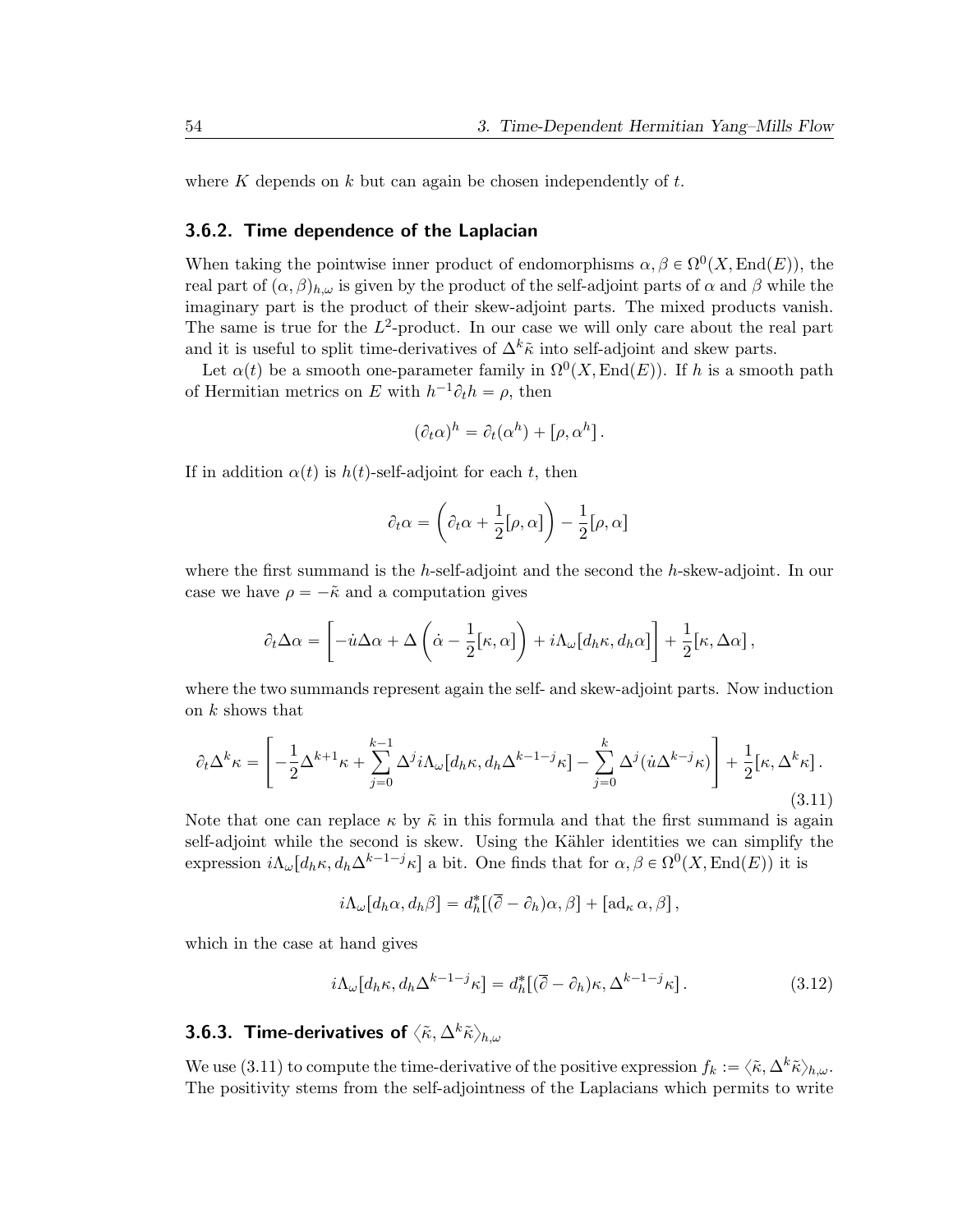where $K$ depends on $k$ but can again be chosen independently of $t$.

### 3.6.2. Time dependence of the Laplacian

When taking the pointwise inner product of endomorphisms $\alpha, \beta \in \Omega^0(X, \mathrm{End}(E))$, the real part of $(\alpha, \beta)_{h,\omega}$ is given by the product of the self-adjoint parts of $\alpha$ and $\beta$ while the imaginary part is the product of their skew-adjoint parts. The mixed products vanish. The same is true for the $L^2$-product. In our case we will only care about the real part and it is useful to split time-derivatives of $\Delta^k \tilde{\kappa}$ into self-adjoint and skew parts.

Let $\alpha(t)$ be a smooth one-parameter family in $\Omega^0(X, \mathrm{End}(E))$. If $h$ is a smooth path of Hermitian metrics on $E$ with $h^{-1}\partial_t h = \rho$, then

$$(\partial_t \alpha)^h = \partial_t(\alpha^h) + [\rho, \alpha^h] .$$

If in addition $\alpha(t)$ is $h(t)$-self-adjoint for each $t$, then

$$\partial_t \alpha = \left( \partial_t \alpha + \frac{1}{2}[\rho, \alpha] \right) - \frac{1}{2}[\rho, \alpha]$$

where the first summand is the $h$-self-adjoint and the second the $h$-skew-adjoint. In our case we have $\rho = -\tilde{\kappa}$ and a computation gives

$$\partial_t \Delta \alpha = \left[ -\dot{u} \Delta \alpha + \Delta \left( \dot{\alpha} - \frac{1}{2}[\kappa, \alpha] \right) + i\Lambda_\omega [d_h \kappa, d_h \alpha] \right] + \frac{1}{2}[\kappa, \Delta \alpha] ,$$

where the two summands represent again the self- and skew-adjoint parts. Now induction on $k$ shows that

$$\partial_t \Delta^k \kappa = \left[ -\frac{1}{2}\Delta^{k+1}\kappa + \sum_{j=0}^{k-1} \Delta^j i\Lambda_\omega [d_h \kappa, d_h \Delta^{k-1-j}\kappa] - \sum_{j=0}^{k} \Delta^j (\dot{u} \Delta^{k-j}\kappa) \right] + \frac{1}{2}[\kappa, \Delta^k \kappa] . \tag{3.11}$$

Note that one can replace $\kappa$ by $\tilde{\kappa}$ in this formula and that the first summand is again self-adjoint while the second is skew. Using the Kähler identities we can simplify the expression $i\Lambda_\omega [d_h \kappa, d_h \Delta^{k-1-j}\kappa]$ a bit. One finds that for $\alpha, \beta \in \Omega^0(X, \mathrm{End}(E))$ it is

$$i\Lambda_\omega [d_h \alpha, d_h \beta] = d_h^* [(\overline{\partial} - \partial_h)\alpha, \beta] + [\mathrm{ad}_\kappa \alpha, \beta] ,$$

which in the case at hand gives

$$i\Lambda_\omega [d_h \kappa, d_h \Delta^{k-1-j}\kappa] = d_h^* [(\overline{\partial} - \partial_h)\kappa, \Delta^{k-1-j}\kappa] . \tag{3.12}$$

### 3.6.3. Time-derivatives of $\langle \tilde{\kappa}, \Delta^k \tilde{\kappa} \rangle_{h,\omega}$

We use (3.11) to compute the time-derivative of the positive expression $f_k := \langle \tilde{\kappa}, \Delta^k \tilde{\kappa} \rangle_{h,\omega}$. The positivity stems from the self-adjointness of the Laplacians which permits to write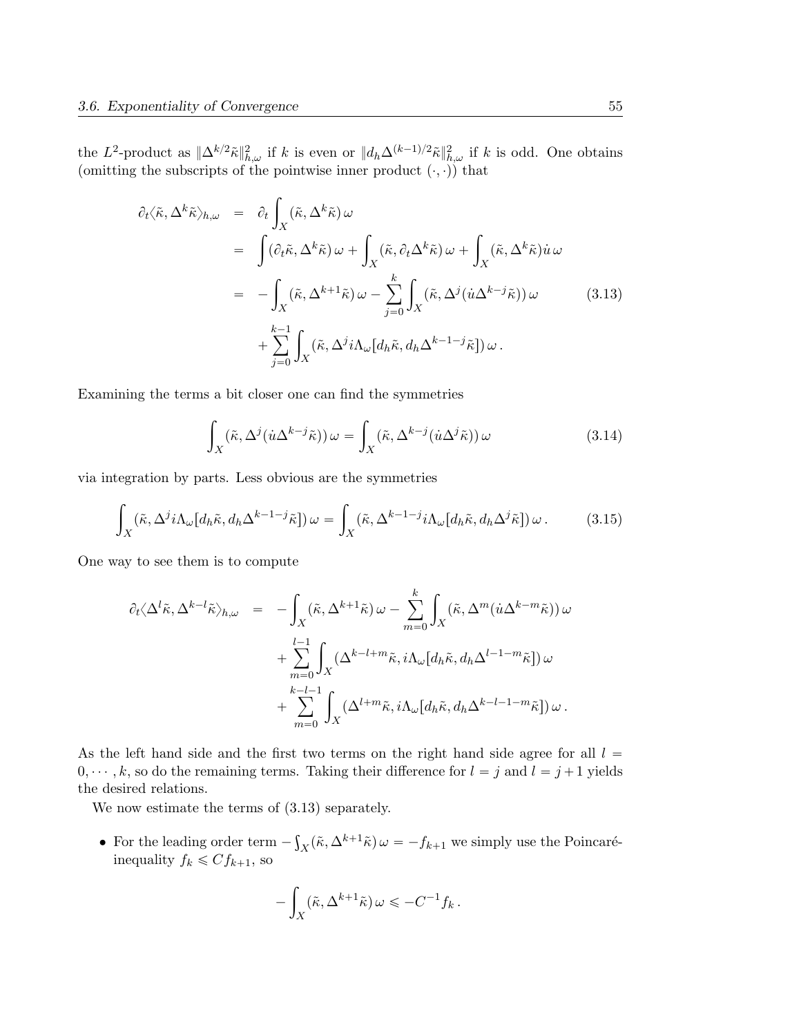the $L^2$-product as $\|\Delta^{k/2}\tilde{\kappa}\|^2_{h,\omega}$ if $k$ is even or $\|d_h\Delta^{(k-1)/2}\tilde{\kappa}\|^2_{h,\omega}$ if $k$ is odd. One obtains (omitting the subscripts of the pointwise inner product $(\cdot,\cdot)$) that

$$
\begin{aligned}
\partial_t\langle\tilde{\kappa},\Delta^k\tilde{\kappa}\rangle_{h,\omega} &= \partial_t\int_X(\tilde{\kappa},\Delta^k\tilde{\kappa})\,\omega \\
&= \int(\partial_t\tilde{\kappa},\Delta^k\tilde{\kappa})\,\omega+\int_X(\tilde{\kappa},\partial_t\Delta^k\tilde{\kappa})\,\omega+\int_X(\tilde{\kappa},\Delta^k\tilde{\kappa})\dot{u}\,\omega \\
&= -\int_X(\tilde{\kappa},\Delta^{k+1}\tilde{\kappa})\,\omega-\sum_{j=0}^{k}\int_X(\tilde{\kappa},\Delta^j(\dot{u}\Delta^{k-j}\tilde{\kappa}))\,\omega \\
&\quad+\sum_{j=0}^{k-1}\int_X(\tilde{\kappa},\Delta^j i\Lambda_\omega[d_h\tilde{\kappa},d_h\Delta^{k-1-j}\tilde{\kappa}])\,\omega\,.
\end{aligned}
\tag{3.13}
$$

Examining the terms a bit closer one can find the symmetries

$$
\int_X(\tilde{\kappa},\Delta^j(\dot{u}\Delta^{k-j}\tilde{\kappa}))\,\omega=\int_X(\tilde{\kappa},\Delta^{k-j}(\dot{u}\Delta^{j}\tilde{\kappa}))\,\omega \tag{3.14}
$$

via integration by parts. Less obvious are the symmetries

$$
\int_X(\tilde{\kappa},\Delta^j i\Lambda_\omega[d_h\tilde{\kappa},d_h\Delta^{k-1-j}\tilde{\kappa}])\,\omega=\int_X(\tilde{\kappa},\Delta^{k-1-j}i\Lambda_\omega[d_h\tilde{\kappa},d_h\Delta^{j}\tilde{\kappa}])\,\omega\,. \tag{3.15}
$$

One way to see them is to compute

$$
\begin{aligned}
\partial_t\langle\Delta^l\tilde{\kappa},\Delta^{k-l}\tilde{\kappa}\rangle_{h,\omega} &= -\int_X(\tilde{\kappa},\Delta^{k+1}\tilde{\kappa})\,\omega-\sum_{m=0}^{k}\int_X(\tilde{\kappa},\Delta^m(\dot{u}\Delta^{k-m}\tilde{\kappa}))\,\omega \\
&\quad+\sum_{m=0}^{l-1}\int_X(\Delta^{k-l+m}\tilde{\kappa},i\Lambda_\omega[d_h\tilde{\kappa},d_h\Delta^{l-1-m}\tilde{\kappa}])\,\omega \\
&\quad+\sum_{m=0}^{k-l-1}\int_X(\Delta^{l+m}\tilde{\kappa},i\Lambda_\omega[d_h\tilde{\kappa},d_h\Delta^{k-l-1-m}\tilde{\kappa}])\,\omega\,.
\end{aligned}
$$

As the left hand side and the first two terms on the right hand side agree for all $l=0,\cdots,k$, so do the remaining terms. Taking their difference for $l=j$ and $l=j+1$ yields the desired relations.

We now estimate the terms of (3.13) separately.

- For the leading order term $-\int_X(\tilde{\kappa},\Delta^{k+1}\tilde{\kappa})\,\omega=-f_{k+1}$ we simply use the Poincaré-inequality $f_k\leqslant Cf_{k+1}$, so

$$
-\int_X(\tilde{\kappa},\Delta^{k+1}\tilde{\kappa})\,\omega\leqslant -C^{-1}f_k\,.
$$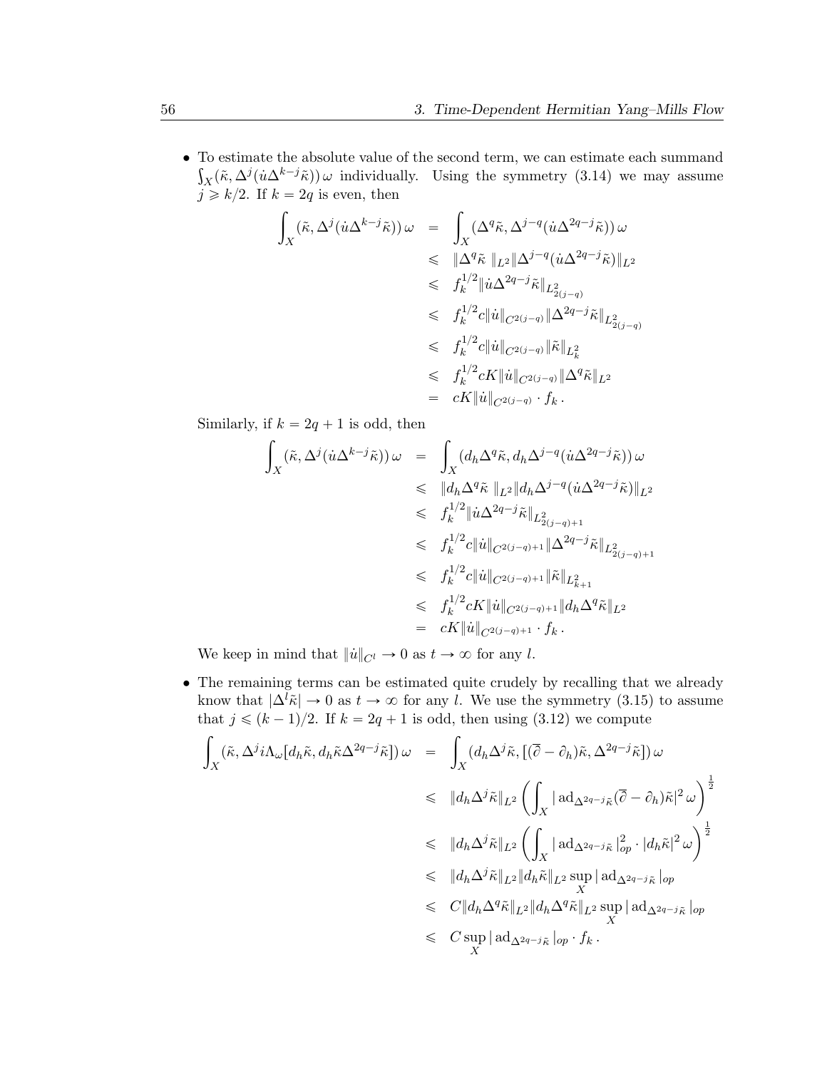- To estimate the absolute value of the second term, we can estimate each summand $\int_X (\tilde\kappa, \Delta^j(\dot u \Delta^{k-j}\tilde\kappa))\,\omega$ individually. Using the symmetry (3.14) we may assume $j \geqslant k/2$. If $k = 2q$ is even, then

$$\begin{aligned}
\int_X (\tilde\kappa, \Delta^j(\dot u \Delta^{k-j}\tilde\kappa))\,\omega &= \int_X (\Delta^q\tilde\kappa, \Delta^{j-q}(\dot u \Delta^{2q-j}\tilde\kappa))\,\omega \\
&\leqslant \|\Delta^q \tilde\kappa\,\|_{L^2} \|\Delta^{j-q}(\dot u \Delta^{2q-j}\tilde\kappa)\|_{L^2} \\
&\leqslant f_k^{1/2} \|\dot u \Delta^{2q-j}\tilde\kappa\|_{L^2_{2(j-q)}} \\
&\leqslant f_k^{1/2} c \|\dot u\|_{C^{2(j-q)}} \|\Delta^{2q-j}\tilde\kappa\|_{L^2_{2(j-q)}} \\
&\leqslant f_k^{1/2} c \|\dot u\|_{C^{2(j-q)}} \|\tilde\kappa\|_{L^2_k} \\
&\leqslant f_k^{1/2} cK \|\dot u\|_{C^{2(j-q)}} \|\Delta^q\tilde\kappa\|_{L^2} \\
&= cK\|\dot u\|_{C^{2(j-q)}} \cdot f_k\,.
\end{aligned}$$

  Similarly, if $k = 2q+1$ is odd, then

$$\begin{aligned}
\int_X (\tilde\kappa, \Delta^j(\dot u \Delta^{k-j}\tilde\kappa))\,\omega &= \int_X (d_h\Delta^q\tilde\kappa, d_h\Delta^{j-q}(\dot u \Delta^{2q-j}\tilde\kappa))\,\omega \\
&\leqslant \|d_h\Delta^q \tilde\kappa\,\|_{L^2} \|d_h\Delta^{j-q}(\dot u \Delta^{2q-j}\tilde\kappa)\|_{L^2} \\
&\leqslant f_k^{1/2} \|\dot u \Delta^{2q-j}\tilde\kappa\|_{L^2_{2(j-q)+1}} \\
&\leqslant f_k^{1/2} c \|\dot u\|_{C^{2(j-q)+1}} \|\Delta^{2q-j}\tilde\kappa\|_{L^2_{2(j-q)+1}} \\
&\leqslant f_k^{1/2} c \|\dot u\|_{C^{2(j-q)+1}} \|\tilde\kappa\|_{L^2_{k+1}} \\
&\leqslant f_k^{1/2} cK \|\dot u\|_{C^{2(j-q)+1}} \|d_h\Delta^q\tilde\kappa\|_{L^2} \\
&= cK\|\dot u\|_{C^{2(j-q)+1}} \cdot f_k\,.
\end{aligned}$$

  We keep in mind that $\|\dot u\|_{C^l} \to 0$ as $t \to \infty$ for any $l$.

- The remaining terms can be estimated quite crudely by recalling that we already know that $|\Delta^l\tilde\kappa| \to 0$ as $t \to \infty$ for any $l$. We use the symmetry (3.15) to assume that $j \leqslant (k-1)/2$. If $k = 2q+1$ is odd, then using (3.12) we compute

$$\begin{aligned}
\int_X (\tilde\kappa, \Delta^j i\Lambda_\omega[d_h\tilde\kappa, d_h\tilde\kappa\Delta^{2q-j}\tilde\kappa])\,\omega &= \int_X (d_h\Delta^j\tilde\kappa, [(\overline\partial - \partial_h)\tilde\kappa, \Delta^{2q-j}\tilde\kappa])\,\omega \\
&\leqslant \|d_h\Delta^j\tilde\kappa\|_{L^2} \left(\int_X |\operatorname{ad}_{\Delta^{2q-j}\tilde\kappa}(\overline\partial - \partial_h)\tilde\kappa|^2\,\omega\right)^{\frac12} \\
&\leqslant \|d_h\Delta^j\tilde\kappa\|_{L^2} \left(\int_X |\operatorname{ad}_{\Delta^{2q-j}\tilde\kappa}|_{op}^2 \cdot |d_h\tilde\kappa|^2\,\omega\right)^{\frac12} \\
&\leqslant \|d_h\Delta^j\tilde\kappa\|_{L^2}\|d_h\tilde\kappa\|_{L^2} \sup_X |\operatorname{ad}_{\Delta^{2q-j}\tilde\kappa}|_{op} \\
&\leqslant C\|d_h\Delta^q\tilde\kappa\|_{L^2}\|d_h\Delta^q\tilde\kappa\|_{L^2} \sup_X |\operatorname{ad}_{\Delta^{2q-j}\tilde\kappa}|_{op} \\
&\leqslant C \sup_X |\operatorname{ad}_{\Delta^{2q-j}\tilde\kappa}|_{op} \cdot f_k\,.
\end{aligned}$$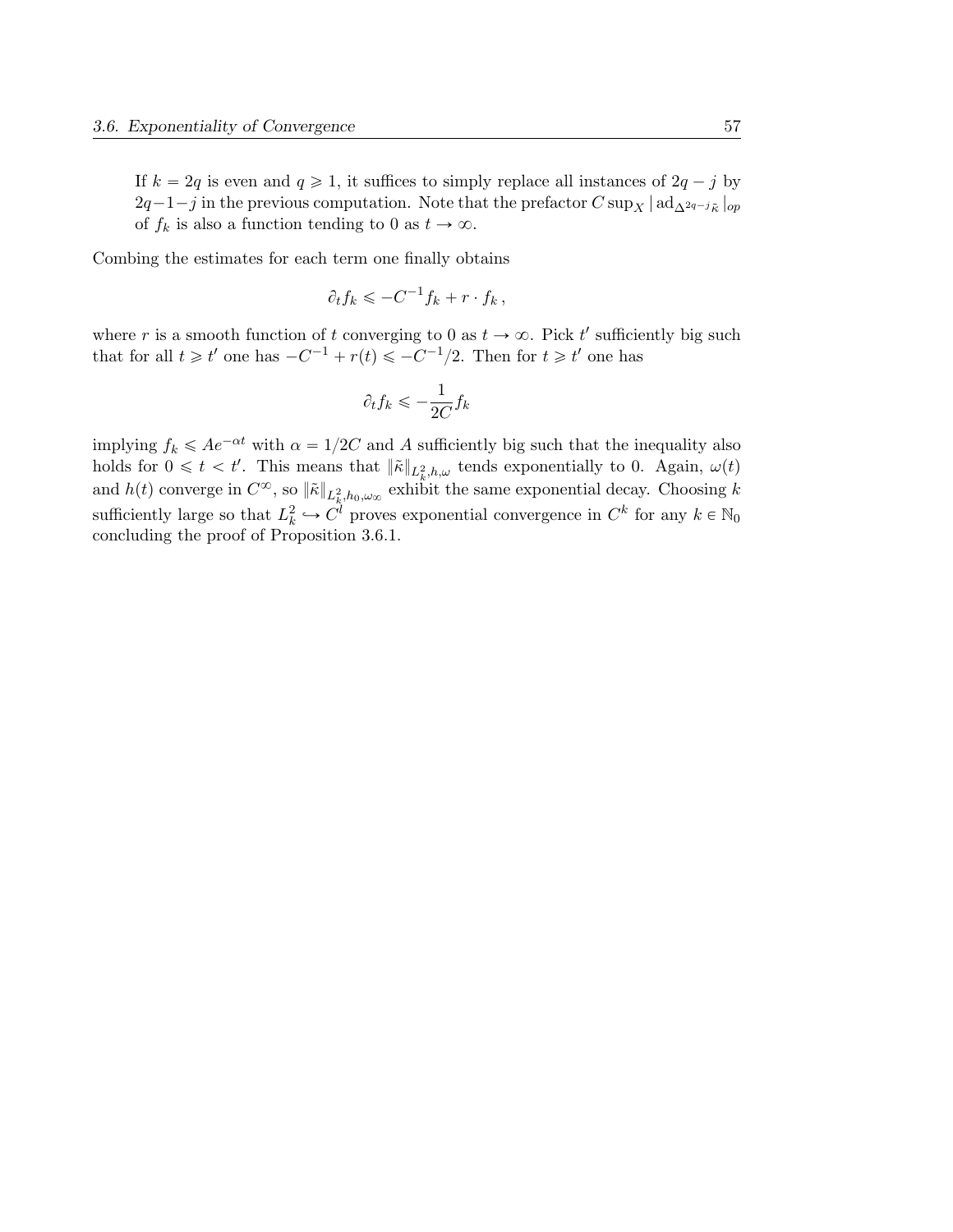If $k = 2q$ is even and $q \geqslant 1$, it suffices to simply replace all instances of $2q - j$ by $2q-1-j$ in the previous computation. Note that the prefactor $C \sup_X |\operatorname{ad}_{\Delta^{2q-j}\tilde{\kappa}}|_{op}$ of $f_k$ is also a function tending to 0 as $t \to \infty$.

Combing the estimates for each term one finally obtains

$$\partial_t f_k \leqslant -C^{-1} f_k + r \cdot f_k \,,$$

where $r$ is a smooth function of $t$ converging to 0 as $t \to \infty$. Pick $t'$ sufficiently big such that for all $t \geqslant t'$ one has $-C^{-1} + r(t) \leqslant -C^{-1}/2$. Then for $t \geqslant t'$ one has

$$\partial_t f_k \leqslant -\frac{1}{2C} f_k$$

implying $f_k \leqslant Ae^{-\alpha t}$ with $\alpha = 1/2C$ and $A$ sufficiently big such that the inequality also holds for $0 \leqslant t < t'$. This means that $\|\tilde{\kappa}\|_{L^2_k,h,\omega}$ tends exponentially to 0. Again, $\omega(t)$ and $h(t)$ converge in $C^\infty$, so $\|\tilde{\kappa}\|_{L^2_k,h_0,\omega_\infty}$ exhibit the same exponential decay. Choosing $k$ sufficiently large so that $L^2_k \hookrightarrow C^l$ proves exponential convergence in $C^k$ for any $k \in \mathbb{N}_0$ concluding the proof of Proposition 3.6.1.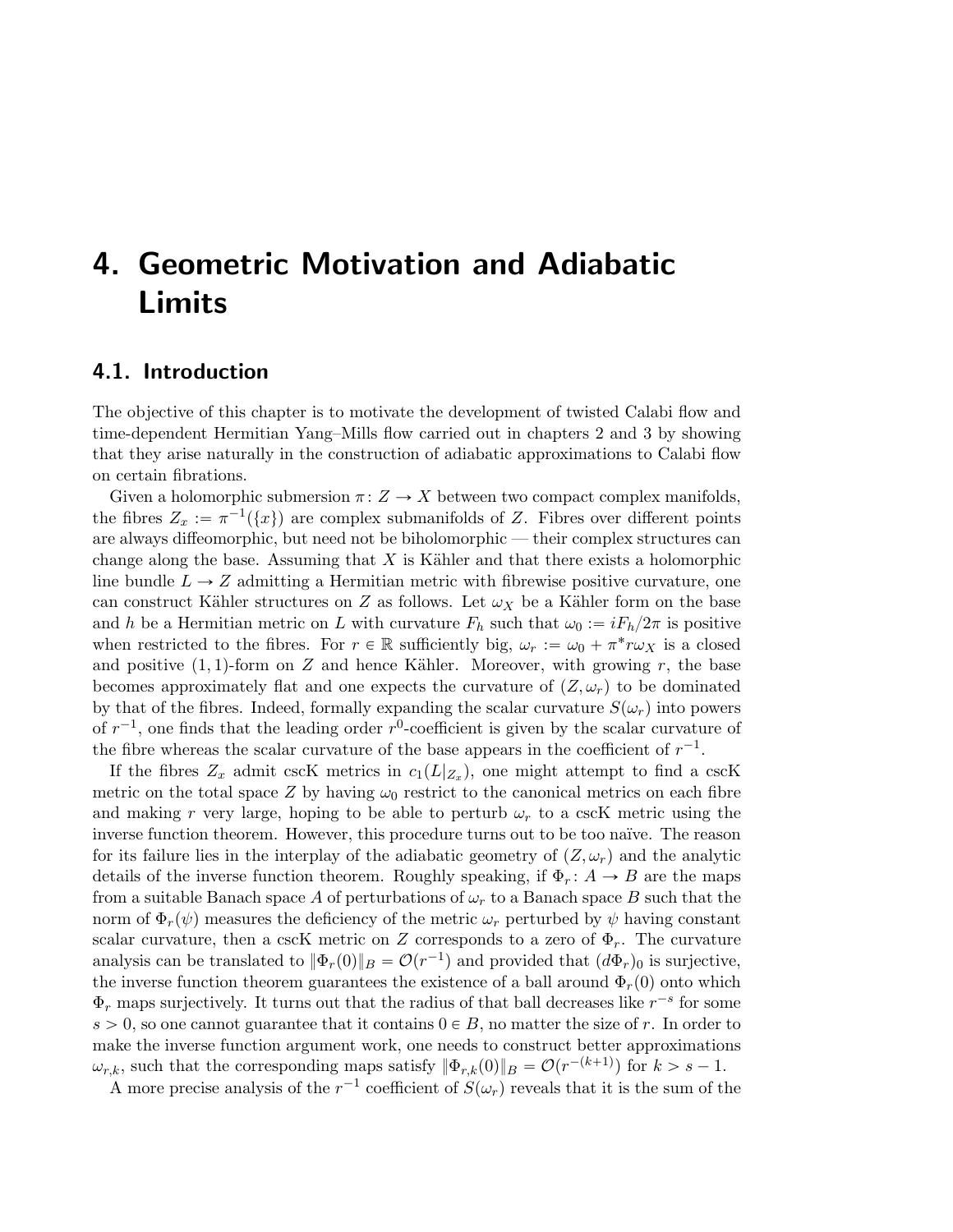# 4. Geometric Motivation and Adiabatic Limits

## 4.1. Introduction

The objective of this chapter is to motivate the development of twisted Calabi flow and time-dependent Hermitian Yang–Mills flow carried out in chapters 2 and 3 by showing that they arise naturally in the construction of adiabatic approximations to Calabi flow on certain fibrations.

Given a holomorphic submersion $\pi\colon Z \to X$ between two compact complex manifolds, the fibres $Z_x := \pi^{-1}(\{x\})$ are complex submanifolds of $Z$. Fibres over different points are always diffeomorphic, but need not be biholomorphic — their complex structures can change along the base. Assuming that $X$ is Kähler and that there exists a holomorphic line bundle $L \to Z$ admitting a Hermitian metric with fibrewise positive curvature, one can construct Kähler structures on $Z$ as follows. Let $\omega_X$ be a Kähler form on the base and $h$ be a Hermitian metric on $L$ with curvature $F_h$ such that $\omega_0 := iF_h/2\pi$ is positive when restricted to the fibres. For $r \in \mathbb{R}$ sufficiently big, $\omega_r := \omega_0 + \pi^* r\omega_X$ is a closed and positive $(1,1)$-form on $Z$ and hence Kähler. Moreover, with growing $r$, the base becomes approximately flat and one expects the curvature of $(Z, \omega_r)$ to be dominated by that of the fibres. Indeed, formally expanding the scalar curvature $S(\omega_r)$ into powers of $r^{-1}$, one finds that the leading order $r^0$-coefficient is given by the scalar curvature of the fibre whereas the scalar curvature of the base appears in the coefficient of $r^{-1}$.

If the fibres $Z_x$ admit cscK metrics in $c_1(L|_{Z_x})$, one might attempt to find a cscK metric on the total space $Z$ by having $\omega_0$ restrict to the canonical metrics on each fibre and making $r$ very large, hoping to be able to perturb $\omega_r$ to a cscK metric using the inverse function theorem. However, this procedure turns out to be too naïve. The reason for its failure lies in the interplay of the adiabatic geometry of $(Z, \omega_r)$ and the analytic details of the inverse function theorem. Roughly speaking, if $\Phi_r\colon A \to B$ are the maps from a suitable Banach space $A$ of perturbations of $\omega_r$ to a Banach space $B$ such that the norm of $\Phi_r(\psi)$ measures the deficiency of the metric $\omega_r$ perturbed by $\psi$ having constant scalar curvature, then a cscK metric on $Z$ corresponds to a zero of $\Phi_r$. The curvature analysis can be translated to $\|\Phi_r(0)\|_B = \mathcal{O}(r^{-1})$ and provided that $(d\Phi_r)_0$ is surjective, the inverse function theorem guarantees the existence of a ball around $\Phi_r(0)$ onto which $\Phi_r$ maps surjectively. It turns out that the radius of that ball decreases like $r^{-s}$ for some $s > 0$, so one cannot guarantee that it contains $0 \in B$, no matter the size of $r$. In order to make the inverse function argument work, one needs to construct better approximations $\omega_{r,k}$, such that the corresponding maps satisfy $\|\Phi_{r,k}(0)\|_B = \mathcal{O}(r^{-(k+1)})$ for $k > s - 1$.

A more precise analysis of the $r^{-1}$ coefficient of $S(\omega_r)$ reveals that it is the sum of the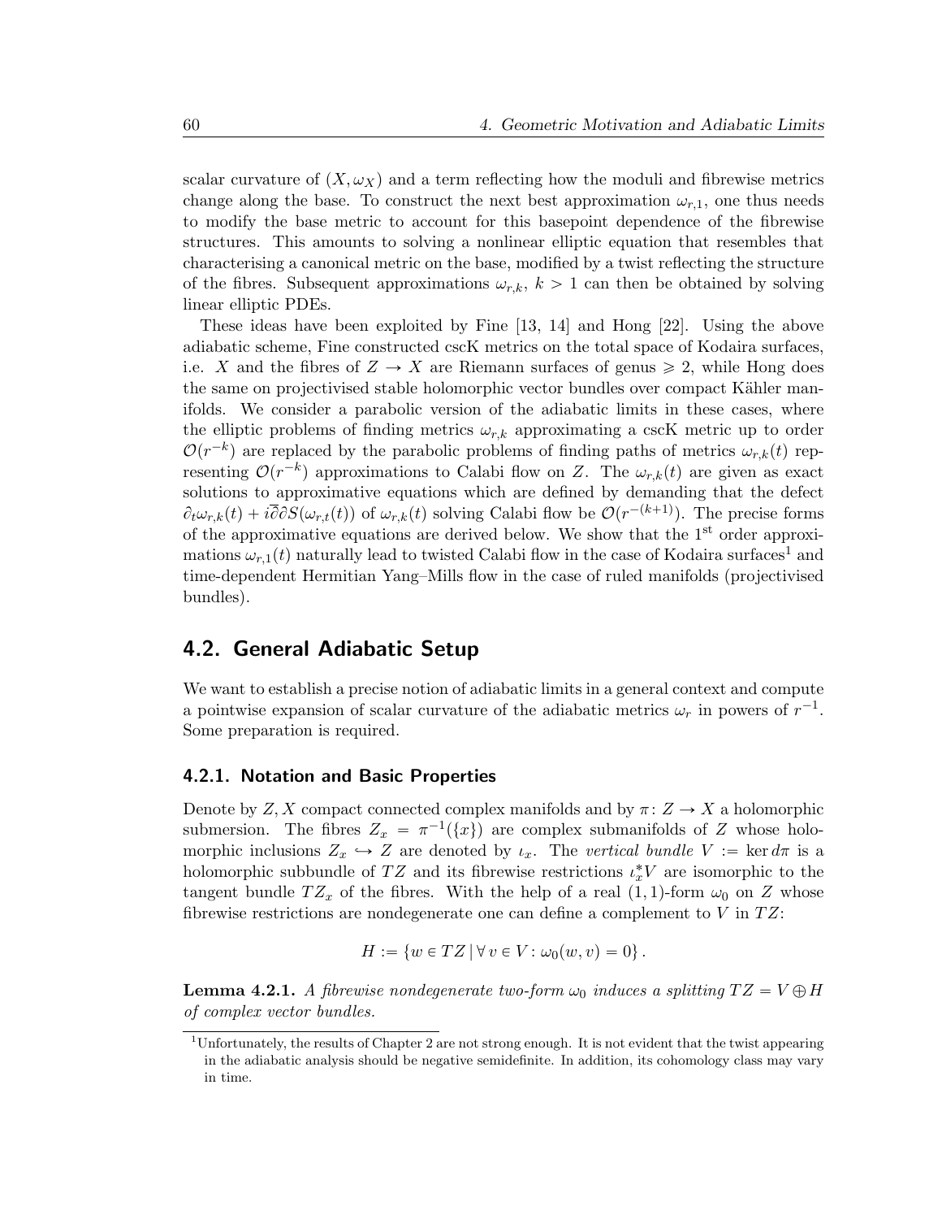scalar curvature of $(X, \omega_X)$ and a term reflecting how the moduli and fibrewise metrics change along the base. To construct the next best approximation $\omega_{r,1}$, one thus needs to modify the base metric to account for this basepoint dependence of the fibrewise structures. This amounts to solving a nonlinear elliptic equation that resembles that characterising a canonical metric on the base, modified by a twist reflecting the structure of the fibres. Subsequent approximations $\omega_{r,k}$, $k > 1$ can then be obtained by solving linear elliptic PDEs.

These ideas have been exploited by Fine [13, 14] and Hong [22]. Using the above adiabatic scheme, Fine constructed cscK metrics on the total space of Kodaira surfaces, i.e. $X$ and the fibres of $Z \to X$ are Riemann surfaces of genus $\geqslant 2$, while Hong does the same on projectivised stable holomorphic vector bundles over compact Kähler manifolds. We consider a parabolic version of the adiabatic limits in these cases, where the elliptic problems of finding metrics $\omega_{r,k}$ approximating a cscK metric up to order $\mathcal{O}(r^{-k})$ are replaced by the parabolic problems of finding paths of metrics $\omega_{r,k}(t)$ representing $\mathcal{O}(r^{-k})$ approximations to Calabi flow on $Z$. The $\omega_{r,k}(t)$ are given as exact solutions to approximative equations which are defined by demanding that the defect $\partial_t \omega_{r,k}(t) + i\bar{\partial}\partial S(\omega_{r,t}(t))$ of $\omega_{r,k}(t)$ solving Calabi flow be $\mathcal{O}(r^{-(k+1)})$. The precise forms of the approximative equations are derived below. We show that the 1st order approximations $\omega_{r,1}(t)$ naturally lead to twisted Calabi flow in the case of Kodaira surfaces[1] and time-dependent Hermitian Yang–Mills flow in the case of ruled manifolds (projectivised bundles).

## 4.2. General Adiabatic Setup

We want to establish a precise notion of adiabatic limits in a general context and compute a pointwise expansion of scalar curvature of the adiabatic metrics $\omega_r$ in powers of $r^{-1}$. Some preparation is required.

### 4.2.1. Notation and Basic Properties

Denote by $Z, X$ compact connected complex manifolds and by $\pi\colon Z \to X$ a holomorphic submersion. The fibres $Z_x = \pi^{-1}(\{x\})$ are complex submanifolds of $Z$ whose holomorphic inclusions $Z_x \hookrightarrow Z$ are denoted by $\iota_x$. The *vertical bundle* $V := \ker d\pi$ is a holomorphic subbundle of $TZ$ and its fibrewise restrictions $\iota_x^* V$ are isomorphic to the tangent bundle $TZ_x$ of the fibres. With the help of a real $(1,1)$-form $\omega_0$ on $Z$ whose fibrewise restrictions are nondegenerate one can define a complement to $V$ in $TZ$:

$$H := \{ w \in TZ \,|\, \forall\, v \in V : \omega_0(w, v) = 0 \} \,.$$

**Lemma 4.2.1.** *A fibrewise nondegenerate two-form $\omega_0$ induces a splitting $TZ = V \oplus H$ of complex vector bundles.*

[1] Unfortunately, the results of Chapter 2 are not strong enough. It is not evident that the twist appearing in the adiabatic analysis should be negative semidefinite. In addition, its cohomology class may vary in time.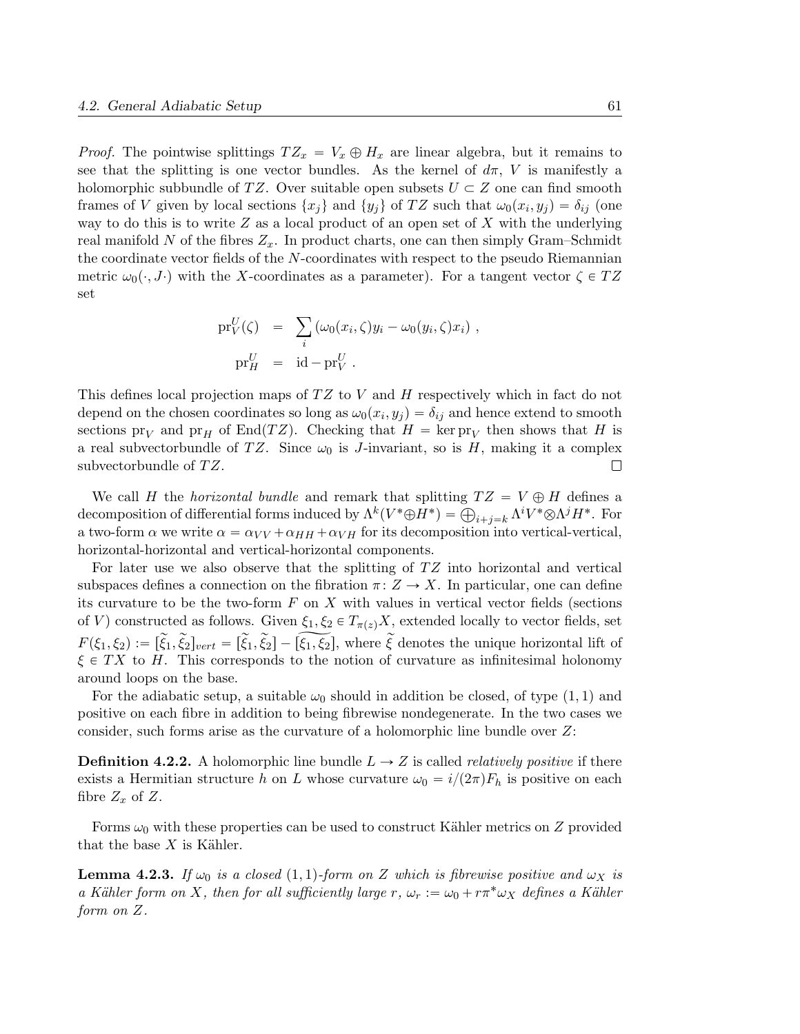*Proof.* The pointwise splittings $TZ_x = V_x \oplus H_x$ are linear algebra, but it remains to see that the splitting is one vector bundles. As the kernel of $d\pi$, $V$ is manifestly a holomorphic subbundle of $TZ$. Over suitable open subsets $U \subset Z$ one can find smooth frames of $V$ given by local sections $\{x_j\}$ and $\{y_j\}$ of $TZ$ such that $\omega_0(x_i, y_j) = \delta_{ij}$ (one way to do this is to write $Z$ as a local product of an open set of $X$ with the underlying real manifold $N$ of the fibres $Z_x$. In product charts, one can then simply Gram–Schmidt the coordinate vector fields of the $N$-coordinates with respect to the pseudo Riemannian metric $\omega_0(\cdot, J\cdot)$ with the $X$-coordinates as a parameter). For a tangent vector $\zeta \in TZ$ set

$$
\begin{aligned}
\mathrm{pr}_V^U(\zeta) &= \sum_i \left(\omega_0(x_i, \zeta) y_i - \omega_0(y_i, \zeta) x_i\right) , \\
\mathrm{pr}_H^U &= \mathrm{id} - \mathrm{pr}_V^U .
\end{aligned}
$$

This defines local projection maps of $TZ$ to $V$ and $H$ respectively which in fact do not depend on the chosen coordinates so long as $\omega_0(x_i, y_j) = \delta_{ij}$ and hence extend to smooth sections $\mathrm{pr}_V$ and $\mathrm{pr}_H$ of $\mathrm{End}(TZ)$. Checking that $H = \ker \mathrm{pr}_V$ then shows that $H$ is a real subvectorbundle of $TZ$. Since $\omega_0$ is $J$-invariant, so is $H$, making it a complex subvectorbundle of $TZ$. $\square$

We call $H$ the *horizontal bundle* and remark that splitting $TZ = V \oplus H$ defines a decomposition of differential forms induced by $\Lambda^k(V^* \oplus H^*) = \bigoplus_{i+j=k} \Lambda^i V^* \otimes \Lambda^j H^*$. For a two-form $\alpha$ we write $\alpha = \alpha_{VV} + \alpha_{HH} + \alpha_{VH}$ for its decomposition into vertical-vertical, horizontal-horizontal and vertical-horizontal components.

For later use we also observe that the splitting of $TZ$ into horizontal and vertical subspaces defines a connection on the fibration $\pi \colon Z \to X$. In particular, one can define its curvature to be the two-form $F$ on $X$ with values in vertical vector fields (sections of $V$) constructed as follows. Given $\xi_1, \xi_2 \in T_{\pi(z)}X$, extended locally to vector fields, set $F(\xi_1, \xi_2) := [\widetilde{\xi}_1, \widetilde{\xi}_2]_{vert} = [\widetilde{\xi}_1, \widetilde{\xi}_2] - \widetilde{[\xi_1, \xi_2]}$, where $\widetilde{\xi}$ denotes the unique horizontal lift of $\xi \in TX$ to $H$. This corresponds to the notion of curvature as infinitesimal holonomy around loops on the base.

For the adiabatic setup, a suitable $\omega_0$ should in addition be closed, of type $(1,1)$ and positive on each fibre in addition to being fibrewise nondegenerate. In the two cases we consider, such forms arise as the curvature of a holomorphic line bundle over $Z$:

**Definition 4.2.2.** A holomorphic line bundle $L \to Z$ is called *relatively positive* if there exists a Hermitian structure $h$ on $L$ whose curvature $\omega_0 = i/(2\pi) F_h$ is positive on each fibre $Z_x$ of $Z$.

Forms $\omega_0$ with these properties can be used to construct Kähler metrics on $Z$ provided that the base $X$ is Kähler.

**Lemma 4.2.3.** *If $\omega_0$ is a closed $(1,1)$-form on $Z$ which is fibrewise positive and $\omega_X$ is a Kähler form on $X$, then for all sufficiently large $r$, $\omega_r := \omega_0 + r\pi^*\omega_X$ defines a Kähler form on $Z$.*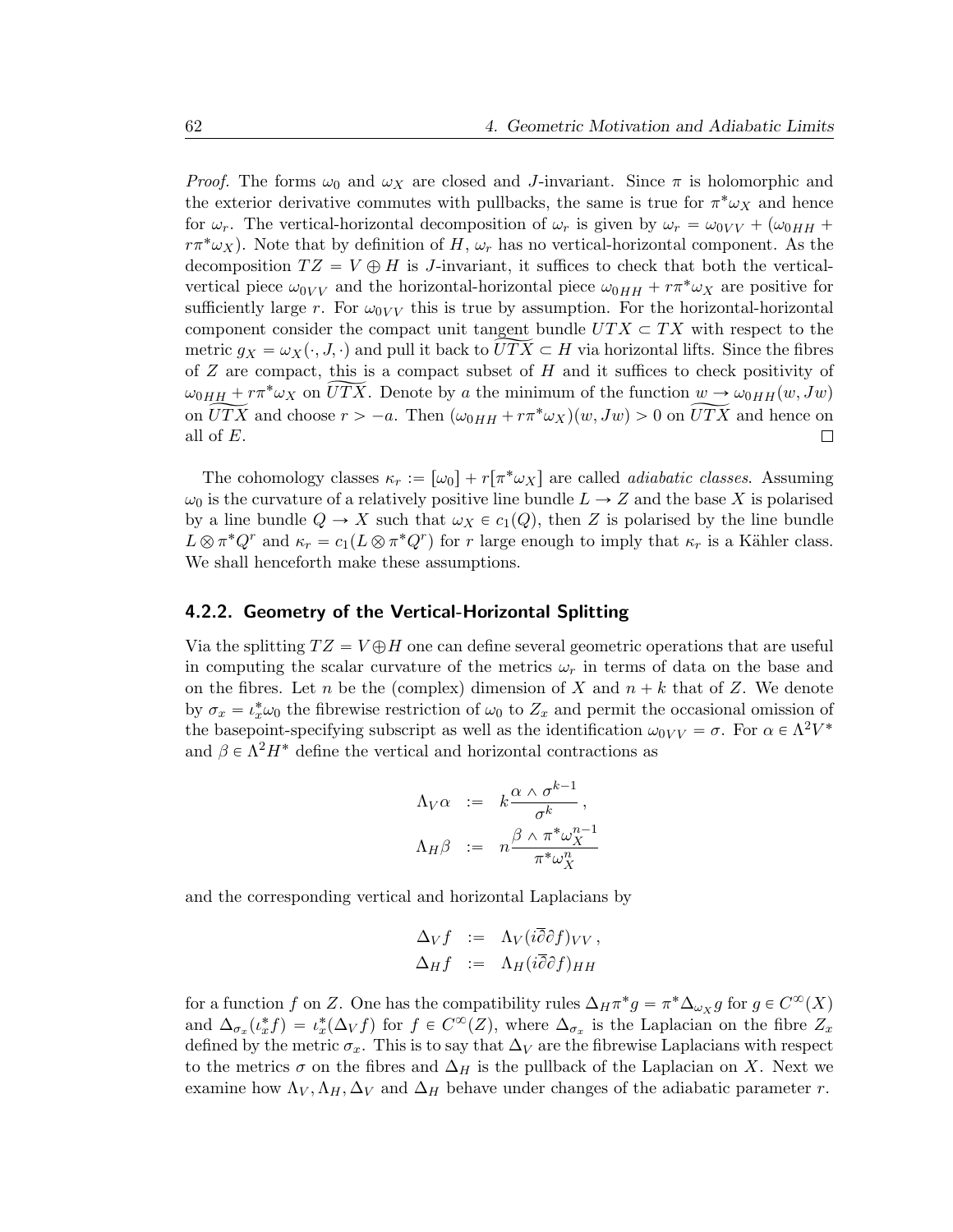*Proof.* The forms $\omega_0$ and $\omega_X$ are closed and $J$-invariant. Since $\pi$ is holomorphic and the exterior derivative commutes with pullbacks, the same is true for $\pi^*\omega_X$ and hence for $\omega_r$. The vertical-horizontal decomposition of $\omega_r$ is given by $\omega_r = \omega_{0VV} + (\omega_{0HH} + r\pi^*\omega_X)$. Note that by definition of $H$, $\omega_r$ has no vertical-horizontal component. As the decomposition $TZ = V \oplus H$ is $J$-invariant, it suffices to check that both the vertical-vertical piece $\omega_{0VV}$ and the horizontal-horizontal piece $\omega_{0HH} + r\pi^*\omega_X$ are positive for sufficiently large $r$. For $\omega_{0VV}$ this is true by assumption. For the horizontal-horizontal component consider the compact unit tangent bundle $UTX \subset TX$ with respect to the metric $g_X = \omega_X(\cdot, J, \cdot)$ and pull it back to $\widetilde{UTX} \subset H$ via horizontal lifts. Since the fibres of $Z$ are compact, this is a compact subset of $H$ and it suffices to check positivity of $\omega_{0HH} + r\pi^*\omega_X$ on $\widetilde{UTX}$. Denote by $a$ the minimum of the function $w \to \omega_{0HH}(w, Jw)$ on $\widetilde{UTX}$ and choose $r > -a$. Then $(\omega_{0HH} + r\pi^*\omega_X)(w, Jw) > 0$ on $\widetilde{UTX}$ and hence on all of $E$. $\square$

The cohomology classes $\kappa_r := [\omega_0] + r[\pi^*\omega_X]$ are called *adiabatic classes*. Assuming $\omega_0$ is the curvature of a relatively positive line bundle $L \to Z$ and the base $X$ is polarised by a line bundle $Q \to X$ such that $\omega_X \in c_1(Q)$, then $Z$ is polarised by the line bundle $L \otimes \pi^*Q^r$ and $\kappa_r = c_1(L \otimes \pi^*Q^r)$ for $r$ large enough to imply that $\kappa_r$ is a Kähler class. We shall henceforth make these assumptions.

### 4.2.2. Geometry of the Vertical-Horizontal Splitting

Via the splitting $TZ = V \oplus H$ one can define several geometric operations that are useful in computing the scalar curvature of the metrics $\omega_r$ in terms of data on the base and on the fibres. Let $n$ be the (complex) dimension of $X$ and $n + k$ that of $Z$. We denote by $\sigma_x = \iota_x^*\omega_0$ the fibrewise restriction of $\omega_0$ to $Z_x$ and permit the occasional omission of the basepoint-specifying subscript as well as the identification $\omega_{0VV} = \sigma$. For $\alpha \in \Lambda^2 V^*$ and $\beta \in \Lambda^2 H^*$ define the vertical and horizontal contractions as

$$
\begin{aligned}
\Lambda_V \alpha &:= k\frac{\alpha \wedge \sigma^{k-1}}{\sigma^k}\,, \\
\Lambda_H \beta &:= n\frac{\beta \wedge \pi^*\omega_X^{n-1}}{\pi^*\omega_X^n}
\end{aligned}
$$

and the corresponding vertical and horizontal Laplacians by

$$
\begin{aligned}
\Delta_V f &:= \Lambda_V(i\bar{\partial}\partial f)_{VV}\,, \\
\Delta_H f &:= \Lambda_H(i\bar{\partial}\partial f)_{HH}
\end{aligned}
$$

for a function $f$ on $Z$. One has the compatibility rules $\Delta_H \pi^* g = \pi^*\Delta_{\omega_X} g$ for $g \in C^\infty(X)$ and $\Delta_{\sigma_x}(\iota_x^* f) = \iota_x^*(\Delta_V f)$ for $f \in C^\infty(Z)$, where $\Delta_{\sigma_x}$ is the Laplacian on the fibre $Z_x$ defined by the metric $\sigma_x$. This is to say that $\Delta_V$ are the fibrewise Laplacians with respect to the metrics $\sigma$ on the fibres and $\Delta_H$ is the pullback of the Laplacian on $X$. Next we examine how $\Lambda_V, \Lambda_H, \Delta_V$ and $\Delta_H$ behave under changes of the adiabatic parameter $r$.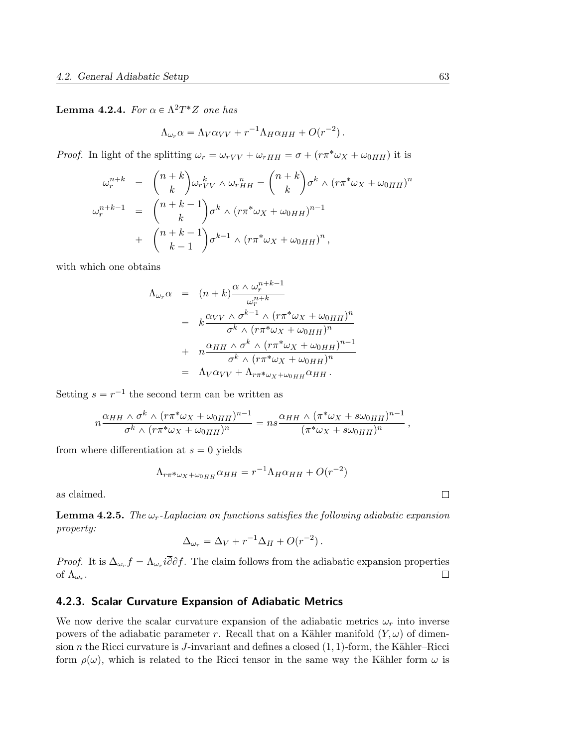**Lemma 4.2.4.** *For $\alpha \in \Lambda^2 T^*Z$ one has*

$$\Lambda_{\omega_r}\alpha = \Lambda_V \alpha_{VV} + r^{-1}\Lambda_H \alpha_{HH} + O(r^{-2})\,.$$

*Proof.* In light of the splitting $\omega_r = \omega_{rVV} + \omega_{rHH} = \sigma + (r\pi^*\omega_X + \omega_{0HH})$ it is

$$\begin{aligned}
\omega_r^{n+k} &= \binom{n+k}{k}\omega_{rVV}^{\,k} \wedge \omega_{rHH}^{\,n} = \binom{n+k}{k}\sigma^k \wedge (r\pi^*\omega_X + \omega_{0HH})^n \\
\omega_r^{n+k-1} &= \binom{n+k-1}{k}\sigma^k \wedge (r\pi^*\omega_X + \omega_{0HH})^{n-1} \\
&+ \binom{n+k-1}{k-1}\sigma^{k-1} \wedge (r\pi^*\omega_X + \omega_{0HH})^n\,,
\end{aligned}$$

with which one obtains

$$\begin{aligned}
\Lambda_{\omega_r}\alpha &= (n+k)\frac{\alpha \wedge \omega_r^{n+k-1}}{\omega_r^{n+k}} \\
&= k\frac{\alpha_{VV} \wedge \sigma^{k-1} \wedge (r\pi^*\omega_X + \omega_{0HH})^n}{\sigma^k \wedge (r\pi^*\omega_X + \omega_{0HH})^n} \\
&+ n\frac{\alpha_{HH} \wedge \sigma^k \wedge (r\pi^*\omega_X + \omega_{0HH})^{n-1}}{\sigma^k \wedge (r\pi^*\omega_X + \omega_{0HH})^n} \\
&= \Lambda_V \alpha_{VV} + \Lambda_{r\pi^*\omega_X + \omega_{0HH}}\alpha_{HH}\,.
\end{aligned}$$

Setting $s = r^{-1}$ the second term can be written as

$$n\frac{\alpha_{HH} \wedge \sigma^k \wedge (r\pi^*\omega_X + \omega_{0HH})^{n-1}}{\sigma^k \wedge (r\pi^*\omega_X + \omega_{0HH})^n} = ns\frac{\alpha_{HH} \wedge (\pi^*\omega_X + s\omega_{0HH})^{n-1}}{(\pi^*\omega_X + s\omega_{0HH})^n}\,,$$

from where differentiation at $s = 0$ yields

$$\Lambda_{r\pi^*\omega_X + \omega_{0HH}}\alpha_{HH} = r^{-1}\Lambda_H\alpha_{HH} + O(r^{-2})$$

as claimed. $\square$

**Lemma 4.2.5.** *The $\omega_r$-Laplacian on functions satisfies the following adiabatic expansion property:*

$$\Delta_{\omega_r} = \Delta_V + r^{-1}\Delta_H + O(r^{-2})\,.$$

*Proof.* It is $\Delta_{\omega_r} f = \Lambda_{\omega_r} i\overline{\partial}\partial f$. The claim follows from the adiabatic expansion properties of $\Lambda_{\omega_r}$. $\square$

### 4.2.3. Scalar Curvature Expansion of Adiabatic Metrics

We now derive the scalar curvature expansion of the adiabatic metrics $\omega_r$ into inverse powers of the adiabatic parameter $r$. Recall that on a Kähler manifold $(Y, \omega)$ of dimension $n$ the Ricci curvature is $J$-invariant and defines a closed $(1,1)$-form, the Kähler–Ricci form $\rho(\omega)$, which is related to the Ricci tensor in the same way the Kähler form $\omega$ is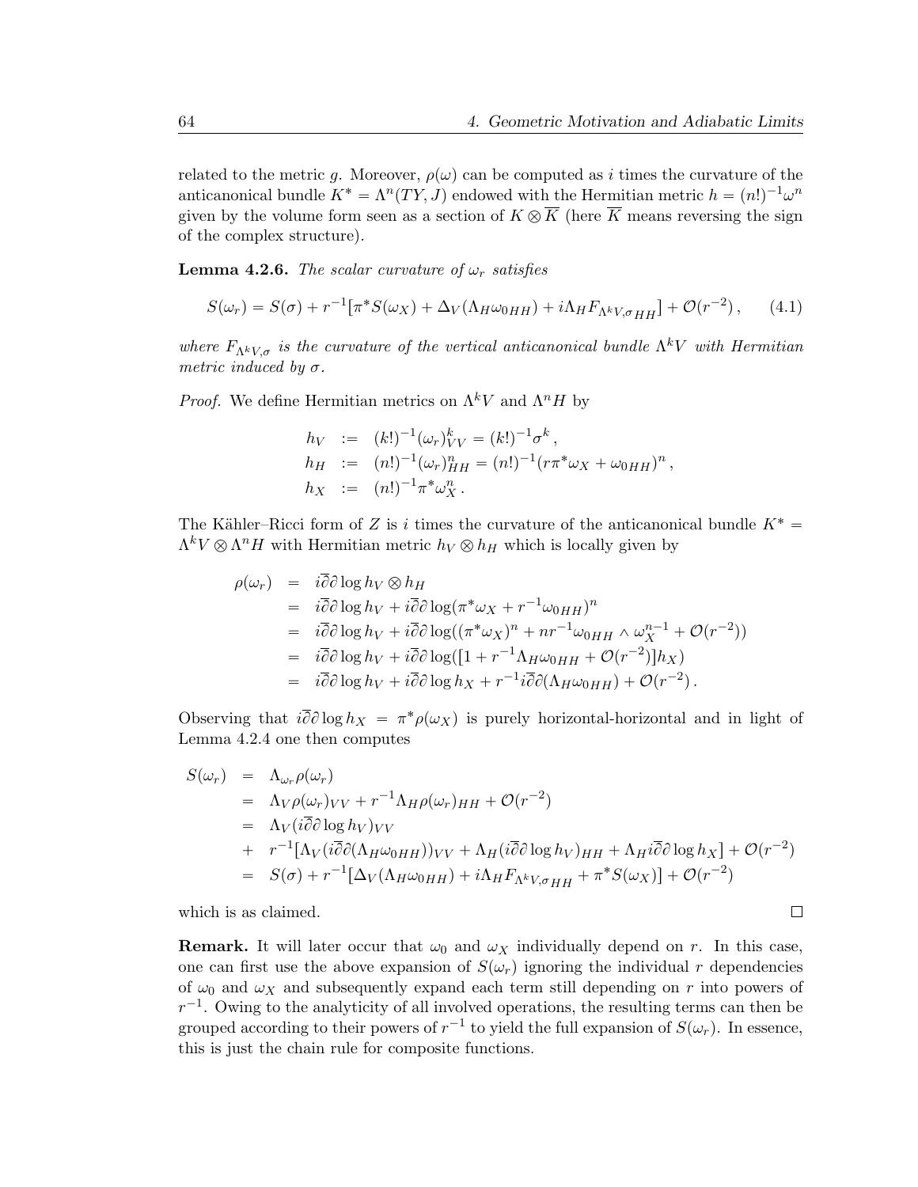related to the metric $g$. Moreover, $\rho(\omega)$ can be computed as $i$ times the curvature of the anticanonical bundle $K^* = \Lambda^n(TY, J)$ endowed with the Hermitian metric $h = (n!)^{-1}\omega^n$ given by the volume form seen as a section of $K \otimes \overline{K}$ (here $\overline{K}$ means reversing the sign of the complex structure).

**Lemma 4.2.6.** *The scalar curvature of $\omega_r$ satisfies*

$$S(\omega_r) = S(\sigma) + r^{-1}[\pi^* S(\omega_X) + \Delta_V(\Lambda_H \omega_{0HH}) + i\Lambda_H F_{\Lambda^k V,\sigma\, HH}] + \mathcal{O}(r^{-2})\,, \qquad (4.1)$$

*where $F_{\Lambda^k V,\sigma}$ is the curvature of the vertical anticanonical bundle $\Lambda^k V$ with Hermitian metric induced by $\sigma$.*

*Proof.* We define Hermitian metrics on $\Lambda^k V$ and $\Lambda^n H$ by

$$\begin{aligned}
h_V &:= (k!)^{-1}(\omega_r)^k_{VV} = (k!)^{-1}\sigma^k\,,\\
h_H &:= (n!)^{-1}(\omega_r)^n_{HH} = (n!)^{-1}(r\pi^*\omega_X + \omega_{0HH})^n\,,\\
h_X &:= (n!)^{-1}\pi^*\omega_X^n\,.
\end{aligned}$$

The Kähler–Ricci form of $Z$ is $i$ times the curvature of the anticanonical bundle $K^* = \Lambda^k V \otimes \Lambda^n H$ with Hermitian metric $h_V \otimes h_H$ which is locally given by

$$\begin{aligned}
\rho(\omega_r) &= i\overline{\partial}\partial \log h_V \otimes h_H\\
&= i\overline{\partial}\partial \log h_V + i\overline{\partial}\partial \log(\pi^*\omega_X + r^{-1}\omega_{0HH})^n\\
&= i\overline{\partial}\partial \log h_V + i\overline{\partial}\partial \log((\pi^*\omega_X)^n + nr^{-1}\omega_{0HH}\wedge\omega_X^{n-1} + \mathcal{O}(r^{-2}))\\
&= i\overline{\partial}\partial \log h_V + i\overline{\partial}\partial \log([1 + r^{-1}\Lambda_H\omega_{0HH} + \mathcal{O}(r^{-2})]h_X)\\
&= i\overline{\partial}\partial \log h_V + i\overline{\partial}\partial \log h_X + r^{-1}i\overline{\partial}\partial(\Lambda_H\omega_{0HH}) + \mathcal{O}(r^{-2})\,.
\end{aligned}$$

Observing that $i\overline{\partial}\partial \log h_X = \pi^*\rho(\omega_X)$ is purely horizontal-horizontal and in light of Lemma 4.2.4 one then computes

$$\begin{aligned}
S(\omega_r) &= \Lambda_{\omega_r}\rho(\omega_r)\\
&= \Lambda_V\rho(\omega_r)_{VV} + r^{-1}\Lambda_H\rho(\omega_r)_{HH} + \mathcal{O}(r^{-2})\\
&= \Lambda_V(i\overline{\partial}\partial \log h_V)_{VV}\\
&+ r^{-1}[\Lambda_V(i\overline{\partial}\partial(\Lambda_H\omega_{0HH}))_{VV} + \Lambda_H(i\overline{\partial}\partial \log h_V)_{HH} + \Lambda_H i\overline{\partial}\partial \log h_X] + \mathcal{O}(r^{-2})\\
&= S(\sigma) + r^{-1}[\Delta_V(\Lambda_H\omega_{0HH}) + i\Lambda_H F_{\Lambda^k V,\sigma\, HH} + \pi^*S(\omega_X)] + \mathcal{O}(r^{-2})
\end{aligned}$$

which is as claimed. $\square$

**Remark.** It will later occur that $\omega_0$ and $\omega_X$ individually depend on $r$. In this case, one can first use the above expansion of $S(\omega_r)$ ignoring the individual $r$ dependencies of $\omega_0$ and $\omega_X$ and subsequently expand each term still depending on $r$ into powers of $r^{-1}$. Owing to the analyticity of all involved operations, the resulting terms can then be grouped according to their powers of $r^{-1}$ to yield the full expansion of $S(\omega_r)$. In essence, this is just the chain rule for composite functions.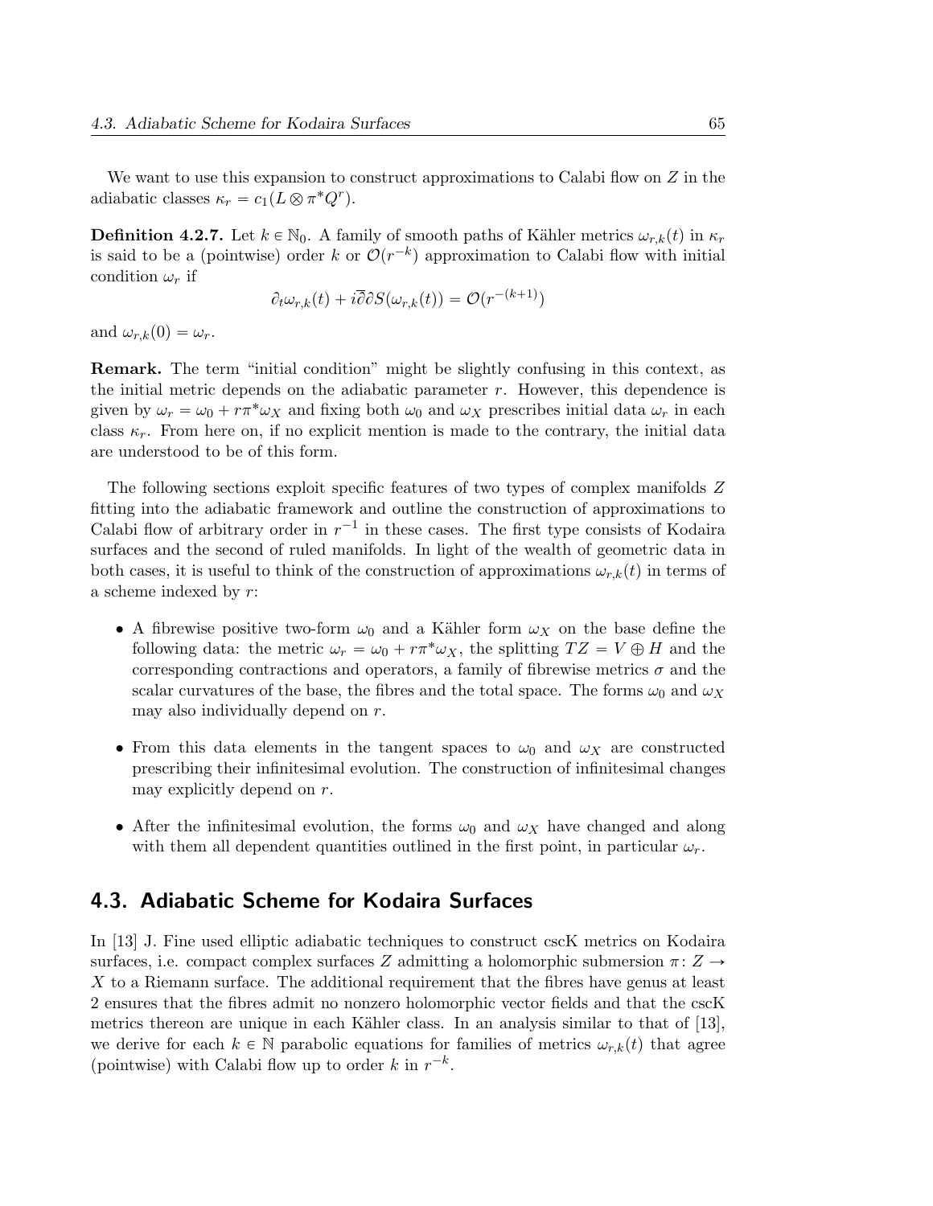We want to use this expansion to construct approximations to Calabi flow on $Z$ in the adiabatic classes $\kappa_r = c_1(L \otimes \pi^* Q^r)$.

**Definition 4.2.7.** Let $k \in \mathbb{N}_0$. A family of smooth paths of Kähler metrics $\omega_{r,k}(t)$ in $\kappa_r$ is said to be a (pointwise) order $k$ or $\mathcal{O}(r^{-k})$ approximation to Calabi flow with initial condition $\omega_r$ if

$$\partial_t \omega_{r,k}(t) + i\bar{\partial}\partial S(\omega_{r,k}(t)) = \mathcal{O}(r^{-(k+1)})$$

and $\omega_{r,k}(0) = \omega_r$.

**Remark.** The term "initial condition" might be slightly confusing in this context, as the initial metric depends on the adiabatic parameter $r$. However, this dependence is given by $\omega_r = \omega_0 + r\pi^*\omega_X$ and fixing both $\omega_0$ and $\omega_X$ prescribes initial data $\omega_r$ in each class $\kappa_r$. From here on, if no explicit mention is made to the contrary, the initial data are understood to be of this form.

The following sections exploit specific features of two types of complex manifolds $Z$ fitting into the adiabatic framework and outline the construction of approximations to Calabi flow of arbitrary order in $r^{-1}$ in these cases. The first type consists of Kodaira surfaces and the second of ruled manifolds. In light of the wealth of geometric data in both cases, it is useful to think of the construction of approximations $\omega_{r,k}(t)$ in terms of a scheme indexed by $r$:

- A fibrewise positive two-form $\omega_0$ and a Kähler form $\omega_X$ on the base define the following data: the metric $\omega_r = \omega_0 + r\pi^*\omega_X$, the splitting $TZ = V \oplus H$ and the corresponding contractions and operators, a family of fibrewise metrics $\sigma$ and the scalar curvatures of the base, the fibres and the total space. The forms $\omega_0$ and $\omega_X$ may also individually depend on $r$.
- From this data elements in the tangent spaces to $\omega_0$ and $\omega_X$ are constructed prescribing their infinitesimal evolution. The construction of infinitesimal changes may explicitly depend on $r$.
- After the infinitesimal evolution, the forms $\omega_0$ and $\omega_X$ have changed and along with them all dependent quantities outlined in the first point, in particular $\omega_r$.

## 4.3. Adiabatic Scheme for Kodaira Surfaces

In [13] J. Fine used elliptic adiabatic techniques to construct cscK metrics on Kodaira surfaces, i.e. compact complex surfaces $Z$ admitting a holomorphic submersion $\pi\colon Z \to X$ to a Riemann surface. The additional requirement that the fibres have genus at least 2 ensures that the fibres admit no nonzero holomorphic vector fields and that the cscK metrics thereon are unique in each Kähler class. In an analysis similar to that of [13], we derive for each $k \in \mathbb{N}$ parabolic equations for families of metrics $\omega_{r,k}(t)$ that agree (pointwise) with Calabi flow up to order $k$ in $r^{-k}$.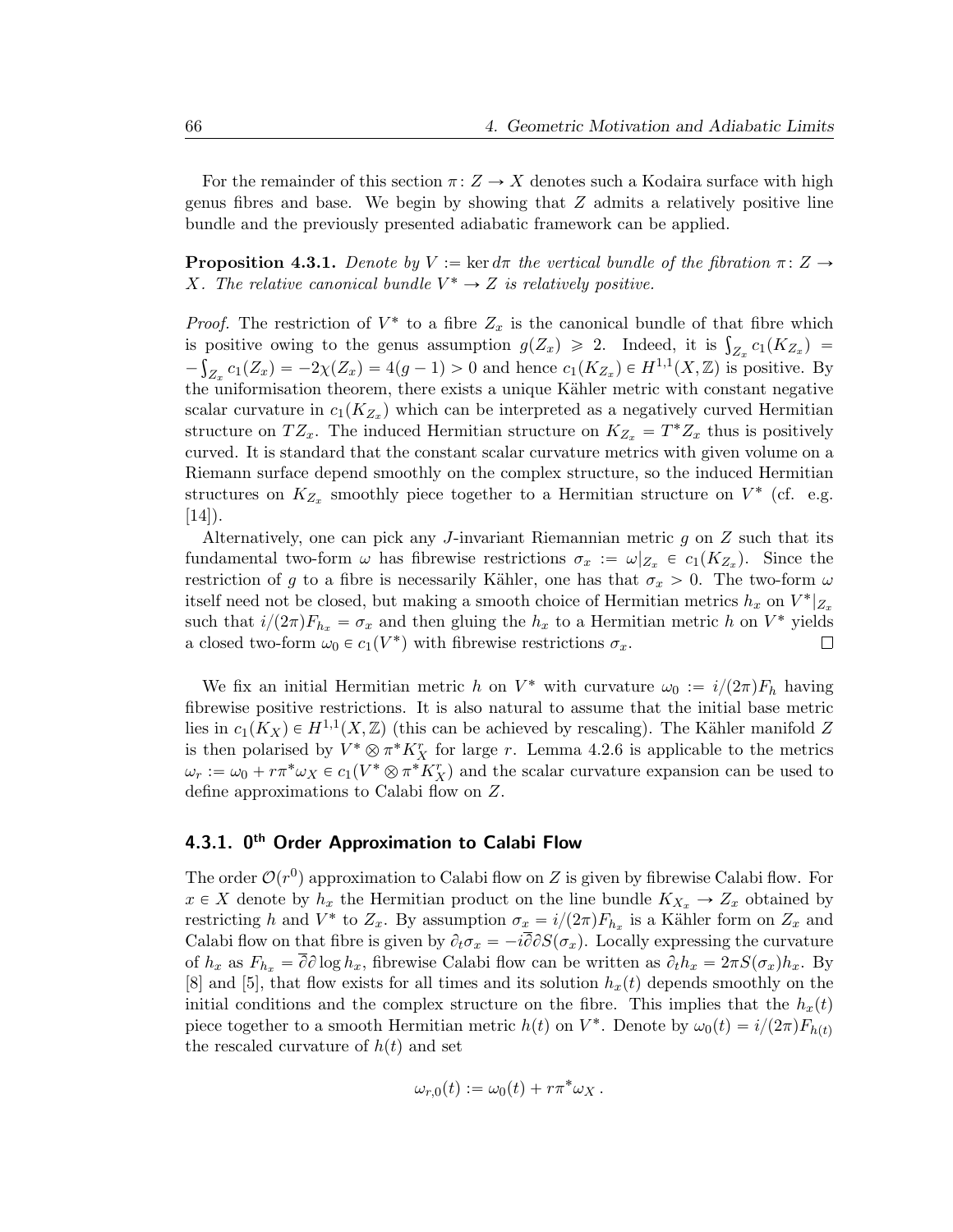For the remainder of this section $\pi\colon Z \to X$ denotes such a Kodaira surface with high genus fibres and base. We begin by showing that $Z$ admits a relatively positive line bundle and the previously presented adiabatic framework can be applied.

**Proposition 4.3.1.** *Denote by $V := \ker d\pi$ the vertical bundle of the fibration $\pi\colon Z \to X$. The relative canonical bundle $V^* \to Z$ is relatively positive.*

*Proof.* The restriction of $V^*$ to a fibre $Z_x$ is the canonical bundle of that fibre which is positive owing to the genus assumption $g(Z_x) \geqslant 2$. Indeed, it is $\int_{Z_x} c_1(K_{Z_x}) = -\int_{Z_x} c_1(Z_x) = -2\chi(Z_x) = 4(g-1) > 0$ and hence $c_1(K_{Z_x}) \in H^{1,1}(X,\mathbb{Z})$ is positive. By the uniformisation theorem, there exists a unique Kähler metric with constant negative scalar curvature in $c_1(K_{Z_x})$ which can be interpreted as a negatively curved Hermitian structure on $TZ_x$. The induced Hermitian structure on $K_{Z_x} = T^*Z_x$ thus is positively curved. It is standard that the constant scalar curvature metrics with given volume on a Riemann surface depend smoothly on the complex structure, so the induced Hermitian structures on $K_{Z_x}$ smoothly piece together to a Hermitian structure on $V^*$ (cf. e.g. [14]).

Alternatively, one can pick any $J$-invariant Riemannian metric $g$ on $Z$ such that its fundamental two-form $\omega$ has fibrewise restrictions $\sigma_x := \omega|_{Z_x} \in c_1(K_{Z_x})$. Since the restriction of $g$ to a fibre is necessarily Kähler, one has that $\sigma_x > 0$. The two-form $\omega$ itself need not be closed, but making a smooth choice of Hermitian metrics $h_x$ on $V^*|_{Z_x}$ such that $i/(2\pi)F_{h_x} = \sigma_x$ and then gluing the $h_x$ to a Hermitian metric $h$ on $V^*$ yields a closed two-form $\omega_0 \in c_1(V^*)$ with fibrewise restrictions $\sigma_x$. $\square$

We fix an initial Hermitian metric $h$ on $V^*$ with curvature $\omega_0 := i/(2\pi)F_h$ having fibrewise positive restrictions. It is also natural to assume that the initial base metric lies in $c_1(K_X) \in H^{1,1}(X,\mathbb{Z})$ (this can be achieved by rescaling). The Kähler manifold $Z$ is then polarised by $V^* \otimes \pi^* K_X^r$ for large $r$. Lemma 4.2.6 is applicable to the metrics $\omega_r := \omega_0 + r\pi^*\omega_X \in c_1(V^* \otimes \pi^* K_X^r)$ and the scalar curvature expansion can be used to define approximations to Calabi flow on $Z$.

### 4.3.1. $0^{\text{th}}$ Order Approximation to Calabi Flow

The order $\mathcal{O}(r^0)$ approximation to Calabi flow on $Z$ is given by fibrewise Calabi flow. For $x \in X$ denote by $h_x$ the Hermitian product on the line bundle $K_{X_x} \to Z_x$ obtained by restricting $h$ and $V^*$ to $Z_x$. By assumption $\sigma_x = i/(2\pi)F_{h_x}$ is a Kähler form on $Z_x$ and Calabi flow on that fibre is given by $\partial_t \sigma_x = -i\bar\partial\partial S(\sigma_x)$. Locally expressing the curvature of $h_x$ as $F_{h_x} = \bar\partial\partial \log h_x$, fibrewise Calabi flow can be written as $\partial_t h_x = 2\pi S(\sigma_x) h_x$. By [8] and [5], that flow exists for all times and its solution $h_x(t)$ depends smoothly on the initial conditions and the complex structure on the fibre. This implies that the $h_x(t)$ piece together to a smooth Hermitian metric $h(t)$ on $V^*$. Denote by $\omega_0(t) = i/(2\pi)F_{h(t)}$ the rescaled curvature of $h(t)$ and set

$$\omega_{r,0}(t) := \omega_0(t) + r\pi^*\omega_X \,.$$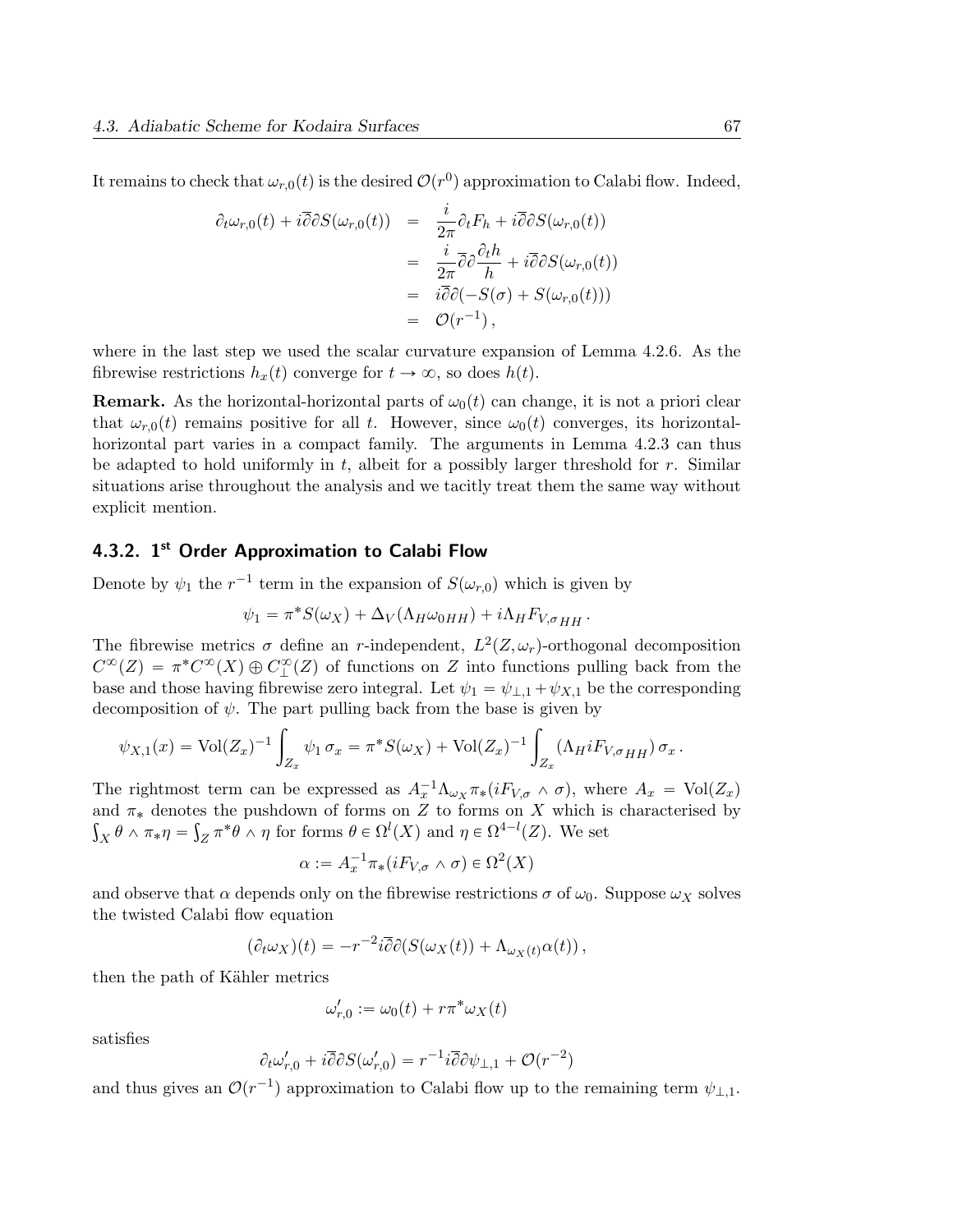It remains to check that $\omega_{r,0}(t)$ is the desired $\mathcal{O}(r^0)$ approximation to Calabi flow. Indeed,

$$
\begin{aligned}
\partial_t \omega_{r,0}(t) + i\overline{\partial}\partial S(\omega_{r,0}(t)) &= \frac{i}{2\pi}\partial_t F_h + i\overline{\partial}\partial S(\omega_{r,0}(t)) \\
&= \frac{i}{2\pi}\overline{\partial}\partial \frac{\partial_t h}{h} + i\overline{\partial}\partial S(\omega_{r,0}(t)) \\
&= i\overline{\partial}\partial(-S(\sigma) + S(\omega_{r,0}(t))) \\
&= \mathcal{O}(r^{-1}),
\end{aligned}
$$

where in the last step we used the scalar curvature expansion of Lemma 4.2.6. As the fibrewise restrictions $h_x(t)$ converge for $t \to \infty$, so does $h(t)$.

**Remark.** As the horizontal-horizontal parts of $\omega_0(t)$ can change, it is not a priori clear that $\omega_{r,0}(t)$ remains positive for all $t$. However, since $\omega_0(t)$ converges, its horizontal-horizontal part varies in a compact family. The arguments in Lemma 4.2.3 can thus be adapted to hold uniformly in $t$, albeit for a possibly larger threshold for $r$. Similar situations arise throughout the analysis and we tacitly treat them the same way without explicit mention.

### 4.3.2. 1st Order Approximation to Calabi Flow

Denote by $\psi_1$ the $r^{-1}$ term in the expansion of $S(\omega_{r,0})$ which is given by

$$
\psi_1 = \pi^* S(\omega_X) + \Delta_V(\Lambda_H \omega_{0HH}) + i\Lambda_H F_{V,\sigma HH}.
$$

The fibrewise metrics $\sigma$ define an $r$-independent, $L^2(Z,\omega_r)$-orthogonal decomposition $C^\infty(Z) = \pi^* C^\infty(X) \oplus C^\infty_\perp(Z)$ of functions on $Z$ into functions pulling back from the base and those having fibrewise zero integral. Let $\psi_1 = \psi_{\perp,1} + \psi_{X,1}$ be the corresponding decomposition of $\psi$. The part pulling back from the base is given by

$$
\psi_{X,1}(x) = \mathrm{Vol}(Z_x)^{-1}\int_{Z_x} \psi_1\, \sigma_x = \pi^* S(\omega_X) + \mathrm{Vol}(Z_x)^{-1}\int_{Z_x} (\Lambda_H i F_{V,\sigma HH})\, \sigma_x.
$$

The rightmost term can be expressed as $A_x^{-1}\Lambda_{\omega_X}\pi_*(iF_{V,\sigma} \wedge \sigma)$, where $A_x = \mathrm{Vol}(Z_x)$ and $\pi_*$ denotes the pushdown of forms on $Z$ to forms on $X$ which is characterised by $\int_X \theta \wedge \pi_*\eta = \int_Z \pi^*\theta \wedge \eta$ for forms $\theta \in \Omega^l(X)$ and $\eta \in \Omega^{4-l}(Z)$. We set

$$
\alpha := A_x^{-1}\pi_*(iF_{V,\sigma} \wedge \sigma) \in \Omega^2(X)
$$

and observe that $\alpha$ depends only on the fibrewise restrictions $\sigma$ of $\omega_0$. Suppose $\omega_X$ solves the twisted Calabi flow equation

$$
(\partial_t \omega_X)(t) = -r^{-2} i\overline{\partial}\partial(S(\omega_X(t)) + \Lambda_{\omega_X(t)}\alpha(t)),
$$

then the path of Kähler metrics

$$
\omega'_{r,0} := \omega_0(t) + r\pi^*\omega_X(t)
$$

satisfies

$$
\partial_t \omega'_{r,0} + i\overline{\partial}\partial S(\omega'_{r,0}) = r^{-1} i\overline{\partial}\partial \psi_{\perp,1} + \mathcal{O}(r^{-2})
$$

and thus gives an $\mathcal{O}(r^{-1})$ approximation to Calabi flow up to the remaining term $\psi_{\perp,1}$.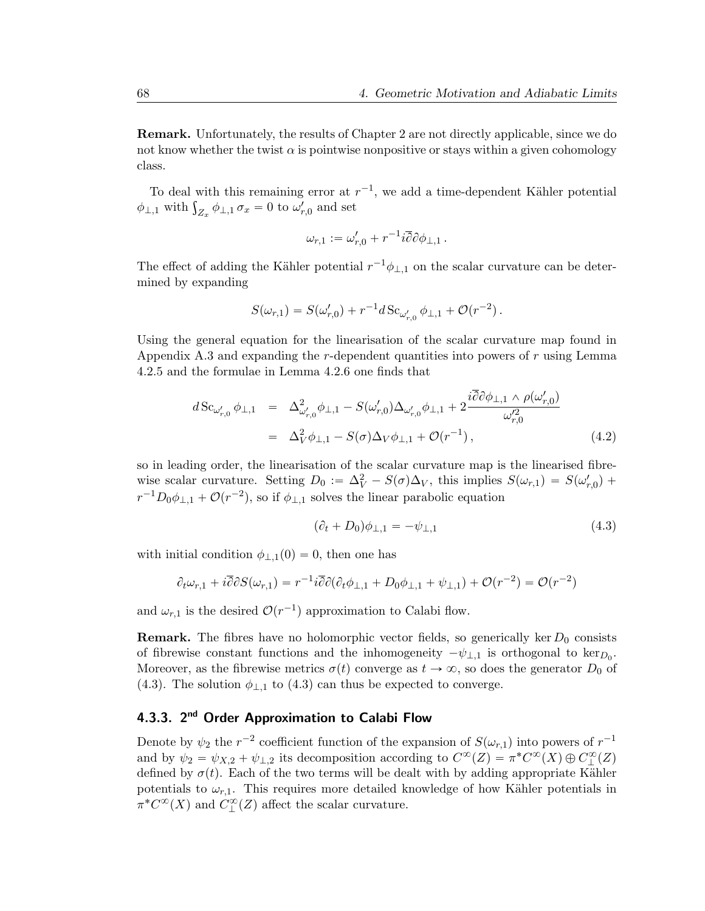**Remark.** Unfortunately, the results of Chapter 2 are not directly applicable, since we do not know whether the twist $\alpha$ is pointwise nonpositive or stays within a given cohomology class.

To deal with this remaining error at $r^{-1}$, we add a time-dependent Kähler potential $\phi_{\perp,1}$ with $\int_{Z_x} \phi_{\perp,1}\, \sigma_x = 0$ to $\omega'_{r,0}$ and set

$$\omega_{r,1} := \omega'_{r,0} + r^{-1} i\overline{\partial}\partial \phi_{\perp,1} \,.$$

The effect of adding the Kähler potential $r^{-1}\phi_{\perp,1}$ on the scalar curvature can be determined by expanding

$$S(\omega_{r,1}) = S(\omega'_{r,0}) + r^{-1} d\,\mathrm{Sc}_{\omega'_{r,0}}\, \phi_{\perp,1} + \mathcal{O}(r^{-2})\,.$$

Using the general equation for the linearisation of the scalar curvature map found in Appendix A.3 and expanding the $r$-dependent quantities into powers of $r$ using Lemma 4.2.5 and the formulae in Lemma 4.2.6 one finds that

$$\begin{aligned} d\,\mathrm{Sc}_{\omega'_{r,0}}\, \phi_{\perp,1} &= \Delta^2_{\omega'_{r,0}} \phi_{\perp,1} - S(\omega'_{r,0}) \Delta_{\omega'_{r,0}} \phi_{\perp,1} + 2\frac{i\overline{\partial}\partial \phi_{\perp,1} \wedge \rho(\omega'_{r,0})}{\omega'^2_{r,0}} \\ &= \Delta_V^2 \phi_{\perp,1} - S(\sigma)\Delta_V \phi_{\perp,1} + \mathcal{O}(r^{-1})\,, \end{aligned} \tag{4.2}$$

so in leading order, the linearisation of the scalar curvature map is the linearised fibrewise scalar curvature. Setting $D_0 := \Delta_V^2 - S(\sigma)\Delta_V$, this implies $S(\omega_{r,1}) = S(\omega'_{r,0}) + r^{-1} D_0 \phi_{\perp,1} + \mathcal{O}(r^{-2})$, so if $\phi_{\perp,1}$ solves the linear parabolic equation

$$(\partial_t + D_0)\phi_{\perp,1} = -\psi_{\perp,1} \tag{4.3}$$

with initial condition $\phi_{\perp,1}(0) = 0$, then one has

$$\partial_t \omega_{r,1} + i\overline{\partial}\partial S(\omega_{r,1}) = r^{-1} i\overline{\partial}\partial(\partial_t \phi_{\perp,1} + D_0 \phi_{\perp,1} + \psi_{\perp,1}) + \mathcal{O}(r^{-2}) = \mathcal{O}(r^{-2})$$

and $\omega_{r,1}$ is the desired $\mathcal{O}(r^{-1})$ approximation to Calabi flow.

**Remark.** The fibres have no holomorphic vector fields, so generically $\ker D_0$ consists of fibrewise constant functions and the inhomogeneity $-\psi_{\perp,1}$ is orthogonal to $\ker_{D_0}$. Moreover, as the fibrewise metrics $\sigma(t)$ converge as $t \to \infty$, so does the generator $D_0$ of (4.3). The solution $\phi_{\perp,1}$ to (4.3) can thus be expected to converge.

### 4.3.3. 2nd Order Approximation to Calabi Flow

Denote by $\psi_2$ the $r^{-2}$ coefficient function of the expansion of $S(\omega_{r,1})$ into powers of $r^{-1}$ and by $\psi_2 = \psi_{X,2} + \psi_{\perp,2}$ its decomposition according to $C^\infty(Z) = \pi^* C^\infty(X) \oplus C^\infty_\perp(Z)$ defined by $\sigma(t)$. Each of the two terms will be dealt with by adding appropriate Kähler potentials to $\omega_{r,1}$. This requires more detailed knowledge of how Kähler potentials in $\pi^* C^\infty(X)$ and $C^\infty_\perp(Z)$ affect the scalar curvature.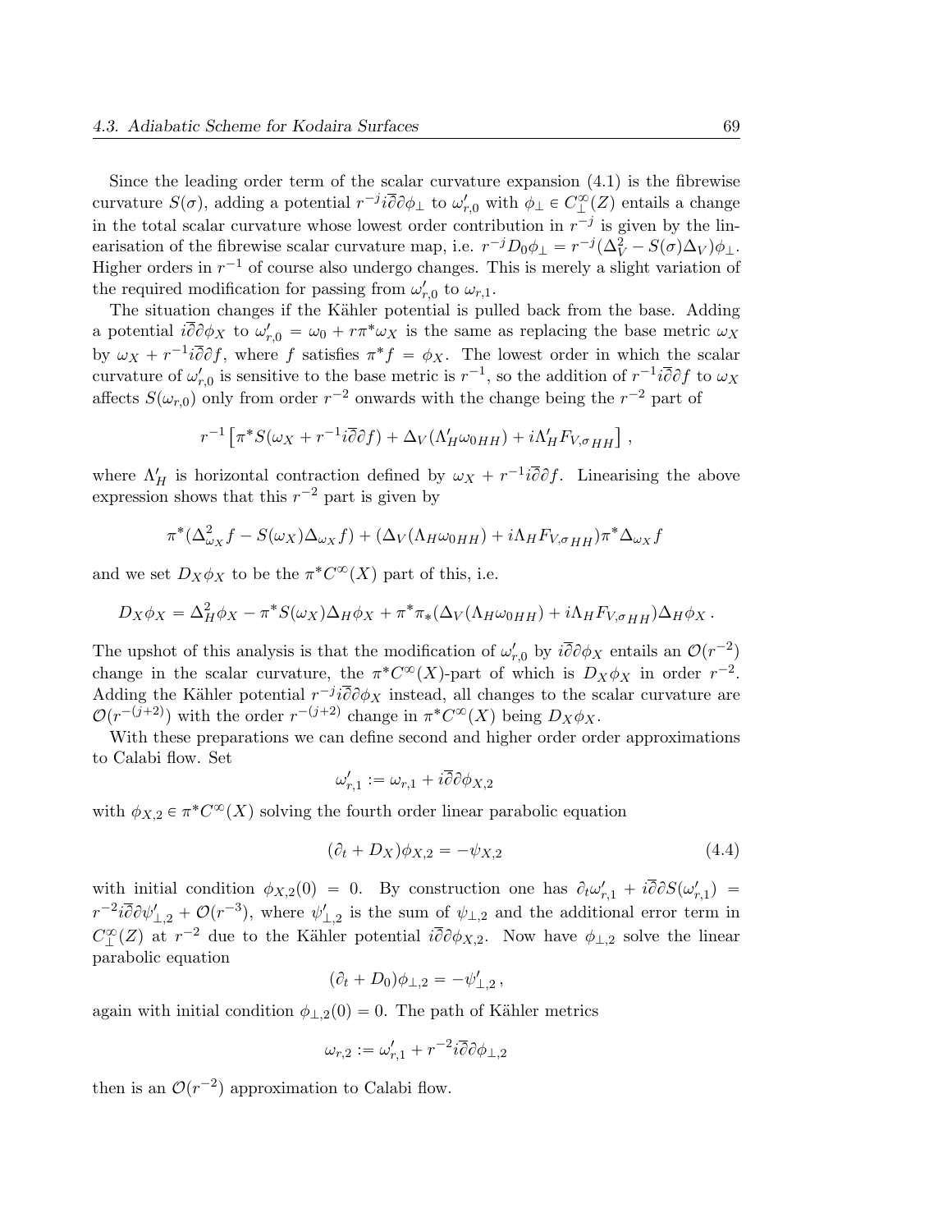Since the leading order term of the scalar curvature expansion (4.1) is the fibrewise curvature $S(\sigma)$, adding a potential $r^{-j} i\overline{\partial}\partial\phi_\perp$ to $\omega'_{r,0}$ with $\phi_\perp \in C^\infty_\perp(Z)$ entails a change in the total scalar curvature whose lowest order contribution in $r^{-j}$ is given by the linearisation of the fibrewise scalar curvature map, i.e. $r^{-j} D_0 \phi_\perp = r^{-j}(\Delta_V^2 - S(\sigma)\Delta_V)\phi_\perp$. Higher orders in $r^{-1}$ of course also undergo changes. This is merely a slight variation of the required modification for passing from $\omega'_{r,0}$ to $\omega_{r,1}$.

The situation changes if the Kähler potential is pulled back from the base. Adding a potential $i\overline{\partial}\partial\phi_X$ to $\omega'_{r,0} = \omega_0 + r\pi^*\omega_X$ is the same as replacing the base metric $\omega_X$ by $\omega_X + r^{-1} i\overline{\partial}\partial f$, where $f$ satisfies $\pi^* f = \phi_X$. The lowest order in which the scalar curvature of $\omega'_{r,0}$ is sensitive to the base metric is $r^{-1}$, so the addition of $r^{-1} i\overline{\partial}\partial f$ to $\omega_X$ affects $S(\omega_{r,0})$ only from order $r^{-2}$ onwards with the change being the $r^{-2}$ part of

$$r^{-1}\left[\pi^* S(\omega_X + r^{-1} i\overline{\partial}\partial f) + \Delta_V(\Lambda'_H \omega_{0HH}) + i\Lambda'_H F_{V,\sigma HH}\right],$$

where $\Lambda'_H$ is horizontal contraction defined by $\omega_X + r^{-1} i\overline{\partial}\partial f$. Linearising the above expression shows that this $r^{-2}$ part is given by

$$\pi^*(\Delta^2_{\omega_X} f - S(\omega_X)\Delta_{\omega_X} f) + (\Delta_V(\Lambda_H \omega_{0HH}) + i\Lambda_H F_{V,\sigma HH})\pi^*\Delta_{\omega_X} f$$

and we set $D_X \phi_X$ to be the $\pi^* C^\infty(X)$ part of this, i.e.

$$D_X \phi_X = \Delta_H^2 \phi_X - \pi^* S(\omega_X)\Delta_H \phi_X + \pi^*\pi_*(\Delta_V(\Lambda_H \omega_{0HH}) + i\Lambda_H F_{V,\sigma HH})\Delta_H \phi_X \,.$$

The upshot of this analysis is that the modification of $\omega'_{r,0}$ by $i\overline{\partial}\partial\phi_X$ entails an $\mathcal{O}(r^{-2})$ change in the scalar curvature, the $\pi^* C^\infty(X)$-part of which is $D_X \phi_X$ in order $r^{-2}$. Adding the Kähler potential $r^{-j} i\overline{\partial}\partial\phi_X$ instead, all changes to the scalar curvature are $\mathcal{O}(r^{-(j+2)})$ with the order $r^{-(j+2)}$ change in $\pi^* C^\infty(X)$ being $D_X \phi_X$.

With these preparations we can define second and higher order order approximations to Calabi flow. Set

$$\omega'_{r,1} := \omega_{r,1} + i\overline{\partial}\partial\phi_{X,2}$$

with $\phi_{X,2} \in \pi^* C^\infty(X)$ solving the fourth order linear parabolic equation

$$(\partial_t + D_X)\phi_{X,2} = -\psi_{X,2} \tag{4.4}$$

with initial condition $\phi_{X,2}(0) = 0$. By construction one has $\partial_t \omega'_{r,1} + i\overline{\partial}\partial S(\omega'_{r,1}) = r^{-2} i\overline{\partial}\partial\psi'_{\perp,2} + \mathcal{O}(r^{-3})$, where $\psi'_{\perp,2}$ is the sum of $\psi_{\perp,2}$ and the additional error term in $C^\infty_\perp(Z)$ at $r^{-2}$ due to the Kähler potential $i\overline{\partial}\partial\phi_{X,2}$. Now have $\phi_{\perp,2}$ solve the linear parabolic equation

$$(\partial_t + D_0)\phi_{\perp,2} = -\psi'_{\perp,2}\,,$$

again with initial condition $\phi_{\perp,2}(0) = 0$. The path of Kähler metrics

$$\omega_{r,2} := \omega'_{r,1} + r^{-2} i\overline{\partial}\partial\phi_{\perp,2}$$

then is an $\mathcal{O}(r^{-2})$ approximation to Calabi flow.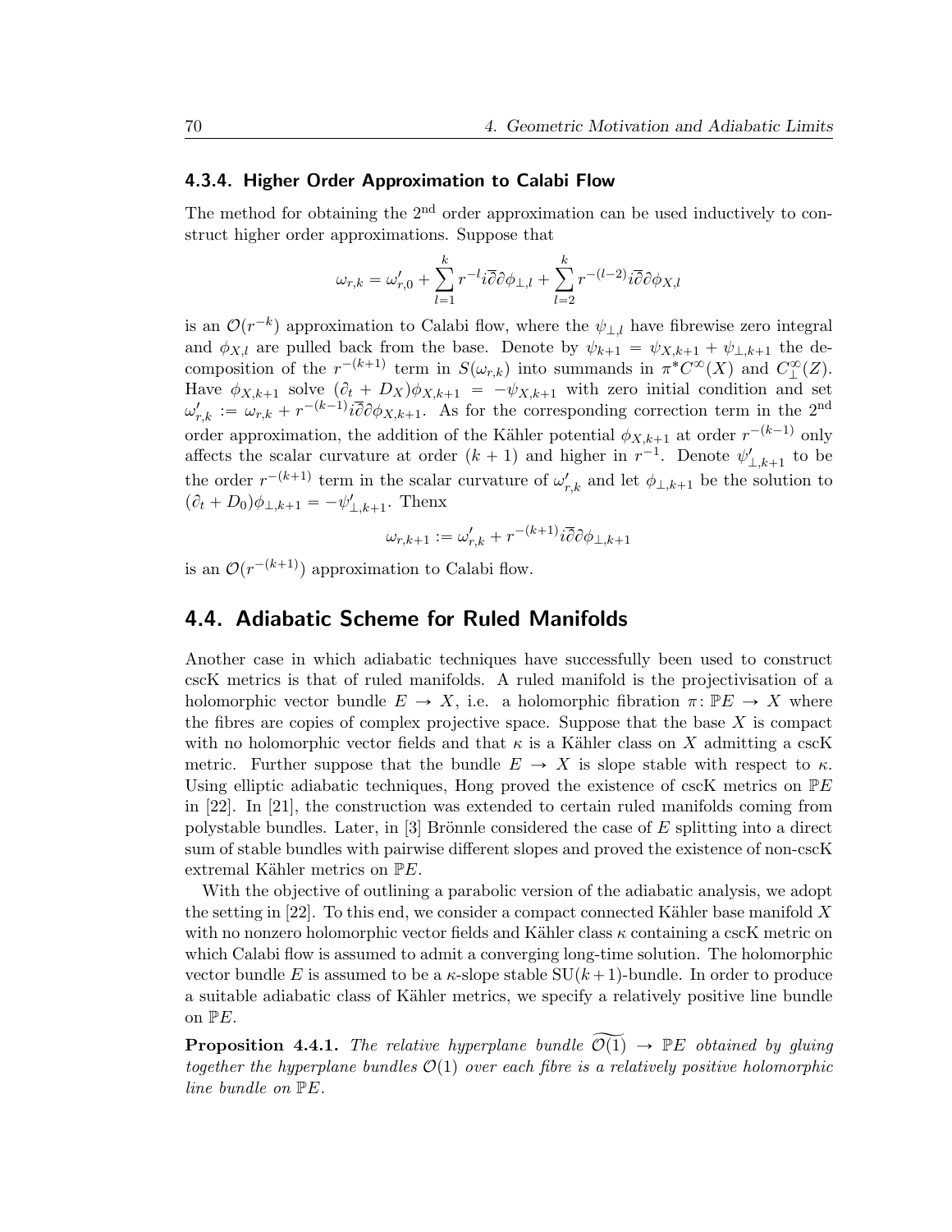### 4.3.4. Higher Order Approximation to Calabi Flow

The method for obtaining the 2[nd] order approximation can be used inductively to construct higher order approximations. Suppose that

$$\omega_{r,k} = \omega'_{r,0} + \sum_{l=1}^{k} r^{-l} i\overline{\partial}\partial\phi_{\perp,l} + \sum_{l=2}^{k} r^{-(l-2)} i\overline{\partial}\partial\phi_{X,l}$$

is an $\mathcal{O}(r^{-k})$ approximation to Calabi flow, where the $\psi_{\perp,l}$ have fibrewise zero integral and $\phi_{X,l}$ are pulled back from the base. Denote by $\psi_{k+1} = \psi_{X,k+1} + \psi_{\perp,k+1}$ the decomposition of the $r^{-(k+1)}$ term in $S(\omega_{r,k})$ into summands in $\pi^* C^\infty(X)$ and $C^\infty_\perp(Z)$. Have $\phi_{X,k+1}$ solve $(\partial_t + D_X)\phi_{X,k+1} = -\psi_{X,k+1}$ with zero initial condition and set $\omega'_{r,k} := \omega_{r,k} + r^{-(k-1)} i\overline{\partial}\partial\phi_{X,k+1}$. As for the corresponding correction term in the 2[nd] order approximation, the addition of the Kähler potential $\phi_{X,k+1}$ at order $r^{-(k-1)}$ only affects the scalar curvature at order $(k+1)$ and higher in $r^{-1}$. Denote $\psi'_{\perp,k+1}$ to be the order $r^{-(k+1)}$ term in the scalar curvature of $\omega'_{r,k}$ and let $\phi_{\perp,k+1}$ be the solution to $(\partial_t + D_0)\phi_{\perp,k+1} = -\psi'_{\perp,k+1}$. Thenx

$$\omega_{r,k+1} := \omega'_{r,k} + r^{-(k+1)} i\overline{\partial}\partial\phi_{\perp,k+1}$$

is an $\mathcal{O}(r^{-(k+1)})$ approximation to Calabi flow.

## 4.4. Adiabatic Scheme for Ruled Manifolds

Another case in which adiabatic techniques have successfully been used to construct cscK metrics is that of ruled manifolds. A ruled manifold is the projectivisation of a holomorphic vector bundle $E \to X$, i.e. a holomorphic fibration $\pi \colon \mathbb{P}E \to X$ where the fibres are copies of complex projective space. Suppose that the base $X$ is compact with no holomorphic vector fields and that $\kappa$ is a Kähler class on $X$ admitting a cscK metric. Further suppose that the bundle $E \to X$ is slope stable with respect to $\kappa$. Using elliptic adiabatic techniques, Hong proved the existence of cscK metrics on $\mathbb{P}E$ in [22]. In [21], the construction was extended to certain ruled manifolds coming from polystable bundles. Later, in [3] Brönnle considered the case of $E$ splitting into a direct sum of stable bundles with pairwise different slopes and proved the existence of non-cscK extremal Kähler metrics on $\mathbb{P}E$.

With the objective of outlining a parabolic version of the adiabatic analysis, we adopt the setting in [22]. To this end, we consider a compact connected Kähler base manifold $X$ with no nonzero holomorphic vector fields and Kähler class $\kappa$ containing a cscK metric on which Calabi flow is assumed to admit a converging long-time solution. The holomorphic vector bundle $E$ is assumed to be a $\kappa$-slope stable $\mathrm{SU}(k+1)$-bundle. In order to produce a suitable adiabatic class of Kähler metrics, we specify a relatively positive line bundle on $\mathbb{P}E$.

**Proposition 4.4.1.** *The relative hyperplane bundle $\widetilde{\mathcal{O}(1)} \to \mathbb{P}E$ obtained by gluing together the hyperplane bundles $\mathcal{O}(1)$ over each fibre is a relatively positive holomorphic line bundle on $\mathbb{P}E$.*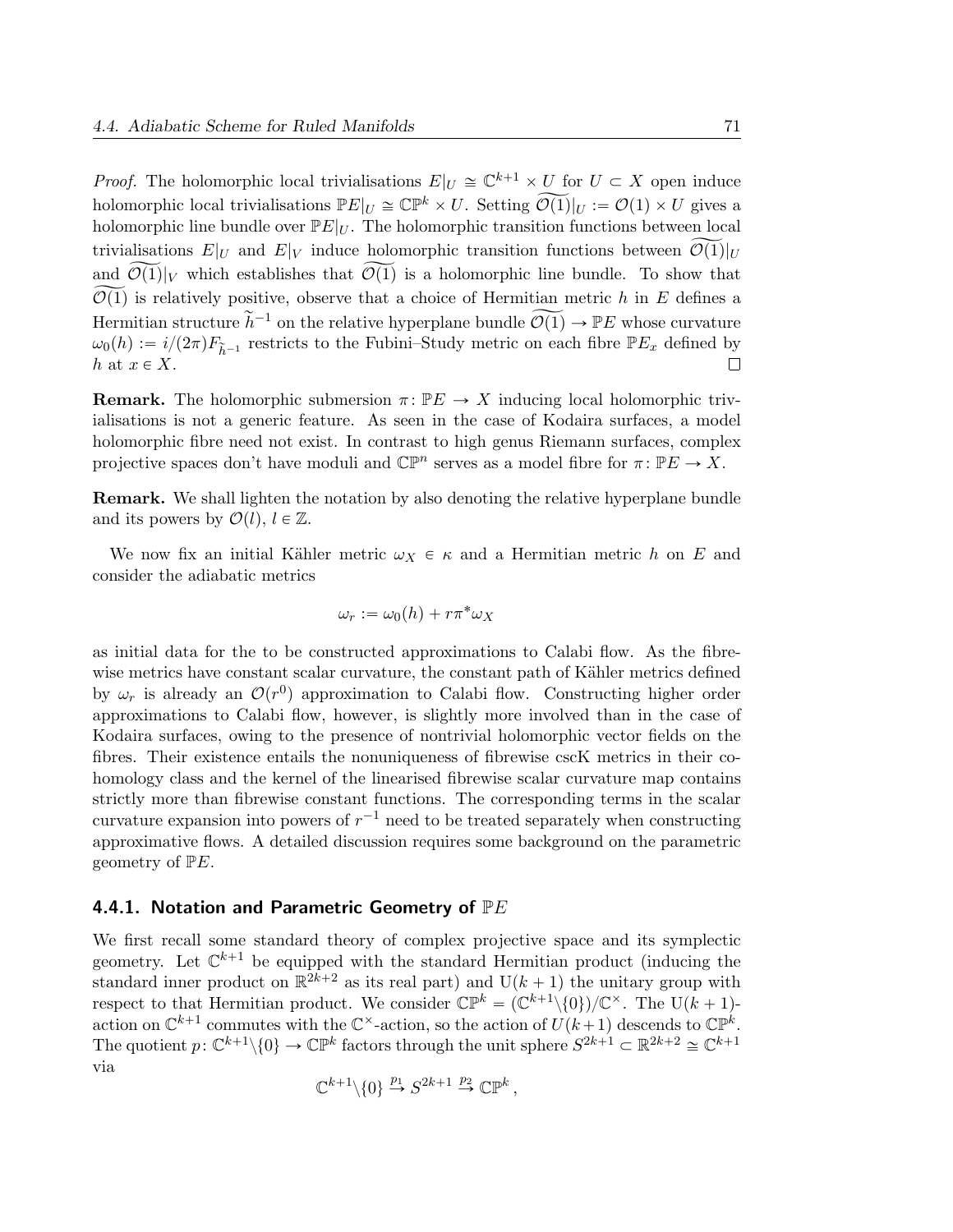*Proof.* The holomorphic local trivialisations $E|_U \cong \mathbb{C}^{k+1} \times U$ for $U \subset X$ open induce holomorphic local trivialisations $\mathbb{P}E|_U \cong \mathbb{CP}^k \times U$. Setting $\widetilde{\mathcal{O}(1)}|_U := \mathcal{O}(1) \times U$ gives a holomorphic line bundle over $\mathbb{P}E|_U$. The holomorphic transition functions between local trivialisations $E|_U$ and $E|_V$ induce holomorphic transition functions between $\widetilde{\mathcal{O}(1)}|_U$ and $\widetilde{\mathcal{O}(1)}|_V$ which establishes that $\widetilde{\mathcal{O}(1)}$ is a holomorphic line bundle. To show that $\widetilde{\mathcal{O}(1)}$ is relatively positive, observe that a choice of Hermitian metric $h$ in $E$ defines a Hermitian structure $\widetilde{h}^{-1}$ on the relative hyperplane bundle $\widetilde{\mathcal{O}(1)} \to \mathbb{P}E$ whose curvature $\omega_0(h) := i/(2\pi) F_{\widetilde{h}^{-1}}$ restricts to the Fubini–Study metric on each fibre $\mathbb{P}E_x$ defined by $h$ at $x \in X$. □

**Remark.** The holomorphic submersion $\pi \colon \mathbb{P}E \to X$ inducing local holomorphic trivialisations is not a generic feature. As seen in the case of Kodaira surfaces, a model holomorphic fibre need not exist. In contrast to high genus Riemann surfaces, complex projective spaces don't have moduli and $\mathbb{CP}^n$ serves as a model fibre for $\pi \colon \mathbb{P}E \to X$.

**Remark.** We shall lighten the notation by also denoting the relative hyperplane bundle and its powers by $\mathcal{O}(l)$, $l \in \mathbb{Z}$.

We now fix an initial Kähler metric $\omega_X \in \kappa$ and a Hermitian metric $h$ on $E$ and consider the adiabatic metrics

$$\omega_r := \omega_0(h) + r\pi^*\omega_X$$

as initial data for the to be constructed approximations to Calabi flow. As the fibrewise metrics have constant scalar curvature, the constant path of Kähler metrics defined by $\omega_r$ is already an $\mathcal{O}(r^0)$ approximation to Calabi flow. Constructing higher order approximations to Calabi flow, however, is slightly more involved than in the case of Kodaira surfaces, owing to the presence of nontrivial holomorphic vector fields on the fibres. Their existence entails the nonuniqueness of fibrewise cscK metrics in their cohomology class and the kernel of the linearised fibrewise scalar curvature map contains strictly more than fibrewise constant functions. The corresponding terms in the scalar curvature expansion into powers of $r^{-1}$ need to be treated separately when constructing approximative flows. A detailed discussion requires some background on the parametric geometry of $\mathbb{P}E$.

### 4.4.1. Notation and Parametric Geometry of $\mathbb{P}E$

We first recall some standard theory of complex projective space and its symplectic geometry. Let $\mathbb{C}^{k+1}$ be equipped with the standard Hermitian product (inducing the standard inner product on $\mathbb{R}^{2k+2}$ as its real part) and $\mathrm{U}(k+1)$ the unitary group with respect to that Hermitian product. We consider $\mathbb{CP}^k = (\mathbb{C}^{k+1} \backslash \{0\})/\mathbb{C}^\times$. The $\mathrm{U}(k+1)$-action on $\mathbb{C}^{k+1}$ commutes with the $\mathbb{C}^\times$-action, so the action of $U(k+1)$ descends to $\mathbb{CP}^k$. The quotient $p \colon \mathbb{C}^{k+1} \backslash \{0\} \to \mathbb{CP}^k$ factors through the unit sphere $S^{2k+1} \subset \mathbb{R}^{2k+2} \cong \mathbb{C}^{k+1}$ via

$$\mathbb{C}^{k+1} \backslash \{0\} \xrightarrow{p_1} S^{2k+1} \xrightarrow{p_2} \mathbb{CP}^k ,$$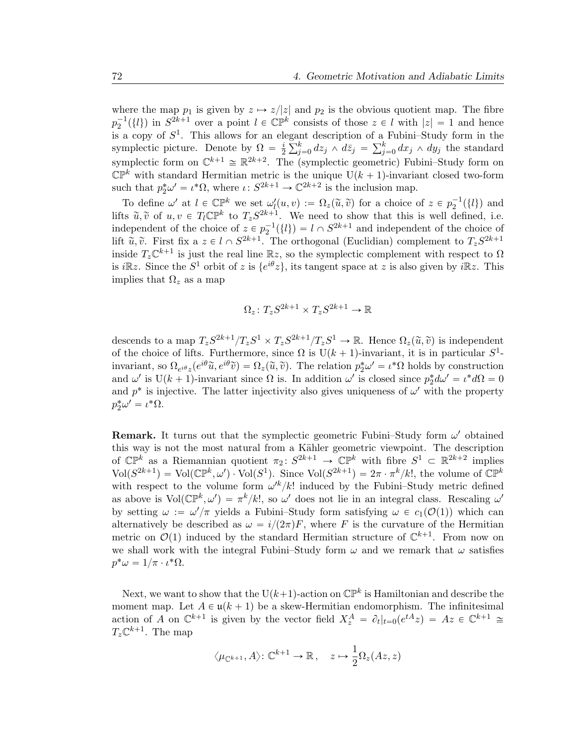where the map $p_1$ is given by $z \mapsto z/|z|$ and $p_2$ is the obvious quotient map. The fibre $p_2^{-1}(\{l\})$ in $S^{2k+1}$ over a point $l \in \mathbb{CP}^k$ consists of those $z \in l$ with $|z| = 1$ and hence is a copy of $S^1$. This allows for an elegant description of a Fubini–Study form in the symplectic picture. Denote by $\Omega = \frac{i}{2}\sum_{j=0}^k dz_j \wedge d\bar{z}_j = \sum_{j=0}^k dx_j \wedge dy_j$ the standard symplectic form on $\mathbb{C}^{k+1} \cong \mathbb{R}^{2k+2}$. The (symplectic geometric) Fubini–Study form on $\mathbb{CP}^k$ with standard Hermitian metric is the unique $\mathrm{U}(k+1)$-invariant closed two-form such that $p_2^*\omega' = \iota^*\Omega$, where $\iota\colon S^{2k+1} \to \mathbb{C}^{2k+2}$ is the inclusion map.

To define $\omega'$ at $l \in \mathbb{CP}^k$ we set $\omega'_l(u,v) := \Omega_z(\widetilde{u},\widetilde{v})$ for a choice of $z \in p_2^{-1}(\{l\})$ and lifts $\widetilde{u},\widetilde{v}$ of $u,v \in T_l\mathbb{CP}^k$ to $T_zS^{2k+1}$. We need to show that this is well defined, i.e. independent of the choice of $z \in p_2^{-1}(\{l\}) = l \cap S^{2k+1}$ and independent of the choice of lift $\widetilde{u},\widetilde{v}$. First fix a $z \in l \cap S^{2k+1}$. The orthogonal (Euclidian) complement to $T_zS^{2k+1}$ inside $T_z\mathbb{C}^{k+1}$ is just the real line $\mathbb{R}z$, so the symplectic complement with respect to $\Omega$ is $i\mathbb{R}z$. Since the $S^1$ orbit of $z$ is $\{e^{i\theta}z\}$, its tangent space at $z$ is also given by $i\mathbb{R}z$. This implies that $\Omega_z$ as a map

$$\Omega_z\colon T_zS^{2k+1} \times T_zS^{2k+1} \to \mathbb{R}$$

descends to a map $T_zS^{2k+1}/T_zS^1 \times T_zS^{2k+1}/T_zS^1 \to \mathbb{R}$. Hence $\Omega_z(\widetilde{u},\widetilde{v})$ is independent of the choice of lifts. Furthermore, since $\Omega$ is $\mathrm{U}(k+1)$-invariant, it is in particular $S^1$-invariant, so $\Omega_{e^{i\theta}z}(e^{i\theta}\widetilde{u}, e^{i\theta}\widetilde{v}) = \Omega_z(\widetilde{u},\widetilde{v})$. The relation $p_2^*\omega' = \iota^*\Omega$ holds by construction and $\omega'$ is $\mathrm{U}(k+1)$-invariant since $\Omega$ is. In addition $\omega'$ is closed since $p_2^*d\omega' = \iota^*d\Omega = 0$ and $p^*$ is injective. The latter injectivity also gives uniqueness of $\omega'$ with the property $p_2^*\omega' = \iota^*\Omega$.

**Remark.** It turns out that the symplectic geometric Fubini–Study form $\omega'$ obtained this way is not the most natural from a Kähler geometric viewpoint. The description of $\mathbb{CP}^k$ as a Riemannian quotient $\pi_2\colon S^{2k+1} \to \mathbb{CP}^k$ with fibre $S^1 \subset \mathbb{R}^{2k+2}$ implies $\mathrm{Vol}(S^{2k+1}) = \mathrm{Vol}(\mathbb{CP}^k,\omega') \cdot \mathrm{Vol}(S^1)$. Since $\mathrm{Vol}(S^{2k+1}) = 2\pi \cdot \pi^k/k!$, the volume of $\mathbb{CP}^k$ with respect to the volume form $\omega'^k/k!$ induced by the Fubini–Study metric defined as above is $\mathrm{Vol}(\mathbb{CP}^k,\omega') = \pi^k/k!$, so $\omega'$ does not lie in an integral class. Rescaling $\omega'$ by setting $\omega := \omega'/\pi$ yields a Fubini–Study form satisfying $\omega \in c_1(\mathcal{O}(1))$ which can alternatively be described as $\omega = i/(2\pi)F$, where $F$ is the curvature of the Hermitian metric on $\mathcal{O}(1)$ induced by the standard Hermitian structure of $\mathbb{C}^{k+1}$. From now on we shall work with the integral Fubini–Study form $\omega$ and we remark that $\omega$ satisfies $p^*\omega = 1/\pi \cdot \iota^*\Omega$.

Next, we want to show that the $\mathrm{U}(k+1)$-action on $\mathbb{CP}^k$ is Hamiltonian and describe the moment map. Let $A \in \mathfrak{u}(k+1)$ be a skew-Hermitian endomorphism. The infinitesimal action of $A$ on $\mathbb{C}^{k+1}$ is given by the vector field $X_z^A = \partial_t|_{t=0}(e^{tA}z) = Az \in \mathbb{C}^{k+1} \cong T_z\mathbb{C}^{k+1}$. The map

$$\langle \mu_{\mathbb{C}^{k+1}}, A\rangle\colon \mathbb{C}^{k+1} \to \mathbb{R}\,, \quad z \mapsto \frac{1}{2}\Omega_z(Az, z)$$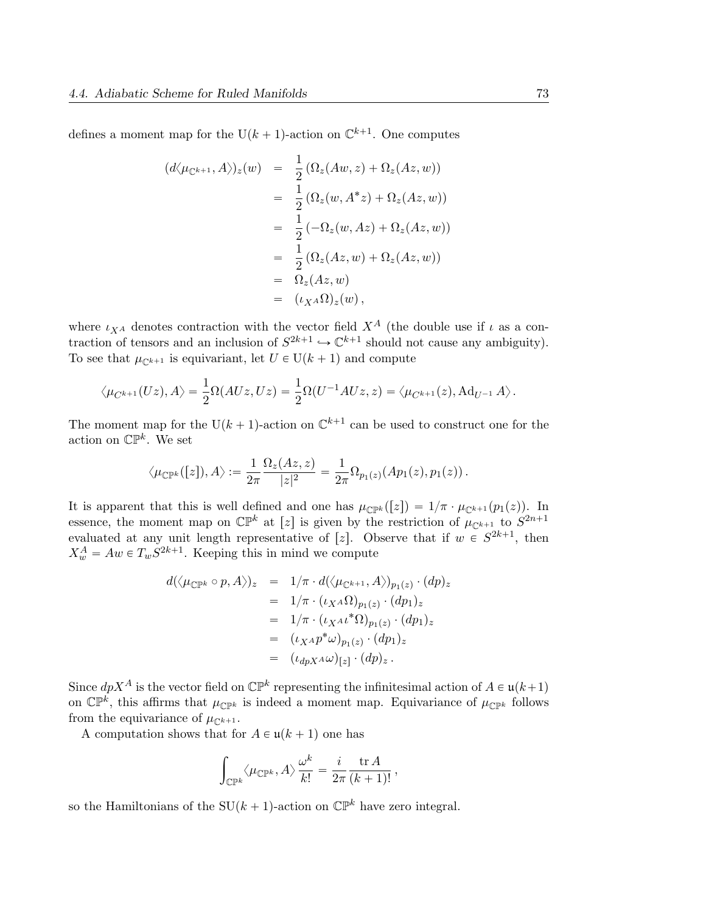defines a moment map for the $\mathrm{U}(k+1)$-action on $\mathbb{C}^{k+1}$. One computes

$$
\begin{aligned}
(d\langle \mu_{\mathbb{C}^{k+1}}, A\rangle)_z(w) &= \frac{1}{2}\left(\Omega_z(Aw,z) + \Omega_z(Az,w)\right) \\
&= \frac{1}{2}\left(\Omega_z(w,A^*z) + \Omega_z(Az,w)\right) \\
&= \frac{1}{2}\left(-\Omega_z(w,Az) + \Omega_z(Az,w)\right) \\
&= \frac{1}{2}\left(\Omega_z(Az,w) + \Omega_z(Az,w)\right) \\
&= \Omega_z(Az,w) \\
&= (\iota_{X^A}\Omega)_z(w)\,,
\end{aligned}
$$

where $\iota_{X^A}$ denotes contraction with the vector field $X^A$ (the double use if $\iota$ as a contraction of tensors and an inclusion of $S^{2k+1} \hookrightarrow \mathbb{C}^{k+1}$ should not cause any ambiguity). To see that $\mu_{\mathbb{C}^{k+1}}$ is equivariant, let $U \in \mathrm{U}(k+1)$ and compute

$$
\langle \mu_{C^{k+1}}(Uz), A\rangle = \frac{1}{2}\Omega(AUz, Uz) = \frac{1}{2}\Omega(U^{-1}AUz, z) = \langle \mu_{C^{k+1}}(z), \mathrm{Ad}_{U^{-1}} A\rangle\,.
$$

The moment map for the $\mathrm{U}(k+1)$-action on $\mathbb{C}^{k+1}$ can be used to construct one for the action on $\mathbb{CP}^k$. We set

$$
\langle \mu_{\mathbb{CP}^k}([z]), A\rangle := \frac{1}{2\pi}\frac{\Omega_z(Az,z)}{|z|^2} = \frac{1}{2\pi}\Omega_{p_1(z)}(Ap_1(z), p_1(z))\,.
$$

It is apparent that this is well defined and one has $\mu_{\mathbb{CP}^k}([z]) = 1/\pi \cdot \mu_{\mathbb{C}^{k+1}}(p_1(z))$. In essence, the moment map on $\mathbb{CP}^k$ at $[z]$ is given by the restriction of $\mu_{\mathbb{C}^{k+1}}$ to $S^{2n+1}$ evaluated at any unit length representative of $[z]$. Observe that if $w \in S^{2k+1}$, then $X^A_w = Aw \in T_w S^{2k+1}$. Keeping this in mind we compute

$$
\begin{aligned}
d(\langle \mu_{\mathbb{CP}^k} \circ p, A\rangle)_z &= 1/\pi \cdot d(\langle \mu_{\mathbb{C}^{k+1}}, A\rangle)_{p_1(z)} \cdot (dp)_z \\
&= 1/\pi \cdot (\iota_{X^A}\Omega)_{p_1(z)} \cdot (dp_1)_z \\
&= 1/\pi \cdot (\iota_{X^A}\iota^*\Omega)_{p_1(z)} \cdot (dp_1)_z \\
&= (\iota_{X^A} p^*\omega)_{p_1(z)} \cdot (dp_1)_z \\
&= (\iota_{dpX^A}\omega)_{[z]} \cdot (dp)_z\,.
\end{aligned}
$$

Since $dpX^A$ is the vector field on $\mathbb{CP}^k$ representing the infinitesimal action of $A \in \mathfrak{u}(k+1)$ on $\mathbb{CP}^k$, this affirms that $\mu_{\mathbb{CP}^k}$ is indeed a moment map. Equivariance of $\mu_{\mathbb{CP}^k}$ follows from the equivariance of $\mu_{\mathbb{C}^{k+1}}$.

A computation shows that for $A \in \mathfrak{u}(k+1)$ one has

$$
\int_{\mathbb{CP}^k} \langle \mu_{\mathbb{CP}^k}, A\rangle \frac{\omega^k}{k!} = \frac{i}{2\pi}\frac{\operatorname{tr} A}{(k+1)!}\,,
$$

so the Hamiltonians of the $\mathrm{SU}(k+1)$-action on $\mathbb{CP}^k$ have zero integral.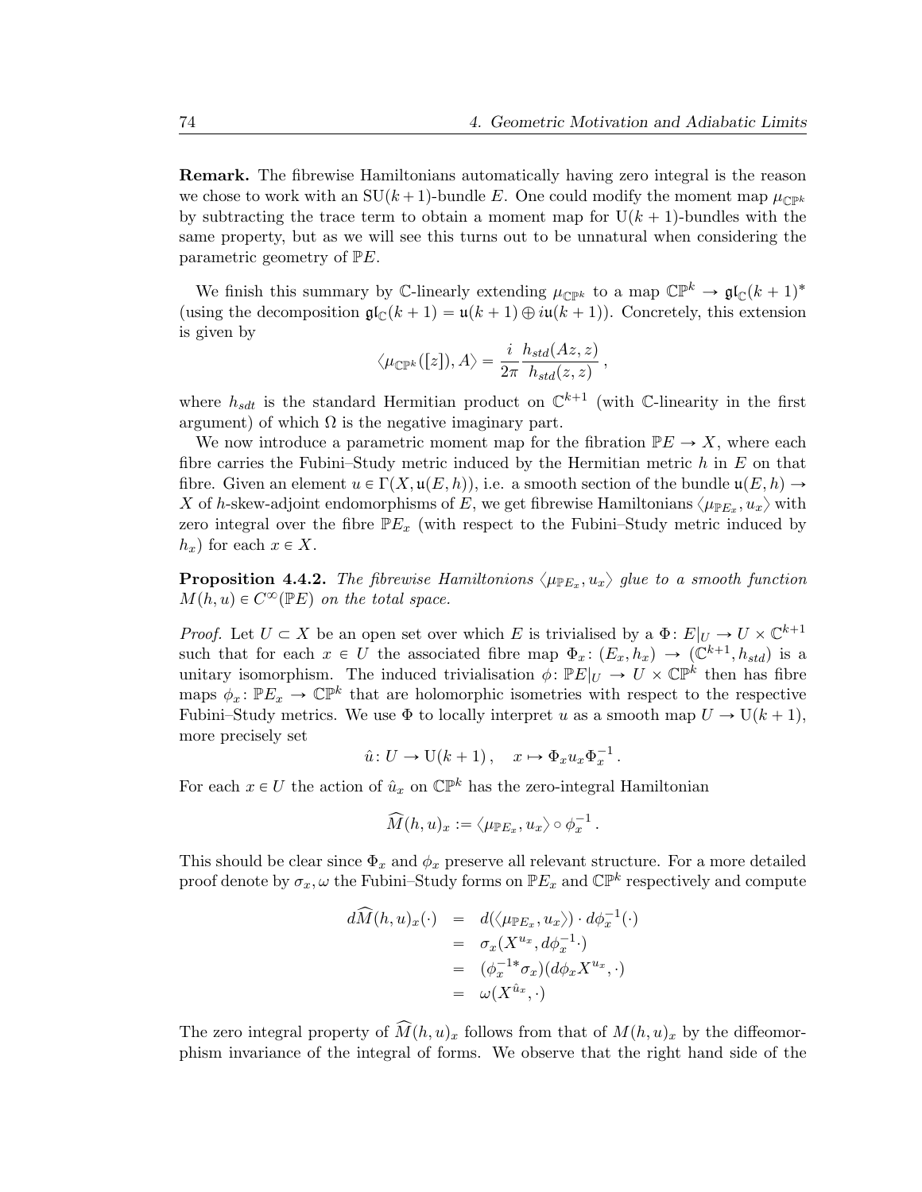**Remark.** The fibrewise Hamiltonians automatically having zero integral is the reason we chose to work with an $\mathrm{SU}(k+1)$-bundle $E$. One could modify the moment map $\mu_{\mathbb{CP}^k}$ by subtracting the trace term to obtain a moment map for $\mathrm{U}(k+1)$-bundles with the same property, but as we will see this turns out to be unnatural when considering the parametric geometry of $\mathbb{P}E$.

We finish this summary by $\mathbb{C}$-linearly extending $\mu_{\mathbb{CP}^k}$ to a map $\mathbb{CP}^k \to \mathfrak{gl}_{\mathbb{C}}(k+1)^*$ (using the decomposition $\mathfrak{gl}_{\mathbb{C}}(k+1) = \mathfrak{u}(k+1) \oplus i\mathfrak{u}(k+1)$). Concretely, this extension is given by

$$\langle \mu_{\mathbb{CP}^k}([z]), A\rangle = \frac{i}{2\pi}\frac{h_{std}(Az,z)}{h_{std}(z,z)}\,,$$

where $h_{sdt}$ is the standard Hermitian product on $\mathbb{C}^{k+1}$ (with $\mathbb{C}$-linearity in the first argument) of which $\Omega$ is the negative imaginary part.

We now introduce a parametric moment map for the fibration $\mathbb{P}E \to X$, where each fibre carries the Fubini–Study metric induced by the Hermitian metric $h$ in $E$ on that fibre. Given an element $u \in \Gamma(X, \mathfrak{u}(E,h))$, i.e. a smooth section of the bundle $\mathfrak{u}(E,h) \to X$ of $h$-skew-adjoint endomorphisms of $E$, we get fibrewise Hamiltonians $\langle \mu_{\mathbb{P}E_x}, u_x\rangle$ with zero integral over the fibre $\mathbb{P}E_x$ (with respect to the Fubini–Study metric induced by $h_x$) for each $x \in X$.

**Proposition 4.4.2.** *The fibrewise Hamiltonions $\langle \mu_{\mathbb{P}E_x}, u_x\rangle$ glue to a smooth function $M(h,u) \in C^\infty(\mathbb{P}E)$ on the total space.*

*Proof.* Let $U \subset X$ be an open set over which $E$ is trivialised by a $\Phi\colon E|_U \to U \times \mathbb{C}^{k+1}$ such that for each $x \in U$ the associated fibre map $\Phi_x\colon (E_x, h_x) \to (\mathbb{C}^{k+1}, h_{std})$ is a unitary isomorphism. The induced trivialisation $\phi\colon \mathbb{P}E|_U \to U \times \mathbb{CP}^k$ then has fibre maps $\phi_x\colon \mathbb{P}E_x \to \mathbb{CP}^k$ that are holomorphic isometries with respect to the respective Fubini–Study metrics. We use $\Phi$ to locally interpret $u$ as a smooth map $U \to \mathrm{U}(k+1)$, more precisely set

$$\hat{u}\colon U \to \mathrm{U}(k+1)\,, \quad x \mapsto \Phi_x u_x \Phi_x^{-1}\,.$$

For each $x \in U$ the action of $\hat{u}_x$ on $\mathbb{CP}^k$ has the zero-integral Hamiltonian

$$\widehat{M}(h,u)_x := \langle \mu_{\mathbb{P}E_x}, u_x\rangle \circ \phi_x^{-1}\,.$$

This should be clear since $\Phi_x$ and $\phi_x$ preserve all relevant structure. For a more detailed proof denote by $\sigma_x, \omega$ the Fubini–Study forms on $\mathbb{P}E_x$ and $\mathbb{CP}^k$ respectively and compute

$$\begin{aligned}
d\widehat{M}(h,u)_x(\cdot) &= d(\langle \mu_{\mathbb{P}E_x}, u_x\rangle)\cdot d\phi_x^{-1}(\cdot)\\
&= \sigma_x(X^{u_x}, d\phi_x^{-1}\cdot)\\
&= (\phi_x^{-1*}\sigma_x)(d\phi_x X^{u_x}, \cdot)\\
&= \omega(X^{\hat{u}_x}, \cdot)
\end{aligned}$$

The zero integral property of $\widehat{M}(h,u)_x$ follows from that of $M(h,u)_x$ by the diffeomorphism invariance of the integral of forms. We observe that the right hand side of the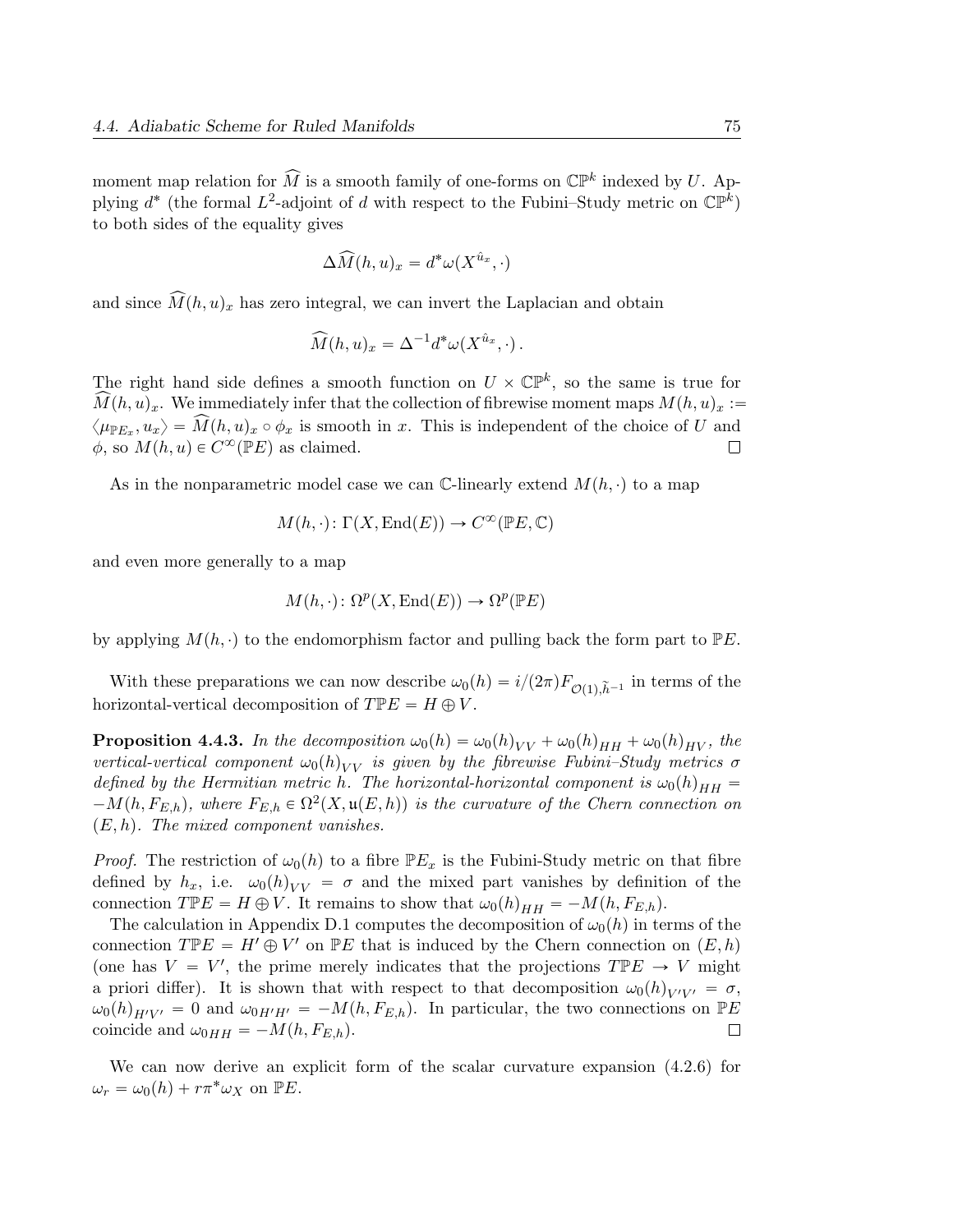moment map relation for $\widehat{M}$ is a smooth family of one-forms on $\mathbb{CP}^k$ indexed by $U$. Applying $d^*$ (the formal $L^2$-adjoint of $d$ with respect to the Fubini–Study metric on $\mathbb{CP}^k$) to both sides of the equality gives

$$\Delta \widehat{M}(h, u)_x = d^* \omega(X^{\hat{u}_x}, \cdot)$$

and since $\widehat{M}(h, u)_x$ has zero integral, we can invert the Laplacian and obtain

$$\widehat{M}(h, u)_x = \Delta^{-1} d^* \omega(X^{\hat{u}_x}, \cdot)\,.$$

The right hand side defines a smooth function on $U \times \mathbb{CP}^k$, so the same is true for $\widehat{M}(h, u)_x$. We immediately infer that the collection of fibrewise moment maps $M(h, u)_x := \langle \mu_{\mathbb{P}E_x}, u_x \rangle = \widehat{M}(h, u)_x \circ \phi_x$ is smooth in $x$. This is independent of the choice of $U$ and $\phi$, so $M(h, u) \in C^\infty(\mathbb{P}E)$ as claimed. $\square$

As in the nonparametric model case we can $\mathbb{C}$-linearly extend $M(h, \cdot)$ to a map

$$M(h, \cdot) \colon \Gamma(X, \operatorname{End}(E)) \to C^\infty(\mathbb{P}E, \mathbb{C})$$

and even more generally to a map

$$M(h, \cdot) \colon \Omega^p(X, \operatorname{End}(E)) \to \Omega^p(\mathbb{P}E)$$

by applying $M(h, \cdot)$ to the endomorphism factor and pulling back the form part to $\mathbb{P}E$.

With these preparations we can now describe $\omega_0(h) = i/(2\pi) F_{\mathcal{O}(1), \widetilde{h}^{-1}}$ in terms of the horizontal-vertical decomposition of $T\mathbb{P}E = H \oplus V$.

**Proposition 4.4.3.** *In the decomposition $\omega_0(h) = \omega_0(h)_{VV} + \omega_0(h)_{HH} + \omega_0(h)_{HV}$, the vertical-vertical component $\omega_0(h)_{VV}$ is given by the fibrewise Fubini–Study metrics $\sigma$ defined by the Hermitian metric $h$. The horizontal-horizontal component is $\omega_0(h)_{HH} = -M(h, F_{E,h})$, where $F_{E,h} \in \Omega^2(X, \mathfrak{u}(E, h))$ is the curvature of the Chern connection on $(E, h)$. The mixed component vanishes.*

*Proof.* The restriction of $\omega_0(h)$ to a fibre $\mathbb{P}E_x$ is the Fubini-Study metric on that fibre defined by $h_x$, i.e. $\omega_0(h)_{VV} = \sigma$ and the mixed part vanishes by definition of the connection $T\mathbb{P}E = H \oplus V$. It remains to show that $\omega_0(h)_{HH} = -M(h, F_{E,h})$.

The calculation in Appendix D.1 computes the decomposition of $\omega_0(h)$ in terms of the connection $T\mathbb{P}E = H' \oplus V'$ on $\mathbb{P}E$ that is induced by the Chern connection on $(E, h)$ (one has $V = V'$, the prime merely indicates that the projections $T\mathbb{P}E \to V$ might a priori differ). It is shown that with respect to that decomposition $\omega_0(h)_{V'V'} = \sigma$, $\omega_0(h)_{H'V'} = 0$ and $\omega_{0H'H'} = -M(h, F_{E,h})$. In particular, the two connections on $\mathbb{P}E$ coincide and $\omega_{0HH} = -M(h, F_{E,h})$. $\square$

We can now derive an explicit form of the scalar curvature expansion (4.2.6) for $\omega_r = \omega_0(h) + r\pi^*\omega_X$ on $\mathbb{P}E$.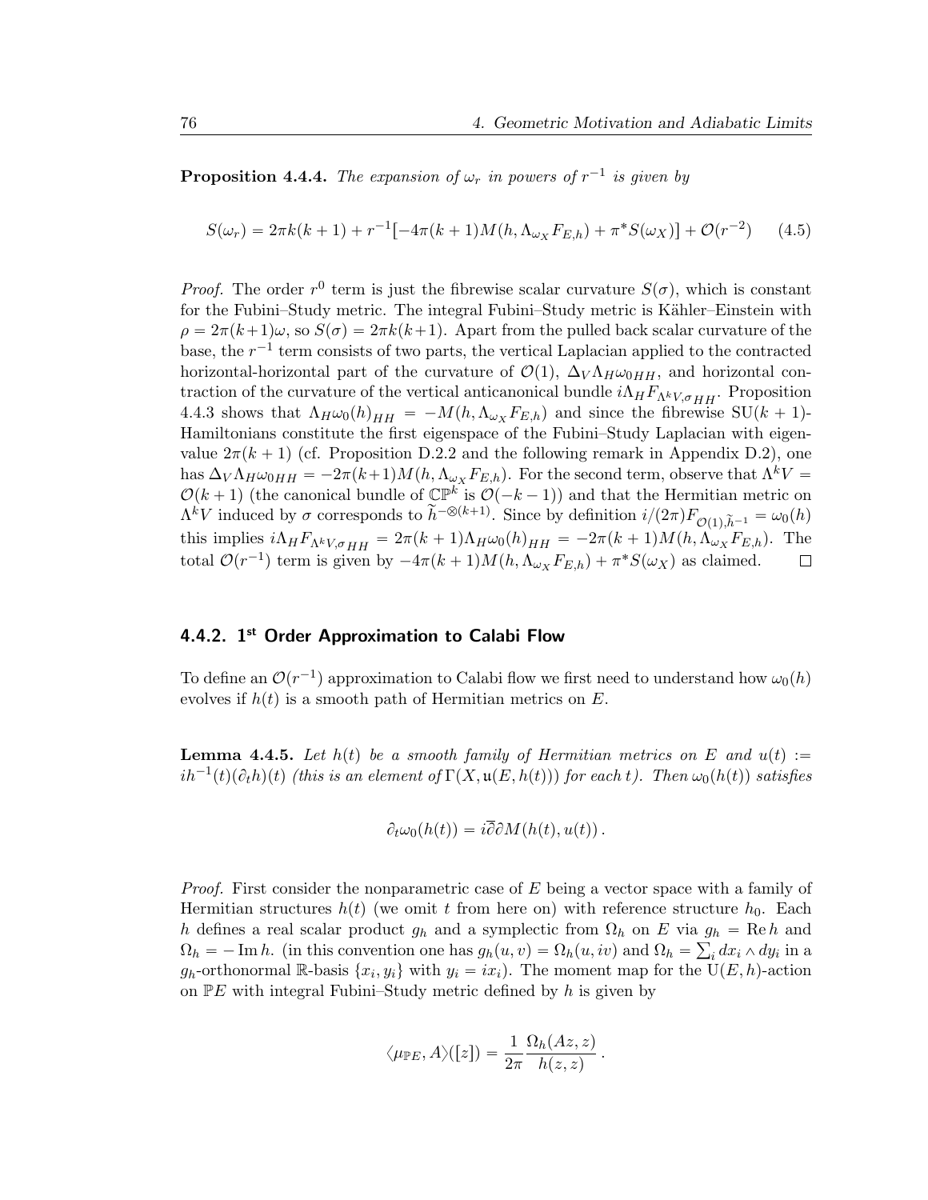**Proposition 4.4.4.** *The expansion of $\omega_r$ in powers of $r^{-1}$ is given by*

$$S(\omega_r) = 2\pi k(k+1) + r^{-1}\left[-4\pi(k+1)M(h, \Lambda_{\omega_X} F_{E,h}) + \pi^* S(\omega_X)\right] + \mathcal{O}(r^{-2}) \tag{4.5}$$

*Proof.* The order $r^0$ term is just the fibrewise scalar curvature $S(\sigma)$, which is constant for the Fubini–Study metric. The integral Fubini–Study metric is Kähler–Einstein with $\rho = 2\pi(k+1)\omega$, so $S(\sigma) = 2\pi k(k+1)$. Apart from the pulled back scalar curvature of the base, the $r^{-1}$ term consists of two parts, the vertical Laplacian applied to the contracted horizontal-horizontal part of the curvature of $\mathcal{O}(1)$, $\Delta_V \Lambda_H \omega_{0HH}$, and horizontal contraction of the curvature of the vertical anticanonical bundle $i\Lambda_H F_{\Lambda^k V, \sigma HH}$. Proposition 4.4.3 shows that $\Lambda_H \omega_0(h)_{HH} = -M(h, \Lambda_{\omega_X} F_{E,h})$ and since the fibrewise $\mathrm{SU}(k+1)$-Hamiltonians constitute the first eigenspace of the Fubini–Study Laplacian with eigenvalue $2\pi(k+1)$ (cf. Proposition D.2.2 and the following remark in Appendix D.2), one has $\Delta_V \Lambda_H \omega_{0HH} = -2\pi(k+1)M(h, \Lambda_{\omega_X} F_{E,h})$. For the second term, observe that $\Lambda^k V = \mathcal{O}(k+1)$ (the canonical bundle of $\mathbb{CP}^k$ is $\mathcal{O}(-k-1)$) and that the Hermitian metric on $\Lambda^k V$ induced by $\sigma$ corresponds to $\widetilde{h}^{-\otimes(k+1)}$. Since by definition $i/(2\pi)F_{\mathcal{O}(1),\widetilde{h}^{-1}} = \omega_0(h)$ this implies $i\Lambda_H F_{\Lambda^k V, \sigma HH} = 2\pi(k+1)\Lambda_H \omega_0(h)_{HH} = -2\pi(k+1)M(h, \Lambda_{\omega_X} F_{E,h})$. The total $\mathcal{O}(r^{-1})$ term is given by $-4\pi(k+1)M(h, \Lambda_{\omega_X} F_{E,h}) + \pi^* S(\omega_X)$ as claimed. $\square$

### 4.4.2. 1st Order Approximation to Calabi Flow

To define an $\mathcal{O}(r^{-1})$ approximation to Calabi flow we first need to understand how $\omega_0(h)$ evolves if $h(t)$ is a smooth path of Hermitian metrics on $E$.

**Lemma 4.4.5.** *Let $h(t)$ be a smooth family of Hermitian metrics on $E$ and $u(t) := ih^{-1}(t)(\partial_t h)(t)$ (this is an element of $\Gamma(X, \mathfrak{u}(E, h(t)))$ for each $t$). Then $\omega_0(h(t))$ satisfies*

$$\partial_t \omega_0(h(t)) = i\overline{\partial}\partial M(h(t), u(t)) \,.$$

*Proof.* First consider the nonparametric case of $E$ being a vector space with a family of Hermitian structures $h(t)$ (we omit $t$ from here on) with reference structure $h_0$. Each $h$ defines a real scalar product $g_h$ and a symplectic from $\Omega_h$ on $E$ via $g_h = \operatorname{Re} h$ and $\Omega_h = -\operatorname{Im} h$. (in this convention one has $g_h(u,v) = \Omega_h(u, iv)$ and $\Omega_h = \sum_i dx_i \wedge dy_i$ in a $g_h$-orthonormal $\mathbb{R}$-basis $\{x_i, y_i\}$ with $y_i = ix_i$). The moment map for the $\mathrm{U}(E,h)$-action on $\mathbb{P}E$ with integral Fubini–Study metric defined by $h$ is given by

$$\langle \mu_{\mathbb{P}E}, A \rangle([z]) = \frac{1}{2\pi} \frac{\Omega_h(Az, z)}{h(z,z)} \,.$$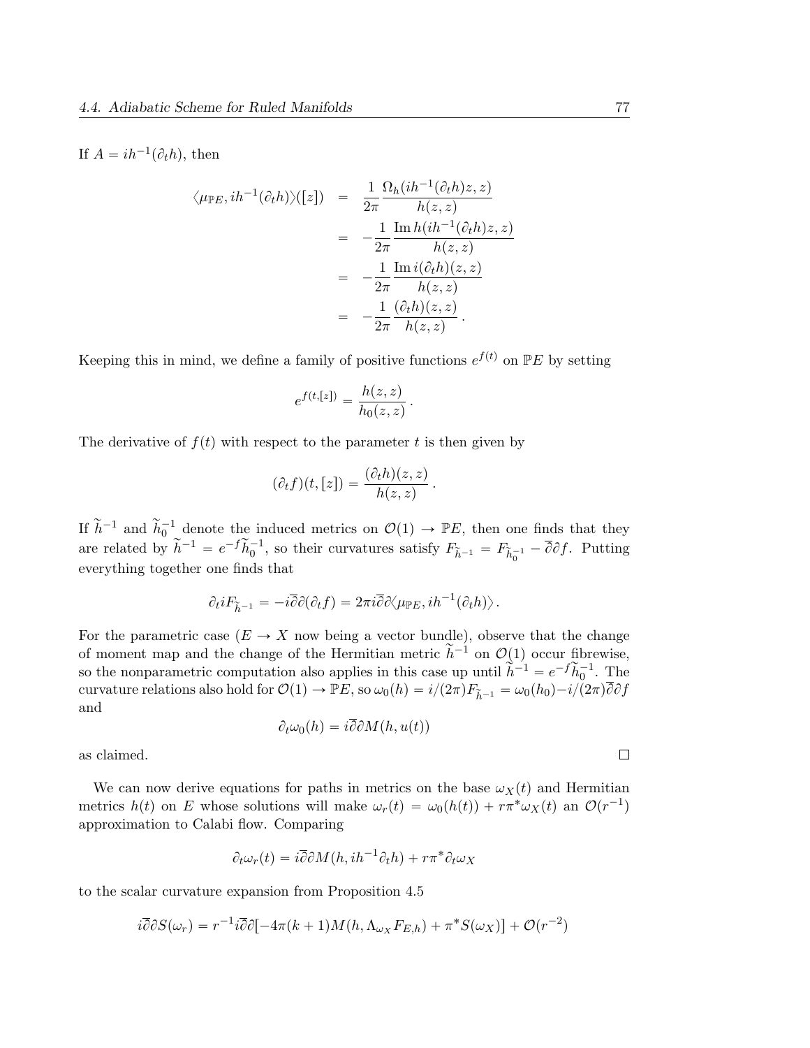If $A = ih^{-1}(\partial_t h)$, then

$$
\begin{aligned}
\langle \mu_{\mathbb{P}E}, ih^{-1}(\partial_t h)\rangle([z]) &= \frac{1}{2\pi}\frac{\Omega_h(ih^{-1}(\partial_t h)z, z)}{h(z,z)} \\
&= -\frac{1}{2\pi}\frac{\operatorname{Im} h(ih^{-1}(\partial_t h)z, z)}{h(z,z)} \\
&= -\frac{1}{2\pi}\frac{\operatorname{Im} i(\partial_t h)(z,z)}{h(z,z)} \\
&= -\frac{1}{2\pi}\frac{(\partial_t h)(z,z)}{h(z,z)}\,.
\end{aligned}
$$

Keeping this in mind, we define a family of positive functions $e^{f(t)}$ on $\mathbb{P}E$ by setting

$$
e^{f(t,[z])} = \frac{h(z,z)}{h_0(z,z)}\,.
$$

The derivative of $f(t)$ with respect to the parameter $t$ is then given by

$$
(\partial_t f)(t,[z]) = \frac{(\partial_t h)(z,z)}{h(z,z)}\,.
$$

If $\widetilde{h}^{-1}$ and $\widetilde{h}_0^{-1}$ denote the induced metrics on $\mathcal{O}(1) \to \mathbb{P}E$, then one finds that they are related by $\widetilde{h}^{-1} = e^{-f}\widetilde{h}_0^{-1}$, so their curvatures satisfy $F_{\widetilde{h}^{-1}} = F_{\widetilde{h}_0^{-1}} - \overline{\partial}\partial f$. Putting everything together one finds that

$$
\partial_t iF_{\widetilde{h}^{-1}} = -i\overline{\partial}\partial(\partial_t f) = 2\pi i\overline{\partial}\partial\langle \mu_{\mathbb{P}E}, ih^{-1}(\partial_t h)\rangle\,.
$$

For the parametric case ($E \to X$ now being a vector bundle), observe that the change of moment map and the change of the Hermitian metric $\widetilde{h}^{-1}$ on $\mathcal{O}(1)$ occur fibrewise, so the nonparametric computation also applies in this case up until $\widetilde{h}^{-1} = e^{-f}\widetilde{h}_0^{-1}$. The curvature relations also hold for $\mathcal{O}(1) \to \mathbb{P}E$, so $\omega_0(h) = i/(2\pi)F_{\widetilde{h}^{-1}} = \omega_0(h_0) - i/(2\pi)\overline{\partial}\partial f$ and

$$
\partial_t \omega_0(h) = i\overline{\partial}\partial M(h, u(t))
$$

as claimed. □

We can now derive equations for paths in metrics on the base $\omega_X(t)$ and Hermitian metrics $h(t)$ on $E$ whose solutions will make $\omega_r(t) = \omega_0(h(t)) + r\pi^*\omega_X(t)$ an $\mathcal{O}(r^{-1})$ approximation to Calabi flow. Comparing

$$
\partial\omega_r(t) = i\overline{\partial}\partial M(h, ih^{-1}\partial_t h) + r\pi^*\partial_t\omega_X
$$

to the scalar curvature expansion from Proposition 4.5

$$
i\overline{\partial}\partial S(\omega_r) = r^{-1} i\overline{\partial}\partial[-4\pi(k+1)M(h, \Lambda_{\omega_X}F_{E,h}) + \pi^* S(\omega_X)] + \mathcal{O}(r^{-2})
$$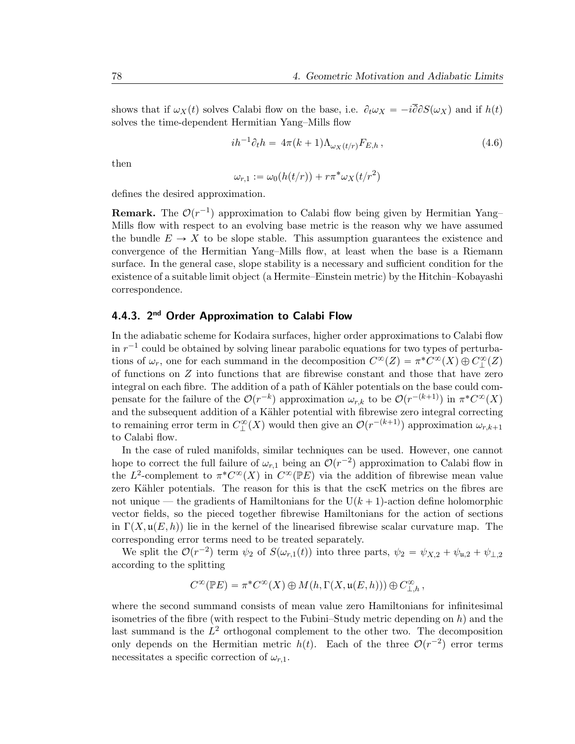shows that if $\omega_X(t)$ solves Calabi flow on the base, i.e. $\partial_t \omega_X = -i\overline{\partial}\partial S(\omega_X)$ and if $h(t)$ solves the time-dependent Hermitian Yang–Mills flow

$$ih^{-1}\partial_t h = 4\pi(k+1)\Lambda_{\omega_X(t/r)} F_{E,h}\,, \tag{4.6}$$

then

$$\omega_{r,1} := \omega_0(h(t/r)) + r\pi^*\omega_X(t/r^2)$$

defines the desired approximation.

**Remark.** The $\mathcal{O}(r^{-1})$ approximation to Calabi flow being given by Hermitian Yang–Mills flow with respect to an evolving base metric is the reason why we have assumed the bundle $E \to X$ to be slope stable. This assumption guarantees the existence and convergence of the Hermitian Yang–Mills flow, at least when the base is a Riemann surface. In the general case, slope stability is a necessary and sufficient condition for the existence of a suitable limit object (a Hermite–Einstein metric) by the Hitchin–Kobayashi correspondence.

### 4.4.3. 2nd Order Approximation to Calabi Flow

In the adiabatic scheme for Kodaira surfaces, higher order approximations to Calabi flow in $r^{-1}$ could be obtained by solving linear parabolic equations for two types of perturbations of $\omega_r$, one for each summand in the decomposition $C^\infty(Z) = \pi^* C^\infty(X) \oplus C^\infty_\perp(Z)$ of functions on $Z$ into functions that are fibrewise constant and those that have zero integral on each fibre. The addition of a path of Kähler potentials on the base could compensate for the failure of the $\mathcal{O}(r^{-k})$ approximation $\omega_{r,k}$ to be $\mathcal{O}(r^{-(k+1)})$ in $\pi^* C^\infty(X)$ and the subsequent addition of a Kähler potential with fibrewise zero integral correcting to remaining error term in $C^\infty_\perp(X)$ would then give an $\mathcal{O}(r^{-(k+1)})$ approximation $\omega_{r,k+1}$ to Calabi flow.

In the case of ruled manifolds, similar techniques can be used. However, one cannot hope to correct the full failure of $\omega_{r,1}$ being an $\mathcal{O}(r^{-2})$ approximation to Calabi flow in the $L^2$-complement to $\pi^* C^\infty(X)$ in $C^\infty(\mathbb{P}E)$ via the addition of fibrewise mean value zero Kähler potentials. The reason for this is that the cscK metrics on the fibres are not unique — the gradients of Hamiltonians for the $\mathrm{U}(k+1)$-action define holomorphic vector fields, so the pieced together fibrewise Hamiltonians for the action of sections in $\Gamma(X, \mathfrak{u}(E,h))$ lie in the kernel of the linearised fibrewise scalar curvature map. The corresponding error terms need to be treated separately.

We split the $\mathcal{O}(r^{-2})$ term $\psi_2$ of $S(\omega_{r,1}(t))$ into three parts, $\psi_2 = \psi_{X,2} + \psi_{\mathfrak{u},2} + \psi_{\perp,2}$ according to the splitting

$$C^\infty(\mathbb{P}E) = \pi^* C^\infty(X) \oplus M(h, \Gamma(X, \mathfrak{u}(E,h))) \oplus C^\infty_{\perp,h}\,,$$

where the second summand consists of mean value zero Hamiltonians for infinitesimal isometries of the fibre (with respect to the Fubini–Study metric depending on $h$) and the last summand is the $L^2$ orthogonal complement to the other two. The decomposition only depends on the Hermitian metric $h(t)$. Each of the three $\mathcal{O}(r^{-2})$ error terms necessitates a specific correction of $\omega_{r,1}$.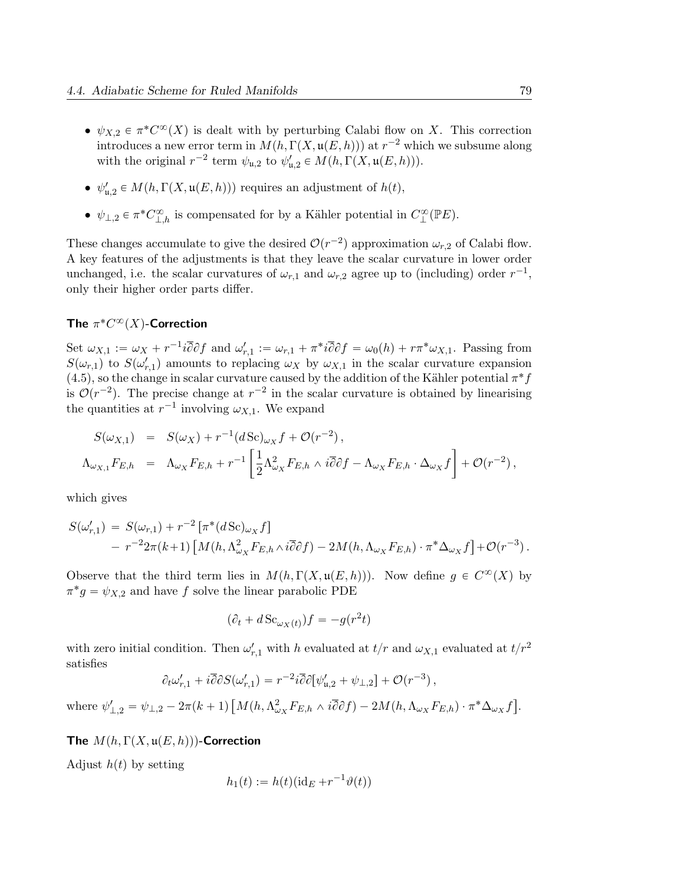- $\psi_{X,2} \in \pi^* C^\infty(X)$ is dealt with by perturbing Calabi flow on $X$. This correction introduces a new error term in $M(h, \Gamma(X, \mathfrak{u}(E,h)))$ at $r^{-2}$ which we subsume along with the original $r^{-2}$ term $\psi_{\mathfrak{u},2}$ to $\psi'_{\mathfrak{u},2} \in M(h, \Gamma(X, \mathfrak{u}(E,h)))$.
- $\psi'_{\mathfrak{u},2} \in M(h, \Gamma(X, \mathfrak{u}(E,h)))$ requires an adjustment of $h(t)$,
- $\psi_{\perp,2} \in \pi^* C^\infty_{\perp,h}$ is compensated for by a Kähler potential in $C^\infty_\perp(\mathbb{P}E)$.

These changes accumulate to give the desired $\mathcal{O}(r^{-2})$ approximation $\omega_{r,2}$ of Calabi flow. A key features of the adjustments is that they leave the scalar curvature in lower order unchanged, i.e. the scalar curvatures of $\omega_{r,1}$ and $\omega_{r,2}$ agree up to (including) order $r^{-1}$, only their higher order parts differ.

### The $\pi^* C^\infty(X)$-Correction

Set $\omega_{X,1} := \omega_X + r^{-1} i\overline{\partial}\partial f$ and $\omega'_{r,1} := \omega_{r,1} + \pi^* i\overline{\partial}\partial f = \omega_0(h) + r\pi^*\omega_{X,1}$. Passing from $S(\omega_{r,1})$ to $S(\omega'_{r,1})$ amounts to replacing $\omega_X$ by $\omega_{X,1}$ in the scalar curvature expansion (4.5), so the change in scalar curvature caused by the addition of the Kähler potential $\pi^* f$ is $\mathcal{O}(r^{-2})$. The precise change at $r^{-2}$ in the scalar curvature is obtained by linearising the quantities at $r^{-1}$ involving $\omega_{X,1}$. We expand

$$
\begin{aligned}
S(\omega_{X,1}) &= S(\omega_X) + r^{-1}(d\,\mathrm{Sc})_{\omega_X} f + \mathcal{O}(r^{-2})\,, \\
\Lambda_{\omega_{X,1}} F_{E,h} &= \Lambda_{\omega_X} F_{E,h} + r^{-1}\left[\frac{1}{2}\Lambda^2_{\omega_X} F_{E,h} \wedge i\overline{\partial}\partial f - \Lambda_{\omega_X} F_{E,h} \cdot \Delta_{\omega_X} f\right] + \mathcal{O}(r^{-2})\,,
\end{aligned}
$$

which gives

$$
\begin{aligned}
S(\omega'_{r,1}) &= S(\omega_{r,1}) + r^{-2}\left[\pi^*(d\,\mathrm{Sc})_{\omega_X} f\right] \\
&\quad - r^{-2} 2\pi(k+1)\left[M(h, \Lambda^2_{\omega_X} F_{E,h} \wedge i\overline{\partial}\partial f) - 2M(h, \Lambda_{\omega_X} F_{E,h}) \cdot \pi^*\Delta_{\omega_X} f\right] + \mathcal{O}(r^{-3})\,.
\end{aligned}
$$

Observe that the third term lies in $M(h, \Gamma(X, \mathfrak{u}(E,h)))$. Now define $g \in C^\infty(X)$ by $\pi^* g = \psi_{X,2}$ and have $f$ solve the linear parabolic PDE

$$
(\partial_t + d\,\mathrm{Sc}_{\omega_X(t)}) f = -g(r^2 t)
$$

with zero initial condition. Then $\omega'_{r,1}$ with $h$ evaluated at $t/r$ and $\omega_{X,1}$ evaluated at $t/r^2$ satisfies

$$
\partial_t \omega'_{r,1} + i\overline{\partial}\partial S(\omega'_{r,1}) = r^{-2} i\overline{\partial}\partial[\psi'_{\mathfrak{u},2} + \psi_{\perp,2}] + \mathcal{O}(r^{-3})\,,
$$

where $\psi'_{\perp,2} = \psi_{\perp,2} - 2\pi(k+1)\left[M(h, \Lambda^2_{\omega_X} F_{E,h} \wedge i\overline{\partial}\partial f) - 2M(h, \Lambda_{\omega_X} F_{E,h}) \cdot \pi^*\Delta_{\omega_X} f\right]$.

### The $M(h, \Gamma(X, \mathfrak{u}(E,h)))$-Correction

Adjust $h(t)$ by setting

$$
h_1(t) := h(t)(\mathrm{id}_E + r^{-1}\vartheta(t))
$$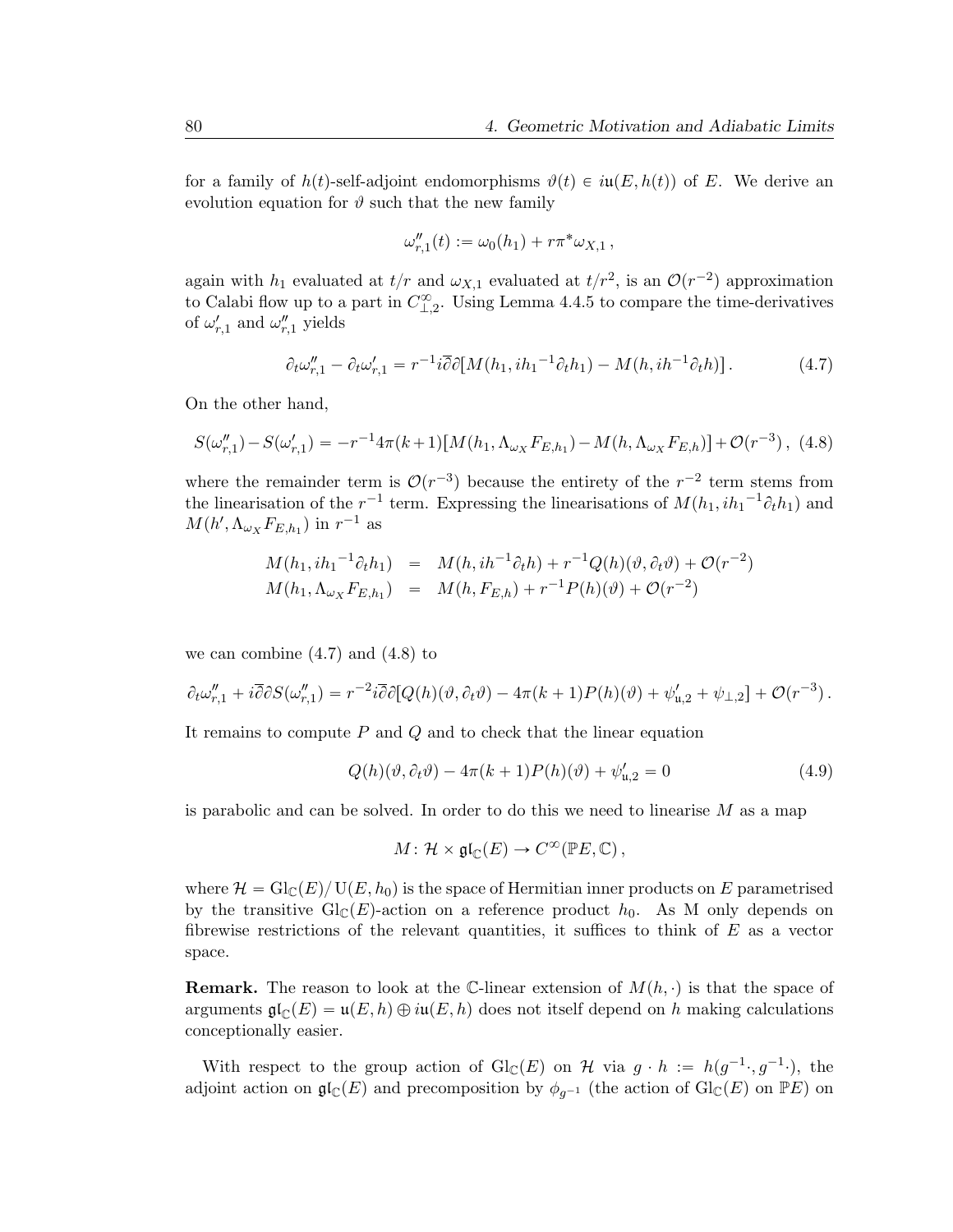for a family of $h(t)$-self-adjoint endomorphisms $\vartheta(t) \in i\mathfrak{u}(E, h(t))$ of $E$. We derive an evolution equation for $\vartheta$ such that the new family

$$\omega''_{r,1}(t) := \omega_0(h_1) + r\pi^*\omega_{X,1}\,,$$

again with $h_1$ evaluated at $t/r$ and $\omega_{X,1}$ evaluated at $t/r^2$, is an $\mathcal{O}(r^{-2})$ approximation to Calabi flow up to a part in $C^\infty_{\perp,2}$. Using Lemma 4.4.5 to compare the time-derivatives of $\omega'_{r,1}$ and $\omega''_{r,1}$ yields

$$\partial_t\omega''_{r,1} - \partial_t\omega'_{r,1} = r^{-1}i\overline{\partial}\partial\big[M(h_1, i{h_1}^{-1}\partial_t h_1) - M(h, ih^{-1}\partial_t h)\big]\,. \tag{4.7}$$

On the other hand,

$$S(\omega''_{r,1}) - S(\omega'_{r,1}) = -r^{-1}4\pi(k+1)\big[M(h_1, \Lambda_{\omega_X}F_{E,h_1}) - M(h, \Lambda_{\omega_X}F_{E,h})\big] + \mathcal{O}(r^{-3})\,, \tag{4.8}$$

where the remainder term is $\mathcal{O}(r^{-3})$ because the entirety of the $r^{-2}$ term stems from the linearisation of the $r^{-1}$ term. Expressing the linearisations of $M(h_1, i{h_1}^{-1}\partial_t h_1)$ and $M(h', \Lambda_{\omega_X}F_{E,h_1})$ in $r^{-1}$ as

$$\begin{aligned}
M(h_1, i{h_1}^{-1}\partial_t h_1) &= M(h, ih^{-1}\partial_t h) + r^{-1}Q(h)(\vartheta, \partial_t\vartheta) + \mathcal{O}(r^{-2}) \\
M(h_1, \Lambda_{\omega_X}F_{E,h_1}) &= M(h, F_{E,h}) + r^{-1}P(h)(\vartheta) + \mathcal{O}(r^{-2})
\end{aligned}$$

we can combine (4.7) and (4.8) to

$$\partial_t\omega''_{r,1} + i\overline{\partial}\partial S(\omega''_{r,1}) = r^{-2}i\overline{\partial}\partial\big[Q(h)(\vartheta, \partial_t\vartheta) - 4\pi(k+1)P(h)(\vartheta) + \psi'_{\mathfrak{u},2} + \psi_{\perp,2}\big] + \mathcal{O}(r^{-3})\,.$$

It remains to compute $P$ and $Q$ and to check that the linear equation

$$Q(h)(\vartheta, \partial_t\vartheta) - 4\pi(k+1)P(h)(\vartheta) + \psi'_{\mathfrak{u},2} = 0 \tag{4.9}$$

is parabolic and can be solved. In order to do this we need to linearise $M$ as a map

$$M\colon \mathcal{H} \times \mathfrak{gl}_{\mathbb{C}}(E) \to C^\infty(\mathbb{P}E, \mathbb{C})\,,$$

where $\mathcal{H} = \mathrm{Gl}_{\mathbb{C}}(E)/\,\mathrm{U}(E, h_0)$ is the space of Hermitian inner products on $E$ parametrised by the transitive $\mathrm{Gl}_{\mathbb{C}}(E)$-action on a reference product $h_0$. As M only depends on fibrewise restrictions of the relevant quantities, it suffices to think of $E$ as a vector space.

**Remark.** The reason to look at the $\mathbb{C}$-linear extension of $M(h, \cdot)$ is that the space of arguments $\mathfrak{gl}_{\mathbb{C}}(E) = \mathfrak{u}(E, h) \oplus i\mathfrak{u}(E, h)$ does not itself depend on $h$ making calculations conceptionally easier.

With respect to the group action of $\mathrm{Gl}_{\mathbb{C}}(E)$ on $\mathcal{H}$ via $g \cdot h := h(g^{-1}\cdot, g^{-1}\cdot)$, the adjoint action on $\mathfrak{gl}_{\mathbb{C}}(E)$ and precomposition by $\phi_{g^{-1}}$ (the action of $\mathrm{Gl}_{\mathbb{C}}(E)$ on $\mathbb{P}E$) on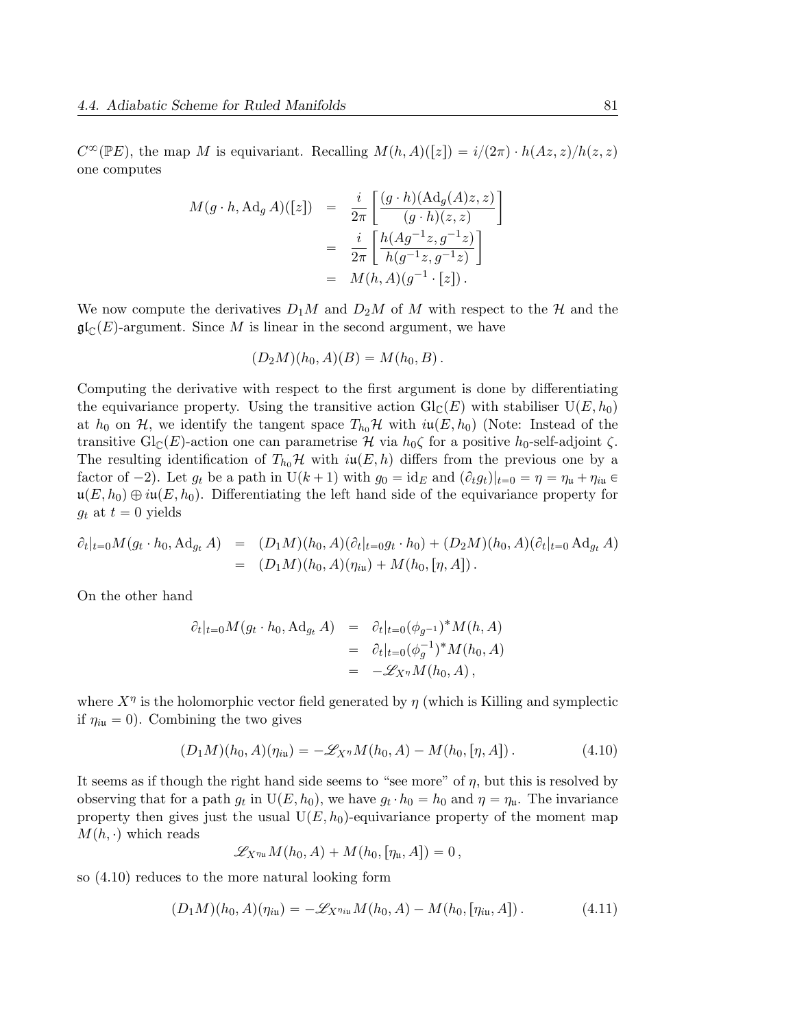$C^\infty(\mathbb{P}E)$, the map $M$ is equivariant. Recalling $M(h,A)([z]) = i/(2\pi)\cdot h(Az,z)/h(z,z)$ one computes

$$
\begin{aligned}
M(g\cdot h, \mathrm{Ad}_g A)([z]) &= \frac{i}{2\pi}\left[\frac{(g\cdot h)(\mathrm{Ad}_g(A)z,z)}{(g\cdot h)(z,z)}\right] \\
&= \frac{i}{2\pi}\left[\frac{h(Ag^{-1}z, g^{-1}z)}{h(g^{-1}z,g^{-1}z)}\right] \\
&= M(h,A)(g^{-1}\cdot[z])\,.
\end{aligned}
$$

We now compute the derivatives $D_1M$ and $D_2M$ of $M$ with respect to the $\mathcal{H}$ and the $\mathfrak{gl}_{\mathbb{C}}(E)$-argument. Since $M$ is linear in the second argument, we have

$$
(D_2M)(h_0,A)(B) = M(h_0,B)\,.
$$

Computing the derivative with respect to the first argument is done by differentiating the equivariance property. Using the transitive action $\mathrm{Gl}_{\mathbb{C}}(E)$ with stabiliser $\mathrm{U}(E,h_0)$ at $h_0$ on $\mathcal{H}$, we identify the tangent space $T_{h_0}\mathcal{H}$ with $i\mathfrak{u}(E,h_0)$ (Note: Instead of the transitive $\mathrm{Gl}_{\mathbb{C}}(E)$-action one can parametrise $\mathcal{H}$ via $h_0\zeta$ for a positive $h_0$-self-adjoint $\zeta$. The resulting identification of $T_{h_0}\mathcal{H}$ with $i\mathfrak{u}(E,h)$ differs from the previous one by a factor of $-2$). Let $g_t$ be a path in $\mathrm{U}(k+1)$ with $g_0 = \mathrm{id}_E$ and $(\partial_t g_t)|_{t=0} = \eta = \eta_{\mathfrak{u}} + \eta_{i\mathfrak{u}} \in \mathfrak{u}(E,h_0)\oplus i\mathfrak{u}(E,h_0)$. Differentiating the left hand side of the equivariance property for $g_t$ at $t=0$ yields

$$
\begin{aligned}
\partial_t|_{t=0} M(g_t\cdot h_0, \mathrm{Ad}_{g_t}A) &= (D_1M)(h_0,A)(\partial_t|_{t=0}g_t\cdot h_0) + (D_2M)(h_0,A)(\partial_t|_{t=0}\mathrm{Ad}_{g_t}A) \\
&= (D_1M)(h_0,A)(\eta_{i\mathfrak{u}}) + M(h_0,[\eta,A])\,.
\end{aligned}
$$

On the other hand

$$
\begin{aligned}
\partial_t|_{t=0} M(g_t\cdot h_0, \mathrm{Ad}_{g_t}A) &= \partial_t|_{t=0}(\phi_{g^{-1}})^* M(h,A) \\
&= \partial_t|_{t=0}(\phi_g^{-1})^* M(h_0,A) \\
&= -\mathscr{L}_{X^\eta} M(h_0,A)\,,
\end{aligned}
$$

where $X^\eta$ is the holomorphic vector field generated by $\eta$ (which is Killing and symplectic if $\eta_{i\mathfrak{u}} = 0$). Combining the two gives

$$
(D_1M)(h_0,A)(\eta_{i\mathfrak{u}}) = -\mathscr{L}_{X^\eta} M(h_0,A) - M(h_0,[\eta,A])\,. \tag{4.10}
$$

It seems as if though the right hand side seems to "see more" of $\eta$, but this is resolved by observing that for a path $g_t$ in $\mathrm{U}(E,h_0)$, we have $g_t\cdot h_0 = h_0$ and $\eta = \eta_{\mathfrak{u}}$. The invariance property then gives just the usual $\mathrm{U}(E,h_0)$-equivariance property of the moment map $M(h,\cdot)$ which reads

$$
\mathscr{L}_{X^{\eta_{\mathfrak{u}}}} M(h_0,A) + M(h_0,[\eta_{\mathfrak{u}},A]) = 0\,,
$$

so (4.10) reduces to the more natural looking form

$$
(D_1M)(h_0,A)(\eta_{i\mathfrak{u}}) = -\mathscr{L}_{X^{\eta_{i\mathfrak{u}}}} M(h_0,A) - M(h_0,[\eta_{i\mathfrak{u}},A])\,. \tag{4.11}
$$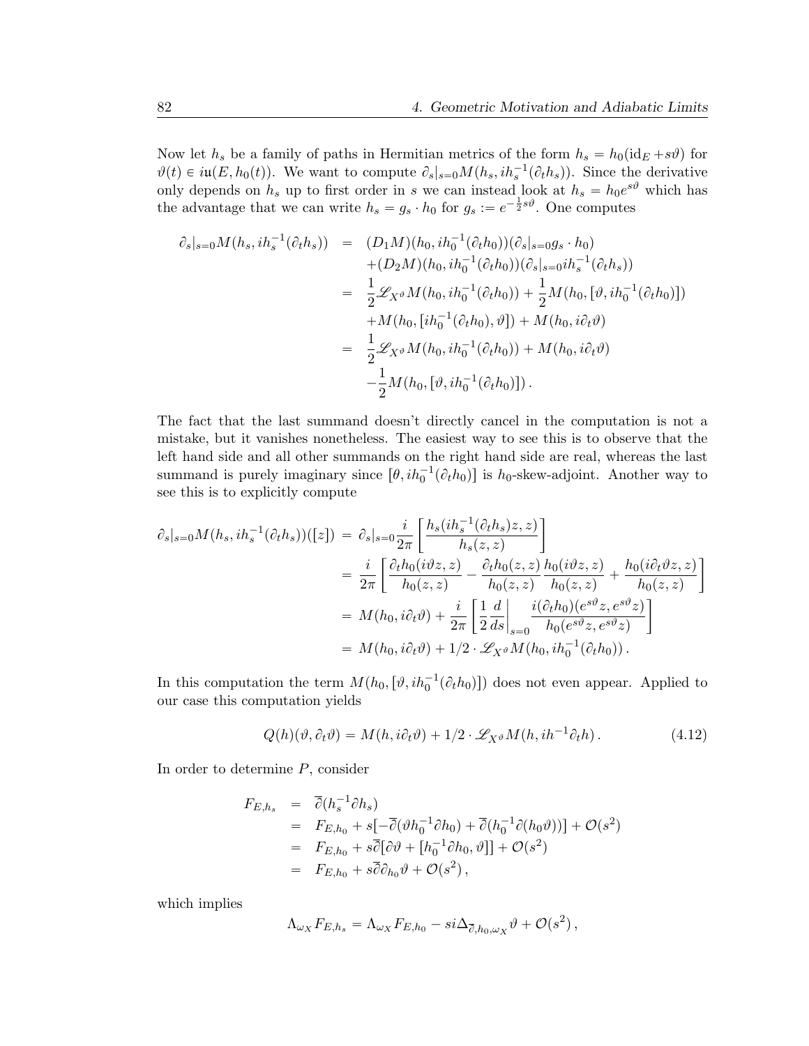Now let $h_s$ be a family of paths in Hermitian metrics of the form $h_s = h_0(\mathrm{id}_E + s\vartheta)$ for $\vartheta(t) \in i\mathfrak{u}(E, h_0(t))$. We want to compute $\partial_s|_{s=0} M(h_s, ih_s^{-1}(\partial_t h_s))$. Since the derivative only depends on $h_s$ up to first order in $s$ we can instead look at $h_s = h_0 e^{s\vartheta}$ which has the advantage that we can write $h_s = g_s \cdot h_0$ for $g_s := e^{-\frac{1}{2}s\vartheta}$. One computes

$$
\begin{aligned}
\partial_s|_{s=0} M(h_s, ih_s^{-1}(\partial_t h_s)) &= (D_1 M)(h_0, ih_0^{-1}(\partial_t h_0))(\partial_s|_{s=0} g_s \cdot h_0) \\
&\quad + (D_2 M)(h_0, ih_0^{-1}(\partial_t h_0))(\partial_s|_{s=0} ih_s^{-1}(\partial_t h_s)) \\
&= \frac{1}{2}\mathscr{L}_{X^\vartheta} M(h_0, ih_0^{-1}(\partial_t h_0)) + \frac{1}{2} M(h_0, [\vartheta, ih_0^{-1}(\partial_t h_0)]) \\
&\quad + M(h_0, [ih_0^{-1}(\partial_t h_0), \vartheta]) + M(h_0, i\partial_t \vartheta) \\
&= \frac{1}{2}\mathscr{L}_{X^\vartheta} M(h_0, ih_0^{-1}(\partial_t h_0)) + M(h_0, i\partial_t \vartheta) \\
&\quad - \frac{1}{2} M(h_0, [\vartheta, ih_0^{-1}(\partial_t h_0)]) .
\end{aligned}
$$

The fact that the last summand doesn't directly cancel in the computation is not a mistake, but it vanishes nonetheless. The easiest way to see this is to observe that the left hand side and all other summands on the right hand side are real, whereas the last summand is purely imaginary since $[\theta, ih_0^{-1}(\partial_t h_0)]$ is $h_0$-skew-adjoint. Another way to see this is to explicitly compute

$$
\begin{aligned}
\partial_s|_{s=0} M(h_s, ih_s^{-1}(\partial_t h_s))([z]) &= \partial_s|_{s=0} \frac{i}{2\pi}\left[\frac{h_s(ih_s^{-1}(\partial_t h_s)z, z)}{h_s(z,z)}\right] \\
&= \frac{i}{2\pi}\left[\frac{\partial_t h_0(i\vartheta z, z)}{h_0(z,z)} - \frac{\partial_t h_0(z,z)}{h_0(z,z)}\frac{h_0(i\vartheta z, z)}{h_0(z,z)} + \frac{h_0(i\partial_t \vartheta z, z)}{h_0(z,z)}\right] \\
&= M(h_0, i\partial_t \vartheta) + \frac{i}{2\pi}\left[\frac{1}{2}\frac{d}{ds}\bigg|_{s=0} \frac{i(\partial_t h_0)(e^{s\vartheta}z, e^{s\vartheta}z)}{h_0(e^{s\vartheta}z, e^{s\vartheta}z)}\right] \\
&= M(h_0, i\partial_t \vartheta) + 1/2 \cdot \mathscr{L}_{X^\vartheta} M(h_0, ih_0^{-1}(\partial_t h_0)) .
\end{aligned}
$$

In this computation the term $M(h_0, [\vartheta, ih_0^{-1}(\partial_t h_0)])$ does not even appear. Applied to our case this computation yields

$$
Q(h)(\vartheta, \partial_t \vartheta) = M(h, i\partial_t \vartheta) + 1/2 \cdot \mathscr{L}_{X^\vartheta} M(h, ih^{-1}\partial_t h) . \tag{4.12}
$$

In order to determine $P$, consider

$$
\begin{aligned}
F_{E,h_s} &= \overline{\partial}(h_s^{-1}\partial h_s) \\
&= F_{E,h_0} + s[-\overline{\partial}(\vartheta h_0^{-1}\partial h_0) + \overline{\partial}(h_0^{-1}\partial(h_0\vartheta))] + \mathcal{O}(s^2) \\
&= F_{E,h_0} + s\overline{\partial}[\partial\vartheta + [h_0^{-1}\partial h_0, \vartheta]] + \mathcal{O}(s^2) \\
&= F_{E,h_0} + s\overline{\partial}\partial_{h_0}\vartheta + \mathcal{O}(s^2) ,
\end{aligned}
$$

which implies

$$
\Lambda_{\omega_X} F_{E,h_s} = \Lambda_{\omega_X} F_{E,h_0} - si\Delta_{\overline{\partial},h_0,\omega_X}\vartheta + \mathcal{O}(s^2) ,
$$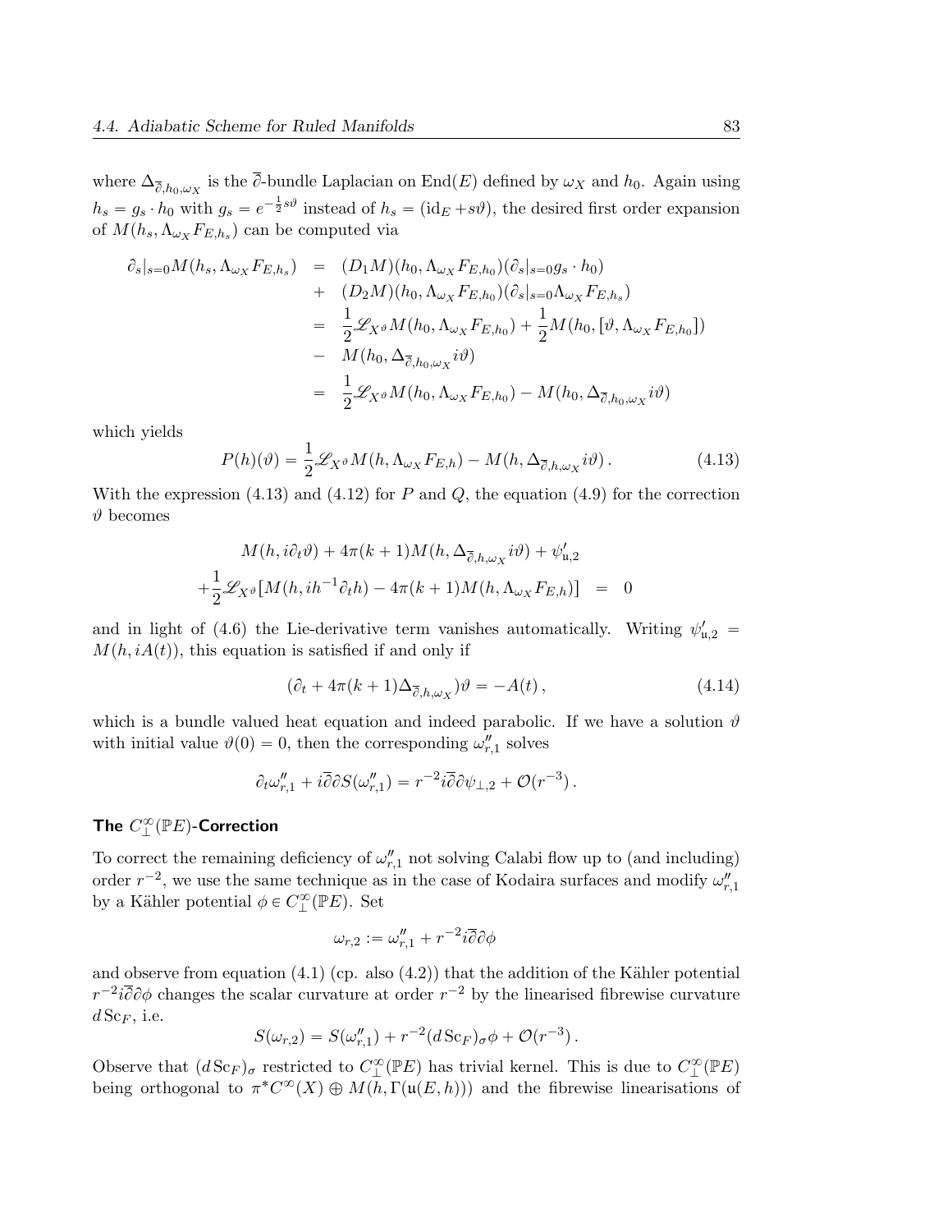where $\Delta_{\overline{\partial},h_0,\omega_X}$ is the $\overline{\partial}$-bundle Laplacian on $\mathrm{End}(E)$ defined by $\omega_X$ and $h_0$. Again using $h_s = g_s \cdot h_0$ with $g_s = e^{-\frac{1}{2}s\vartheta}$ instead of $h_s = (\mathrm{id}_E + s\vartheta)$, the desired first order expansion of $M(h_s, \Lambda_{\omega_X} F_{E,h_s})$ can be computed via

$$
\begin{aligned}
\partial_s|_{s=0} M(h_s, \Lambda_{\omega_X} F_{E,h_s}) &= (D_1 M)(h_0, \Lambda_{\omega_X} F_{E,h_0})(\partial_s|_{s=0} g_s \cdot h_0) \\
&+ (D_2 M)(h_0, \Lambda_{\omega_X} F_{E,h_0})(\partial_s|_{s=0} \Lambda_{\omega_X} F_{E,h_s}) \\
&= \frac{1}{2}\mathscr{L}_{X^\vartheta} M(h_0, \Lambda_{\omega_X} F_{E,h_0}) + \frac{1}{2} M(h_0, [\vartheta, \Lambda_{\omega_X} F_{E,h_0}]) \\
&- M(h_0, \Delta_{\overline{\partial},h_0,\omega_X} i\vartheta) \\
&= \frac{1}{2}\mathscr{L}_{X^\vartheta} M(h_0, \Lambda_{\omega_X} F_{E,h_0}) - M(h_0, \Delta_{\overline{\partial},h_0,\omega_X} i\vartheta)
\end{aligned}
$$

which yields

$$
P(h)(\vartheta) = \frac{1}{2}\mathscr{L}_{X^\vartheta} M(h, \Lambda_{\omega_X} F_{E,h}) - M(h, \Delta_{\overline{\partial},h,\omega_X} i\vartheta)\,. \tag{4.13}
$$

With the expression (4.13) and (4.12) for $P$ and $Q$, the equation (4.9) for the correction $\vartheta$ becomes

$$
\begin{aligned}
M(h, i\partial_t\vartheta) + 4\pi(k+1) M(h, \Delta_{\overline{\partial},h,\omega_X} i\vartheta) + \psi'_{\mathfrak{u},2} & \\
+\frac{1}{2}\mathscr{L}_{X^\vartheta}[M(h, ih^{-1}\partial_t h) - 4\pi(k+1) M(h, \Lambda_{\omega_X} F_{E,h})] &= 0
\end{aligned}
$$

and in light of (4.6) the Lie-derivative term vanishes automatically. Writing $\psi'_{\mathfrak{u},2} = M(h, iA(t))$, this equation is satisfied if and only if

$$
(\partial_t + 4\pi(k+1)\Delta_{\overline{\partial},h,\omega_X})\vartheta = -A(t)\,, \tag{4.14}
$$

which is a bundle valued heat equation and indeed parabolic. If we have a solution $\vartheta$ with initial value $\vartheta(0) = 0$, then the corresponding $\omega''_{r,1}$ solves

$$
\partial_t \omega''_{r,1} + i\overline{\partial}\partial S(\omega''_{r,1}) = r^{-2} i\overline{\partial}\partial\psi_{\perp,2} + \mathcal{O}(r^{-3})\,.
$$

### The $C^\infty_\perp(\mathbb{P}E)$-Correction

To correct the remaining deficiency of $\omega''_{r,1}$ not solving Calabi flow up to (and including) order $r^{-2}$, we use the same technique as in the case of Kodaira surfaces and modify $\omega''_{r,1}$ by a Kähler potential $\phi \in C^\infty_\perp(\mathbb{P}E)$. Set

$$
\omega_{r,2} := \omega''_{r,1} + r^{-2} i\overline{\partial}\partial\phi
$$

and observe from equation (4.1) (cp. also (4.2)) that the addition of the Kähler potential $r^{-2} i\overline{\partial}\partial\phi$ changes the scalar curvature at order $r^{-2}$ by the linearised fibrewise curvature $d\,\mathrm{Sc}_F$, i.e.

$$
S(\omega_{r,2}) = S(\omega''_{r,1}) + r^{-2}(d\,\mathrm{Sc}_F)_\sigma\phi + \mathcal{O}(r^{-3})\,.
$$

Observe that $(d\,\mathrm{Sc}_F)_\sigma$ restricted to $C^\infty_\perp(\mathbb{P}E)$ has trivial kernel. This is due to $C^\infty_\perp(\mathbb{P}E)$ being orthogonal to $\pi^* C^\infty(X) \oplus M(h, \Gamma(\mathfrak{u}(E,h)))$ and the fibrewise linearisations of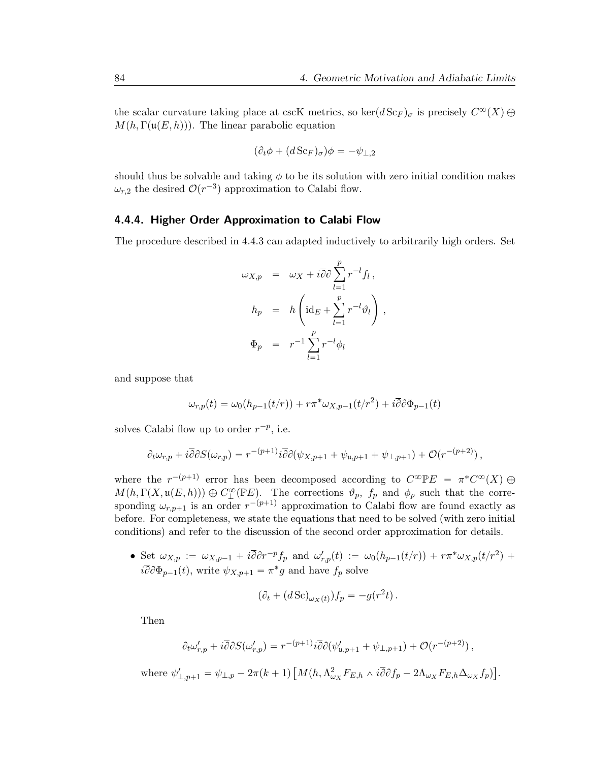the scalar curvature taking place at cscK metrics, so $\ker(d\,\mathrm{Sc}_F)_\sigma$ is precisely $C^\infty(X) \oplus M(h, \Gamma(\mathfrak{u}(E,h)))$. The linear parabolic equation

$$(\partial_t \phi + (d\,\mathrm{Sc}_F)_\sigma)\phi = -\psi_{\perp,2}$$

should thus be solvable and taking $\phi$ to be its solution with zero initial condition makes $\omega_{r,2}$ the desired $\mathcal{O}(r^{-3})$ approximation to Calabi flow.

### 4.4.4. Higher Order Approximation to Calabi Flow

The procedure described in 4.4.3 can adapted inductively to arbitrarily high orders. Set

$$\begin{aligned}
\omega_{X,p} &= \omega_X + i\overline{\partial}\partial \sum_{l=1}^{p} r^{-l} f_l \,, \\
h_p &= h\left(\mathrm{id}_E + \sum_{l=1}^{p} r^{-l}\vartheta_l\right), \\
\Phi_p &= r^{-1}\sum_{l=1}^{p} r^{-l}\phi_l
\end{aligned}$$

and suppose that

$$\omega_{r,p}(t) = \omega_0(h_{p-1}(t/r)) + r\pi^*\omega_{X,p-1}(t/r^2) + i\overline{\partial}\partial\Phi_{p-1}(t)$$

solves Calabi flow up to order $r^{-p}$, i.e.

$$\partial_t\omega_{r,p} + i\overline{\partial}\partial S(\omega_{r,p}) = r^{-(p+1)} i\overline{\partial}\partial(\psi_{X,p+1} + \psi_{\mathfrak{u},p+1} + \psi_{\perp,p+1}) + \mathcal{O}(r^{-(p+2)})\,,$$

where the $r^{-(p+1)}$ error has been decomposed according to $C^\infty\mathbb{P}E = \pi^*C^\infty(X) \oplus M(h,\Gamma(X,\mathfrak{u}(E,h))) \oplus C^\infty_\perp(\mathbb{P}E)$. The corrections $\vartheta_p$, $f_p$ and $\phi_p$ such that the corresponding $\omega_{r,p+1}$ is an order $r^{-(p+1)}$ approximation to Calabi flow are found exactly as before. For completeness, we state the equations that need to be solved (with zero initial conditions) and refer to the discussion of the second order approximation for details.

- Set $\omega_{X,p} := \omega_{X,p-1} + i\overline{\partial}\partial r^{-p} f_p$ and $\omega'_{r,p}(t) := \omega_0(h_{p-1}(t/r)) + r\pi^*\omega_{X,p}(t/r^2) + i\overline{\partial}\partial\Phi_{p-1}(t)$, write $\psi_{X,p+1} = \pi^* g$ and have $f_p$ solve

  $$(\partial_t + (d\,\mathrm{Sc})_{\omega_X(t)})f_p = -g(r^2 t)\,.$$

  Then

  $$\partial_t\omega'_{r,p} + i\overline{\partial}\partial S(\omega'_{r,p}) = r^{-(p+1)} i\overline{\partial}\partial(\psi'_{\mathfrak{u},p+1} + \psi_{\perp,p+1}) + \mathcal{O}(r^{-(p+2)})\,,$$

  where $\psi'_{\perp,p+1} = \psi_{\perp,p} - 2\pi(k+1)\big[M(h, \Lambda^2_{\omega_X} F_{E,h} \wedge i\overline{\partial}\partial f_p - 2\Lambda_{\omega_X} F_{E,h}\Delta_{\omega_X} f_p)\big]$.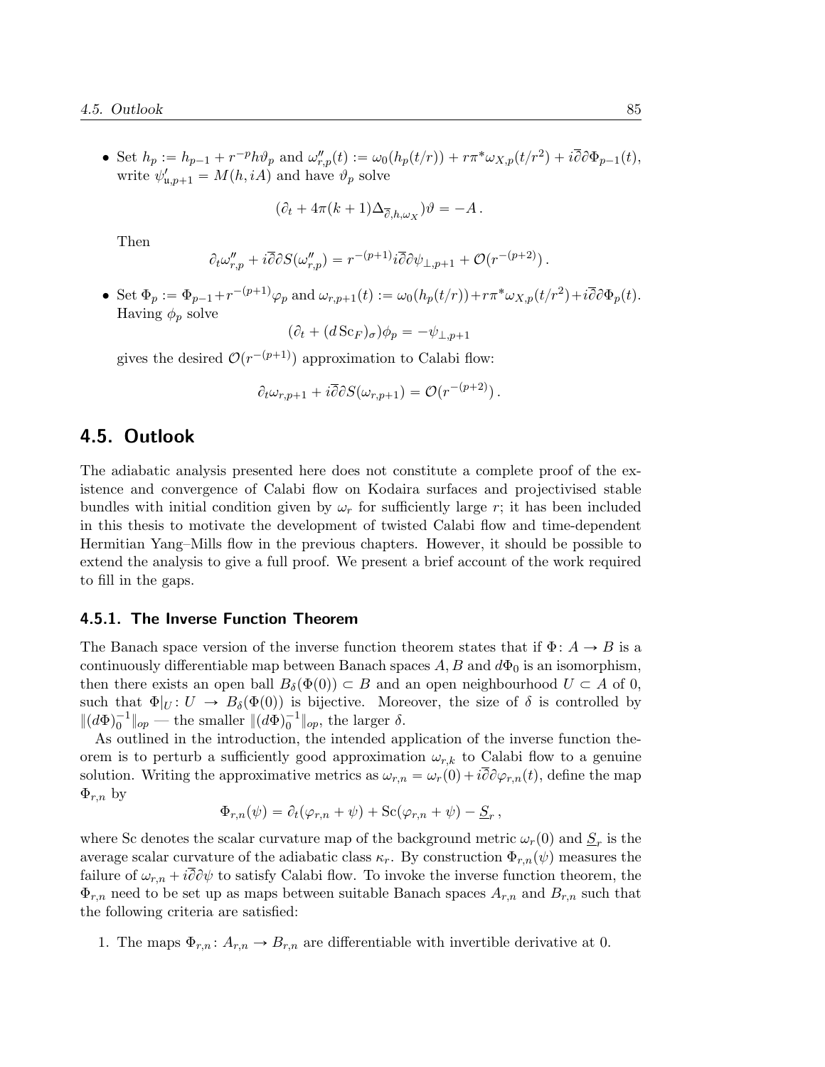- Set $h_p := h_{p-1} + r^{-p} h\vartheta_p$ and $\omega''_{r,p}(t) := \omega_0(h_p(t/r)) + r\pi^*\omega_{X,p}(t/r^2) + i\overline{\partial}\partial\Phi_{p-1}(t)$, write $\psi'_{\mathrm{u},p+1} = M(h, iA)$ and have $\vartheta_p$ solve

$$(\partial_t + 4\pi(k+1)\Delta_{\overline{\partial},h,\omega_X})\vartheta = -A\,.$$

  Then

$$\partial_t\omega''_{r,p} + i\overline{\partial}\partial S(\omega''_{r,p}) = r^{-(p+1)} i\overline{\partial}\partial\psi_{\perp,p+1} + \mathcal{O}(r^{-(p+2)})\,.$$

- Set $\Phi_p := \Phi_{p-1} + r^{-(p+1)}\varphi_p$ and $\omega_{r,p+1}(t) := \omega_0(h_p(t/r)) + r\pi^*\omega_{X,p}(t/r^2) + i\overline{\partial}\partial\Phi_p(t)$. Having $\phi_p$ solve

$$(\partial_t + (d\,\mathrm{Sc}_F)_\sigma)\phi_p = -\psi_{\perp,p+1}$$

  gives the desired $\mathcal{O}(r^{-(p+1)})$ approximation to Calabi flow:

$$\partial_t\omega_{r,p+1} + i\overline{\partial}\partial S(\omega_{r,p+1}) = \mathcal{O}(r^{-(p+2)})\,.$$

## 4.5. Outlook

The adiabatic analysis presented here does not constitute a complete proof of the existence and convergence of Calabi flow on Kodaira surfaces and projectivised stable bundles with initial condition given by $\omega_r$ for sufficiently large $r$; it has been included in this thesis to motivate the development of twisted Calabi flow and time-dependent Hermitian Yang–Mills flow in the previous chapters. However, it should be possible to extend the analysis to give a full proof. We present a brief account of the work required to fill in the gaps.

### 4.5.1. The Inverse Function Theorem

The Banach space version of the inverse function theorem states that if $\Phi\colon A \to B$ is a continuously differentiable map between Banach spaces $A, B$ and $d\Phi_0$ is an isomorphism, then there exists an open ball $B_\delta(\Phi(0)) \subset B$ and an open neighbourhood $U \subset A$ of 0, such that $\Phi|_U\colon U \to B_\delta(\Phi(0))$ is bijective. Moreover, the size of $\delta$ is controlled by $\|(d\Phi)_0^{-1}\|_{op}$ — the smaller $\|(d\Phi)_0^{-1}\|_{op}$, the larger $\delta$.

As outlined in the introduction, the intended application of the inverse function theorem is to perturb a sufficiently good approximation $\omega_{r,k}$ to Calabi flow to a genuine solution. Writing the approximative metrics as $\omega_{r,n} = \omega_r(0) + i\overline{\partial}\partial\varphi_{r,n}(t)$, define the map $\Phi_{r,n}$ by

$$\Phi_{r,n}(\psi) = \partial_t(\varphi_{r,n} + \psi) + \mathrm{Sc}(\varphi_{r,n} + \psi) - \underline{S}_r\,,$$

where Sc denotes the scalar curvature map of the background metric $\omega_r(0)$ and $\underline{S}_r$ is the average scalar curvature of the adiabatic class $\kappa_r$. By construction $\Phi_{r,n}(\psi)$ measures the failure of $\omega_{r,n} + i\overline{\partial}\partial\psi$ to satisfy Calabi flow. To invoke the inverse function theorem, the $\Phi_{r,n}$ need to be set up as maps between suitable Banach spaces $A_{r,n}$ and $B_{r,n}$ such that the following criteria are satisfied:

1. The maps $\Phi_{r,n}\colon A_{r,n} \to B_{r,n}$ are differentiable with invertible derivative at 0.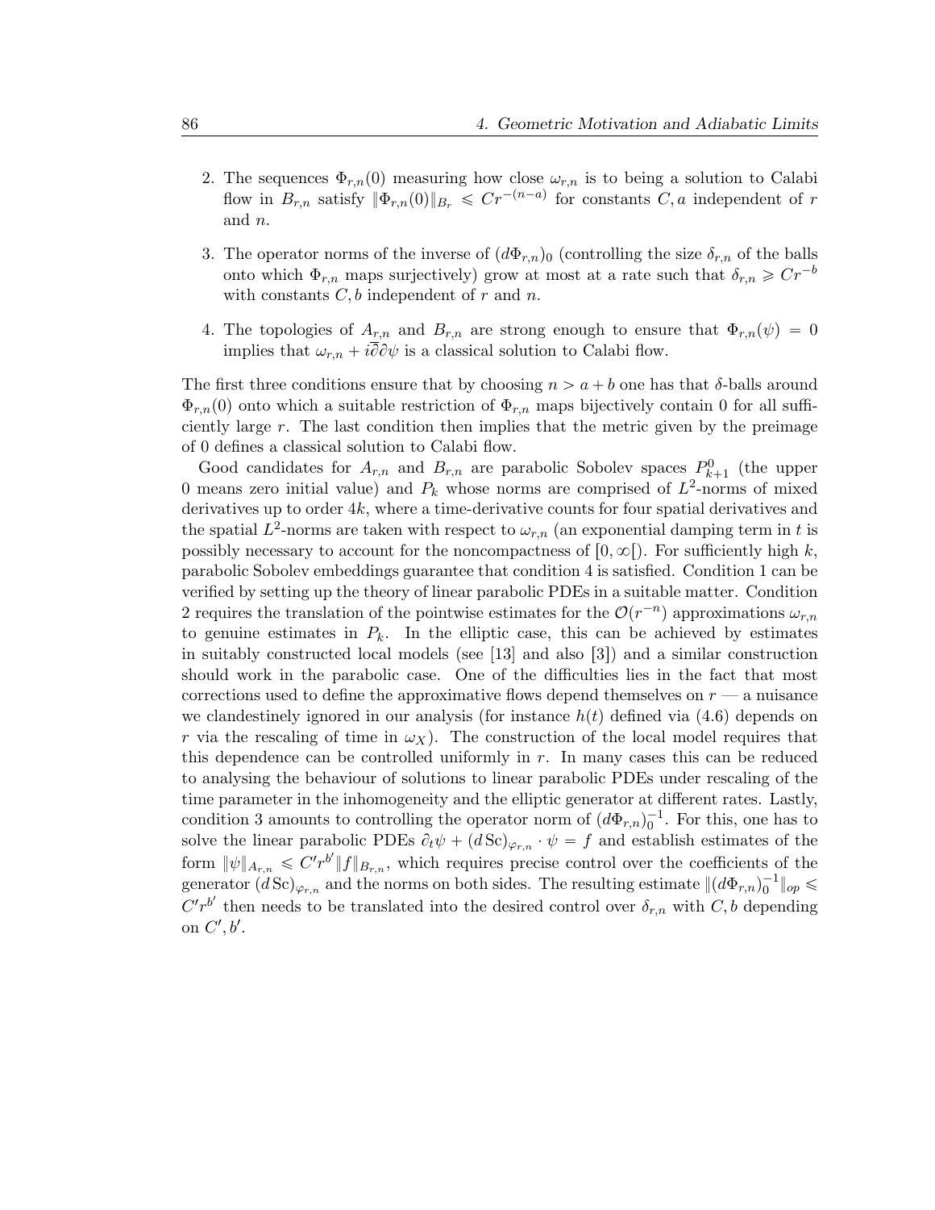2. The sequences $\Phi_{r,n}(0)$ measuring how close $\omega_{r,n}$ is to being a solution to Calabi flow in $B_{r,n}$ satisfy $\|\Phi_{r,n}(0)\|_{B_r} \leqslant Cr^{-(n-a)}$ for constants $C, a$ independent of $r$ and $n$.

3. The operator norms of the inverse of $(d\Phi_{r,n})_0$ (controlling the size $\delta_{r,n}$ of the balls onto which $\Phi_{r,n}$ maps surjectively) grow at most at a rate such that $\delta_{r,n} \geqslant Cr^{-b}$ with constants $C, b$ independent of $r$ and $n$.

4. The topologies of $A_{r,n}$ and $B_{r,n}$ are strong enough to ensure that $\Phi_{r,n}(\psi) = 0$ implies that $\omega_{r,n} + i\bar{\partial}\partial\psi$ is a classical solution to Calabi flow.

The first three conditions ensure that by choosing $n > a + b$ one has that $\delta$-balls around $\Phi_{r,n}(0)$ onto which a suitable restriction of $\Phi_{r,n}$ maps bijectively contain 0 for all sufficiently large $r$. The last condition then implies that the metric given by the preimage of 0 defines a classical solution to Calabi flow.

Good candidates for $A_{r,n}$ and $B_{r,n}$ are parabolic Sobolev spaces $P^0_{k+1}$ (the upper 0 means zero initial value) and $P_k$ whose norms are comprised of $L^2$-norms of mixed derivatives up to order $4k$, where a time-derivative counts for four spatial derivatives and the spatial $L^2$-norms are taken with respect to $\omega_{r,n}$ (an exponential damping term in $t$ is possibly necessary to account for the noncompactness of $[0, \infty[$). For sufficiently high $k$, parabolic Sobolev embeddings guarantee that condition 4 is satisfied. Condition 1 can be verified by setting up the theory of linear parabolic PDEs in a suitable matter. Condition 2 requires the translation of the pointwise estimates for the $\mathcal{O}(r^{-n})$ approximations $\omega_{r,n}$ to genuine estimates in $P_k$. In the elliptic case, this can be achieved by estimates in suitably constructed local models (see [13] and also [3]) and a similar construction should work in the parabolic case. One of the difficulties lies in the fact that most corrections used to define the approximative flows depend themselves on $r$ — a nuisance we clandestinely ignored in our analysis (for instance $h(t)$ defined via (4.6) depends on $r$ via the rescaling of time in $\omega_X$). The construction of the local model requires that this dependence can be controlled uniformly in $r$. In many cases this can be reduced to analysing the behaviour of solutions to linear parabolic PDEs under rescaling of the time parameter in the inhomogeneity and the elliptic generator at different rates. Lastly, condition 3 amounts to controlling the operator norm of $(d\Phi_{r,n})_0^{-1}$. For this, one has to solve the linear parabolic PDEs $\partial_t\psi + (d\,\mathrm{Sc})_{\varphi_{r,n}} \cdot \psi = f$ and establish estimates of the form $\|\psi\|_{A_{r,n}} \leqslant C'r^{b'}\|f\|_{B_{r,n}}$, which requires precise control over the coefficients of the generator $(d\,\mathrm{Sc})_{\varphi_{r,n}}$ and the norms on both sides. The resulting estimate $\|(d\Phi_{r,n})_0^{-1}\|_{op} \leqslant C'r^{b'}$ then needs to be translated into the desired control over $\delta_{r,n}$ with $C, b$ depending on $C', b'$.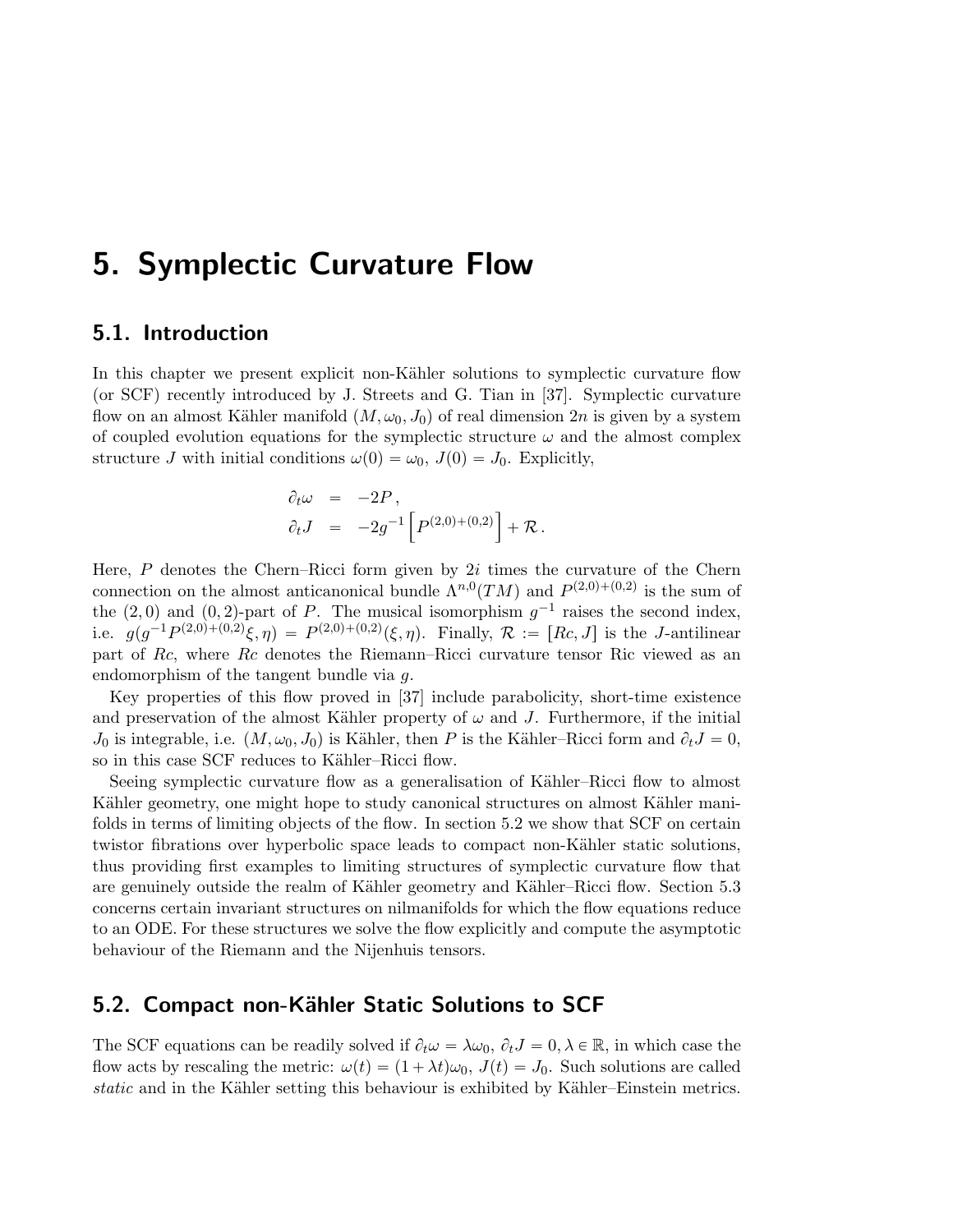# 5. Symplectic Curvature Flow

## 5.1. Introduction

In this chapter we present explicit non-Kähler solutions to symplectic curvature flow (or SCF) recently introduced by J. Streets and G. Tian in [37]. Symplectic curvature flow on an almost Kähler manifold $(M, \omega_0, J_0)$ of real dimension $2n$ is given by a system of coupled evolution equations for the symplectic structure $\omega$ and the almost complex structure $J$ with initial conditions $\omega(0) = \omega_0$, $J(0) = J_0$. Explicitly,

$$
\begin{aligned}
\partial_t \omega &= -2P\,, \\
\partial_t J &= -2g^{-1}\left[P^{(2,0)+(0,2)}\right] + \mathcal{R}\,.
\end{aligned}
$$

Here, $P$ denotes the Chern–Ricci form given by $2i$ times the curvature of the Chern connection on the almost anticanonical bundle $\Lambda^{n,0}(TM)$ and $P^{(2,0)+(0,2)}$ is the sum of the $(2,0)$ and $(0,2)$-part of $P$. The musical isomorphism $g^{-1}$ raises the second index, i.e. $g(g^{-1}P^{(2,0)+(0,2)}\xi, \eta) = P^{(2,0)+(0,2)}(\xi, \eta)$. Finally, $\mathcal{R} := [Rc, J]$ is the $J$-antilinear part of $Rc$, where $Rc$ denotes the Riemann–Ricci curvature tensor Ric viewed as an endomorphism of the tangent bundle via $g$.

Key properties of this flow proved in [37] include parabolicity, short-time existence and preservation of the almost Kähler property of $\omega$ and $J$. Furthermore, if the initial $J_0$ is integrable, i.e. $(M, \omega_0, J_0)$ is Kähler, then $P$ is the Kähler–Ricci form and $\partial_t J = 0$, so in this case SCF reduces to Kähler–Ricci flow.

Seeing symplectic curvature flow as a generalisation of Kähler–Ricci flow to almost Kähler geometry, one might hope to study canonical structures on almost Kähler manifolds in terms of limiting objects of the flow. In section 5.2 we show that SCF on certain twistor fibrations over hyperbolic space leads to compact non-Kähler static solutions, thus providing first examples to limiting structures of symplectic curvature flow that are genuinely outside the realm of Kähler geometry and Kähler–Ricci flow. Section 5.3 concerns certain invariant structures on nilmanifolds for which the flow equations reduce to an ODE. For these structures we solve the flow explicitly and compute the asymptotic behaviour of the Riemann and the Nijenhuis tensors.

## 5.2. Compact non-Kähler Static Solutions to SCF

The SCF equations can be readily solved if $\partial_t \omega = \lambda \omega_0$, $\partial_t J = 0, \lambda \in \mathbb{R}$, in which case the flow acts by rescaling the metric: $\omega(t) = (1 + \lambda t)\omega_0$, $J(t) = J_0$. Such solutions are called *static* and in the Kähler setting this behaviour is exhibited by Kähler–Einstein metrics.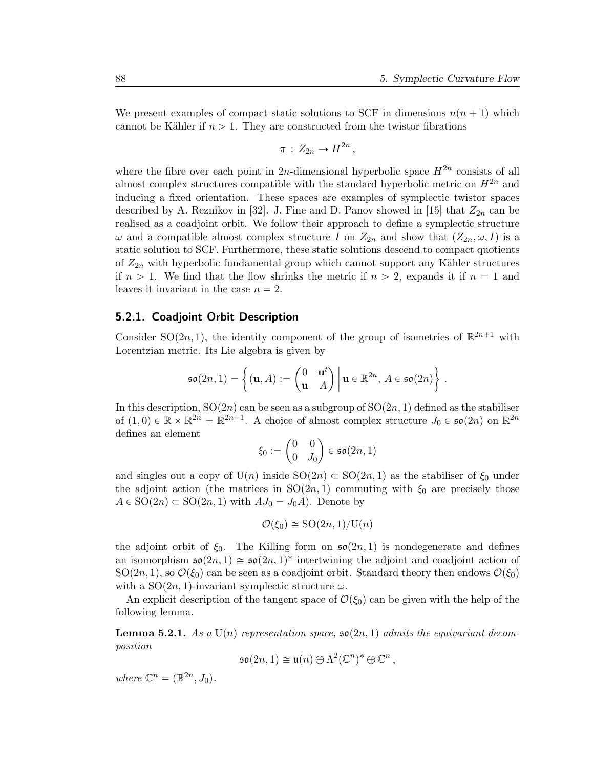We present examples of compact static solutions to SCF in dimensions $n(n+1)$ which cannot be Kähler if $n > 1$. They are constructed from the twistor fibrations

$$\pi \,:\, Z_{2n} \to H^{2n}\,,$$

where the fibre over each point in $2n$-dimensional hyperbolic space $H^{2n}$ consists of all almost complex structures compatible with the standard hyperbolic metric on $H^{2n}$ and inducing a fixed orientation. These spaces are examples of symplectic twistor spaces described by A. Reznikov in [32]. J. Fine and D. Panov showed in [15] that $Z_{2n}$ can be realised as a coadjoint orbit. We follow their approach to define a symplectic structure $\omega$ and a compatible almost complex structure $I$ on $Z_{2n}$ and show that $(Z_{2n}, \omega, I)$ is a static solution to SCF. Furthermore, these static solutions descend to compact quotients of $Z_{2n}$ with hyperbolic fundamental group which cannot support any Kähler structures if $n > 1$. We find that the flow shrinks the metric if $n > 2$, expands it if $n = 1$ and leaves it invariant in the case $n = 2$.

### 5.2.1. Coadjoint Orbit Description

Consider $\mathrm{SO}(2n,1)$, the identity component of the group of isometries of $\mathbb{R}^{2n+1}$ with Lorentzian metric. Its Lie algebra is given by

$$\mathfrak{so}(2n,1) = \left\{ (\mathbf{u}, A) := \begin{pmatrix} 0 & \mathbf{u}^t \\ \mathbf{u} & A \end{pmatrix} \,\middle|\, \mathbf{u} \in \mathbb{R}^{2n},\, A \in \mathfrak{so}(2n) \right\}\,.$$

In this description, $\mathrm{SO}(2n)$ can be seen as a subgroup of $\mathrm{SO}(2n,1)$ defined as the stabiliser of $(1,0) \in \mathbb{R} \times \mathbb{R}^{2n} = \mathbb{R}^{2n+1}$. A choice of almost complex structure $J_0 \in \mathfrak{so}(2n)$ on $\mathbb{R}^{2n}$ defines an element

$$\xi_0 := \begin{pmatrix} 0 & 0 \\ 0 & J_0 \end{pmatrix} \in \mathfrak{so}(2n,1)$$

and singles out a copy of $\mathrm{U}(n)$ inside $\mathrm{SO}(2n) \subset \mathrm{SO}(2n,1)$ as the stabiliser of $\xi_0$ under the adjoint action (the matrices in $\mathrm{SO}(2n,1)$ commuting with $\xi_0$ are precisely those $A \in \mathrm{SO}(2n) \subset \mathrm{SO}(2n,1)$ with $AJ_0 = J_0 A$). Denote by

$$\mathcal{O}(\xi_0) \cong \mathrm{SO}(2n,1)/\mathrm{U}(n)$$

the adjoint orbit of $\xi_0$. The Killing form on $\mathfrak{so}(2n,1)$ is nondegenerate and defines an isomorphism $\mathfrak{so}(2n,1) \cong \mathfrak{so}(2n,1)^*$ intertwining the adjoint and coadjoint action of $\mathrm{SO}(2n,1)$, so $\mathcal{O}(\xi_0)$ can be seen as a coadjoint orbit. Standard theory then endows $\mathcal{O}(\xi_0)$ with a $\mathrm{SO}(2n,1)$-invariant symplectic structure $\omega$.

An explicit description of the tangent space of $\mathcal{O}(\xi_0)$ can be given with the help of the following lemma.

**Lemma 5.2.1.** *As a* $\mathrm{U}(n)$ *representation space,* $\mathfrak{so}(2n,1)$ *admits the equivariant decomposition*

$$\mathfrak{so}(2n,1) \cong \mathfrak{u}(n) \oplus \Lambda^2(\mathbb{C}^n)^* \oplus \mathbb{C}^n\,,$$

*where* $\mathbb{C}^n = (\mathbb{R}^{2n}, J_0)$.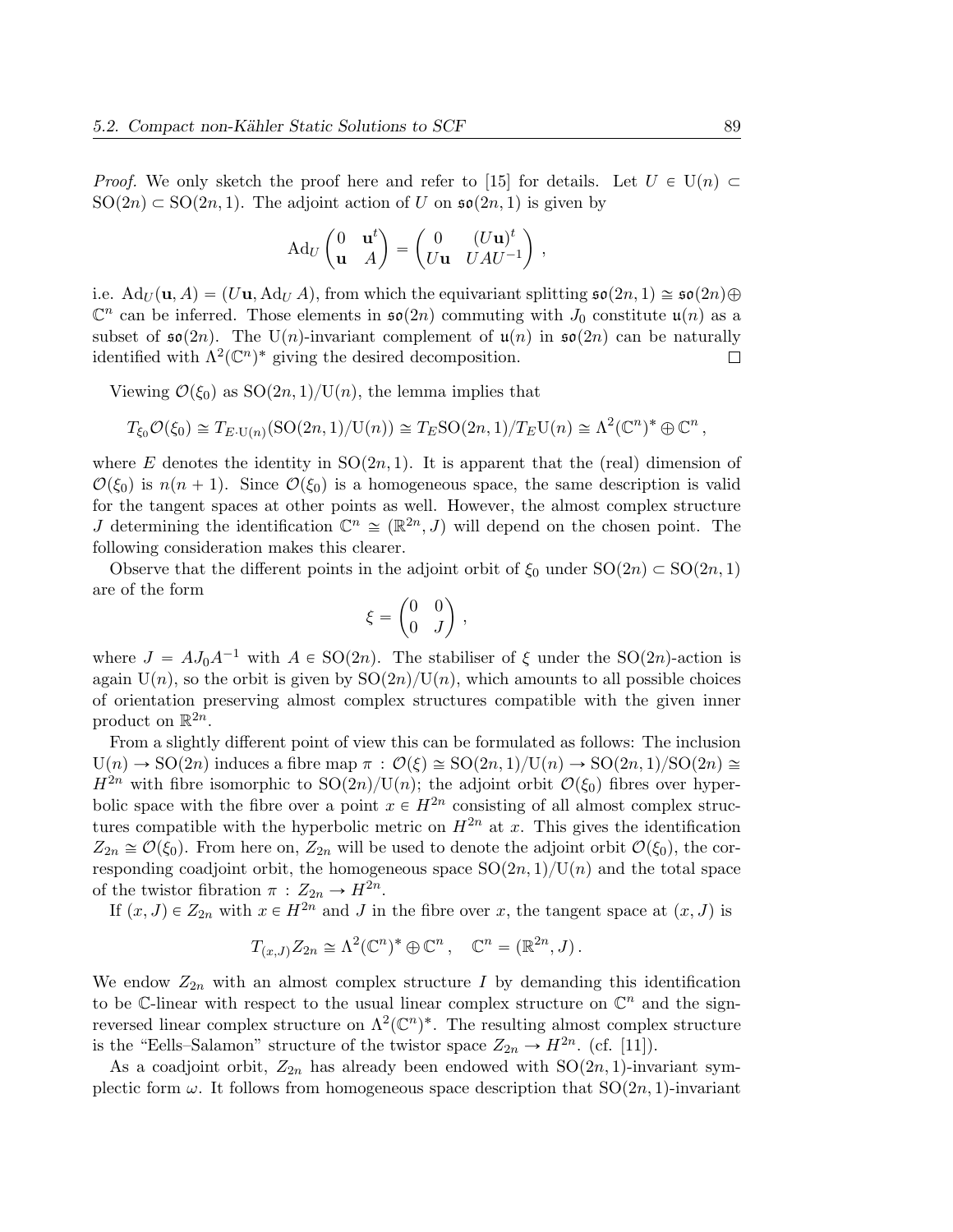*Proof.* We only sketch the proof here and refer to [15] for details. Let $U \in \mathrm{U}(n) \subset \mathrm{SO}(2n) \subset \mathrm{SO}(2n,1)$. The adjoint action of $U$ on $\mathfrak{so}(2n,1)$ is given by

$$\mathrm{Ad}_U \begin{pmatrix} 0 & \mathbf{u}^t \\ \mathbf{u} & A \end{pmatrix} = \begin{pmatrix} 0 & (U\mathbf{u})^t \\ U\mathbf{u} & UAU^{-1} \end{pmatrix} ,$$

i.e. $\mathrm{Ad}_U(\mathbf{u}, A) = (U\mathbf{u}, \mathrm{Ad}_U A)$, from which the equivariant splitting $\mathfrak{so}(2n,1) \cong \mathfrak{so}(2n) \oplus \mathbb{C}^n$ can be inferred. Those elements in $\mathfrak{so}(2n)$ commuting with $J_0$ constitute $\mathfrak{u}(n)$ as a subset of $\mathfrak{so}(2n)$. The $\mathrm{U}(n)$-invariant complement of $\mathfrak{u}(n)$ in $\mathfrak{so}(2n)$ can be naturally identified with $\Lambda^2(\mathbb{C}^n)^*$ giving the desired decomposition. □

Viewing $\mathcal{O}(\xi_0)$ as $\mathrm{SO}(2n,1)/\mathrm{U}(n)$, the lemma implies that

$$T_{\xi_0}\mathcal{O}(\xi_0) \cong T_{E\cdot \mathrm{U}(n)}(\mathrm{SO}(2n,1)/\mathrm{U}(n)) \cong T_E\mathrm{SO}(2n,1)/T_E\mathrm{U}(n) \cong \Lambda^2(\mathbb{C}^n)^* \oplus \mathbb{C}^n ,$$

where $E$ denotes the identity in $\mathrm{SO}(2n,1)$. It is apparent that the (real) dimension of $\mathcal{O}(\xi_0)$ is $n(n+1)$. Since $\mathcal{O}(\xi_0)$ is a homogeneous space, the same description is valid for the tangent spaces at other points as well. However, the almost complex structure $J$ determining the identification $\mathbb{C}^n \cong (\mathbb{R}^{2n}, J)$ will depend on the chosen point. The following consideration makes this clearer.

Observe that the different points in the adjoint orbit of $\xi_0$ under $\mathrm{SO}(2n) \subset \mathrm{SO}(2n,1)$ are of the form

$$\xi = \begin{pmatrix} 0 & 0 \\ 0 & J \end{pmatrix} ,$$

where $J = AJ_0A^{-1}$ with $A \in \mathrm{SO}(2n)$. The stabiliser of $\xi$ under the $\mathrm{SO}(2n)$-action is again $\mathrm{U}(n)$, so the orbit is given by $\mathrm{SO}(2n)/\mathrm{U}(n)$, which amounts to all possible choices of orientation preserving almost complex structures compatible with the given inner product on $\mathbb{R}^{2n}$.

From a slightly different point of view this can be formulated as follows: The inclusion $\mathrm{U}(n) \to \mathrm{SO}(2n)$ induces a fibre map $\pi : \mathcal{O}(\xi) \cong \mathrm{SO}(2n,1)/\mathrm{U}(n) \to \mathrm{SO}(2n,1)/\mathrm{SO}(2n) \cong H^{2n}$ with fibre isomorphic to $\mathrm{SO}(2n)/\mathrm{U}(n)$; the adjoint orbit $\mathcal{O}(\xi_0)$ fibres over hyperbolic space with the fibre over a point $x \in H^{2n}$ consisting of all almost complex structures compatible with the hyperbolic metric on $H^{2n}$ at $x$. This gives the identification $Z_{2n} \cong \mathcal{O}(\xi_0)$. From here on, $Z_{2n}$ will be used to denote the adjoint orbit $\mathcal{O}(\xi_0)$, the corresponding coadjoint orbit, the homogeneous space $\mathrm{SO}(2n,1)/\mathrm{U}(n)$ and the total space of the twistor fibration $\pi : Z_{2n} \to H^{2n}$.

If $(x, J) \in Z_{2n}$ with $x \in H^{2n}$ and $J$ in the fibre over $x$, the tangent space at $(x, J)$ is

$$T_{(x,J)}Z_{2n} \cong \Lambda^2(\mathbb{C}^n)^* \oplus \mathbb{C}^n , \quad \mathbb{C}^n = (\mathbb{R}^{2n}, J) .$$

We endow $Z_{2n}$ with an almost complex structure $I$ by demanding this identification to be $\mathbb{C}$-linear with respect to the usual linear complex structure on $\mathbb{C}^n$ and the sign-reversed linear complex structure on $\Lambda^2(\mathbb{C}^n)^*$. The resulting almost complex structure is the "Eells–Salamon" structure of the twistor space $Z_{2n} \to H^{2n}$. (cf. [11]).

As a coadjoint orbit, $Z_{2n}$ has already been endowed with $\mathrm{SO}(2n,1)$-invariant symplectic form $\omega$. It follows from homogeneous space description that $\mathrm{SO}(2n,1)$-invariant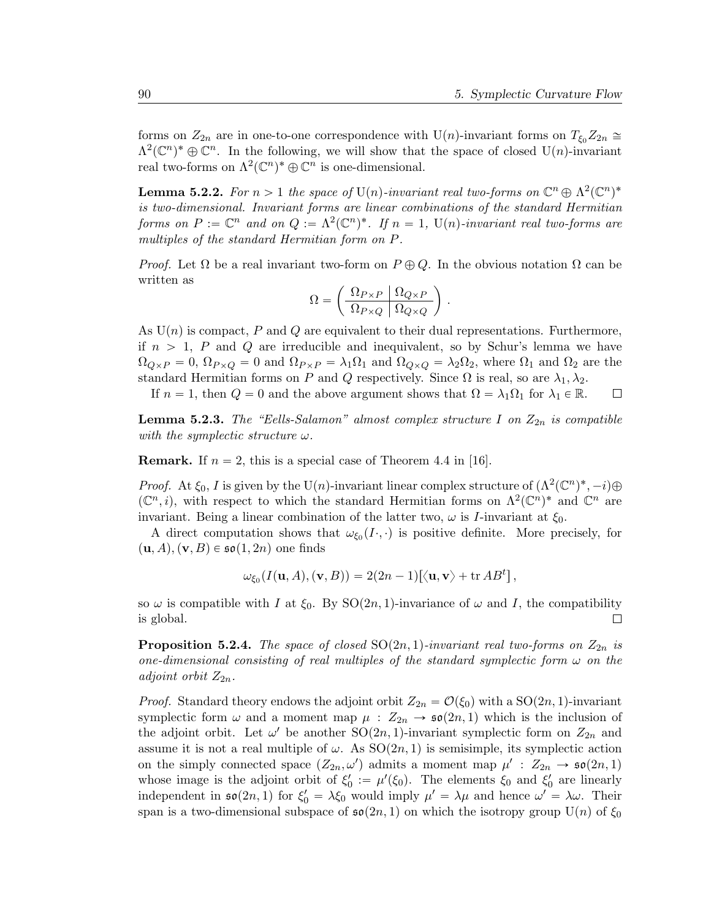forms on $Z_{2n}$ are in one-to-one correspondence with $\mathrm{U}(n)$-invariant forms on $T_{\xi_0}Z_{2n} \cong \Lambda^2(\mathbb{C}^n)^* \oplus \mathbb{C}^n$. In the following, we will show that the space of closed $\mathrm{U}(n)$-invariant real two-forms on $\Lambda^2(\mathbb{C}^n)^* \oplus \mathbb{C}^n$ is one-dimensional.

**Lemma 5.2.2.** *For $n > 1$ the space of $\mathrm{U}(n)$-invariant real two-forms on $\mathbb{C}^n \oplus \Lambda^2(\mathbb{C}^n)^*$ is two-dimensional. Invariant forms are linear combinations of the standard Hermitian forms on $P := \mathbb{C}^n$ and on $Q := \Lambda^2(\mathbb{C}^n)^*$. If $n = 1$, $\mathrm{U}(n)$-invariant real two-forms are multiples of the standard Hermitian form on $P$.*

*Proof.* Let $\Omega$ be a real invariant two-form on $P \oplus Q$. In the obvious notation $\Omega$ can be written as

$$\Omega = \left( \begin{array}{c|c} \Omega_{P\times P} & \Omega_{Q\times P} \\ \hline \Omega_{P\times Q} & \Omega_{Q\times Q} \end{array} \right).$$

As $\mathrm{U}(n)$ is compact, $P$ and $Q$ are equivalent to their dual representations. Furthermore, if $n > 1$, $P$ and $Q$ are irreducible and inequivalent, so by Schur's lemma we have $\Omega_{Q\times P} = 0$, $\Omega_{P\times Q} = 0$ and $\Omega_{P\times P} = \lambda_1\Omega_1$ and $\Omega_{Q\times Q} = \lambda_2\Omega_2$, where $\Omega_1$ and $\Omega_2$ are the standard Hermitian forms on $P$ and $Q$ respectively. Since $\Omega$ is real, so are $\lambda_1, \lambda_2$.

If $n = 1$, then $Q = 0$ and the above argument shows that $\Omega = \lambda_1\Omega_1$ for $\lambda_1 \in \mathbb{R}$. □

**Lemma 5.2.3.** *The "Eells-Salamon" almost complex structure $I$ on $Z_{2n}$ is compatible with the symplectic structure $\omega$.*

**Remark.** If $n = 2$, this is a special case of Theorem 4.4 in [16].

*Proof.* At $\xi_0$, $I$ is given by the $\mathrm{U}(n)$-invariant linear complex structure of $(\Lambda^2(\mathbb{C}^n)^*, -i) \oplus (\mathbb{C}^n, i)$, with respect to which the standard Hermitian forms on $\Lambda^2(\mathbb{C}^n)^*$ and $\mathbb{C}^n$ are invariant. Being a linear combination of the latter two, $\omega$ is $I$-invariant at $\xi_0$.

A direct computation shows that $\omega_{\xi_0}(I\cdot,\cdot)$ is positive definite. More precisely, for $(\mathbf{u}, A), (\mathbf{v}, B) \in \mathfrak{so}(1, 2n)$ one finds

$$\omega_{\xi_0}(I(\mathbf{u}, A), (\mathbf{v}, B)) = 2(2n-1)\left[\langle \mathbf{u}, \mathbf{v}\rangle + \operatorname{tr} AB^t\right],$$

so $\omega$ is compatible with $I$ at $\xi_0$. By $\mathrm{SO}(2n, 1)$-invariance of $\omega$ and $I$, the compatibility is global. □

**Proposition 5.2.4.** *The space of closed $\mathrm{SO}(2n, 1)$-invariant real two-forms on $Z_{2n}$ is one-dimensional consisting of real multiples of the standard symplectic form $\omega$ on the adjoint orbit $Z_{2n}$.*

*Proof.* Standard theory endows the adjoint orbit $Z_{2n} = \mathcal{O}(\xi_0)$ with a $\mathrm{SO}(2n, 1)$-invariant symplectic form $\omega$ and a moment map $\mu : Z_{2n} \to \mathfrak{so}(2n, 1)$ which is the inclusion of the adjoint orbit. Let $\omega'$ be another $\mathrm{SO}(2n, 1)$-invariant symplectic form on $Z_{2n}$ and assume it is not a real multiple of $\omega$. As $\mathrm{SO}(2n, 1)$ is semisimple, its symplectic action on the simply connected space $(Z_{2n}, \omega')$ admits a moment map $\mu' : Z_{2n} \to \mathfrak{so}(2n, 1)$ whose image is the adjoint orbit of $\xi_0' := \mu'(\xi_0)$. The elements $\xi_0$ and $\xi_0'$ are linearly independent in $\mathfrak{so}(2n, 1)$ for $\xi_0' = \lambda\xi_0$ would imply $\mu' = \lambda\mu$ and hence $\omega' = \lambda\omega$. Their span is a two-dimensional subspace of $\mathfrak{so}(2n, 1)$ on which the isotropy group $\mathrm{U}(n)$ of $\xi_0$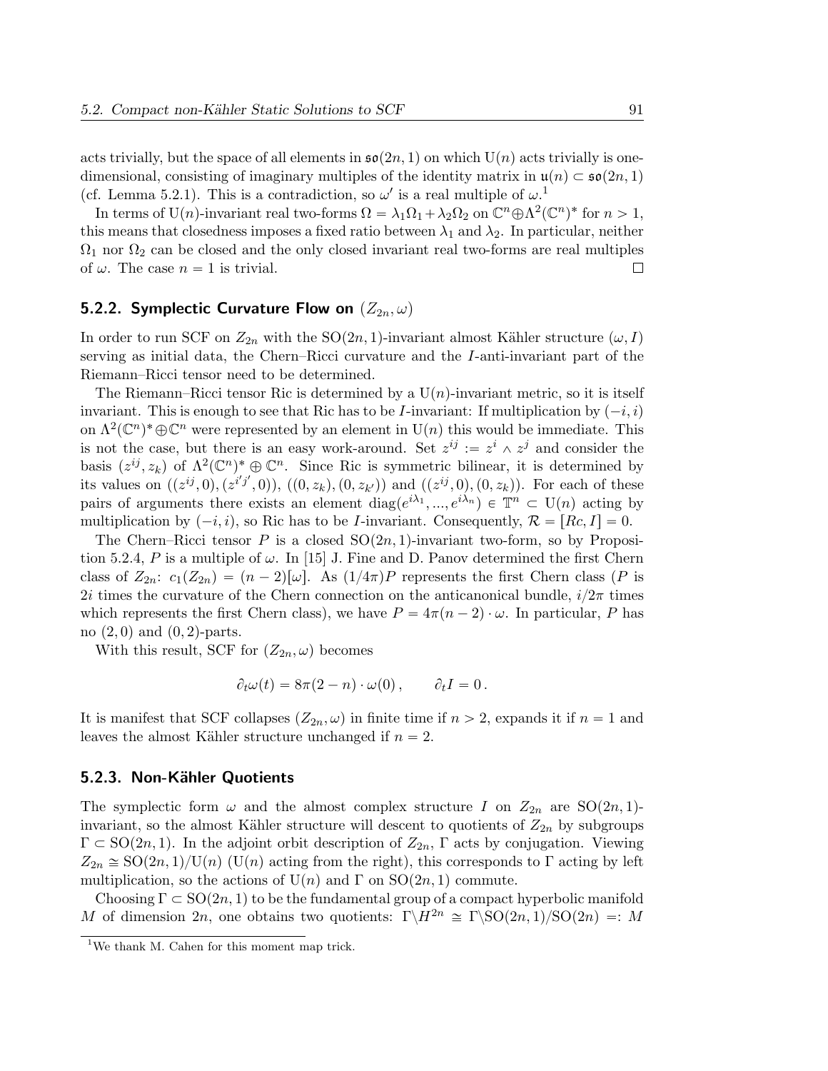acts trivially, but the space of all elements in $\mathfrak{so}(2n,1)$ on which $\mathrm{U}(n)$ acts trivially is one-dimensional, consisting of imaginary multiples of the identity matrix in $\mathfrak{u}(n) \subset \mathfrak{so}(2n,1)$ (cf. Lemma 5.2.1). This is a contradiction, so $\omega'$ is a real multiple of $\omega$.[1]

In terms of $\mathrm{U}(n)$-invariant real two-forms $\Omega = \lambda_1 \Omega_1 + \lambda_2 \Omega_2$ on $\mathbb{C}^n \oplus \Lambda^2(\mathbb{C}^n)^*$ for $n > 1$, this means that closedness imposes a fixed ratio between $\lambda_1$ and $\lambda_2$. In particular, neither $\Omega_1$ nor $\Omega_2$ can be closed and the only closed invariant real two-forms are real multiples of $\omega$. The case $n = 1$ is trivial. □

### 5.2.2. Symplectic Curvature Flow on $(Z_{2n}, \omega)$

In order to run SCF on $Z_{2n}$ with the $\mathrm{SO}(2n,1)$-invariant almost Kähler structure $(\omega, I)$ serving as initial data, the Chern–Ricci curvature and the $I$-anti-invariant part of the Riemann–Ricci tensor need to be determined.

The Riemann–Ricci tensor Ric is determined by a $\mathrm{U}(n)$-invariant metric, so it is itself invariant. This is enough to see that Ric has to be $I$-invariant: If multiplication by $(-i, i)$ on $\Lambda^2(\mathbb{C}^n)^* \oplus \mathbb{C}^n$ were represented by an element in $\mathrm{U}(n)$ this would be immediate. This is not the case, but there is an easy work-around. Set $z^{ij} := z^i \wedge z^j$ and consider the basis $(z^{ij}, z_k)$ of $\Lambda^2(\mathbb{C}^n)^* \oplus \mathbb{C}^n$. Since Ric is symmetric bilinear, it is determined by its values on $((z^{ij}, 0), (z^{i'j'}, 0))$, $((0, z_k), (0, z_{k'}))$ and $((z^{ij}, 0), (0, z_k))$. For each of these pairs of arguments there exists an element $\mathrm{diag}(e^{i\lambda_1}, ..., e^{i\lambda_n}) \in \mathbb{T}^n \subset \mathrm{U}(n)$ acting by multiplication by $(-i, i)$, so Ric has to be $I$-invariant. Consequently, $\mathcal{R} = [Rc, I] = 0$.

The Chern–Ricci tensor $P$ is a closed $\mathrm{SO}(2n,1)$-invariant two-form, so by Proposition 5.2.4, $P$ is a multiple of $\omega$. In [15] J. Fine and D. Panov determined the first Chern class of $Z_{2n}$: $c_1(Z_{2n}) = (n-2)[\omega]$. As $(1/4\pi)P$ represents the first Chern class ($P$ is $2i$ times the curvature of the Chern connection on the anticanonical bundle, $i/2\pi$ times which represents the first Chern class), we have $P = 4\pi(n-2) \cdot \omega$. In particular, $P$ has no $(2,0)$ and $(0,2)$-parts.

With this result, SCF for $(Z_{2n}, \omega)$ becomes

$$\partial_t \omega(t) = 8\pi(2-n) \cdot \omega(0) , \qquad \partial_t I = 0 .$$

It is manifest that SCF collapses $(Z_{2n}, \omega)$ in finite time if $n > 2$, expands it if $n = 1$ and leaves the almost Kähler structure unchanged if $n = 2$.

### 5.2.3. Non-Kähler Quotients

The symplectic form $\omega$ and the almost complex structure $I$ on $Z_{2n}$ are $\mathrm{SO}(2n,1)$-invariant, so the almost Kähler structure will descent to quotients of $Z_{2n}$ by subgroups $\Gamma \subset \mathrm{SO}(2n,1)$. In the adjoint orbit description of $Z_{2n}$, $\Gamma$ acts by conjugation. Viewing $Z_{2n} \cong \mathrm{SO}(2n,1)/\mathrm{U}(n)$ ($\mathrm{U}(n)$ acting from the right), this corresponds to $\Gamma$ acting by left multiplication, so the actions of $\mathrm{U}(n)$ and $\Gamma$ on $\mathrm{SO}(2n,1)$ commute.

Choosing $\Gamma \subset \mathrm{SO}(2n,1)$ to be the fundamental group of a compact hyperbolic manifold $M$ of dimension $2n$, one obtains two quotients: $\Gamma \backslash H^{2n} \cong \Gamma \backslash \mathrm{SO}(2n,1)/\mathrm{SO}(2n) =: M$

[1] We thank M. Cahen for this moment map trick.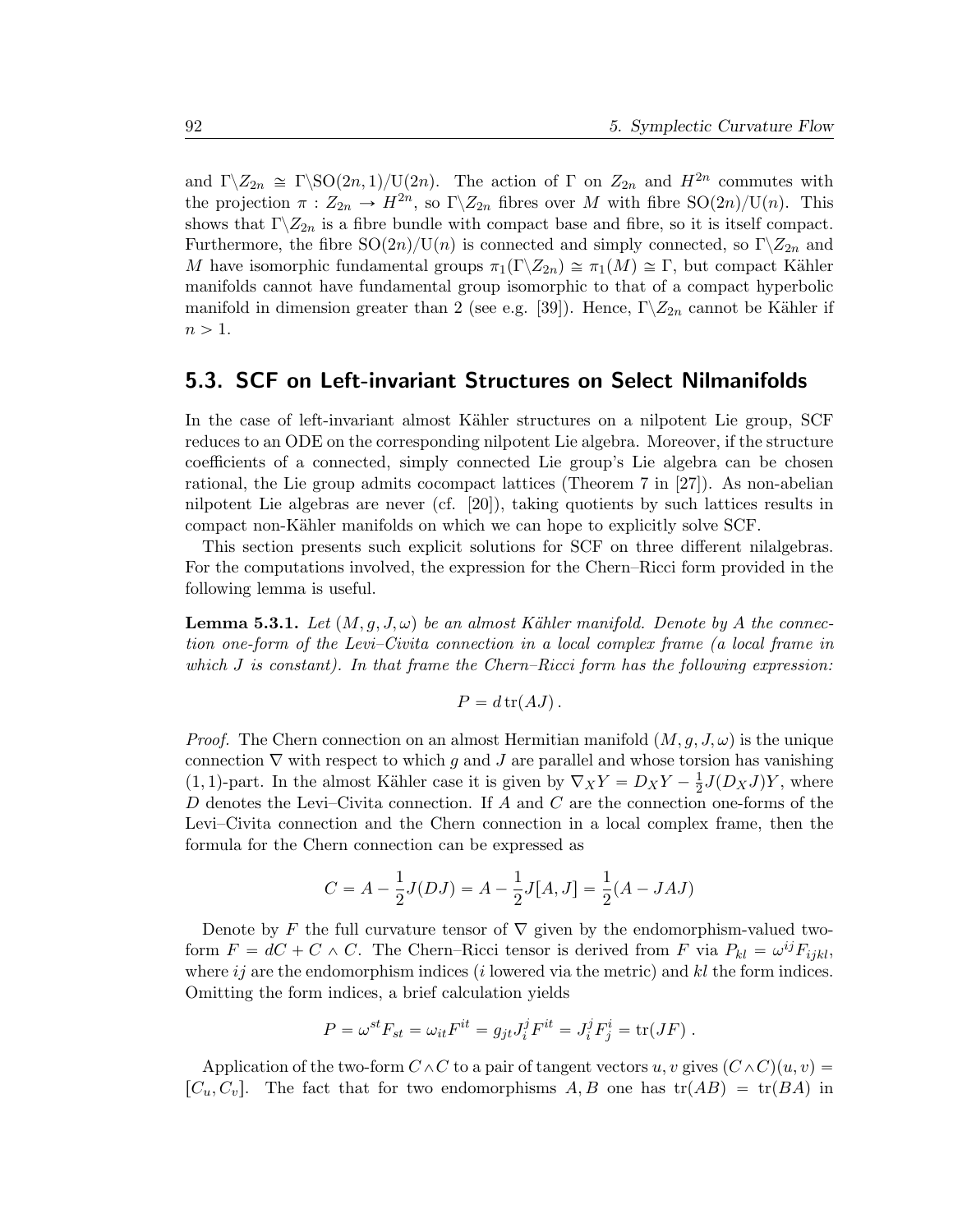and $\Gamma\backslash Z_{2n} \cong \Gamma\backslash \mathrm{SO}(2n,1)/\mathrm{U}(2n)$. The action of $\Gamma$ on $Z_{2n}$ and $H^{2n}$ commutes with the projection $\pi : Z_{2n} \to H^{2n}$, so $\Gamma\backslash Z_{2n}$ fibres over $M$ with fibre $\mathrm{SO}(2n)/\mathrm{U}(n)$. This shows that $\Gamma\backslash Z_{2n}$ is a fibre bundle with compact base and fibre, so it is itself compact. Furthermore, the fibre $\mathrm{SO}(2n)/\mathrm{U}(n)$ is connected and simply connected, so $\Gamma\backslash Z_{2n}$ and $M$ have isomorphic fundamental groups $\pi_1(\Gamma\backslash Z_{2n}) \cong \pi_1(M) \cong \Gamma$, but compact Kähler manifolds cannot have fundamental group isomorphic to that of a compact hyperbolic manifold in dimension greater than 2 (see e.g. [39]). Hence, $\Gamma\backslash Z_{2n}$ cannot be Kähler if $n > 1$.

## 5.3. SCF on Left-invariant Structures on Select Nilmanifolds

In the case of left-invariant almost Kähler structures on a nilpotent Lie group, SCF reduces to an ODE on the corresponding nilpotent Lie algebra. Moreover, if the structure coefficients of a connected, simply connected Lie group's Lie algebra can be chosen rational, the Lie group admits cocompact lattices (Theorem 7 in [27]). As non-abelian nilpotent Lie algebras are never (cf. [20]), taking quotients by such lattices results in compact non-Kähler manifolds on which we can hope to explicitly solve SCF.

This section presents such explicit solutions for SCF on three different nilalgebras. For the computations involved, the expression for the Chern–Ricci form provided in the following lemma is useful.

**Lemma 5.3.1.** *Let $(M, g, J, \omega)$ be an almost Kähler manifold. Denote by $A$ the connection one-form of the Levi–Civita connection in a local complex frame (a local frame in which $J$ is constant). In that frame the Chern–Ricci form has the following expression:*

$$P = d\,\mathrm{tr}(AJ)\,.$$

*Proof.* The Chern connection on an almost Hermitian manifold $(M, g, J, \omega)$ is the unique connection $\nabla$ with respect to which $g$ and $J$ are parallel and whose torsion has vanishing $(1,1)$-part. In the almost Kähler case it is given by $\nabla_X Y = D_X Y - \frac{1}{2}J(D_X J)Y$, where $D$ denotes the Levi–Civita connection. If $A$ and $C$ are the connection one-forms of the Levi–Civita connection and the Chern connection in a local complex frame, then the formula for the Chern connection can be expressed as

$$C = A - \frac{1}{2}J(DJ) = A - \frac{1}{2}J[A, J] = \frac{1}{2}(A - JAJ)$$

Denote by $F$ the full curvature tensor of $\nabla$ given by the endomorphism-valued two-form $F = dC + C \wedge C$. The Chern–Ricci tensor is derived from $F$ via $P_{kl} = \omega^{ij} F_{ijkl}$, where $ij$ are the endomorphism indices ($i$ lowered via the metric) and $kl$ the form indices. Omitting the form indices, a brief calculation yields

$$P = \omega^{st} F_{st} = \omega_{it} F^{it} = g_{jt} J_i^j F^{it} = J_i^j F_j^i = \mathrm{tr}(JF)\,.$$

Application of the two-form $C \wedge C$ to a pair of tangent vectors $u, v$ gives $(C \wedge C)(u, v) = [C_u, C_v]$. The fact that for two endomorphisms $A, B$ one has $\mathrm{tr}(AB) = \mathrm{tr}(BA)$ in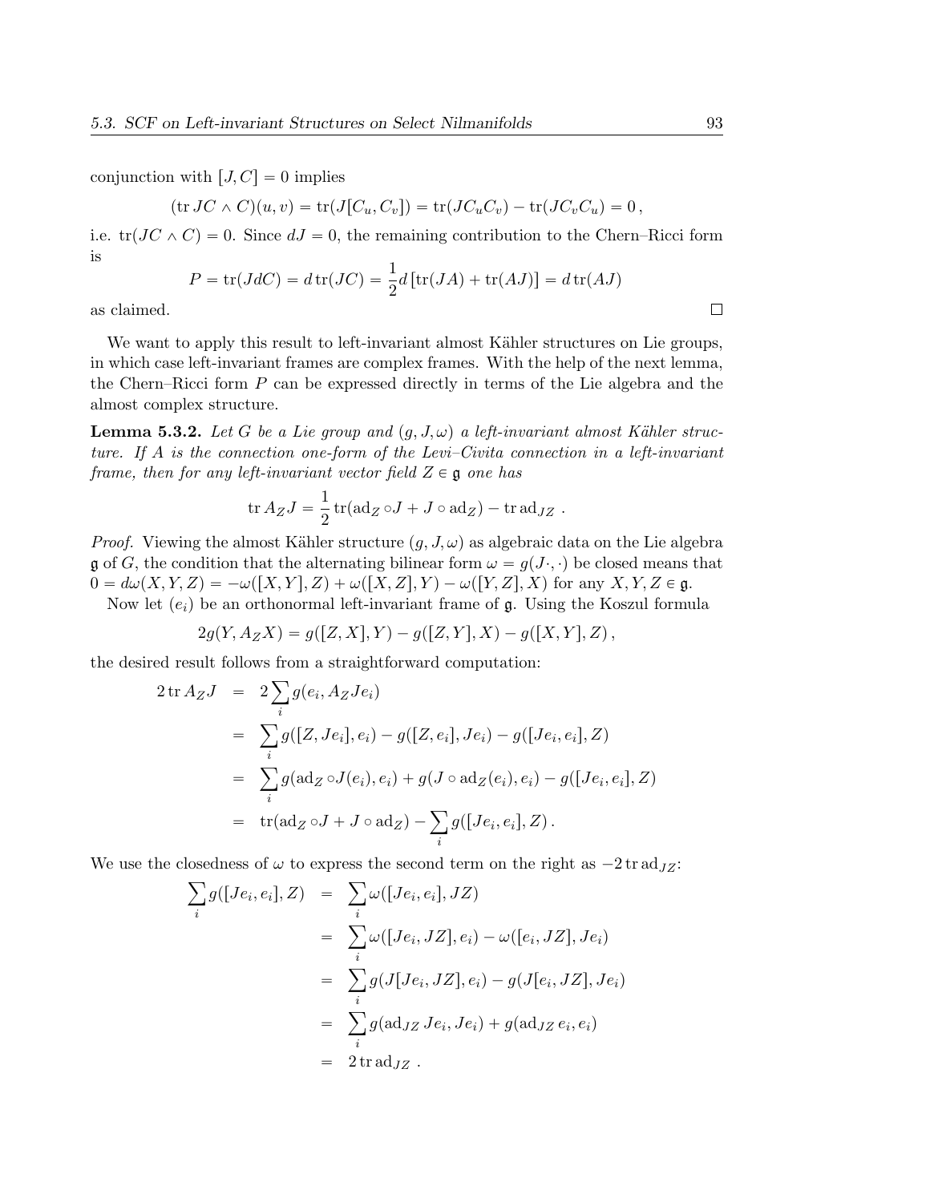conjunction with $[J, C] = 0$ implies

$$(\operatorname{tr} JC \wedge C)(u, v) = \operatorname{tr}(J[C_u, C_v]) = \operatorname{tr}(JC_uC_v) - \operatorname{tr}(JC_vC_u) = 0\,,$$

i.e. $\operatorname{tr}(JC \wedge C) = 0$. Since $dJ = 0$, the remaining contribution to the Chern–Ricci form is

$$P = \operatorname{tr}(JdC) = d\operatorname{tr}(JC) = \frac{1}{2}d\left[\operatorname{tr}(JA) + \operatorname{tr}(AJ)\right] = d\operatorname{tr}(AJ)$$

as claimed. □

We want to apply this result to left-invariant almost Kähler structures on Lie groups, in which case left-invariant frames are complex frames. With the help of the next lemma, the Chern–Ricci form $P$ can be expressed directly in terms of the Lie algebra and the almost complex structure.

**Lemma 5.3.2.** *Let $G$ be a Lie group and $(g, J, \omega)$ a left-invariant almost Kähler structure. If $A$ is the connection one-form of the Levi–Civita connection in a left-invariant frame, then for any left-invariant vector field $Z \in \mathfrak{g}$ one has*

$$\operatorname{tr} A_Z J = \frac{1}{2}\operatorname{tr}(\operatorname{ad}_Z \circ J + J \circ \operatorname{ad}_Z) - \operatorname{tr}\operatorname{ad}_{JZ}\ .$$

*Proof.* Viewing the almost Kähler structure $(g, J, \omega)$ as algebraic data on the Lie algebra $\mathfrak{g}$ of $G$, the condition that the alternating bilinear form $\omega = g(J\cdot, \cdot)$ be closed means that $0 = d\omega(X, Y, Z) = -\omega([X, Y], Z) + \omega([X, Z], Y) - \omega([Y, Z], X)$ for any $X, Y, Z \in \mathfrak{g}$.

Now let $(e_i)$ be an orthonormal left-invariant frame of $\mathfrak{g}$. Using the Koszul formula

$$2g(Y, A_Z X) = g([Z, X], Y) - g([Z, Y], X) - g([X, Y], Z)\,,$$

the desired result follows from a straightforward computation:

$$\begin{aligned}
2\operatorname{tr} A_Z J &= 2\sum_i g(e_i, A_Z Je_i) \\
&= \sum_i g([Z, Je_i], e_i) - g([Z, e_i], Je_i) - g([Je_i, e_i], Z) \\
&= \sum_i g(\operatorname{ad}_Z \circ J(e_i), e_i) + g(J \circ \operatorname{ad}_Z(e_i), e_i) - g([Je_i, e_i], Z) \\
&= \operatorname{tr}(\operatorname{ad}_Z \circ J + J \circ \operatorname{ad}_Z) - \sum_i g([Je_i, e_i], Z)\,.
\end{aligned}$$

We use the closedness of $\omega$ to express the second term on the right as $-2\operatorname{tr}\operatorname{ad}_{JZ}$:

$$\begin{aligned}
\sum_i g([Je_i, e_i], Z) &= \sum_i \omega([Je_i, e_i], JZ) \\
&= \sum_i \omega([Je_i, JZ], e_i) - \omega([e_i, JZ], Je_i) \\
&= \sum_i g(J[Je_i, JZ], e_i) - g(J[e_i, JZ], Je_i) \\
&= \sum_i g(\operatorname{ad}_{JZ} Je_i, Je_i) + g(\operatorname{ad}_{JZ} e_i, e_i) \\
&= 2\operatorname{tr}\operatorname{ad}_{JZ}\ .
\end{aligned}$$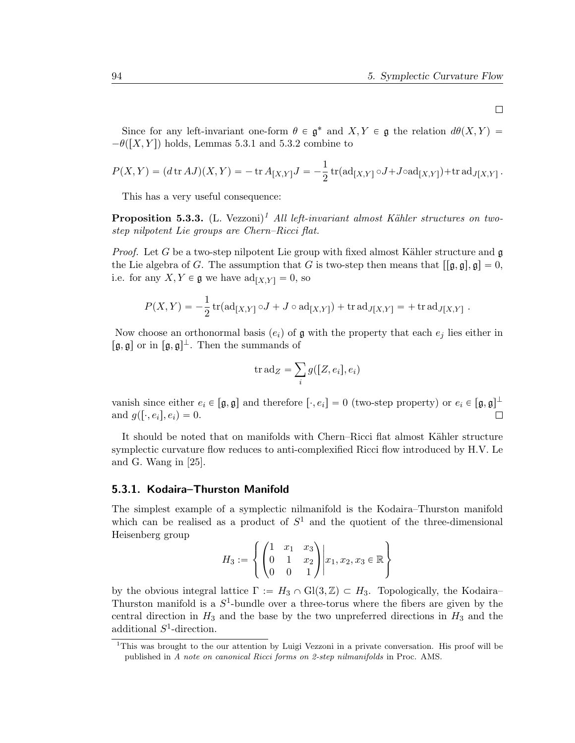□

Since for any left-invariant one-form $\theta \in \mathfrak{g}^*$ and $X, Y \in \mathfrak{g}$ the relation $d\theta(X,Y) = -\theta([X,Y])$ holds, Lemmas 5.3.1 and 5.3.2 combine to

$$P(X,Y) = (d \operatorname{tr} AJ)(X,Y) = -\operatorname{tr} A_{[X,Y]}J = -\frac{1}{2}\operatorname{tr}(\operatorname{ad}_{[X,Y]} \circ J + J \circ \operatorname{ad}_{[X,Y]}) + \operatorname{tr} \operatorname{ad}_{J[X,Y]} .$$

This has a very useful consequence:

**Proposition 5.3.3.** (L. Vezzoni)[1] *All left-invariant almost Kähler structures on two-step nilpotent Lie groups are Chern–Ricci flat.*

*Proof.* Let $G$ be a two-step nilpotent Lie group with fixed almost Kähler structure and $\mathfrak{g}$ the Lie algebra of $G$. The assumption that $G$ is two-step then means that $[[\mathfrak{g},\mathfrak{g}],\mathfrak{g}] = 0$, i.e. for any $X, Y \in \mathfrak{g}$ we have $\operatorname{ad}_{[X,Y]} = 0$, so

$$P(X,Y) = -\frac{1}{2}\operatorname{tr}(\operatorname{ad}_{[X,Y]} \circ J + J \circ \operatorname{ad}_{[X,Y]}) + \operatorname{tr} \operatorname{ad}_{J[X,Y]} = + \operatorname{tr} \operatorname{ad}_{J[X,Y]} \ .$$

Now choose an orthonormal basis $(e_i)$ of $\mathfrak{g}$ with the property that each $e_j$ lies either in $[\mathfrak{g},\mathfrak{g}]$ or in $[\mathfrak{g},\mathfrak{g}]^\perp$. Then the summands of

$$\operatorname{tr} \operatorname{ad}_Z = \sum_i g([Z, e_i], e_i)$$

vanish since either $e_i \in [\mathfrak{g},\mathfrak{g}]$ and therefore $[\cdot, e_i] = 0$ (two-step property) or $e_i \in [\mathfrak{g},\mathfrak{g}]^\perp$ and $g([\cdot, e_i], e_i) = 0$. □

It should be noted that on manifolds with Chern–Ricci flat almost Kähler structure symplectic curvature flow reduces to anti-complexified Ricci flow introduced by H.V. Le and G. Wang in [25].

### 5.3.1. Kodaira–Thurston Manifold

The simplest example of a symplectic nilmanifold is the Kodaira–Thurston manifold which can be realised as a product of $S^1$ and the quotient of the three-dimensional Heisenberg group

$$H_3 := \left\{ \begin{pmatrix} 1 & x_1 & x_3 \\ 0 & 1 & x_2 \\ 0 & 0 & 1 \end{pmatrix} \middle| x_1, x_2, x_3 \in \mathbb{R} \right\}$$

by the obvious integral lattice $\Gamma := H_3 \cap \mathrm{Gl}(3,\mathbb{Z}) \subset H_3$. Topologically, the Kodaira–Thurston manifold is a $S^1$-bundle over a three-torus where the fibers are given by the central direction in $H_3$ and the base by the two unpreferred directions in $H_3$ and the additional $S^1$-direction.

[1] This was brought to the our attention by Luigi Vezzoni in a private conversation. His proof will be published in *A note on canonical Ricci forms on 2-step nilmanifolds* in Proc. AMS.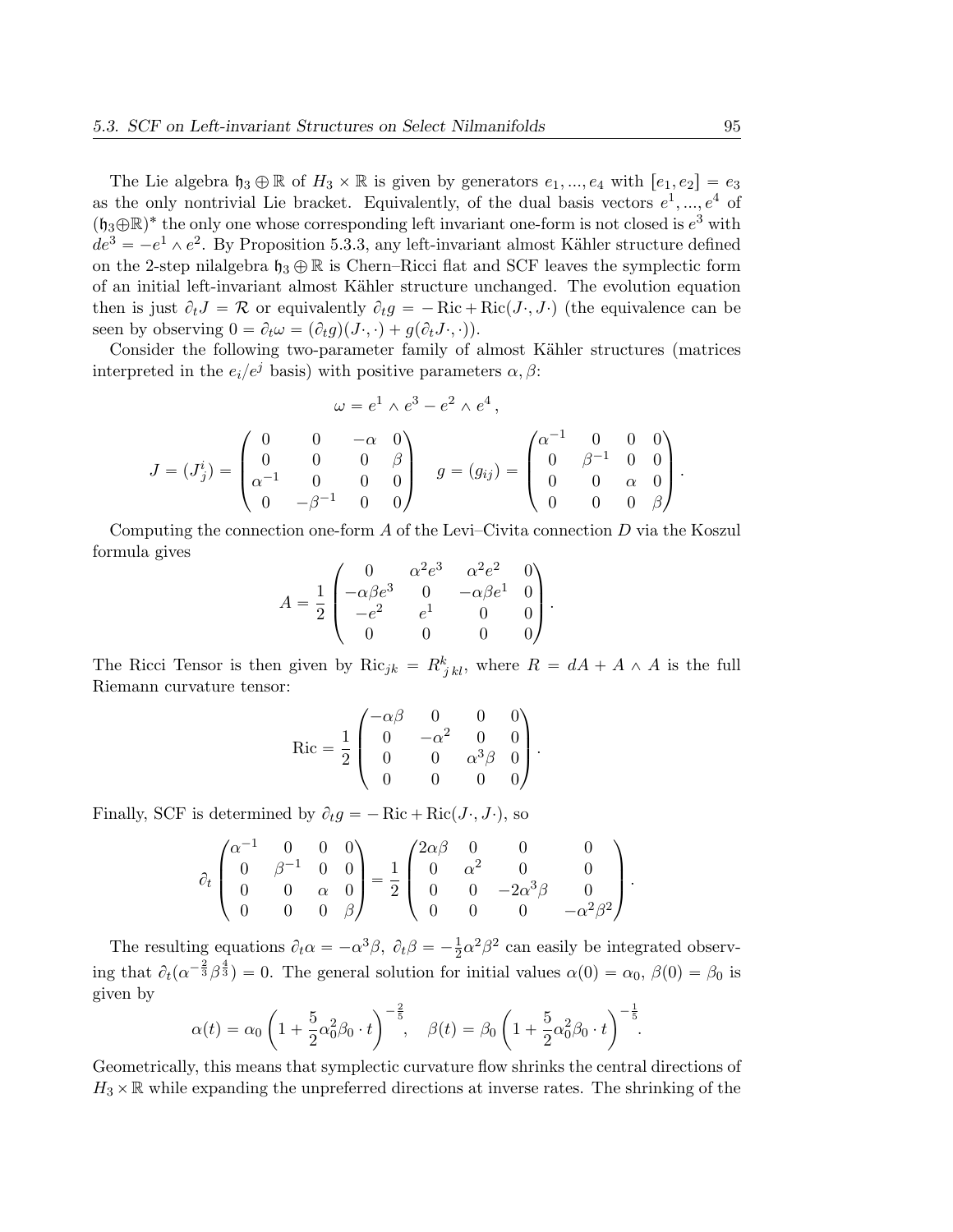The Lie algebra $\mathfrak{h}_3 \oplus \mathbb{R}$ of $H_3 \times \mathbb{R}$ is given by generators $e_1, ..., e_4$ with $[e_1, e_2] = e_3$ as the only nontrivial Lie bracket. Equivalently, of the dual basis vectors $e^1, ..., e^4$ of $(\mathfrak{h}_3 \oplus \mathbb{R})^*$ the only one whose corresponding left invariant one-form is not closed is $e^3$ with $de^3 = -e^1 \wedge e^2$. By Proposition 5.3.3, any left-invariant almost Kähler structure defined on the 2-step nilalgebra $\mathfrak{h}_3 \oplus \mathbb{R}$ is Chern–Ricci flat and SCF leaves the symplectic form of an initial left-invariant almost Kähler structure unchanged. The evolution equation then is just $\partial_t J = \mathcal{R}$ or equivalently $\partial_t g = -\operatorname{Ric} + \operatorname{Ric}(J\cdot, J\cdot)$ (the equivalence can be seen by observing $0 = \partial_t \omega = (\partial_t g)(J\cdot, \cdot) + g(\partial_t J\cdot, \cdot)$).

Consider the following two-parameter family of almost Kähler structures (matrices interpreted in the $e_i/e^j$ basis) with positive parameters $\alpha, \beta$:

$$\omega = e^1 \wedge e^3 - e^2 \wedge e^4 ,$$

$$J = (J^i_j) = \begin{pmatrix} 0 & 0 & -\alpha & 0 \\ 0 & 0 & 0 & \beta \\ \alpha^{-1} & 0 & 0 & 0 \\ 0 & -\beta^{-1} & 0 & 0 \end{pmatrix} \quad g = (g_{ij}) = \begin{pmatrix} \alpha^{-1} & 0 & 0 & 0 \\ 0 & \beta^{-1} & 0 & 0 \\ 0 & 0 & \alpha & 0 \\ 0 & 0 & 0 & \beta \end{pmatrix}.$$

Computing the connection one-form $A$ of the Levi–Civita connection $D$ via the Koszul formula gives

$$A = \frac{1}{2} \begin{pmatrix} 0 & \alpha^2 e^3 & \alpha^2 e^2 & 0 \\ -\alpha\beta e^3 & 0 & -\alpha\beta e^1 & 0 \\ -e^2 & e^1 & 0 & 0 \\ 0 & 0 & 0 & 0 \end{pmatrix}.$$

The Ricci Tensor is then given by $\operatorname{Ric}_{jk} = R^k_{j\,kl}$, where $R = dA + A \wedge A$ is the full Riemann curvature tensor:

$$\operatorname{Ric} = \frac{1}{2} \begin{pmatrix} -\alpha\beta & 0 & 0 & 0 \\ 0 & -\alpha^2 & 0 & 0 \\ 0 & 0 & \alpha^3\beta & 0 \\ 0 & 0 & 0 & 0 \end{pmatrix}.$$

Finally, SCF is determined by $\partial_t g = -\operatorname{Ric} + \operatorname{Ric}(J\cdot, J\cdot)$, so

$$\partial_t \begin{pmatrix} \alpha^{-1} & 0 & 0 & 0 \\ 0 & \beta^{-1} & 0 & 0 \\ 0 & 0 & \alpha & 0 \\ 0 & 0 & 0 & \beta \end{pmatrix} = \frac{1}{2} \begin{pmatrix} 2\alpha\beta & 0 & 0 & 0 \\ 0 & \alpha^2 & 0 & 0 \\ 0 & 0 & -2\alpha^3\beta & 0 \\ 0 & 0 & 0 & -\alpha^2\beta^2 \end{pmatrix}.$$

The resulting equations $\partial_t \alpha = -\alpha^3\beta$, $\partial_t \beta = -\frac{1}{2}\alpha^2\beta^2$ can easily be integrated observing that $\partial_t(\alpha^{-\frac{2}{3}}\beta^{\frac{4}{3}}) = 0$. The general solution for initial values $\alpha(0) = \alpha_0$, $\beta(0) = \beta_0$ is given by

$$\alpha(t) = \alpha_0 \left(1 + \frac{5}{2}\alpha_0^2\beta_0 \cdot t\right)^{-\frac{2}{5}}, \quad \beta(t) = \beta_0 \left(1 + \frac{5}{2}\alpha_0^2\beta_0 \cdot t\right)^{-\frac{1}{5}}.$$

Geometrically, this means that symplectic curvature flow shrinks the central directions of $H_3 \times \mathbb{R}$ while expanding the unpreferred directions at inverse rates. The shrinking of the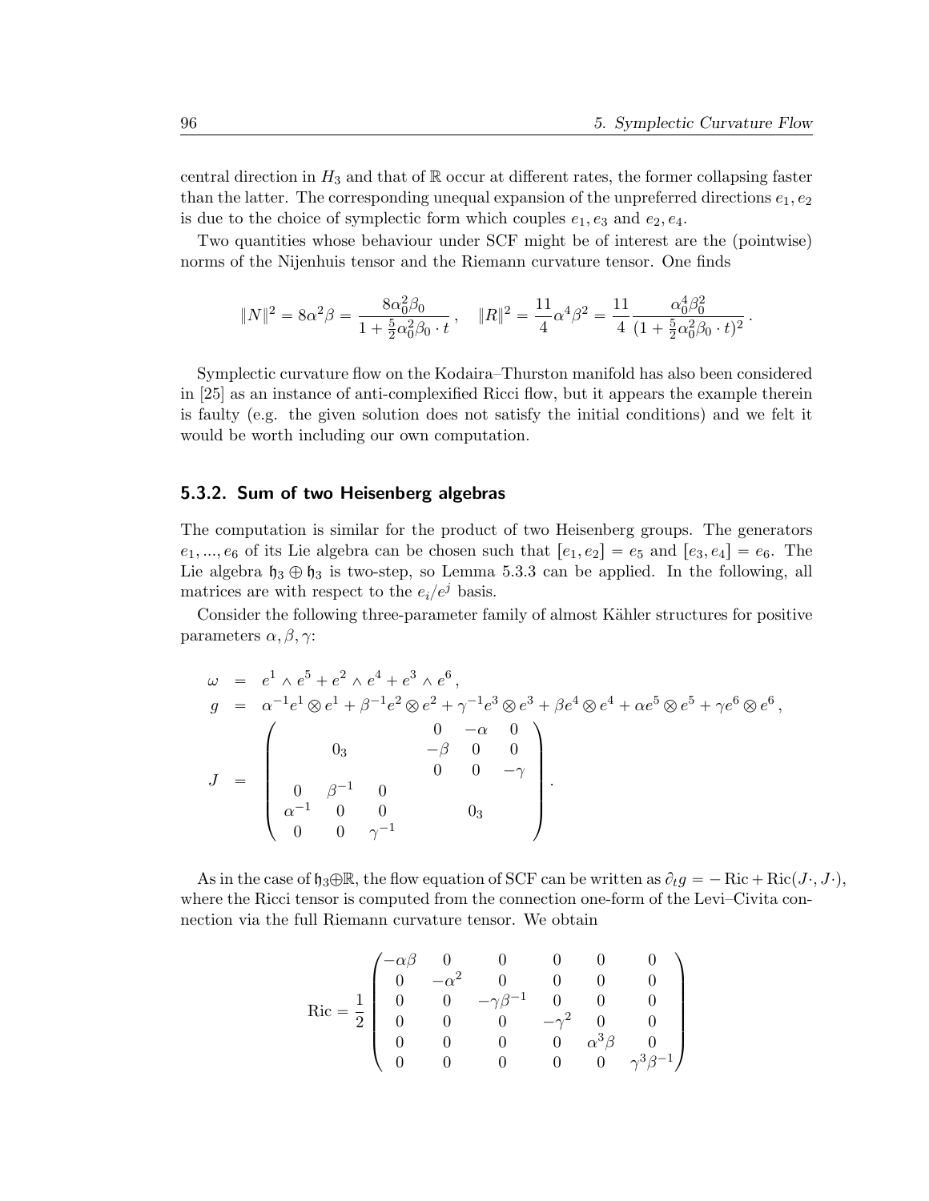central direction in $H_3$ and that of $\mathbb{R}$ occur at different rates, the former collapsing faster than the latter. The corresponding unequal expansion of the unpreferred directions $e_1, e_2$ is due to the choice of symplectic form which couples $e_1, e_3$ and $e_2, e_4$.

Two quantities whose behaviour under SCF might be of interest are the (pointwise) norms of the Nijenhuis tensor and the Riemann curvature tensor. One finds

$$\|N\|^2 = 8\alpha^2\beta = \frac{8\alpha_0^2\beta_0}{1+\frac{5}{2}\alpha_0^2\beta_0\cdot t}\,, \quad \|R\|^2 = \frac{11}{4}\alpha^4\beta^2 = \frac{11}{4}\frac{\alpha_0^4\beta_0^2}{(1+\frac{5}{2}\alpha_0^2\beta_0\cdot t)^2}\,.$$

Symplectic curvature flow on the Kodaira–Thurston manifold has also been considered in [25] as an instance of anti-complexified Ricci flow, but it appears the example therein is faulty (e.g. the given solution does not satisfy the initial conditions) and we felt it would be worth including our own computation.

### 5.3.2. Sum of two Heisenberg algebras

The computation is similar for the product of two Heisenberg groups. The generators $e_1, ..., e_6$ of its Lie algebra can be chosen such that $[e_1, e_2] = e_5$ and $[e_3, e_4] = e_6$. The Lie algebra $\mathfrak{h}_3 \oplus \mathfrak{h}_3$ is two-step, so Lemma 5.3.3 can be applied. In the following, all matrices are with respect to the $e_i/e^j$ basis.

Consider the following three-parameter family of almost Kähler structures for positive parameters $\alpha, \beta, \gamma$:

$$\begin{aligned}
\omega &= e^1\wedge e^5 + e^2\wedge e^4 + e^3\wedge e^6\,,\\
g &= \alpha^{-1}e^1\otimes e^1 + \beta^{-1}e^2\otimes e^2 + \gamma^{-1}e^3\otimes e^3 + \beta e^4\otimes e^4 + \alpha e^5\otimes e^5 + \gamma e^6\otimes e^6\,,\\
J &= \begin{pmatrix} & 0_3 & & 0 & -\alpha & 0\\ & & & -\beta & 0 & 0\\ & & & 0 & 0 & -\gamma\\ 0 & \beta^{-1} & 0 & & & \\ \alpha^{-1} & 0 & 0 & & 0_3 & \\ 0 & 0 & \gamma^{-1} & & & \end{pmatrix}.
\end{aligned}$$

As in the case of $\mathfrak{h}_3\oplus\mathbb{R}$, the flow equation of SCF can be written as $\partial_t g = -\operatorname{Ric} + \operatorname{Ric}(J\cdot, J\cdot)$, where the Ricci tensor is computed from the connection one-form of the Levi–Civita connection via the full Riemann curvature tensor. We obtain

$$\operatorname{Ric} = \frac{1}{2}\begin{pmatrix} -\alpha\beta & 0 & 0 & 0 & 0 & 0\\ 0 & -\alpha^2 & 0 & 0 & 0 & 0\\ 0 & 0 & -\gamma\beta^{-1} & 0 & 0 & 0\\ 0 & 0 & 0 & -\gamma^2 & 0 & 0\\ 0 & 0 & 0 & 0 & \alpha^3\beta & 0\\ 0 & 0 & 0 & 0 & 0 & \gamma^3\beta^{-1}\end{pmatrix}$$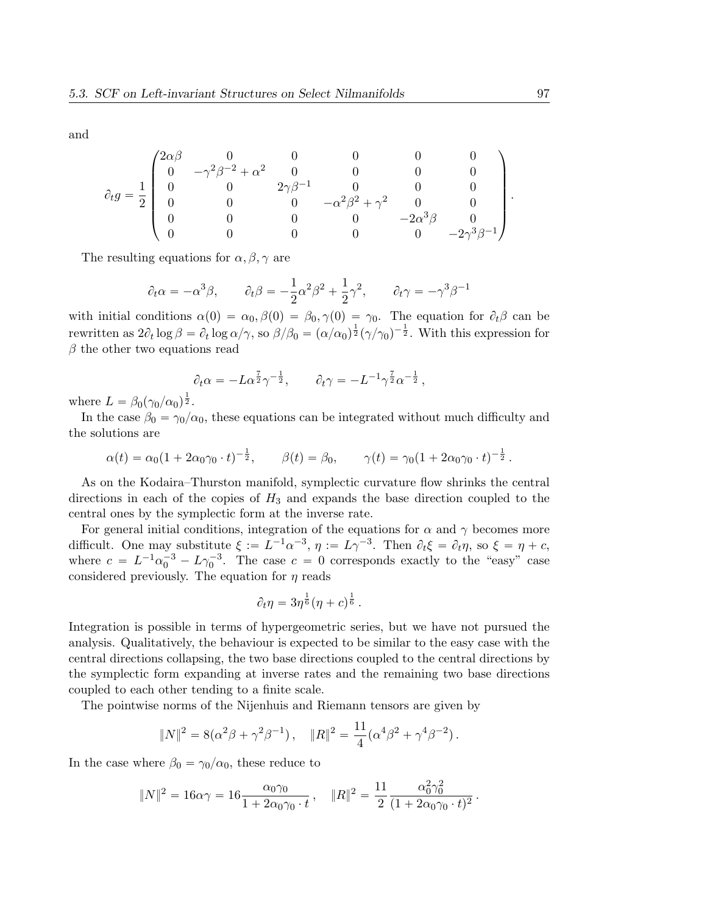and

$$
\partial_t g = \frac{1}{2}\begin{pmatrix}
2\alpha\beta & 0 & 0 & 0 & 0 & 0 \\
0 & -\gamma^2\beta^{-2}+\alpha^2 & 0 & 0 & 0 & 0 \\
0 & 0 & 2\gamma\beta^{-1} & 0 & 0 & 0 \\
0 & 0 & 0 & -\alpha^2\beta^2+\gamma^2 & 0 & 0 \\
0 & 0 & 0 & 0 & -2\alpha^3\beta & 0 \\
0 & 0 & 0 & 0 & 0 & -2\gamma^3\beta^{-1}
\end{pmatrix}.
$$

The resulting equations for $\alpha, \beta, \gamma$ are

$$
\partial_t\alpha = -\alpha^3\beta, \qquad \partial_t\beta = -\frac{1}{2}\alpha^2\beta^2 + \frac{1}{2}\gamma^2, \qquad \partial_t\gamma = -\gamma^3\beta^{-1}
$$

with initial conditions $\alpha(0) = \alpha_0, \beta(0) = \beta_0, \gamma(0) = \gamma_0$. The equation for $\partial_t\beta$ can be rewritten as $2\partial_t \log\beta = \partial_t \log\alpha/\gamma$, so $\beta/\beta_0 = (\alpha/\alpha_0)^{\frac{1}{2}}(\gamma/\gamma_0)^{-\frac{1}{2}}$. With this expression for $\beta$ the other two equations read

$$
\partial_t\alpha = -L\alpha^{\frac{7}{2}}\gamma^{-\frac{1}{2}}, \qquad \partial_t\gamma = -L^{-1}\gamma^{\frac{7}{2}}\alpha^{-\frac{1}{2}},
$$

where $L = \beta_0(\gamma_0/\alpha_0)^{\frac{1}{2}}$.

In the case $\beta_0 = \gamma_0/\alpha_0$, these equations can be integrated without much difficulty and the solutions are

$$
\alpha(t) = \alpha_0(1 + 2\alpha_0\gamma_0 \cdot t)^{-\frac{1}{2}}, \qquad \beta(t) = \beta_0, \qquad \gamma(t) = \gamma_0(1 + 2\alpha_0\gamma_0 \cdot t)^{-\frac{1}{2}}.
$$

As on the Kodaira–Thurston manifold, symplectic curvature flow shrinks the central directions in each of the copies of $H_3$ and expands the base direction coupled to the central ones by the symplectic form at the inverse rate.

For general initial conditions, integration of the equations for $\alpha$ and $\gamma$ becomes more difficult. One may substitute $\xi := L^{-1}\alpha^{-3}$, $\eta := L\gamma^{-3}$. Then $\partial_t\xi = \partial_t\eta$, so $\xi = \eta + c$, where $c = L^{-1}\alpha_0^{-3} - L\gamma_0^{-3}$. The case $c = 0$ corresponds exactly to the "easy" case considered previously. The equation for $\eta$ reads

$$
\partial_t\eta = 3\eta^{\frac{1}{6}}(\eta + c)^{\frac{1}{6}}.
$$

Integration is possible in terms of hypergeometric series, but we have not pursued the analysis. Qualitatively, the behaviour is expected to be similar to the easy case with the central directions collapsing, the two base directions coupled to the central directions by the symplectic form expanding at inverse rates and the remaining two base directions coupled to each other tending to a finite scale.

The pointwise norms of the Nijenhuis and Riemann tensors are given by

$$
\|N\|^2 = 8(\alpha^2\beta + \gamma^2\beta^{-1}), \quad \|R\|^2 = \frac{11}{4}(\alpha^4\beta^2 + \gamma^4\beta^{-2}).
$$

In the case where $\beta_0 = \gamma_0/\alpha_0$, these reduce to

$$
\|N\|^2 = 16\alpha\gamma = 16\frac{\alpha_0\gamma_0}{1 + 2\alpha_0\gamma_0 \cdot t}, \quad \|R\|^2 = \frac{11}{2}\frac{\alpha_0^2\gamma_0^2}{(1 + 2\alpha_0\gamma_0 \cdot t)^2}.
$$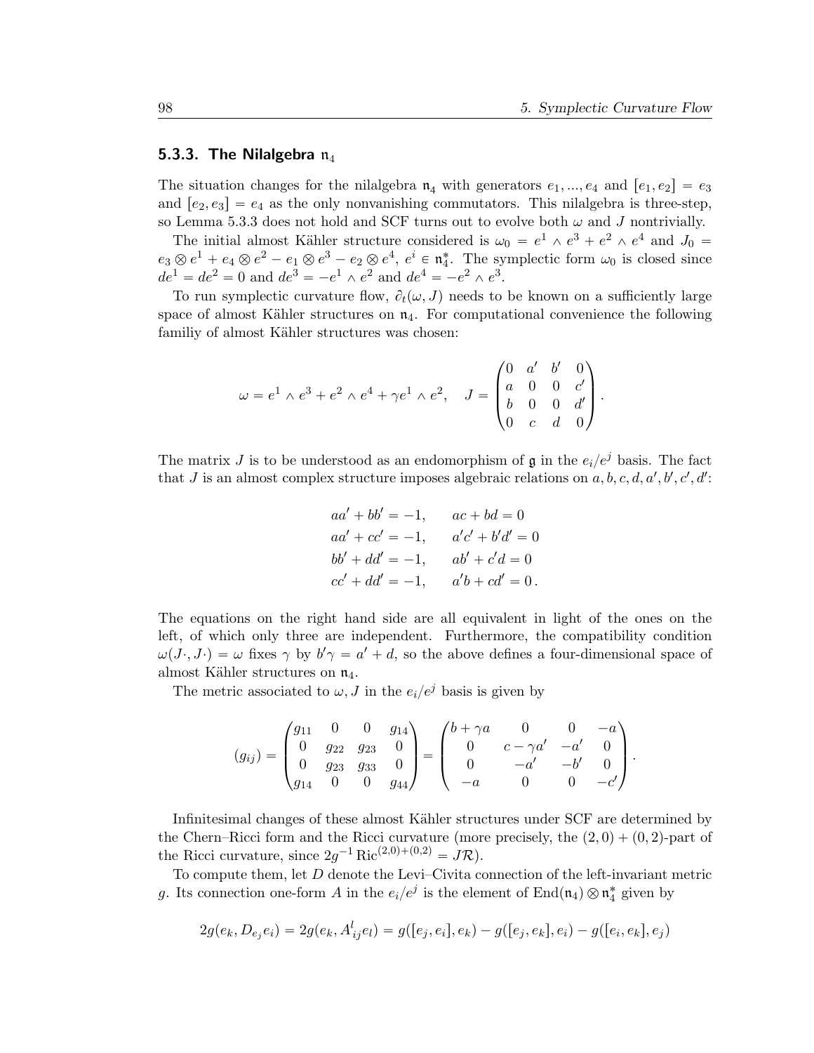### 5.3.3. The Nilalgebra $\mathfrak{n}_4$

The situation changes for the nilalgebra $\mathfrak{n}_4$ with generators $e_1, ..., e_4$ and $[e_1, e_2] = e_3$ and $[e_2, e_3] = e_4$ as the only nonvanishing commutators. This nilalgebra is three-step, so Lemma 5.3.3 does not hold and SCF turns out to evolve both $\omega$ and $J$ nontrivially.

The initial almost Kähler structure considered is $\omega_0 = e^1 \wedge e^3 + e^2 \wedge e^4$ and $J_0 = e_3 \otimes e^1 + e_4 \otimes e^2 - e_1 \otimes e^3 - e_2 \otimes e^4$, $e^i \in \mathfrak{n}_4^*$. The symplectic form $\omega_0$ is closed since $de^1 = de^2 = 0$ and $de^3 = -e^1 \wedge e^2$ and $de^4 = -e^2 \wedge e^3$.

To run symplectic curvature flow, $\partial_t(\omega, J)$ needs to be known on a sufficiently large space of almost Kähler structures on $\mathfrak{n}_4$. For computational convenience the following familiy of almost Kähler structures was chosen:

$$\omega = e^1 \wedge e^3 + e^2 \wedge e^4 + \gamma e^1 \wedge e^2, \quad J = \begin{pmatrix} 0 & a' & b' & 0 \\ a & 0 & 0 & c' \\ b & 0 & 0 & d' \\ 0 & c & d & 0 \end{pmatrix}.$$

The matrix $J$ is to be understood as an endomorphism of $\mathfrak{g}$ in the $e_i/e^j$ basis. The fact that $J$ is an almost complex structure imposes algebraic relations on $a, b, c, d, a', b', c', d'$:

$$\begin{aligned} aa' + bb' &= -1, \qquad & ac + bd &= 0 \\ aa' + cc' &= -1, \qquad & a'c' + b'd' &= 0 \\ bb' + dd' &= -1, \qquad & ab' + c'd &= 0 \\ cc' + dd' &= -1, \qquad & a'b + cd' &= 0\,. \end{aligned}$$

The equations on the right hand side are all equivalent in light of the ones on the left, of which only three are independent. Furthermore, the compatibility condition $\omega(J\cdot, J\cdot) = \omega$ fixes $\gamma$ by $b'\gamma = a' + d$, so the above defines a four-dimensional space of almost Kähler structures on $\mathfrak{n}_4$.

The metric associated to $\omega, J$ in the $e_i/e^j$ basis is given by

$$(g_{ij}) = \begin{pmatrix} g_{11} & 0 & 0 & g_{14} \\ 0 & g_{22} & g_{23} & 0 \\ 0 & g_{23} & g_{33} & 0 \\ g_{14} & 0 & 0 & g_{44} \end{pmatrix} = \begin{pmatrix} b + \gamma a & 0 & 0 & -a \\ 0 & c - \gamma a' & -a' & 0 \\ 0 & -a' & -b' & 0 \\ -a & 0 & 0 & -c' \end{pmatrix}.$$

Infinitesimal changes of these almost Kähler structures under SCF are determined by the Chern–Ricci form and the Ricci curvature (more precisely, the $(2,0)+(0,2)$-part of the Ricci curvature, since $2g^{-1}\operatorname{Ric}^{(2,0)+(0,2)} = J\mathcal{R}$).

To compute them, let $D$ denote the Levi–Civita connection of the left-invariant metric $g$. Its connection one-form $A$ in the $e_i/e^j$ is the element of $\operatorname{End}(\mathfrak{n}_4) \otimes \mathfrak{n}_4^*$ given by

$$2g(e_k, D_{e_j} e_i) = 2g(e_k, A^l_{ij} e_l) = g([e_j, e_i], e_k) - g([e_j, e_k], e_i) - g([e_i, e_k], e_j)$$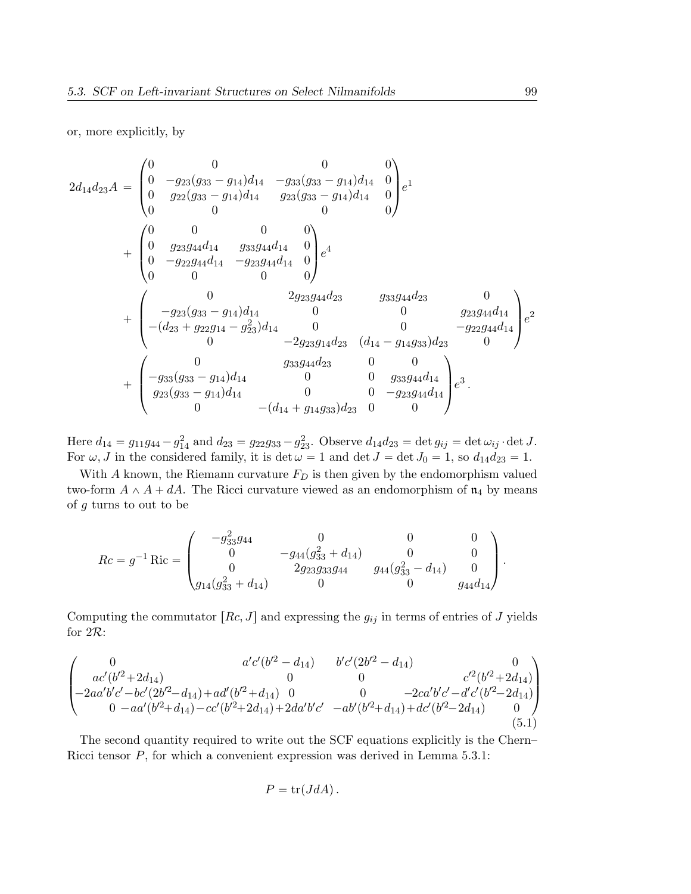or, more explicitly, by

$$
\begin{aligned}
2d_{14}d_{23}A = &\begin{pmatrix} 0 & 0 & 0 & 0 \\ 0 & -g_{23}(g_{33}-g_{14})d_{14} & -g_{33}(g_{33}-g_{14})d_{14} & 0 \\ 0 & g_{22}(g_{33}-g_{14})d_{14} & g_{23}(g_{33}-g_{14})d_{14} & 0 \\ 0 & 0 & 0 & 0 \end{pmatrix} e^1 \\
&+ \begin{pmatrix} 0 & 0 & 0 & 0 \\ 0 & g_{23}g_{44}d_{14} & g_{33}g_{44}d_{14} & 0 \\ 0 & -g_{22}g_{44}d_{14} & -g_{23}g_{44}d_{14} & 0 \\ 0 & 0 & 0 & 0 \end{pmatrix} e^4 \\
&+ \begin{pmatrix} 0 & 2g_{23}g_{44}d_{23} & g_{33}g_{44}d_{23} & 0 \\ -g_{23}(g_{33}-g_{14})d_{14} & 0 & 0 & g_{23}g_{44}d_{14} \\ -(d_{23}+g_{22}g_{14}-g_{23}^2)d_{14} & 0 & 0 & -g_{22}g_{44}d_{14} \\ 0 & -2g_{23}g_{14}d_{23} & (d_{14}-g_{14}g_{33})d_{23} & 0 \end{pmatrix} e^2 \\
&+ \begin{pmatrix} 0 & g_{33}g_{44}d_{23} & 0 & 0 \\ -g_{33}(g_{33}-g_{14})d_{14} & 0 & 0 & g_{33}g_{44}d_{14} \\ g_{23}(g_{33}-g_{14})d_{14} & 0 & 0 & -g_{23}g_{44}d_{14} \\ 0 & -(d_{14}+g_{14}g_{33})d_{23} & 0 & 0 \end{pmatrix} e^3 .
\end{aligned}
$$

Here $d_{14} = g_{11}g_{44} - g_{14}^2$ and $d_{23} = g_{22}g_{33} - g_{23}^2$. Observe $d_{14}d_{23} = \det g_{ij} = \det \omega_{ij} \cdot \det J$. For $\omega, J$ in the considered family, it is $\det \omega = 1$ and $\det J = \det J_0 = 1$, so $d_{14}d_{23} = 1$.

With $A$ known, the Riemann curvature $F_D$ is then given by the endomorphism valued two-form $A \wedge A + dA$. The Ricci curvature viewed as an endomorphism of $\mathfrak{n}_4$ by means of $g$ turns to out to be

$$
Rc = g^{-1}\,\mathrm{Ric} = \begin{pmatrix} -g_{33}^2 g_{44} & 0 & 0 & 0 \\ 0 & -g_{44}(g_{33}^2+d_{14}) & 0 & 0 \\ 0 & 2g_{23}g_{33}g_{44} & g_{44}(g_{33}^2-d_{14}) & 0 \\ g_{14}(g_{33}^2+d_{14}) & 0 & 0 & g_{44}d_{14} \end{pmatrix}.
$$

Computing the commutator $[Rc, J]$ and expressing the $g_{ij}$ in terms of entries of $J$ yields for $2\mathcal{R}$:

$$
\begin{pmatrix} 0 & a'c'(b'^2-d_{14}) & b'c'(2b'^2-d_{14}) & 0 \\ ac'(b'^2+2d_{14}) & 0 & 0 & c'^2(b'^2+2d_{14}) \\ -2aa'b'c'-bc'(2b'^2-d_{14})+ad'(b'^2+d_{14}) & 0 & 0 & -2ca'b'c'-d'c'(b'^2-2d_{14}) \\ 0 & -aa'(b'^2+d_{14})-cc'(b'^2+2d_{14})+2da'b'c' & -ab'(b'^2+d_{14})+dc'(b'^2-2d_{14}) & 0 \end{pmatrix} \tag{5.1}
$$

The second quantity required to write out the SCF equations explicitly is the Chern–Ricci tensor $P$, for which a convenient expression was derived in Lemma 5.3.1:

$$
P = \mathrm{tr}(JdA)\,.
$$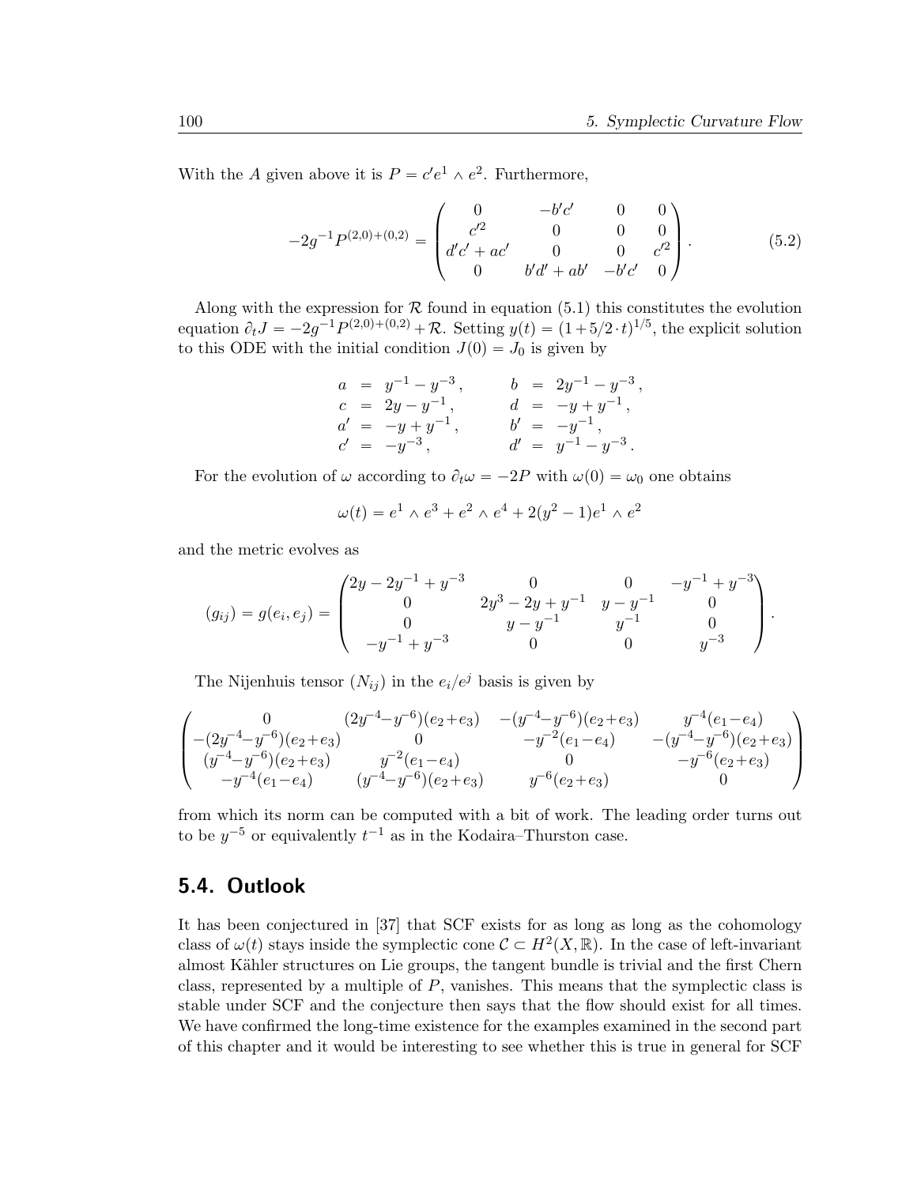With the $A$ given above it is $P = c' e^1 \wedge e^2$. Furthermore,

$$
-2g^{-1}P^{(2,0)+(0,2)} = \begin{pmatrix} 0 & -b'c' & 0 & 0 \\ c'^2 & 0 & 0 & 0 \\ d'c' + ac' & 0 & 0 & c'^2 \\ 0 & b'd' + ab' & -b'c' & 0 \end{pmatrix}. \tag{5.2}
$$

Along with the expression for $\mathcal{R}$ found in equation (5.1) this constitutes the evolution equation $\partial_t J = -2g^{-1}P^{(2,0)+(0,2)} + \mathcal{R}$. Setting $y(t) = (1 + 5/2 \cdot t)^{1/5}$, the explicit solution to this ODE with the initial condition $J(0) = J_0$ is given by

$$
\begin{aligned}
a &= y^{-1} - y^{-3}\,, & b &= 2y^{-1} - y^{-3}\,, \\
c &= 2y - y^{-1}\,, & d &= -y + y^{-1}\,, \\
a' &= -y + y^{-1}\,, & b' &= -y^{-1}\,, \\
c' &= -y^{-3}\,, & d' &= y^{-1} - y^{-3}\,.
\end{aligned}
$$

For the evolution of $\omega$ according to $\partial_t \omega = -2P$ with $\omega(0) = \omega_0$ one obtains

$$
\omega(t) = e^1 \wedge e^3 + e^2 \wedge e^4 + 2(y^2 - 1) e^1 \wedge e^2
$$

and the metric evolves as

$$
(g_{ij}) = g(e_i, e_j) = \begin{pmatrix} 2y - 2y^{-1} + y^{-3} & 0 & 0 & -y^{-1} + y^{-3} \\ 0 & 2y^3 - 2y + y^{-1} & y - y^{-1} & 0 \\ 0 & y - y^{-1} & y^{-1} & 0 \\ -y^{-1} + y^{-3} & 0 & 0 & y^{-3} \end{pmatrix}.
$$

The Nijenhuis tensor $(N_{ij})$ in the $e_i/e^j$ basis is given by

$$
\begin{pmatrix} 0 & (2y^{-4} - y^{-6})(e_2 + e_3) & -(y^{-4} - y^{-6})(e_2 + e_3) & y^{-4}(e_1 - e_4) \\ -(2y^{-4} - y^{-6})(e_2 + e_3) & 0 & -y^{-2}(e_1 - e_4) & -(y^{-4} - y^{-6})(e_2 + e_3) \\ (y^{-4} - y^{-6})(e_2 + e_3) & y^{-2}(e_1 - e_4) & 0 & -y^{-6}(e_2 + e_3) \\ -y^{-4}(e_1 - e_4) & (y^{-4} - y^{-6})(e_2 + e_3) & y^{-6}(e_2 + e_3) & 0 \end{pmatrix}
$$

from which its norm can be computed with a bit of work. The leading order turns out to be $y^{-5}$ or equivalently $t^{-1}$ as in the Kodaira–Thurston case.

## 5.4. Outlook

It has been conjectured in [37] that SCF exists for as long as long as the cohomology class of $\omega(t)$ stays inside the symplectic cone $\mathcal{C} \subset H^2(X, \mathbb{R})$. In the case of left-invariant almost Kähler structures on Lie groups, the tangent bundle is trivial and the first Chern class, represented by a multiple of $P$, vanishes. This means that the symplectic class is stable under SCF and the conjecture then says that the flow should exist for all times. We have confirmed the long-time existence for the examples examined in the second part of this chapter and it would be interesting to see whether this is true in general for SCF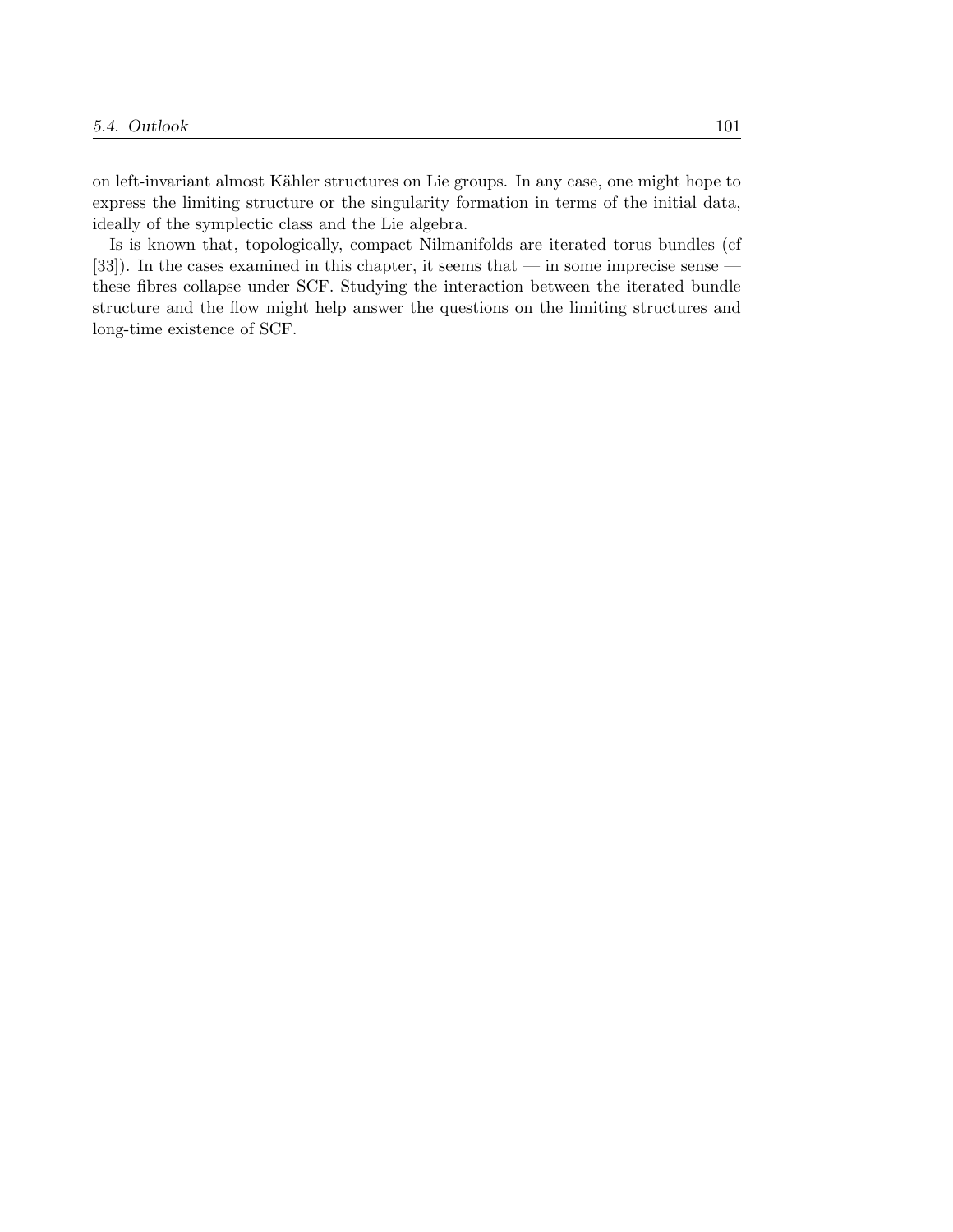on left-invariant almost Kähler structures on Lie groups. In any case, one might hope to express the limiting structure or the singularity formation in terms of the initial data, ideally of the symplectic class and the Lie algebra.

Is is known that, topologically, compact Nilmanifolds are iterated torus bundles (cf [33]). In the cases examined in this chapter, it seems that — in some imprecise sense — these fibres collapse under SCF. Studying the interaction between the iterated bundle structure and the flow might help answer the questions on the limiting structures and long-time existence of SCF.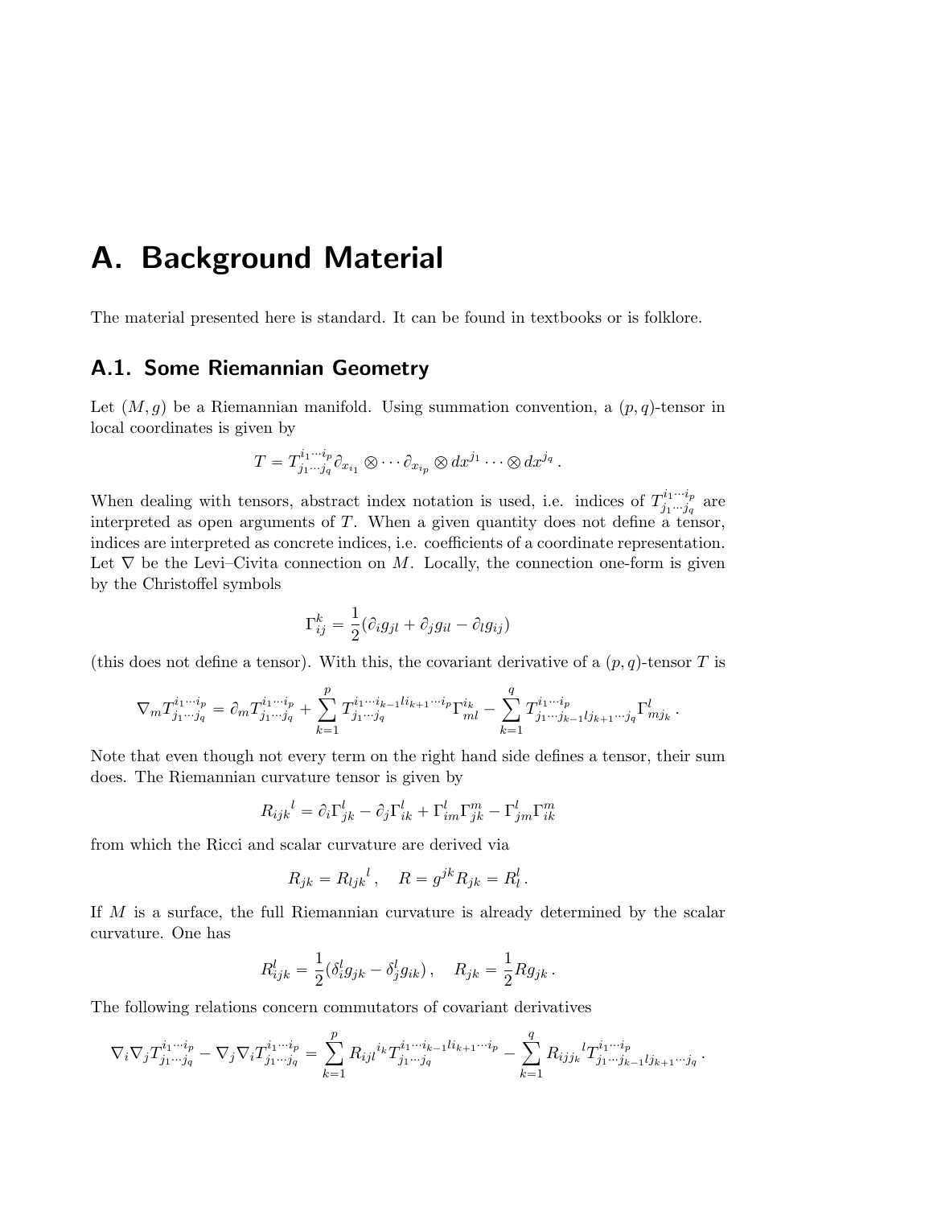# A. Background Material

The material presented here is standard. It can be found in textbooks or is folklore.

## A.1. Some Riemannian Geometry

Let $(M, g)$ be a Riemannian manifold. Using summation convention, a $(p, q)$-tensor in local coordinates is given by

$$T = T^{i_1 \cdots i_p}_{j_1 \cdots j_q} \partial_{x_{i_1}} \otimes \cdots \partial_{x_{i_p}} \otimes dx^{j_1} \cdots \otimes dx^{j_q} \,.$$

When dealing with tensors, abstract index notation is used, i.e. indices of $T^{i_1 \cdots i_p}_{j_1 \cdots j_q}$ are interpreted as open arguments of $T$. When a given quantity does not define a tensor, indices are interpreted as concrete indices, i.e. coefficients of a coordinate representation. Let $\nabla$ be the Levi–Civita connection on $M$. Locally, the connection one-form is given by the Christoffel symbols

$$\Gamma^k_{ij} = \frac{1}{2}(\partial_i g_{jl} + \partial_j g_{il} - \partial_l g_{ij})$$

(this does not define a tensor). With this, the covariant derivative of a $(p, q)$-tensor $T$ is

$$\nabla_m T^{i_1 \cdots i_p}_{j_1 \cdots j_q} = \partial_m T^{i_1 \cdots i_p}_{j_1 \cdots j_q} + \sum_{k=1}^{p} T^{i_1 \cdots i_{k-1} l i_{k+1} \cdots i_p}_{j_1 \cdots j_q} \Gamma^{i_k}_{ml} - \sum_{k=1}^{q} T^{i_1 \cdots i_p}_{j_1 \cdots j_{k-1} l j_{k+1} \cdots j_q} \Gamma^l_{m j_k} \,.$$

Note that even though not every term on the right hand side defines a tensor, their sum does. The Riemannian curvature tensor is given by

$$R_{ijk}{}^l = \partial_i \Gamma^l_{jk} - \partial_j \Gamma^l_{ik} + \Gamma^l_{im} \Gamma^m_{jk} - \Gamma^l_{jm} \Gamma^m_{ik}$$

from which the Ricci and scalar curvature are derived via

$$R_{jk} = R_{ljk}{}^l \,, \quad R = g^{jk} R_{jk} = R^l_l \,.$$

If $M$ is a surface, the full Riemannian curvature is already determined by the scalar curvature. One has

$$R^l_{ijk} = \frac{1}{2}(\delta^l_i g_{jk} - \delta^l_j g_{ik}) \,, \quad R_{jk} = \frac{1}{2} R g_{jk} \,.$$

The following relations concern commutators of covariant derivatives

$$\nabla_i \nabla_j T^{i_1 \cdots i_p}_{j_1 \cdots j_q} - \nabla_j \nabla_i T^{i_1 \cdots i_p}_{j_1 \cdots j_q} = \sum_{k=1}^{p} R_{ijl}{}^{i_k} T^{i_1 \cdots i_{k-1} l i_{k+1} \cdots i_p}_{j_1 \cdots j_q} - \sum_{k=1}^{q} R_{ij j_k}{}^l T^{i_1 \cdots i_p}_{j_1 \cdots j_{k-1} l j_{k+1} \cdots j_q} \,.$$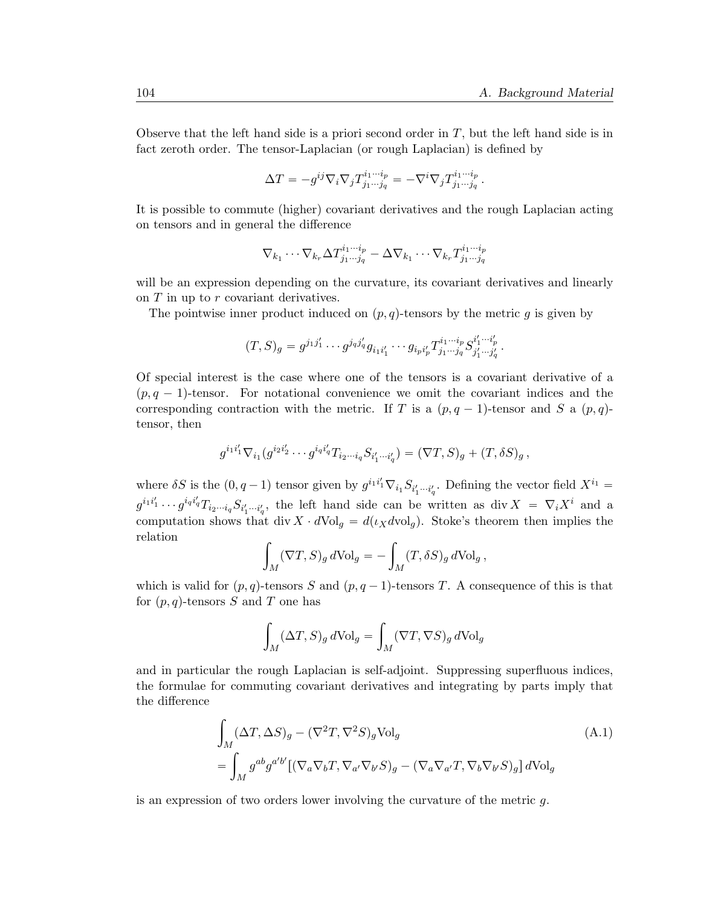Observe that the left hand side is a priori second order in $T$, but the left hand side is in fact zeroth order. The tensor-Laplacian (or rough Laplacian) is defined by

$$\Delta T = -g^{ij}\nabla_i\nabla_j T^{i_1\cdots i_p}_{j_1\cdots j_q} = -\nabla^i\nabla_j T^{i_1\cdots i_p}_{j_1\cdots j_q}\,.$$

It is possible to commute (higher) covariant derivatives and the rough Laplacian acting on tensors and in general the difference

$$\nabla_{k_1}\cdots\nabla_{k_r}\Delta T^{i_1\cdots i_p}_{j_1\cdots j_q} - \Delta\nabla_{k_1}\cdots\nabla_{k_r}T^{i_1\cdots i_p}_{j_1\cdots j_q}$$

will be an expression depending on the curvature, its covariant derivatives and linearly on $T$ in up to $r$ covariant derivatives.

The pointwise inner product induced on $(p,q)$-tensors by the metric $g$ is given by

$$(T,S)_g = g^{j_1 j_1'}\cdots g^{j_q j_q'} g_{i_1 i_1'}\cdots g_{i_p i_p'} T^{i_1\cdots i_p}_{j_1\cdots j_q} S^{i_1'\cdots i_p'}_{j_1'\cdots j_q'}\,.$$

Of special interest is the case where one of the tensors is a covariant derivative of a $(p,q-1)$-tensor. For notational convenience we omit the covariant indices and the corresponding contraction with the metric. If $T$ is a $(p,q-1)$-tensor and $S$ a $(p,q)$-tensor, then

$$g^{i_1 i_1'}\nabla_{i_1}(g^{i_2 i_2'}\cdots g^{i_q i_q'} T_{i_2\cdots i_q} S_{i_1'\cdots i_q'}) = (\nabla T, S)_g + (T, \delta S)_g\,,$$

where $\delta S$ is the $(0,q-1)$ tensor given by $g^{i_1 i_1'}\nabla_{i_1} S_{i_1'\cdots i_q'}$. Defining the vector field $X^{i_1} = g^{i_1 i_1'}\cdots g^{i_q i_q'} T_{i_2\cdots i_q} S_{i_1'\cdots i_q'}$, the left hand side can be written as $\operatorname{div} X = \nabla_i X^i$ and a computation shows that $\operatorname{div} X \cdot d\mathrm{Vol}_g = d(\iota_X d\mathrm{vol}_g)$. Stoke's theorem then implies the relation

$$\int_M (\nabla T, S)_g\, d\mathrm{Vol}_g = -\int_M (T, \delta S)_g\, d\mathrm{Vol}_g\,,$$

which is valid for $(p,q)$-tensors $S$ and $(p,q-1)$-tensors $T$. A consequence of this is that for $(p,q)$-tensors $S$ and $T$ one has

$$\int_M (\Delta T, S)_g\, d\mathrm{Vol}_g = \int_M (\nabla T, \nabla S)_g\, d\mathrm{Vol}_g$$

and in particular the rough Laplacian is self-adjoint. Suppressing superfluous indices, the formulae for commuting covariant derivatives and integrating by parts imply that the difference

$$\begin{aligned}
&\int_M (\Delta T, \Delta S)_g - (\nabla^2 T, \nabla^2 S)_g \mathrm{Vol}_g \qquad\qquad (\mathrm{A.1})\\
&= \int_M g^{ab} g^{a'b'} [(\nabla_a\nabla_b T, \nabla_{a'}\nabla_{b'} S)_g - (\nabla_a\nabla_{a'} T, \nabla_b\nabla_{b'} S)_g]\, d\mathrm{Vol}_g
\end{aligned}$$

is an expression of two orders lower involving the curvature of the metric $g$.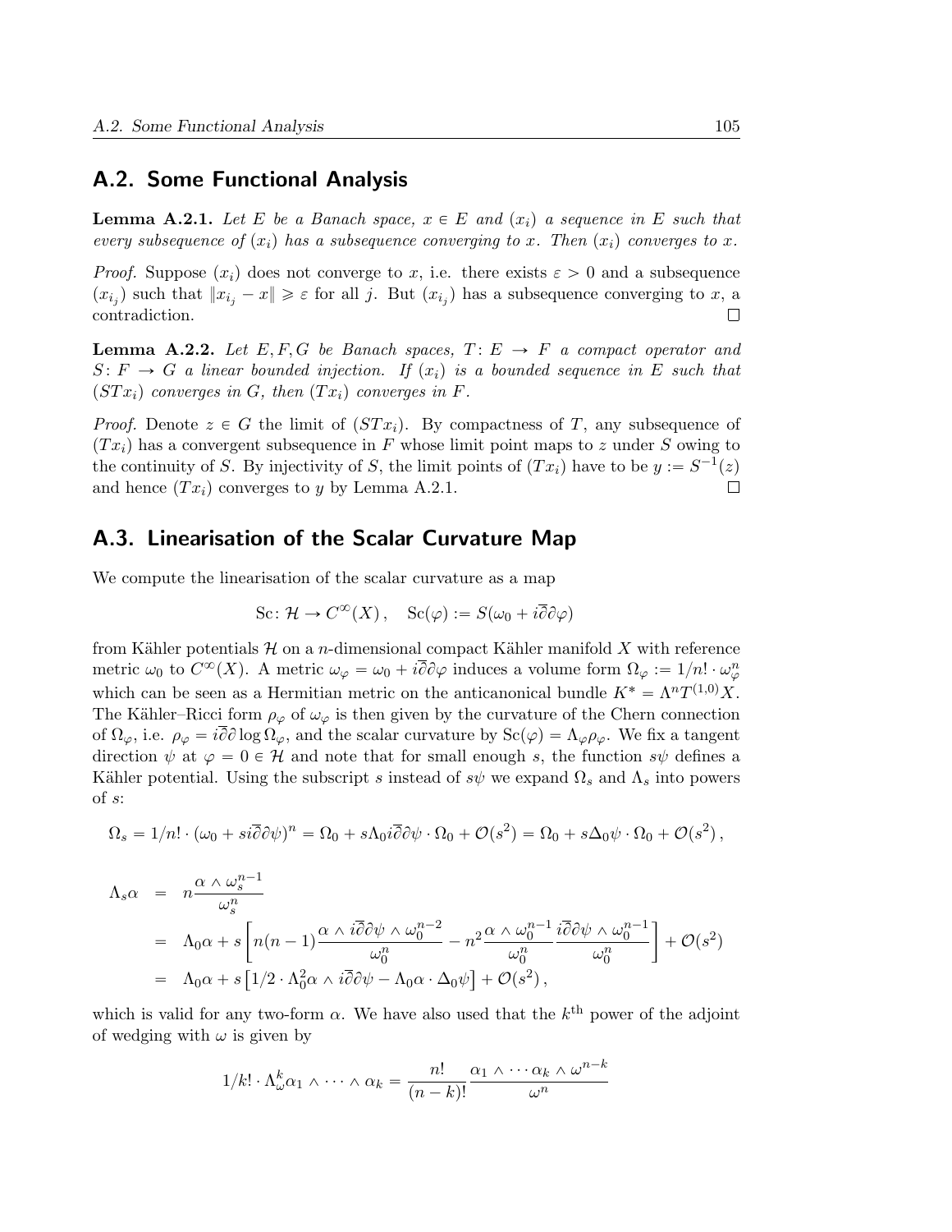## A.2. Some Functional Analysis

**Lemma A.2.1.** *Let $E$ be a Banach space, $x \in E$ and $(x_i)$ a sequence in $E$ such that every subsequence of $(x_i)$ has a subsequence converging to $x$. Then $(x_i)$ converges to $x$.*

*Proof.* Suppose $(x_i)$ does not converge to $x$, i.e. there exists $\varepsilon > 0$ and a subsequence $(x_{i_j})$ such that $\|x_{i_j} - x\| \geqslant \varepsilon$ for all $j$. But $(x_{i_j})$ has a subsequence converging to $x$, a contradiction. $\square$

**Lemma A.2.2.** *Let $E, F, G$ be Banach spaces, $T\colon E \to F$ a compact operator and $S\colon F \to G$ a linear bounded injection. If $(x_i)$ is a bounded sequence in $E$ such that $(STx_i)$ converges in $G$, then $(Tx_i)$ converges in $F$.*

*Proof.* Denote $z \in G$ the limit of $(STx_i)$. By compactness of $T$, any subsequence of $(Tx_i)$ has a convergent subsequence in $F$ whose limit point maps to $z$ under $S$ owing to the continuity of $S$. By injectivity of $S$, the limit points of $(Tx_i)$ have to be $y := S^{-1}(z)$ and hence $(Tx_i)$ converges to $y$ by Lemma A.2.1. $\square$

## A.3. Linearisation of the Scalar Curvature Map

We compute the linearisation of the scalar curvature as a map

$$\mathrm{Sc}\colon \mathcal{H} \to C^\infty(X)\,, \quad \mathrm{Sc}(\varphi) := S(\omega_0 + i\overline{\partial}\partial\varphi)$$

from Kähler potentials $\mathcal{H}$ on a $n$-dimensional compact Kähler manifold $X$ with reference metric $\omega_0$ to $C^\infty(X)$. A metric $\omega_\varphi = \omega_0 + i\overline{\partial}\partial\varphi$ induces a volume form $\Omega_\varphi := 1/n! \cdot \omega_\varphi^n$ which can be seen as a Hermitian metric on the anticanonical bundle $K^* = \Lambda^n T^{(1,0)}X$. The Kähler–Ricci form $\rho_\varphi$ of $\omega_\varphi$ is then given by the curvature of the Chern connection of $\Omega_\varphi$, i.e. $\rho_\varphi = i\overline{\partial}\partial \log \Omega_\varphi$, and the scalar curvature by $\mathrm{Sc}(\varphi) = \Lambda_\varphi \rho_\varphi$. We fix a tangent direction $\psi$ at $\varphi = 0 \in \mathcal{H}$ and note that for small enough $s$, the function $s\psi$ defines a Kähler potential. Using the subscript $s$ instead of $s\psi$ we expand $\Omega_s$ and $\Lambda_s$ into powers of $s$:

$$\Omega_s = 1/n! \cdot (\omega_0 + si\overline{\partial}\partial\psi)^n = \Omega_0 + s\Lambda_0 i\overline{\partial}\partial\psi \cdot \Omega_0 + \mathcal{O}(s^2) = \Omega_0 + s\Delta_0\psi \cdot \Omega_0 + \mathcal{O}(s^2)\,,$$

$$\begin{aligned}
\Lambda_s \alpha &= n\frac{\alpha \wedge \omega_s^{n-1}}{\omega_s^n} \\
&= \Lambda_0\alpha + s\left[n(n-1)\frac{\alpha \wedge i\overline{\partial}\partial\psi \wedge \omega_0^{n-2}}{\omega_0^n} - n^2\frac{\alpha \wedge \omega_0^{n-1}}{\omega_0^n}\frac{i\overline{\partial}\partial\psi \wedge \omega_0^{n-1}}{\omega_0^n}\right] + \mathcal{O}(s^2) \\
&= \Lambda_0\alpha + s\left[1/2 \cdot \Lambda_0^2 \alpha \wedge i\overline{\partial}\partial\psi - \Lambda_0\alpha \cdot \Delta_0\psi\right] + \mathcal{O}(s^2)\,,
\end{aligned}$$

which is valid for any two-form $\alpha$. We have also used that the $k^{\text{th}}$ power of the adjoint of wedging with $\omega$ is given by

$$1/k! \cdot \Lambda_\omega^k \alpha_1 \wedge \cdots \wedge \alpha_k = \frac{n!}{(n-k)!}\frac{\alpha_1 \wedge \cdots \alpha_k \wedge \omega^{n-k}}{\omega^n}$$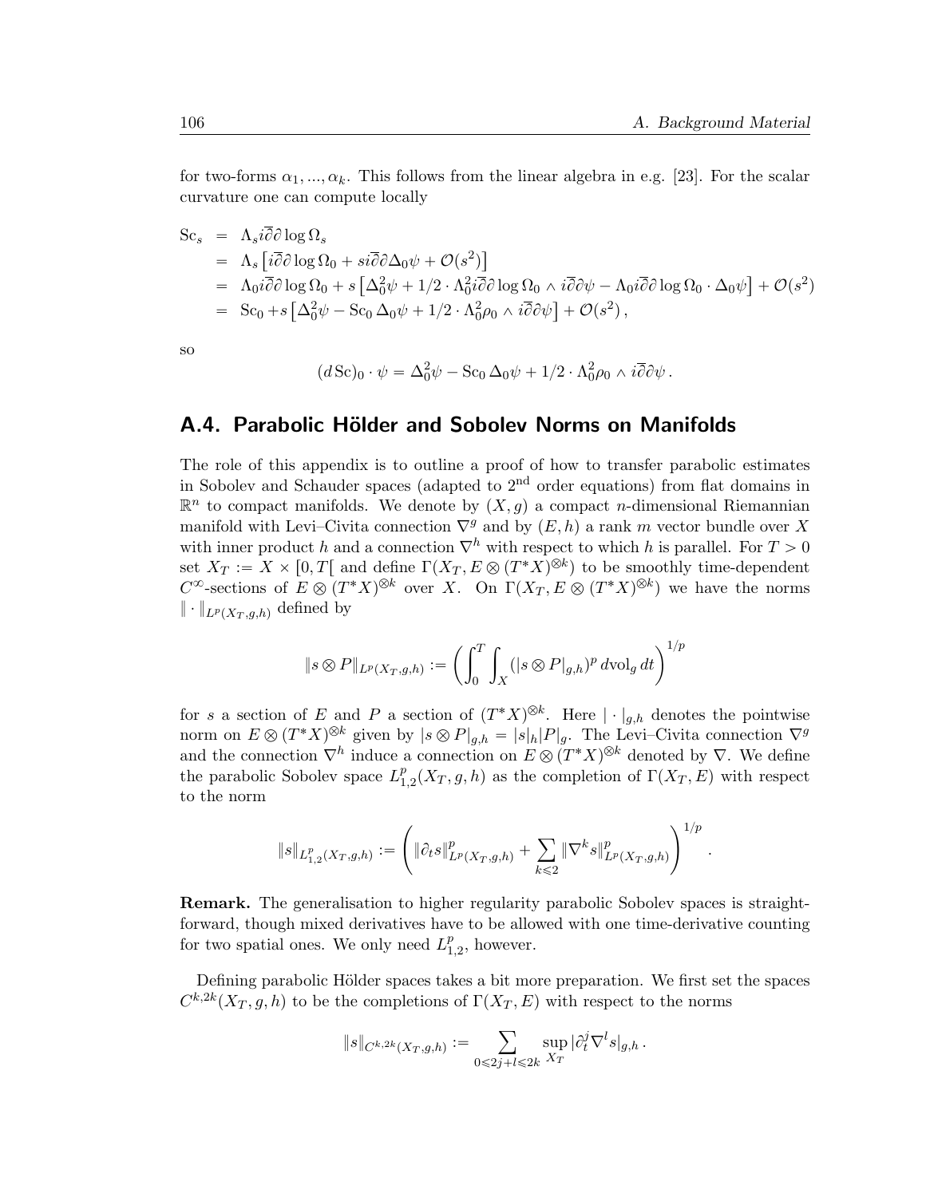for two-forms $\alpha_1, ..., \alpha_k$. This follows from the linear algebra in e.g. [23]. For the scalar curvature one can compute locally

$$
\begin{aligned}
\mathrm{Sc}_s &= \Lambda_s i\overline{\partial}\partial \log \Omega_s \\
&= \Lambda_s \left[ i\overline{\partial}\partial \log \Omega_0 + s i\overline{\partial}\partial \Delta_0 \psi + \mathcal{O}(s^2) \right] \\
&= \Lambda_0 i\overline{\partial}\partial \log \Omega_0 + s \left[ \Delta_0^2 \psi + 1/2 \cdot \Lambda_0^2 i\overline{\partial}\partial \log \Omega_0 \wedge i\overline{\partial}\partial\psi - \Lambda_0 i\overline{\partial}\partial \log \Omega_0 \cdot \Delta_0 \psi \right] + \mathcal{O}(s^2) \\
&= \mathrm{Sc}_0 + s \left[ \Delta_0^2 \psi - \mathrm{Sc}_0 \, \Delta_0 \psi + 1/2 \cdot \Lambda_0^2 \rho_0 \wedge i\overline{\partial}\partial\psi \right] + \mathcal{O}(s^2) \,,
\end{aligned}
$$

so

$$
(d\,\mathrm{Sc})_0 \cdot \psi = \Delta_0^2 \psi - \mathrm{Sc}_0 \, \Delta_0 \psi + 1/2 \cdot \Lambda_0^2 \rho_0 \wedge i\overline{\partial}\partial\psi \,.
$$

## A.4. Parabolic Hölder and Sobolev Norms on Manifolds

The role of this appendix is to outline a proof of how to transfer parabolic estimates in Sobolev and Schauder spaces (adapted to 2nd order equations) from flat domains in $\mathbb{R}^n$ to compact manifolds. We denote by $(X, g)$ a compact $n$-dimensional Riemannian manifold with Levi–Civita connection $\nabla^g$ and by $(E, h)$ a rank $m$ vector bundle over $X$ with inner product $h$ and a connection $\nabla^h$ with respect to which $h$ is parallel. For $T > 0$ set $X_T := X \times [0, T[$ and define $\Gamma(X_T, E \otimes (T^*X)^{\otimes k})$ to be smoothly time-dependent $C^\infty$-sections of $E \otimes (T^*X)^{\otimes k}$ over $X$. On $\Gamma(X_T, E \otimes (T^*X)^{\otimes k})$ we have the norms $\| \cdot \|_{L^p(X_T, g, h)}$ defined by

$$
\| s \otimes P \|_{L^p(X_T, g, h)} := \left( \int_0^T \int_X (|s \otimes P|_{g,h})^p \, d\mathrm{vol}_g \, dt \right)^{1/p}
$$

for $s$ a section of $E$ and $P$ a section of $(T^*X)^{\otimes k}$. Here $| \cdot |_{g,h}$ denotes the pointwise norm on $E \otimes (T^*X)^{\otimes k}$ given by $|s \otimes P|_{g,h} = |s|_h |P|_g$. The Levi–Civita connection $\nabla^g$ and the connection $\nabla^h$ induce a connection on $E \otimes (T^*X)^{\otimes k}$ denoted by $\nabla$. We define the parabolic Sobolev space $L^p_{1,2}(X_T, g, h)$ as the completion of $\Gamma(X_T, E)$ with respect to the norm

$$
\| s \|_{L^p_{1,2}(X_T, g, h)} := \left( \| \partial_t s \|^p_{L^p(X_T, g, h)} + \sum_{k \leqslant 2} \| \nabla^k s \|^p_{L^p(X_T, g, h)} \right)^{1/p} .
$$

**Remark.** The generalisation to higher regularity parabolic Sobolev spaces is straightforward, though mixed derivatives have to be allowed with one time-derivative counting for two spatial ones. We only need $L^p_{1,2}$, however.

Defining parabolic Hölder spaces takes a bit more preparation. We first set the spaces $C^{k,2k}(X_T, g, h)$ to be the completions of $\Gamma(X_T, E)$ with respect to the norms

$$
\| s \|_{C^{k,2k}(X_T, g, h)} := \sum_{0 \leqslant 2j + l \leqslant 2k} \sup_{X_T} |\partial_t^j \nabla^l s|_{g,h} \,.
$$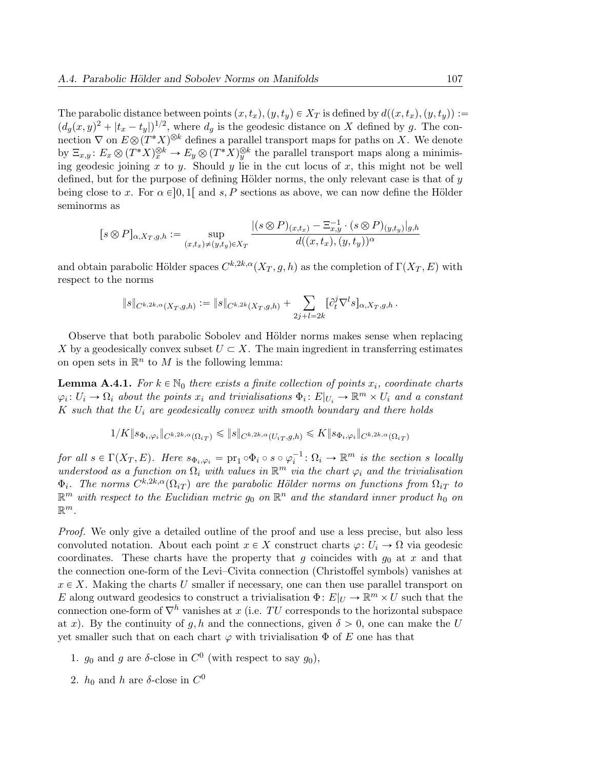The parabolic distance between points $(x, t_x), (y, t_y) \in X_T$ is defined by $d((x, t_x), (y, t_y)) := (d_g(x, y)^2 + |t_x - t_y|)^{1/2}$, where $d_g$ is the geodesic distance on $X$ defined by $g$. The connection $\nabla$ on $E \otimes (T^*X)^{\otimes k}$ defines a parallel transport maps for paths on $X$. We denote by $\Xi_{x,y}\colon E_x \otimes (T^*X)_x^{\otimes k} \to E_y \otimes (T^*X)_y^{\otimes k}$ the parallel transport maps along a minimising geodesic joining $x$ to $y$. Should $y$ lie in the cut locus of $x$, this might not be well defined, but for the purpose of defining Hölder norms, the only relevant case is that of $y$ being close to $x$. For $\alpha \in ]0, 1[$ and $s, P$ sections as above, we can now define the Hölder seminorms as

$$[s \otimes P]_{\alpha, X_T, g, h} := \sup_{(x,t_x) \neq (y,t_y) \in X_T} \frac{|(s \otimes P)_{(x,t_x)} - \Xi_{x,y}^{-1} \cdot (s \otimes P)_{(y,t_y)}|_{g,h}}{d((x, t_x), (y, t_y))^\alpha}$$

and obtain parabolic Hölder spaces $C^{k,2k,\alpha}(X_T, g, h)$ as the completion of $\Gamma(X_T, E)$ with respect to the norms

$$\|s\|_{C^{k,2k,\alpha}(X_T,g,h)} := \|s\|_{C^{k,2k}(X_T,g,h)} + \sum_{2j+l=2k} [\partial_t^j \nabla^l s]_{\alpha, X_T, g, h}\,.$$

Observe that both parabolic Sobolev and Hölder norms makes sense when replacing $X$ by a geodesically convex subset $U \subset X$. The main ingredient in transferring estimates on open sets in $\mathbb{R}^n$ to $M$ is the following lemma:

**Lemma A.4.1.** *For $k \in \mathbb{N}_0$ there exists a finite collection of points $x_i$, coordinate charts $\varphi_i\colon U_i \to \Omega_i$ about the points $x_i$ and trivialisations $\Phi_i\colon E|_{U_i} \to \mathbb{R}^m \times U_i$ and a constant $K$ such that the $U_i$ are geodesically convex with smooth boundary and there holds*

$$1/K \|s_{\Phi_i,\varphi_i}\|_{C^{k,2k,\alpha}(\Omega_{iT})} \leqslant \|s\|_{C^{k,2k,\alpha}(U_{iT},g,h)} \leqslant K \|s_{\Phi_i,\varphi_i}\|_{C^{k,2k,\alpha}(\Omega_{iT})}$$

*for all $s \in \Gamma(X_T, E)$. Here $s_{\Phi_i,\varphi_i} = \mathrm{pr}_1 \circ \Phi_i \circ s \circ \varphi_i^{-1}\colon \Omega_i \to \mathbb{R}^m$ is the section $s$ locally understood as a function on $\Omega_i$ with values in $\mathbb{R}^m$ via the chart $\varphi_i$ and the trivialisation $\Phi_i$. The norms $C^{k,2k,\alpha}(\Omega_{iT})$ are the parabolic Hölder norms on functions from $\Omega_{iT}$ to $\mathbb{R}^m$ with respect to the Euclidian metric $g_0$ on $\mathbb{R}^n$ and the standard inner product $h_0$ on $\mathbb{R}^m$.*

*Proof.* We only give a detailed outline of the proof and use a less precise, but also less convoluted notation. About each point $x \in X$ construct charts $\varphi\colon U_i \to \Omega$ via geodesic coordinates. These charts have the property that $g$ coincides with $g_0$ at $x$ and that the connection one-form of the Levi–Civita connection (Christoffel symbols) vanishes at $x \in X$. Making the charts $U$ smaller if necessary, one can then use parallel transport on $E$ along outward geodesics to construct a trivialisation $\Phi\colon E|_U \to \mathbb{R}^m \times U$ such that the connection one-form of $\nabla^h$ vanishes at $x$ (i.e. $TU$ corresponds to the horizontal subspace at $x$). By the continuity of $g, h$ and the connections, given $\delta > 0$, one can make the $U$ yet smaller such that on each chart $\varphi$ with trivialisation $\Phi$ of $E$ one has that

1. $g_0$ and $g$ are $\delta$-close in $C^0$ (with respect to say $g_0$),
2. $h_0$ and $h$ are $\delta$-close in $C^0$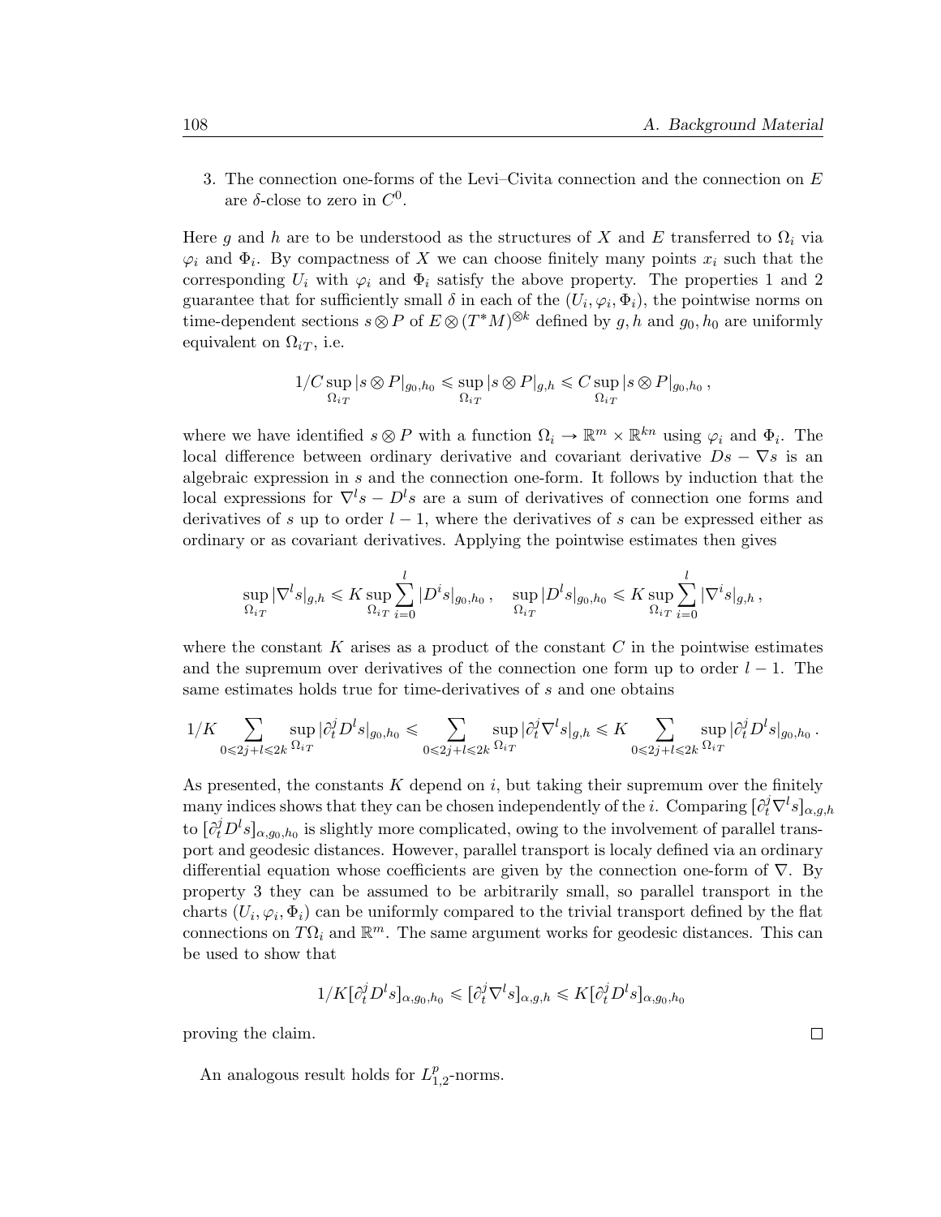3. The connection one-forms of the Levi–Civita connection and the connection on $E$ are $\delta$-close to zero in $C^0$.

Here $g$ and $h$ are to be understood as the structures of $X$ and $E$ transferred to $\Omega_i$ via $\varphi_i$ and $\Phi_i$. By compactness of $X$ we can choose finitely many points $x_i$ such that the corresponding $U_i$ with $\varphi_i$ and $\Phi_i$ satisfy the above property. The properties 1 and 2 guarantee that for sufficiently small $\delta$ in each of the $(U_i, \varphi_i, \Phi_i)$, the pointwise norms on time-dependent sections $s \otimes P$ of $E \otimes (T^*M)^{\otimes k}$ defined by $g, h$ and $g_0, h_0$ are uniformly equivalent on $\Omega_{iT}$, i.e.

$$1/C \sup_{\Omega_{iT}} |s \otimes P|_{g_0,h_0} \leqslant \sup_{\Omega_{iT}} |s \otimes P|_{g,h} \leqslant C \sup_{\Omega_{iT}} |s \otimes P|_{g_0,h_0} ,$$

where we have identified $s \otimes P$ with a function $\Omega_i \to \mathbb{R}^m \times \mathbb{R}^{kn}$ using $\varphi_i$ and $\Phi_i$. The local difference between ordinary derivative and covariant derivative $Ds - \nabla s$ is an algebraic expression in $s$ and the connection one-form. It follows by induction that the local expressions for $\nabla^l s - D^l s$ are a sum of derivatives of connection one forms and derivatives of $s$ up to order $l-1$, where the derivatives of $s$ can be expressed either as ordinary or as covariant derivatives. Applying the pointwise estimates then gives

$$\sup_{\Omega_{iT}} |\nabla^l s|_{g,h} \leqslant K \sup_{\Omega_{iT}} \sum_{i=0}^{l} |D^i s|_{g_0,h_0} , \quad \sup_{\Omega_{iT}} |D^l s|_{g_0,h_0} \leqslant K \sup_{\Omega_{iT}} \sum_{i=0}^{l} |\nabla^i s|_{g,h} ,$$

where the constant $K$ arises as a product of the constant $C$ in the pointwise estimates and the supremum over derivatives of the connection one form up to order $l-1$. The same estimates holds true for time-derivatives of $s$ and one obtains

$$1/K \sum_{0 \leqslant 2j+l \leqslant 2k} \sup_{\Omega_{iT}} |\partial_t^j D^l s|_{g_0,h_0} \leqslant \sum_{0 \leqslant 2j+l \leqslant 2k} \sup_{\Omega_{iT}} |\partial_t^j \nabla^l s|_{g,h} \leqslant K \sum_{0 \leqslant 2j+l \leqslant 2k} \sup_{\Omega_{iT}} |\partial_t^j D^l s|_{g_0,h_0} .$$

As presented, the constants $K$ depend on $i$, but taking their supremum over the finitely many indices shows that they can be chosen independently of the $i$. Comparing $[\partial_t^j \nabla^l s]_{\alpha,g,h}$ to $[\partial_t^j D^l s]_{\alpha,g_0,h_0}$ is slightly more complicated, owing to the involvement of parallel transport and geodesic distances. However, parallel transport is localy defined via an ordinary differential equation whose coefficients are given by the connection one-form of $\nabla$. By property 3 they can be assumed to be arbitrarily small, so parallel transport in the charts $(U_i, \varphi_i, \Phi_i)$ can be uniformly compared to the trivial transport defined by the flat connections on $T\Omega_i$ and $\mathbb{R}^m$. The same argument works for geodesic distances. This can be used to show that

$$1/K [\partial_t^j D^l s]_{\alpha,g_0,h_0} \leqslant [\partial_t^j \nabla^l s]_{\alpha,g,h} \leqslant K [\partial_t^j D^l s]_{\alpha,g_0,h_0}$$

proving the claim. $\square$

An analogous result holds for $L^p_{1,2}$-norms.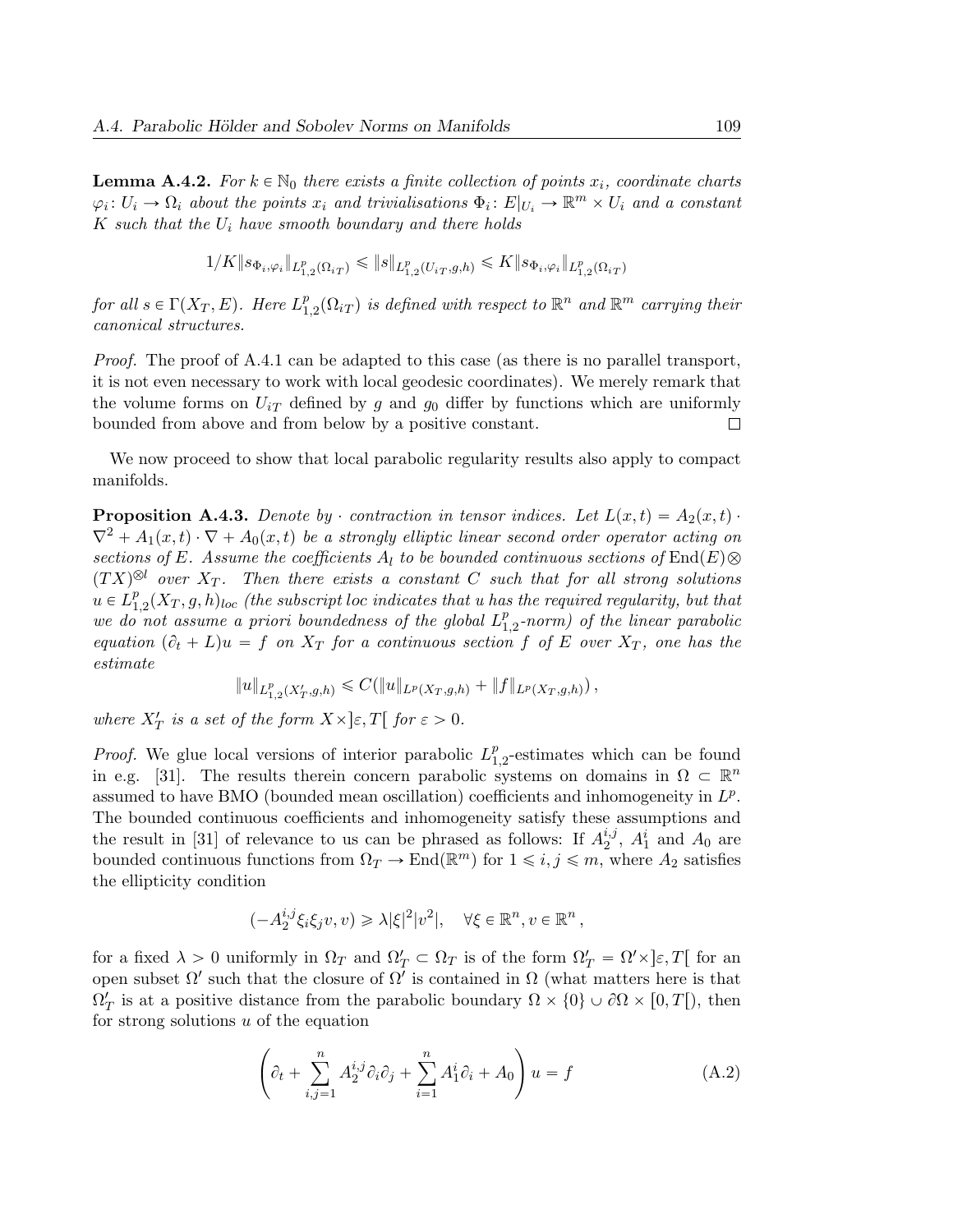**Lemma A.4.2.** *For $k \in \mathbb{N}_0$ there exists a finite collection of points $x_i$, coordinate charts $\varphi_i \colon U_i \to \Omega_i$ about the points $x_i$ and trivialisations $\Phi_i \colon E|_{U_i} \to \mathbb{R}^m \times U_i$ and a constant $K$ such that the $U_i$ have smooth boundary and there holds*

$$1/K \|s_{\Phi_i,\varphi_i}\|_{L^p_{1,2}(\Omega_{iT})} \leqslant \|s\|_{L^p_{1,2}(U_{iT},g,h)} \leqslant K \|s_{\Phi_i,\varphi_i}\|_{L^p_{1,2}(\Omega_{iT})}$$

*for all $s \in \Gamma(X_T, E)$. Here $L^p_{1,2}(\Omega_{iT})$ is defined with respect to $\mathbb{R}^n$ and $\mathbb{R}^m$ carrying their canonical structures.*

*Proof.* The proof of A.4.1 can be adapted to this case (as there is no parallel transport, it is not even necessary to work with local geodesic coordinates). We merely remark that the volume forms on $U_{iT}$ defined by $g$ and $g_0$ differ by functions which are uniformly bounded from above and from below by a positive constant. ◻

We now proceed to show that local parabolic regularity results also apply to compact manifolds.

**Proposition A.4.3.** *Denote by $\cdot$ contraction in tensor indices. Let $L(x,t) = A_2(x,t) \cdot \nabla^2 + A_1(x,t) \cdot \nabla + A_0(x,t)$ be a strongly elliptic linear second order operator acting on sections of $E$. Assume the coefficients $A_l$ to be bounded continuous sections of $\operatorname{End}(E) \otimes (TX)^{\otimes l}$ over $X_T$. Then there exists a constant $C$ such that for all strong solutions $u \in L^p_{1,2}(X_T, g, h)_{loc}$ (the subscript loc indicates that $u$ has the required regularity, but that we do not assume a priori boundedness of the global $L^p_{1,2}$-norm) of the linear parabolic equation $(\partial_t + L)u = f$ on $X_T$ for a continuous section $f$ of $E$ over $X_T$, one has the estimate*

$$\|u\|_{L^p_{1,2}(X'_T,g,h)} \leqslant C(\|u\|_{L^p(X_T,g,h)} + \|f\|_{L^p(X_T,g,h)}),$$

*where $X'_T$ is a set of the form $X \times ]\varepsilon, T[$ for $\varepsilon > 0$.*

*Proof.* We glue local versions of interior parabolic $L^p_{1,2}$-estimates which can be found in e.g. [31]. The results therein concern parabolic systems on domains in $\Omega \subset \mathbb{R}^n$ assumed to have BMO (bounded mean oscillation) coefficients and inhomogeneity in $L^p$. The bounded continuous coefficients and inhomogeneity satisfy these assumptions and the result in [31] of relevance to us can be phrased as follows: If $A_2^{i,j}$, $A_1^i$ and $A_0$ are bounded continuous functions from $\Omega_T \to \operatorname{End}(\mathbb{R}^m)$ for $1 \leqslant i,j \leqslant m$, where $A_2$ satisfies the ellipticity condition

$$(-A_2^{i,j}\xi_i\xi_j v, v) \geqslant \lambda |\xi|^2 |v^2|, \quad \forall \xi \in \mathbb{R}^n, v \in \mathbb{R}^n,$$

for a fixed $\lambda > 0$ uniformly in $\Omega_T$ and $\Omega'_T \subset \Omega_T$ is of the form $\Omega'_T = \Omega' \times ]\varepsilon, T[$ for an open subset $\Omega'$ such that the closure of $\Omega'$ is contained in $\Omega$ (what matters here is that $\Omega'_T$ is at a positive distance from the parabolic boundary $\Omega \times \{0\} \cup \partial\Omega \times [0, T[$), then for strong solutions $u$ of the equation

$$\left( \partial_t + \sum_{i,j=1}^{n} A_2^{i,j} \partial_i \partial_j + \sum_{i=1}^{n} A_1^i \partial_i + A_0 \right) u = f \tag{A.2}$$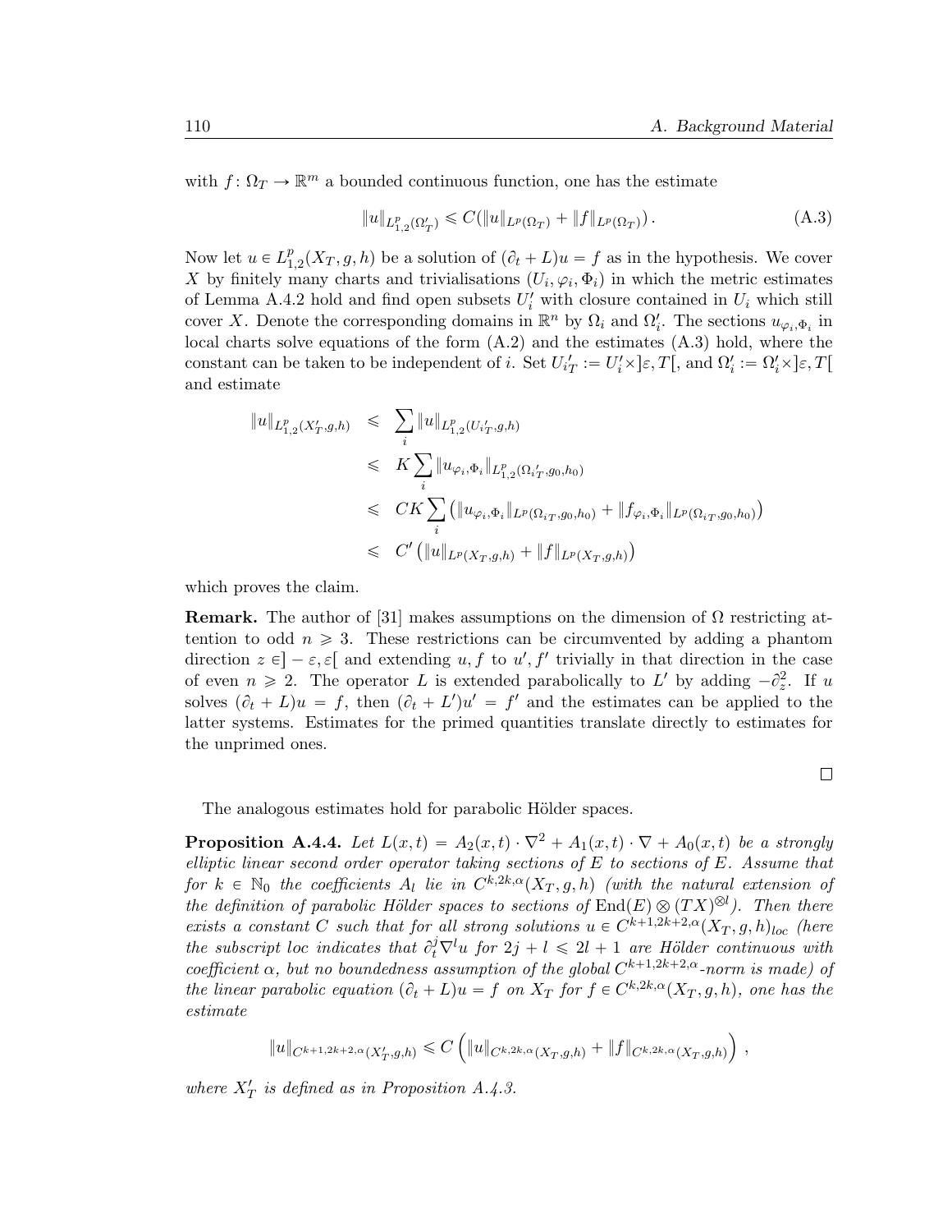with $f\colon \Omega_T \to \mathbb{R}^m$ a bounded continuous function, one has the estimate

$$\|u\|_{L^p_{1,2}(\Omega'_T)} \leqslant C(\|u\|_{L^p(\Omega_T)} + \|f\|_{L^p(\Omega_T)})\,. \tag{A.3}$$

Now let $u \in L^p_{1,2}(X_T, g, h)$ be a solution of $(\partial_t + L)u = f$ as in the hypothesis. We cover $X$ by finitely many charts and trivialisations $(U_i, \varphi_i, \Phi_i)$ in which the metric estimates of Lemma A.4.2 hold and find open subsets $U'_i$ with closure contained in $U_i$ which still cover $X$. Denote the corresponding domains in $\mathbb{R}^n$ by $\Omega_i$ and $\Omega'_i$. The sections $u_{\varphi_i,\Phi_i}$ in local charts solve equations of the form (A.2) and the estimates (A.3) hold, where the constant can be taken to be independent of $i$. Set $U'_{iT} := U'_i \times ]\varepsilon, T[$, and $\Omega'_i := \Omega'_i \times ]\varepsilon, T[$ and estimate

$$\begin{aligned}
\|u\|_{L^p_{1,2}(X'_T,g,h)} &\leqslant \sum_i \|u\|_{L^p_{1,2}(U'_{iT},g,h)} \\
&\leqslant K \sum_i \|u_{\varphi_i,\Phi_i}\|_{L^p_{1,2}(\Omega_i{}'_T,g_0,h_0)} \\
&\leqslant CK \sum_i \left( \|u_{\varphi_i,\Phi_i}\|_{L^p(\Omega_{iT},g_0,h_0)} + \|f_{\varphi_i,\Phi_i}\|_{L^p(\Omega_{iT},g_0,h_0)} \right) \\
&\leqslant C' \left( \|u\|_{L^p(X_T,g,h)} + \|f\|_{L^p(X_T,g,h)} \right)
\end{aligned}$$

which proves the claim.

**Remark.** The author of [31] makes assumptions on the dimension of $\Omega$ restricting attention to odd $n \geqslant 3$. These restrictions can be circumvented by adding a phantom direction $z \in ]-\varepsilon, \varepsilon[$ and extending $u, f$ to $u', f'$ trivially in that direction in the case of even $n \geqslant 2$. The operator $L$ is extended parabolically to $L'$ by adding $-\partial_z^2$. If $u$ solves $(\partial_t + L)u = f$, then $(\partial_t + L')u' = f'$ and the estimates can be applied to the latter systems. Estimates for the primed quantities translate directly to estimates for the unprimed ones.

□

The analogous estimates hold for parabolic Hölder spaces.

**Proposition A.4.4.** *Let $L(x,t) = A_2(x,t) \cdot \nabla^2 + A_1(x,t) \cdot \nabla + A_0(x,t)$ be a strongly elliptic linear second order operator taking sections of $E$ to sections of $E$. Assume that for $k \in \mathbb{N}_0$ the coefficients $A_l$ lie in $C^{k,2k,\alpha}(X_T, g, h)$ (with the natural extension of the definition of parabolic Hölder spaces to sections of $\mathrm{End}(E) \otimes (TX)^{\otimes l}$). Then there exists a constant $C$ such that for all strong solutions $u \in C^{k+1,2k+2,\alpha}(X_T, g, h)_{loc}$ (here the subscript loc indicates that $\partial_t^j \nabla^l u$ for $2j + l \leqslant 2l + 1$ are Hölder continuous with coefficient $\alpha$, but no boundedness assumption of the global $C^{k+1,2k+2,\alpha}$-norm is made) of the linear parabolic equation $(\partial_t + L)u = f$ on $X_T$ for $f \in C^{k,2k,\alpha}(X_T, g, h)$, one has the estimate*

$$\|u\|_{C^{k+1,2k+2,\alpha}(X'_T,g,h)} \leqslant C \left( \|u\|_{C^{k,2k,\alpha}(X_T,g,h)} + \|f\|_{C^{k,2k,\alpha}(X_T,g,h)} \right)\,,$$

*where $X'_T$ is defined as in Proposition A.4.3.*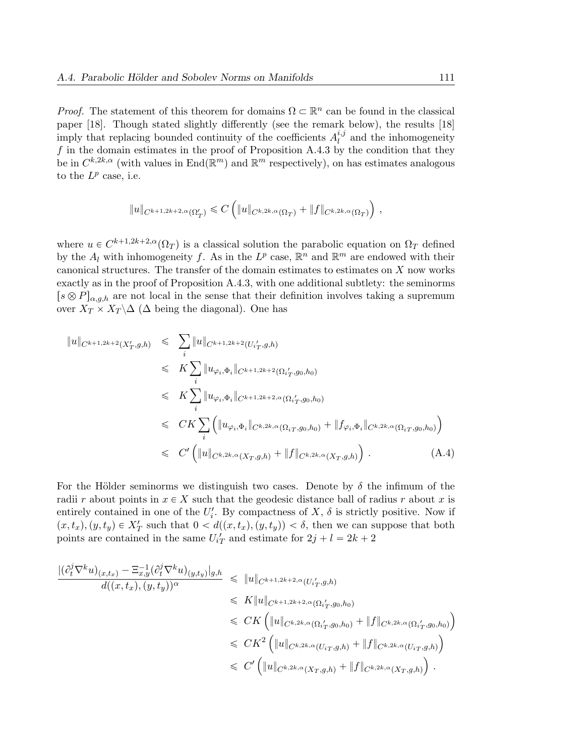*Proof.* The statement of this theorem for domains $\Omega \subset \mathbb{R}^n$ can be found in the classical paper [18]. Though stated slightly differently (see the remark below), the results [18] imply that replacing bounded continuity of the coefficients $A_l^{i,j}$ and the inhomogeneity $f$ in the domain estimates in the proof of Proposition A.4.3 by the condition that they be in $C^{k,2k,\alpha}$ (with values in $\mathrm{End}(\mathbb{R}^m)$ and $\mathbb{R}^m$ respectively), on has estimates analogous to the $L^p$ case, i.e.

$$\|u\|_{C^{k+1,2k+2,\alpha}(\Omega'_T)} \leqslant C \left( \|u\|_{C^{k,2k,\alpha}(\Omega_T)} + \|f\|_{C^{k,2k,\alpha}(\Omega_T)} \right) ,$$

where $u \in C^{k+1,2k+2,\alpha}(\Omega_T)$ is a classical solution the parabolic equation on $\Omega_T$ defined by the $A_l$ with inhomogeneity $f$. As in the $L^p$ case, $\mathbb{R}^n$ and $\mathbb{R}^m$ are endowed with their canonical structures. The transfer of the domain estimates to estimates on $X$ now works exactly as in the proof of Proposition A.4.3, with one additional subtlety: the seminorms $[s \otimes P]_{\alpha,g,h}$ are not local in the sense that their definition involves taking a supremum over $X_T \times X_T \backslash \Delta$ ($\Delta$ being the diagonal). One has

$$\begin{aligned}
\|u\|_{C^{k+1,2k+2}(X'_T,g,h)} &\leqslant \sum_i \|u\|_{C^{k+1,2k+2}(U_i{}'_T,g,h)} \\
&\leqslant K \sum_i \|u_{\varphi_i,\Phi_i}\|_{C^{k+1,2k+2}(\Omega_i{}'_T,g_0,h_0)} \\
&\leqslant K \sum_i \|u_{\varphi_i,\Phi_i}\|_{C^{k+1,2k+2,\alpha}(\Omega_i{}'_T,g_0,h_0)} \\
&\leqslant CK \sum_i \left( \|u_{\varphi_i,\Phi_i}\|_{C^{k,2k,\alpha}(\Omega_{iT},g_0,h_0)} + \|f_{\varphi_i,\Phi_i}\|_{C^{k,2k,\alpha}(\Omega_{iT},g_0,h_0)} \right) \\
&\leqslant C' \left( \|u\|_{C^{k,2k,\alpha}(X_T,g,h)} + \|f\|_{C^{k,2k,\alpha}(X_T,g,h)} \right) . \qquad \text{(A.4)}
\end{aligned}$$

For the Hölder seminorms we distinguish two cases. Denote by $\delta$ the infimum of the radii $r$ about points in $x \in X$ such that the geodesic distance ball of radius $r$ about $x$ is entirely contained in one of the $U'_i$. By compactness of $X$, $\delta$ is strictly positive. Now if $(x, t_x), (y, t_y) \in X'_T$ such that $0 < d((x, t_x), (y, t_y)) < \delta$, then we can suppose that both points are contained in the same $U_i{}'_T$ and estimate for $2j + l = 2k + 2$

$$\begin{aligned}
\frac{|(\partial_t^j \nabla^k u)_{(x,t_x)} - \Xi_{x,y}^{-1} (\partial_t^j \nabla^k u)_{(y,t_y)}|_{g,h}}{d((x,t_x),(y,t_y))^\alpha} &\leqslant \|u\|_{C^{k+1,2k+2,\alpha}(U_i{}'_T,g,h)} \\
&\leqslant K \|u\|_{C^{k+1,2k+2,\alpha}(\Omega_i{}'_T,g_0,h_0)} \\
&\leqslant CK \left( \|u\|_{C^{k,2k,\alpha}(\Omega_i{}'_T,g_0,h_0)} + \|f\|_{C^{k,2k,\alpha}(\Omega_i{}'_T,g_0,h_0)} \right) \\
&\leqslant CK^2 \left( \|u\|_{C^{k,2k,\alpha}(U_{iT},g,h)} + \|f\|_{C^{k,2k,\alpha}(U_{iT},g,h)} \right) \\
&\leqslant C' \left( \|u\|_{C^{k,2k,\alpha}(X_T,g,h)} + \|f\|_{C^{k,2k,\alpha}(X_T,g,h)} \right) .
\end{aligned}$$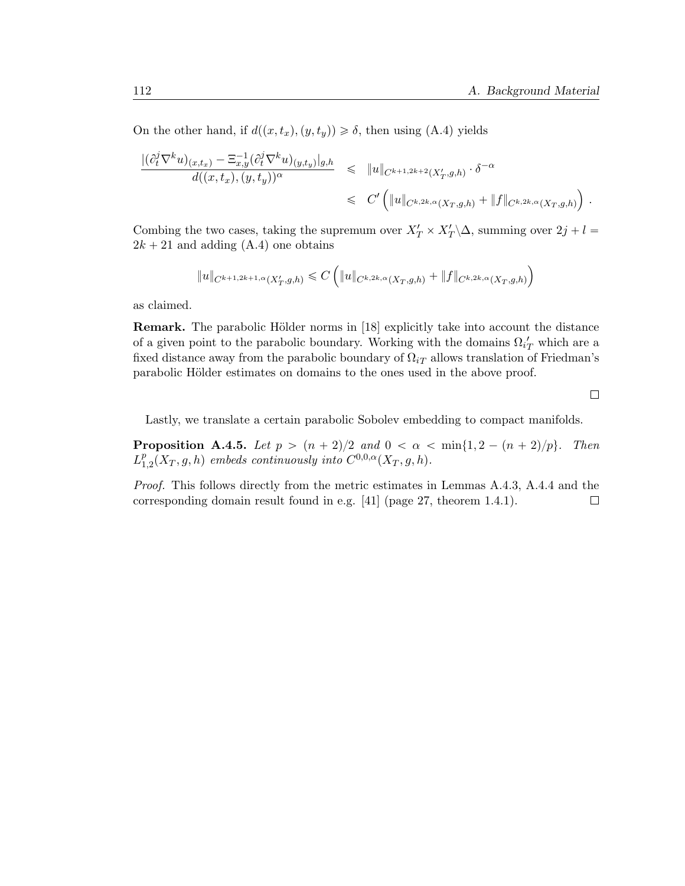On the other hand, if $d((x,t_x),(y,t_y)) \geqslant \delta$, then using (A.4) yields

$$
\begin{aligned}
\frac{|(\partial_t^j \nabla^k u)_{(x,t_x)} - \Xi_{x,y}^{-1}(\partial_t^j \nabla^k u)_{(y,t_y)}|_{g,h}}{d((x,t_x),(y,t_y))^\alpha} &\leqslant \|u\|_{C^{k+1,2k+2}(X'_T,g,h)} \cdot \delta^{-\alpha} \\
&\leqslant C' \left( \|u\|_{C^{k,2k,\alpha}(X_T,g,h)} + \|f\|_{C^{k,2k,\alpha}(X_T,g,h)} \right) .
\end{aligned}
$$

Combing the two cases, taking the supremum over $X'_T \times X'_T \backslash \Delta$, summing over $2j + l = 2k + 21$ and adding (A.4) one obtains

$$
\|u\|_{C^{k+1,2k+1,\alpha}(X'_T,g,h)} \leqslant C \left( \|u\|_{C^{k,2k,\alpha}(X_T,g,h)} + \|f\|_{C^{k,2k,\alpha}(X_T,g,h)} \right)
$$

as claimed.

**Remark.** The parabolic Hölder norms in [18] explicitly take into account the distance of a given point to the parabolic boundary. Working with the domains $\Omega_{iT}'$ which are a fixed distance away from the parabolic boundary of $\Omega_{iT}$ allows translation of Friedman's parabolic Hölder estimates on domains to the ones used in the above proof.

□

Lastly, we translate a certain parabolic Sobolev embedding to compact manifolds.

**Proposition A.4.5.** *Let $p > (n+2)/2$ and $0 < \alpha < \min\{1, 2 - (n+2)/p\}$. Then $L^p_{1,2}(X_T, g, h)$ embeds continuously into $C^{0,0,\alpha}(X_T, g, h)$.*

*Proof.* This follows directly from the metric estimates in Lemmas A.4.3, A.4.4 and the corresponding domain result found in e.g. [41] (page 27, theorem 1.4.1). □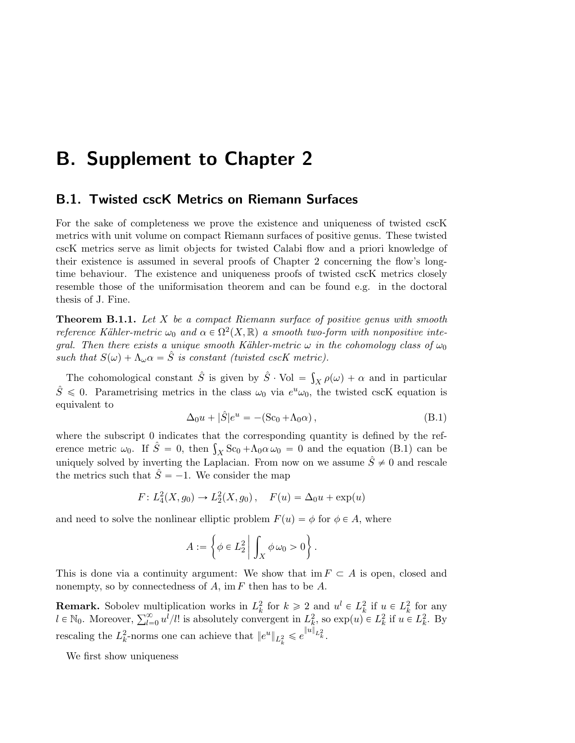# B. Supplement to Chapter 2

## B.1. Twisted cscK Metrics on Riemann Surfaces

For the sake of completeness we prove the existence and uniqueness of twisted cscK metrics with unit volume on compact Riemann surfaces of positive genus. These twisted cscK metrics serve as limit objects for twisted Calabi flow and a priori knowledge of their existence is assumed in several proofs of Chapter 2 concerning the flow's long-time behaviour. The existence and uniqueness proofs of twisted cscK metrics closely resemble those of the uniformisation theorem and can be found e.g. in the doctoral thesis of J. Fine.

**Theorem B.1.1.** *Let $X$ be a compact Riemann surface of positive genus with smooth reference Kähler-metric $\omega_0$ and $\alpha \in \Omega^2(X, \mathbb{R})$ a smooth two-form with nonpositive integral. Then there exists a unique smooth Kähler-metric $\omega$ in the cohomology class of $\omega_0$ such that $S(\omega) + \Lambda_\omega \alpha = \hat{S}$ is constant (twisted cscK metric).*

The cohomological constant $\hat{S}$ is given by $\hat{S} \cdot \mathrm{Vol} = \int_X \rho(\omega) + \alpha$ and in particular $\hat{S} \leqslant 0$. Parametrising metrics in the class $\omega_0$ via $e^u \omega_0$, the twisted cscK equation is equivalent to

$$\Delta_0 u + |\hat{S}| e^u = -(\mathrm{Sc}_0 + \Lambda_0 \alpha)\,, \tag{B.1}$$

where the subscript 0 indicates that the corresponding quantity is defined by the reference metric $\omega_0$. If $\hat{S} = 0$, then $\int_X \mathrm{Sc}_0 + \Lambda_0 \alpha \, \omega_0 = 0$ and the equation (B.1) can be uniquely solved by inverting the Laplacian. From now on we assume $\hat{S} \neq 0$ and rescale the metrics such that $\hat{S} = -1$. We consider the map

$$F \colon L^2_4(X, g_0) \to L^2_2(X, g_0)\,, \quad F(u) = \Delta_0 u + \exp(u)$$

and need to solve the nonlinear elliptic problem $F(u) = \phi$ for $\phi \in A$, where

$$A := \left\{ \phi \in L^2_2 \,\middle|\, \int_X \phi \, \omega_0 > 0 \right\}.$$

This is done via a continuity argument: We show that $\operatorname{im} F \subset A$ is open, closed and nonempty, so by connectedness of $A$, $\operatorname{im} F$ then has to be $A$.

**Remark.** Sobolev multiplication works in $L^2_k$ for $k \geqslant 2$ and $u^l \in L^2_k$ if $u \in L^2_k$ for any $l \in \mathbb{N}_0$. Moreover, $\sum_{l=0}^\infty u^l / l!$ is absolutely convergent in $L^2_k$, so $\exp(u) \in L^2_k$ if $u \in L^2_k$. By rescaling the $L^2_k$-norms one can achieve that $\|e^u\|_{L^2_k} \leqslant e^{\|u\|_{L^2_k}}$.

We first show uniqueness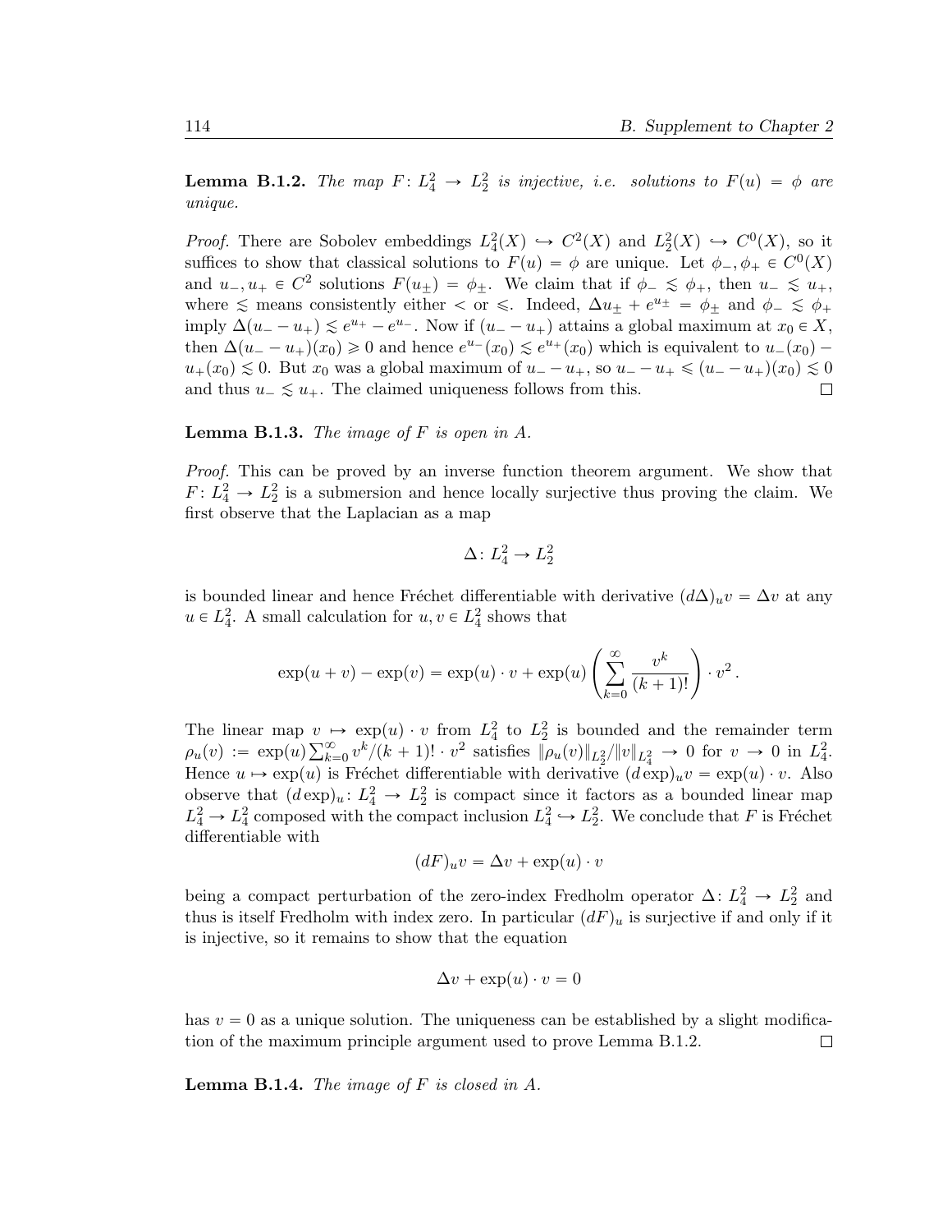**Lemma B.1.2.** *The map $F\colon L^2_4 \to L^2_2$ is injective, i.e. solutions to $F(u) = \phi$ are unique.*

*Proof.* There are Sobolev embeddings $L^2_4(X) \hookrightarrow C^2(X)$ and $L^2_2(X) \hookrightarrow C^0(X)$, so it suffices to show that classical solutions to $F(u) = \phi$ are unique. Let $\phi_-, \phi_+ \in C^0(X)$ and $u_-, u_+ \in C^2$ solutions $F(u_\pm) = \phi_\pm$. We claim that if $\phi_- \lesssim \phi_+$, then $u_- \lesssim u_+$, where $\lesssim$ means consistently either $<$ or $\leqslant$. Indeed, $\Delta u_\pm + e^{u_\pm} = \phi_\pm$ and $\phi_- \lesssim \phi_+$ imply $\Delta(u_- - u_+) \lesssim e^{u_+} - e^{u_-}$. Now if $(u_- - u_+)$ attains a global maximum at $x_0 \in X$, then $\Delta(u_- - u_+)(x_0) \geqslant 0$ and hence $e^{u_-}(x_0) \lesssim e^{u_+}(x_0)$ which is equivalent to $u_-(x_0) - u_+(x_0) \lesssim 0$. But $x_0$ was a global maximum of $u_- - u_+$, so $u_- - u_+ \leqslant (u_- - u_+)(x_0) \lesssim 0$ and thus $u_- \lesssim u_+$. The claimed uniqueness follows from this. □

**Lemma B.1.3.** *The image of $F$ is open in $A$.*

*Proof.* This can be proved by an inverse function theorem argument. We show that $F\colon L^2_4 \to L^2_2$ is a submersion and hence locally surjective thus proving the claim. We first observe that the Laplacian as a map

$$\Delta\colon L^2_4 \to L^2_2$$

is bounded linear and hence Fréchet differentiable with derivative $(d\Delta)_u v = \Delta v$ at any $u \in L^2_4$. A small calculation for $u, v \in L^2_4$ shows that

$$\exp(u+v) - \exp(v) = \exp(u) \cdot v + \exp(u) \left( \sum_{k=0}^{\infty} \frac{v^k}{(k+1)!} \right) \cdot v^2 \,.$$

The linear map $v \mapsto \exp(u) \cdot v$ from $L^2_4$ to $L^2_2$ is bounded and the remainder term $\rho_u(v) := \exp(u) \sum_{k=0}^{\infty} v^k/(k+1)! \cdot v^2$ satisfies $\|\rho_u(v)\|_{L^2_2} / \|v\|_{L^2_4} \to 0$ for $v \to 0$ in $L^2_4$. Hence $u \mapsto \exp(u)$ is Fréchet differentiable with derivative $(d\exp)_u v = \exp(u) \cdot v$. Also observe that $(d\exp)_u\colon L^2_4 \to L^2_2$ is compact since it factors as a bounded linear map $L^2_4 \to L^2_4$ composed with the compact inclusion $L^2_4 \hookrightarrow L^2_2$. We conclude that $F$ is Fréchet differentiable with

$$(dF)_u v = \Delta v + \exp(u) \cdot v$$

being a compact perturbation of the zero-index Fredholm operator $\Delta\colon L^2_4 \to L^2_2$ and thus is itself Fredholm with index zero. In particular $(dF)_u$ is surjective if and only if it is injective, so it remains to show that the equation

$$\Delta v + \exp(u) \cdot v = 0$$

has $v = 0$ as a unique solution. The uniqueness can be established by a slight modification of the maximum principle argument used to prove Lemma B.1.2. □

**Lemma B.1.4.** *The image of $F$ is closed in $A$.*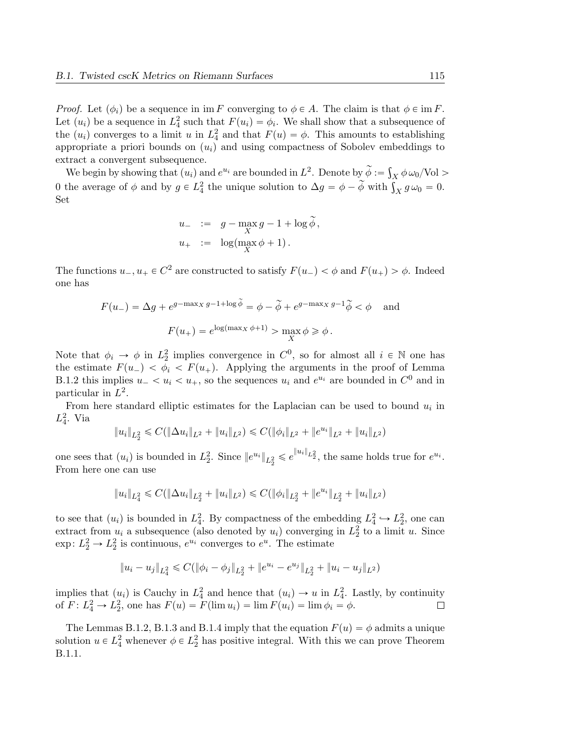*Proof.* Let $(\phi_i)$ be a sequence in $\operatorname{im} F$ converging to $\phi \in A$. The claim is that $\phi \in \operatorname{im} F$. Let $(u_i)$ be a sequence in $L^2_4$ such that $F(u_i) = \phi_i$. We shall show that a subsequence of the $(u_i)$ converges to a limit $u$ in $L^2_4$ and that $F(u) = \phi$. This amounts to establishing appropriate a priori bounds on $(u_i)$ and using compactness of Sobolev embeddings to extract a convergent subsequence.

We begin by showing that $(u_i)$ and $e^{u_i}$ are bounded in $L^2$. Denote by $\widetilde{\phi} := \int_X \phi\, \omega_0/\mathrm{Vol} > 0$ the average of $\phi$ and by $g \in L^2_4$ the unique solution to $\Delta g = \phi - \widetilde{\phi}$ with $\int_X g\, \omega_0 = 0$. Set

$$
\begin{aligned}
u_- &:= g - \max_X g - 1 + \log \widetilde{\phi}\,, \\
u_+ &:= \log(\max_X \phi + 1)\,.
\end{aligned}
$$

The functions $u_-, u_+ \in C^2$ are constructed to satisfy $F(u_-) < \phi$ and $F(u_+) > \phi$. Indeed one has

$$
F(u_-) = \Delta g + e^{g - \max_X g - 1 + \log \widetilde{\phi}} = \phi - \widetilde{\phi} + e^{g - \max_X g - 1} \widetilde{\phi} < \phi \quad \text{and}
$$

$$
F(u_+) = e^{\log(\max_X \phi + 1)} > \max_X \phi \geqslant \phi\,.
$$

Note that $\phi_i \to \phi$ in $L^2_2$ implies convergence in $C^0$, so for almost all $i \in \mathbb{N}$ one has the estimate $F(u_-) < \phi_i < F(u_+)$. Applying the arguments in the proof of Lemma B.1.2 this implies $u_- < u_i < u_+$, so the sequences $u_i$ and $e^{u_i}$ are bounded in $C^0$ and in particular in $L^2$.

From here standard elliptic estimates for the Laplacian can be used to bound $u_i$ in $L^2_4$. Via

$$
\|u_i\|_{L^2_2} \leqslant C(\|\Delta u_i\|_{L^2} + \|u_i\|_{L^2}) \leqslant C(\|\phi_i\|_{L^2} + \|e^{u_i}\|_{L^2} + \|u_i\|_{L^2})
$$

one sees that $(u_i)$ is bounded in $L^2_2$. Since $\|e^{u_i}\|_{L^2_2} \leqslant e^{\|u_i\|_{L^2_2}}$, the same holds true for $e^{u_i}$. From here one can use

$$
\|u_i\|_{L^2_4} \leqslant C(\|\Delta u_i\|_{L^2_2} + \|u_i\|_{L^2}) \leqslant C(\|\phi_i\|_{L^2_2} + \|e^{u_i}\|_{L^2_2} + \|u_i\|_{L^2})
$$

to see that $(u_i)$ is bounded in $L^2_4$. By compactness of the embedding $L^2_4 \hookrightarrow L^2_2$, one can extract from $u_i$ a subsequence (also denoted by $u_i$) converging in $L^2_2$ to a limit $u$. Since $\exp\colon L^2_2 \to L^2_2$ is continuous, $e^{u_i}$ converges to $e^u$. The estimate

$$
\|u_i - u_j\|_{L^2_4} \leqslant C(\|\phi_i - \phi_j\|_{L^2_2} + \|e^{u_i} - e^{u_j}\|_{L^2_2} + \|u_i - u_j\|_{L^2})
$$

implies that $(u_i)$ is Cauchy in $L^2_4$ and hence that $(u_i) \to u$ in $L^2_4$. Lastly, by continuity of $F\colon L^2_4 \to L^2_2$, one has $F(u) = F(\lim u_i) = \lim F(u_i) = \lim \phi_i = \phi$. $\square$

The Lemmas B.1.2, B.1.3 and B.1.4 imply that the equation $F(u) = \phi$ admits a unique solution $u \in L^2_4$ whenever $\phi \in L^2_2$ has positive integral. With this we can prove Theorem B.1.1.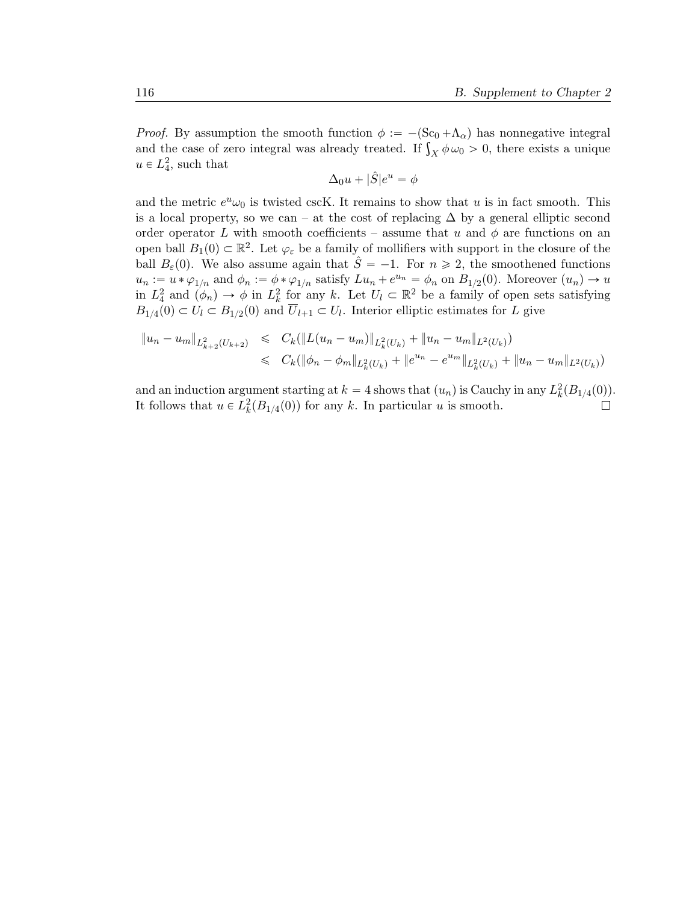*Proof.* By assumption the smooth function $\phi := -(\mathrm{Sc}_0 + \Lambda_\alpha)$ has nonnegative integral and the case of zero integral was already treated. If $\int_X \phi\, \omega_0 > 0$, there exists a unique $u \in L^2_4$, such that

$$\Delta_0 u + |\hat{S}| e^u = \phi$$

and the metric $e^u \omega_0$ is twisted cscK. It remains to show that $u$ is in fact smooth. This is a local property, so we can – at the cost of replacing $\Delta$ by a general elliptic second order operator $L$ with smooth coefficients – assume that $u$ and $\phi$ are functions on an open ball $B_1(0) \subset \mathbb{R}^2$. Let $\varphi_\varepsilon$ be a family of mollifiers with support in the closure of the ball $B_\varepsilon(0)$. We also assume again that $\hat{S} = -1$. For $n \geqslant 2$, the smoothened functions $u_n := u * \varphi_{1/n}$ and $\phi_n := \phi * \varphi_{1/n}$ satisfy $Lu_n + e^{u_n} = \phi_n$ on $B_{1/2}(0)$. Moreover $(u_n) \to u$ in $L^2_4$ and $(\phi_n) \to \phi$ in $L^2_k$ for any $k$. Let $U_l \subset \mathbb{R}^2$ be a family of open sets satisfying $B_{1/4}(0) \subset U_l \subset B_{1/2}(0)$ and $\overline{U}_{l+1} \subset U_l$. Interior elliptic estimates for $L$ give

$$\begin{aligned}
\|u_n - u_m\|_{L^2_{k+2}(U_{k+2})} &\leqslant C_k(\|L(u_n - u_m)\|_{L^2_k(U_k)} + \|u_n - u_m\|_{L^2(U_k)}) \\
&\leqslant C_k(\|\phi_n - \phi_m\|_{L^2_k(U_k)} + \|e^{u_n} - e^{u_m}\|_{L^2_k(U_k)} + \|u_n - u_m\|_{L^2(U_k)})
\end{aligned}$$

and an induction argument starting at $k = 4$ shows that $(u_n)$ is Cauchy in any $L^2_k(B_{1/4}(0))$. It follows that $u \in L^2_k(B_{1/4}(0))$ for any $k$. In particular $u$ is smooth. $\square$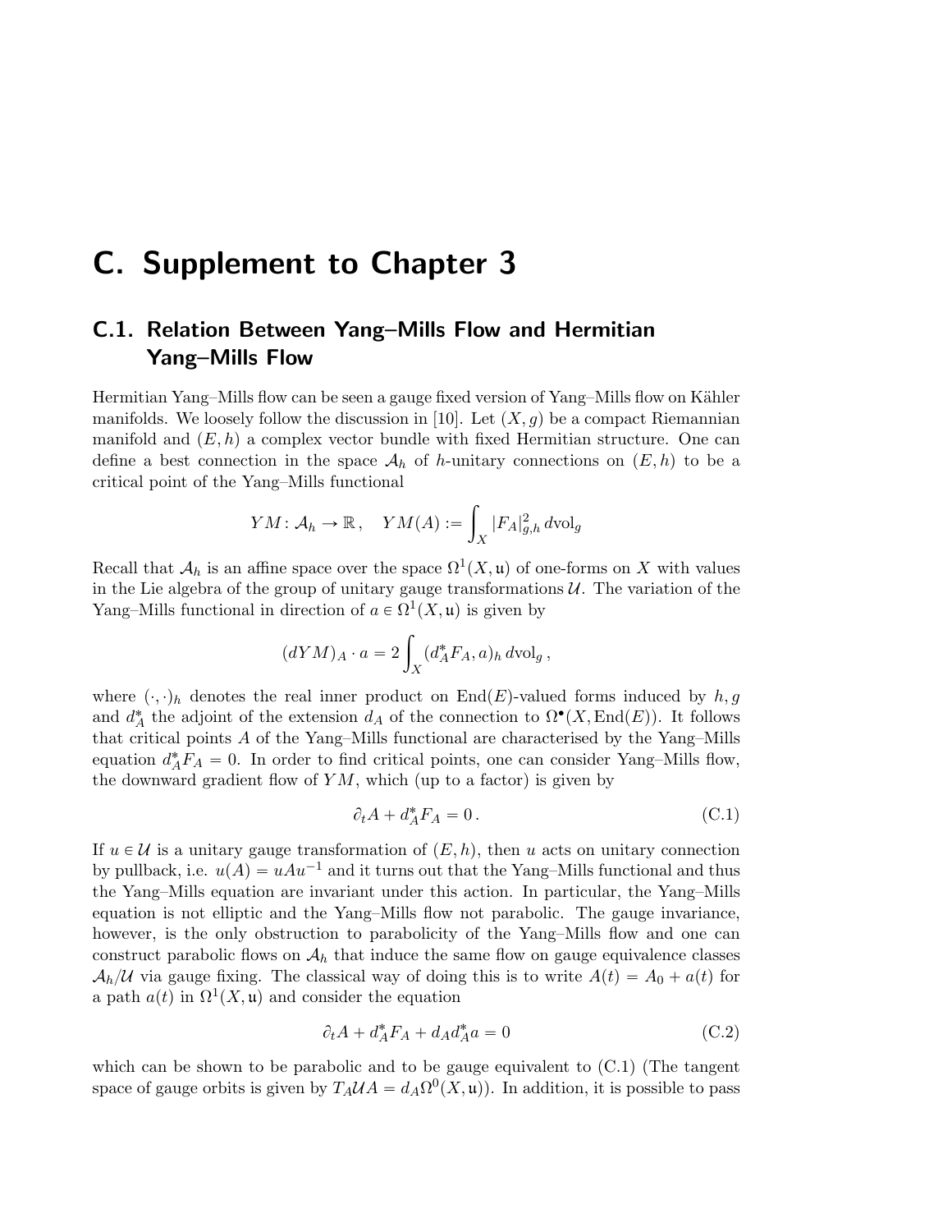# C. Supplement to Chapter 3

## C.1. Relation Between Yang–Mills Flow and Hermitian Yang–Mills Flow

Hermitian Yang–Mills flow can be seen a gauge fixed version of Yang–Mills flow on Kähler manifolds. We loosely follow the discussion in [10]. Let $(X, g)$ be a compact Riemannian manifold and $(E, h)$ a complex vector bundle with fixed Hermitian structure. One can define a best connection in the space $\mathcal{A}_h$ of $h$-unitary connections on $(E, h)$ to be a critical point of the Yang–Mills functional

$$YM \colon \mathcal{A}_h \to \mathbb{R}\,, \quad YM(A) := \int_X |F_A|^2_{g,h} \, d\mathrm{vol}_g$$

Recall that $\mathcal{A}_h$ is an affine space over the space $\Omega^1(X, \mathfrak{u})$ of one-forms on $X$ with values in the Lie algebra of the group of unitary gauge transformations $\mathcal{U}$. The variation of the Yang–Mills functional in direction of $a \in \Omega^1(X, \mathfrak{u})$ is given by

$$(dYM)_A \cdot a = 2 \int_X (d_A^* F_A, a)_h \, d\mathrm{vol}_g\,,$$

where $(\cdot, \cdot)_h$ denotes the real inner product on $\mathrm{End}(E)$-valued forms induced by $h, g$ and $d_A^*$ the adjoint of the extension $d_A$ of the connection to $\Omega^\bullet(X, \mathrm{End}(E))$. It follows that critical points $A$ of the Yang–Mills functional are characterised by the Yang–Mills equation $d_A^* F_A = 0$. In order to find critical points, one can consider Yang–Mills flow, the downward gradient flow of $YM$, which (up to a factor) is given by

$$\partial_t A + d_A^* F_A = 0\,. \tag{C.1}$$

If $u \in \mathcal{U}$ is a unitary gauge transformation of $(E, h)$, then $u$ acts on unitary connection by pullback, i.e. $u(A) = uAu^{-1}$ and it turns out that the Yang–Mills functional and thus the Yang–Mills equation are invariant under this action. In particular, the Yang–Mills equation is not elliptic and the Yang–Mills flow not parabolic. The gauge invariance, however, is the only obstruction to parabolicity of the Yang–Mills flow and one can construct parabolic flows on $\mathcal{A}_h$ that induce the same flow on gauge equivalence classes $\mathcal{A}_h/\mathcal{U}$ via gauge fixing. The classical way of doing this is to write $A(t) = A_0 + a(t)$ for a path $a(t)$ in $\Omega^1(X, \mathfrak{u})$ and consider the equation

$$\partial_t A + d_A^* F_A + d_A d_A^* a = 0 \tag{C.2}$$

which can be shown to be parabolic and to be gauge equivalent to (C.1) (The tangent space of gauge orbits is given by $T_A \mathcal{U} A = d_A \Omega^0(X, \mathfrak{u})$). In addition, it is possible to pass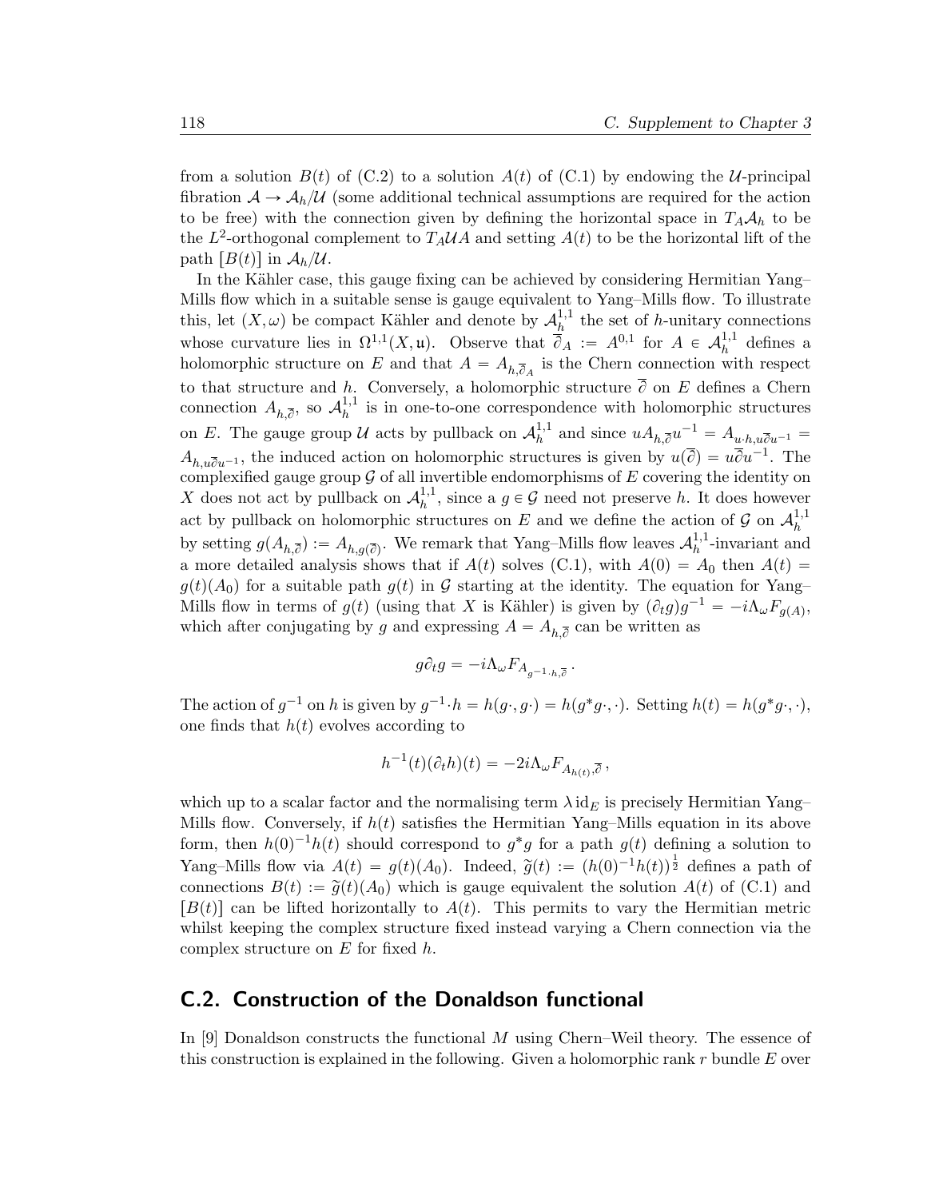from a solution $B(t)$ of (C.2) to a solution $A(t)$ of (C.1) by endowing the $\mathcal{U}$-principal fibration $\mathcal{A} \to \mathcal{A}_h/\mathcal{U}$ (some additional technical assumptions are required for the action to be free) with the connection given by defining the horizontal space in $T_A\mathcal{A}_h$ to be the $L^2$-orthogonal complement to $T_A\mathcal{U}A$ and setting $A(t)$ to be the horizontal lift of the path $[B(t)]$ in $\mathcal{A}_h/\mathcal{U}$.

In the Kähler case, this gauge fixing can be achieved by considering Hermitian Yang–Mills flow which in a suitable sense is gauge equivalent to Yang–Mills flow. To illustrate this, let $(X, \omega)$ be compact Kähler and denote by $\mathcal{A}_h^{1,1}$ the set of $h$-unitary connections whose curvature lies in $\Omega^{1,1}(X, \mathfrak{u})$. Observe that $\overline{\partial}_A := A^{0,1}$ for $A \in \mathcal{A}_h^{1,1}$ defines a holomorphic structure on $E$ and that $A = A_{h,\overline{\partial}_A}$ is the Chern connection with respect to that structure and $h$. Conversely, a holomorphic structure $\overline{\partial}$ on $E$ defines a Chern connection $A_{h,\overline{\partial}}$, so $\mathcal{A}_h^{1,1}$ is in one-to-one correspondence with holomorphic structures on $E$. The gauge group $\mathcal{U}$ acts by pullback on $\mathcal{A}_h^{1,1}$ and since $uA_{h,\overline{\partial}}u^{-1} = A_{u\cdot h, u\overline{\partial}u^{-1}} = A_{h,u\overline{\partial}u^{-1}}$, the induced action on holomorphic structures is given by $u(\overline{\partial}) = u\overline{\partial}u^{-1}$. The complexified gauge group $\mathcal{G}$ of all invertible endomorphisms of $E$ covering the identity on $X$ does not act by pullback on $\mathcal{A}_h^{1,1}$, since a $g \in \mathcal{G}$ need not preserve $h$. It does however act by pullback on holomorphic structures on $E$ and we define the action of $\mathcal{G}$ on $\mathcal{A}_h^{1,1}$ by setting $g(A_{h,\overline{\partial}}) := A_{h,g(\overline{\partial})}$. We remark that Yang–Mills flow leaves $\mathcal{A}_h^{1,1}$-invariant and a more detailed analysis shows that if $A(t)$ solves (C.1), with $A(0) = A_0$ then $A(t) = g(t)(A_0)$ for a suitable path $g(t)$ in $\mathcal{G}$ starting at the identity. The equation for Yang–Mills flow in terms of $g(t)$ (using that $X$ is Kähler) is given by $(\partial_t g)g^{-1} = -i\Lambda_\omega F_{g(A)}$, which after conjugating by $g$ and expressing $A = A_{h,\overline{\partial}}$ can be written as

$$g\partial_t g = -i\Lambda_\omega F_{A_{g^{-1}\cdot h,\overline{\partial}}}\,.$$

The action of $g^{-1}$ on $h$ is given by $g^{-1}\cdot h = h(g\cdot, g\cdot) = h(g^*g\cdot, \cdot)$. Setting $h(t) = h(g^*g\cdot, \cdot)$, one finds that $h(t)$ evolves according to

$$h^{-1}(t)(\partial_t h)(t) = -2i\Lambda_\omega F_{A_{h(t)},\overline{\partial}}\,,$$

which up to a scalar factor and the normalising term $\lambda\,\mathrm{id}_E$ is precisely Hermitian Yang–Mills flow. Conversely, if $h(t)$ satisfies the Hermitian Yang–Mills equation in its above form, then $h(0)^{-1}h(t)$ should correspond to $g^*g$ for a path $g(t)$ defining a solution to Yang–Mills flow via $A(t) = g(t)(A_0)$. Indeed, $\widetilde{g}(t) := (h(0)^{-1}h(t))^{\frac{1}{2}}$ defines a path of connections $B(t) := \widetilde{g}(t)(A_0)$ which is gauge equivalent the solution $A(t)$ of (C.1) and $[B(t)]$ can be lifted horizontally to $A(t)$. This permits to vary the Hermitian metric whilst keeping the complex structure fixed instead varying a Chern connection via the complex structure on $E$ for fixed $h$.

## C.2. Construction of the Donaldson functional

In [9] Donaldson constructs the functional $M$ using Chern–Weil theory. The essence of this construction is explained in the following. Given a holomorphic rank $r$ bundle $E$ over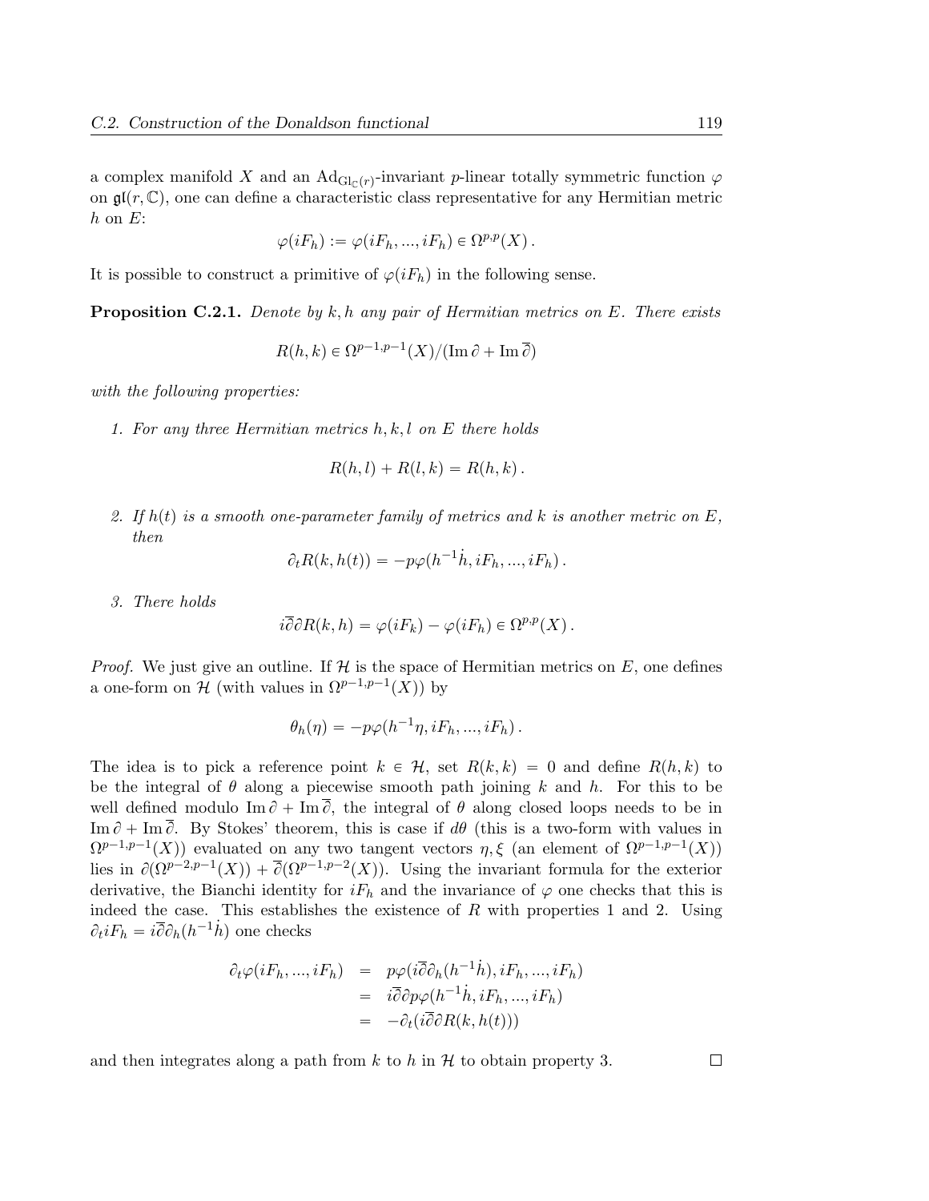a complex manifold $X$ and an $\mathrm{Ad}_{\mathrm{Gl}_{\mathbb{C}}(r)}$-invariant $p$-linear totally symmetric function $\varphi$ on $\mathfrak{gl}(r, \mathbb{C})$, one can define a characteristic class representative for any Hermitian metric $h$ on $E$:

$$\varphi(iF_h) := \varphi(iF_h, ..., iF_h) \in \Omega^{p,p}(X)\,.$$

It is possible to construct a primitive of $\varphi(iF_h)$ in the following sense.

**Proposition C.2.1.** *Denote by $k, h$ any pair of Hermitian metrics on $E$. There exists*

$$R(h, k) \in \Omega^{p-1,p-1}(X)/(\mathrm{Im}\,\partial + \mathrm{Im}\,\overline{\partial})$$

*with the following properties:*

1. *For any three Hermitian metrics $h, k, l$ on $E$ there holds*

$$R(h, l) + R(l, k) = R(h, k)\,.$$

2. *If $h(t)$ is a smooth one-parameter family of metrics and $k$ is another metric on $E$, then*

$$\partial_t R(k, h(t)) = -p\varphi(h^{-1}\dot{h}, iF_h, ..., iF_h)\,.$$

3. *There holds*

$$i\overline{\partial}\partial R(k, h) = \varphi(iF_k) - \varphi(iF_h) \in \Omega^{p,p}(X)\,.$$

*Proof.* We just give an outline. If $\mathcal{H}$ is the space of Hermitian metrics on $E$, one defines a one-form on $\mathcal{H}$ (with values in $\Omega^{p-1,p-1}(X)$) by

$$\theta_h(\eta) = -p\varphi(h^{-1}\eta, iF_h, ..., iF_h)\,.$$

The idea is to pick a reference point $k \in \mathcal{H}$, set $R(k, k) = 0$ and define $R(h, k)$ to be the integral of $\theta$ along a piecewise smooth path joining $k$ and $h$. For this to be well defined modulo $\mathrm{Im}\,\partial + \mathrm{Im}\,\overline{\partial}$, the integral of $\theta$ along closed loops needs to be in $\mathrm{Im}\,\partial + \mathrm{Im}\,\overline{\partial}$. By Stokes' theorem, this is case if $d\theta$ (this is a two-form with values in $\Omega^{p-1,p-1}(X)$) evaluated on any two tangent vectors $\eta, \xi$ (an element of $\Omega^{p-1,p-1}(X)$) lies in $\partial(\Omega^{p-2,p-1}(X)) + \overline{\partial}(\Omega^{p-1,p-2}(X))$. Using the invariant formula for the exterior derivative, the Bianchi identity for $iF_h$ and the invariance of $\varphi$ one checks that this is indeed the case. This establishes the existence of $R$ with properties 1 and 2. Using $\partial_t iF_h = i\overline{\partial}\partial_h(h^{-1}\dot{h})$ one checks

$$\begin{aligned}
\partial_t \varphi(iF_h, ..., iF_h) &= p\varphi(i\overline{\partial}\partial_h(h^{-1}\dot{h}), iF_h, ..., iF_h) \\
&= i\overline{\partial}\partial p\varphi(h^{-1}\dot{h}, iF_h, ..., iF_h) \\
&= -\partial_t(i\overline{\partial}\partial R(k, h(t)))
\end{aligned}$$

and then integrates along a path from $k$ to $h$ in $\mathcal{H}$ to obtain property 3. ◻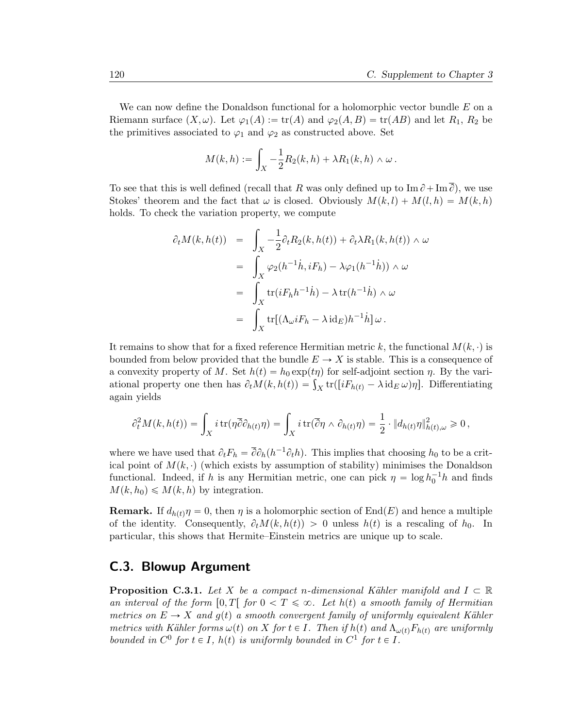We can now define the Donaldson functional for a holomorphic vector bundle $E$ on a Riemann surface $(X,\omega)$. Let $\varphi_1(A) := \operatorname{tr}(A)$ and $\varphi_2(A,B) = \operatorname{tr}(AB)$ and let $R_1$, $R_2$ be the primitives associated to $\varphi_1$ and $\varphi_2$ as constructed above. Set

$$M(k,h) := \int_X -\frac{1}{2}R_2(k,h) + \lambda R_1(k,h) \wedge \omega\,.$$

To see that this is well defined (recall that $R$ was only defined up to $\operatorname{Im}\partial + \operatorname{Im}\overline{\partial}$), we use Stokes' theorem and the fact that $\omega$ is closed. Obviously $M(k,l) + M(l,h) = M(k,h)$ holds. To check the variation property, we compute

$$\begin{aligned}
\partial_t M(k,h(t)) &= \int_X -\frac{1}{2}\partial_t R_2(k,h(t)) + \partial_t \lambda R_1(k,h(t)) \wedge \omega \\
&= \int_X \varphi_2(h^{-1}\dot{h}, iF_h) - \lambda\varphi_1(h^{-1}\dot{h})) \wedge \omega \\
&= \int_X \operatorname{tr}(iF_h h^{-1}\dot{h}) - \lambda \operatorname{tr}(h^{-1}\dot{h}) \wedge \omega \\
&= \int_X \operatorname{tr}[(\Lambda_\omega iF_h - \lambda \operatorname{id}_E)h^{-1}\dot{h}]\,\omega\,.
\end{aligned}$$

It remains to show that for a fixed reference Hermitian metric $k$, the functional $M(k,\cdot)$ is bounded from below provided that the bundle $E \to X$ is stable. This is a consequence of a convexity property of $M$. Set $h(t) = h_0 \exp(t\eta)$ for self-adjoint section $\eta$. By the variational property one then has $\partial_t M(k,h(t)) = \int_X \operatorname{tr}([iF_{h(t)} - \lambda \operatorname{id}_E \omega)\eta]$. Differentiating again yields

$$\partial_t^2 M(k,h(t)) = \int_X i\operatorname{tr}(\eta\overline{\partial}\partial_{h(t)}\eta) = \int_X i\operatorname{tr}(\overline{\partial}\eta \wedge \partial_{h(t)}\eta) = \frac{1}{2}\cdot \|d_{h(t)}\eta\|^2_{h(t),\omega} \geqslant 0\,,$$

where we have used that $\partial_t F_h = \overline{\partial}\partial_h(h^{-1}\partial_t h)$. This implies that choosing $h_0$ to be a critical point of $M(k,\cdot)$ (which exists by assumption of stability) minimises the Donaldson functional. Indeed, if $h$ is any Hermitian metric, one can pick $\eta = \log h_0^{-1}h$ and finds $M(k,h_0) \leqslant M(k,h)$ by integration.

**Remark.** If $d_{h(t)}\eta = 0$, then $\eta$ is a holomorphic section of $\operatorname{End}(E)$ and hence a multiple of the identity. Consequently, $\partial_t M(k,h(t)) > 0$ unless $h(t)$ is a rescaling of $h_0$. In particular, this shows that Hermite–Einstein metrics are unique up to scale.

## C.3. Blowup Argument

**Proposition C.3.1.** *Let $X$ be a compact $n$-dimensional Kähler manifold and $I \subset \mathbb{R}$ an interval of the form $[0,T[$ for $0 < T \leqslant \infty$. Let $h(t)$ a smooth family of Hermitian metrics on $E \to X$ and $g(t)$ a smooth convergent family of uniformly equivalent Kähler metrics with Kähler forms $\omega(t)$ on $X$ for $t \in I$. Then if $h(t)$ and $\Lambda_{\omega(t)}F_{h(t)}$ are uniformly bounded in $C^0$ for $t \in I$, $h(t)$ is uniformly bounded in $C^1$ for $t \in I$.*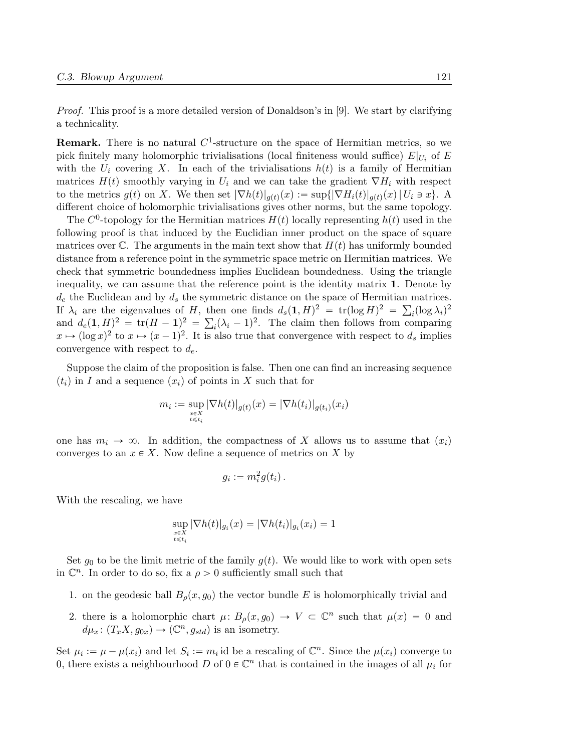*Proof.* This proof is a more detailed version of Donaldson's in [9]. We start by clarifying a technicality.

**Remark.** There is no natural $C^1$-structure on the space of Hermitian metrics, so we pick finitely many holomorphic trivialisations (local finiteness would suffice) $E|_{U_i}$ of $E$ with the $U_i$ covering $X$. In each of the trivialisations $h(t)$ is a family of Hermitian matrices $H(t)$ smoothly varying in $U_i$ and we can take the gradient $\nabla H_i$ with respect to the metrics $g(t)$ on $X$. We then set $|\nabla h(t)|_{g(t)}(x) := \sup\{|\nabla H_i(t)|_{g(t)}(x) \,|\, U_i \ni x\}$. A different choice of holomorphic trivialisations gives other norms, but the same topology.

The $C^0$-topology for the Hermitian matrices $H(t)$ locally representing $h(t)$ used in the following proof is that induced by the Euclidian inner product on the space of square matrices over $\mathbb{C}$. The arguments in the main text show that $H(t)$ has uniformly bounded distance from a reference point in the symmetric space metric on Hermitian matrices. We check that symmetric boundedness implies Euclidean boundedness. Using the triangle inequality, we can assume that the reference point is the identity matrix $\mathbf{1}$. Denote by $d_e$ the Euclidean and by $d_s$ the symmetric distance on the space of Hermitian matrices. If $\lambda_i$ are the eigenvalues of $H$, then one finds $d_s(\mathbf{1}, H)^2 = \operatorname{tr}(\log H)^2 = \sum_i (\log \lambda_i)^2$ and $d_e(\mathbf{1}, H)^2 = \operatorname{tr}(H - \mathbf{1})^2 = \sum_i (\lambda_i - 1)^2$. The claim then follows from comparing $x \mapsto (\log x)^2$ to $x \mapsto (x-1)^2$. It is also true that convergence with respect to $d_s$ implies convergence with respect to $d_e$.

Suppose the claim of the proposition is false. Then one can find an increasing sequence $(t_i)$ in $I$ and a sequence $(x_i)$ of points in $X$ such that for

$$m_i := \sup_{\substack{x \in X \\ t \leqslant t_i}} |\nabla h(t)|_{g(t)}(x) = |\nabla h(t_i)|_{g(t_i)}(x_i)$$

one has $m_i \to \infty$. In addition, the compactness of $X$ allows us to assume that $(x_i)$ converges to an $x \in X$. Now define a sequence of metrics on $X$ by

$$g_i := m_i^2 g(t_i)\,.$$

With the rescaling, we have

$$\sup_{\substack{x \in X \\ t \leqslant t_i}} |\nabla h(t)|_{g_i}(x) = |\nabla h(t_i)|_{g_i}(x_i) = 1$$

Set $g_0$ to be the limit metric of the family $g(t)$. We would like to work with open sets in $\mathbb{C}^n$. In order to do so, fix a $\rho > 0$ sufficiently small such that

1. on the geodesic ball $B_\rho(x, g_0)$ the vector bundle $E$ is holomorphically trivial and
2. there is a holomorphic chart $\mu\colon B_\rho(x, g_0) \to V \subset \mathbb{C}^n$ such that $\mu(x) = 0$ and $d\mu_x\colon (T_xX, g_{0x}) \to (\mathbb{C}^n, g_{std})$ is an isometry.

Set $\mu_i := \mu - \mu(x_i)$ and let $S_i := m_i \operatorname{id}$ be a rescaling of $\mathbb{C}^n$. Since the $\mu(x_i)$ converge to 0, there exists a neighbourhood $D$ of $0 \in \mathbb{C}^n$ that is contained in the images of all $\mu_i$ for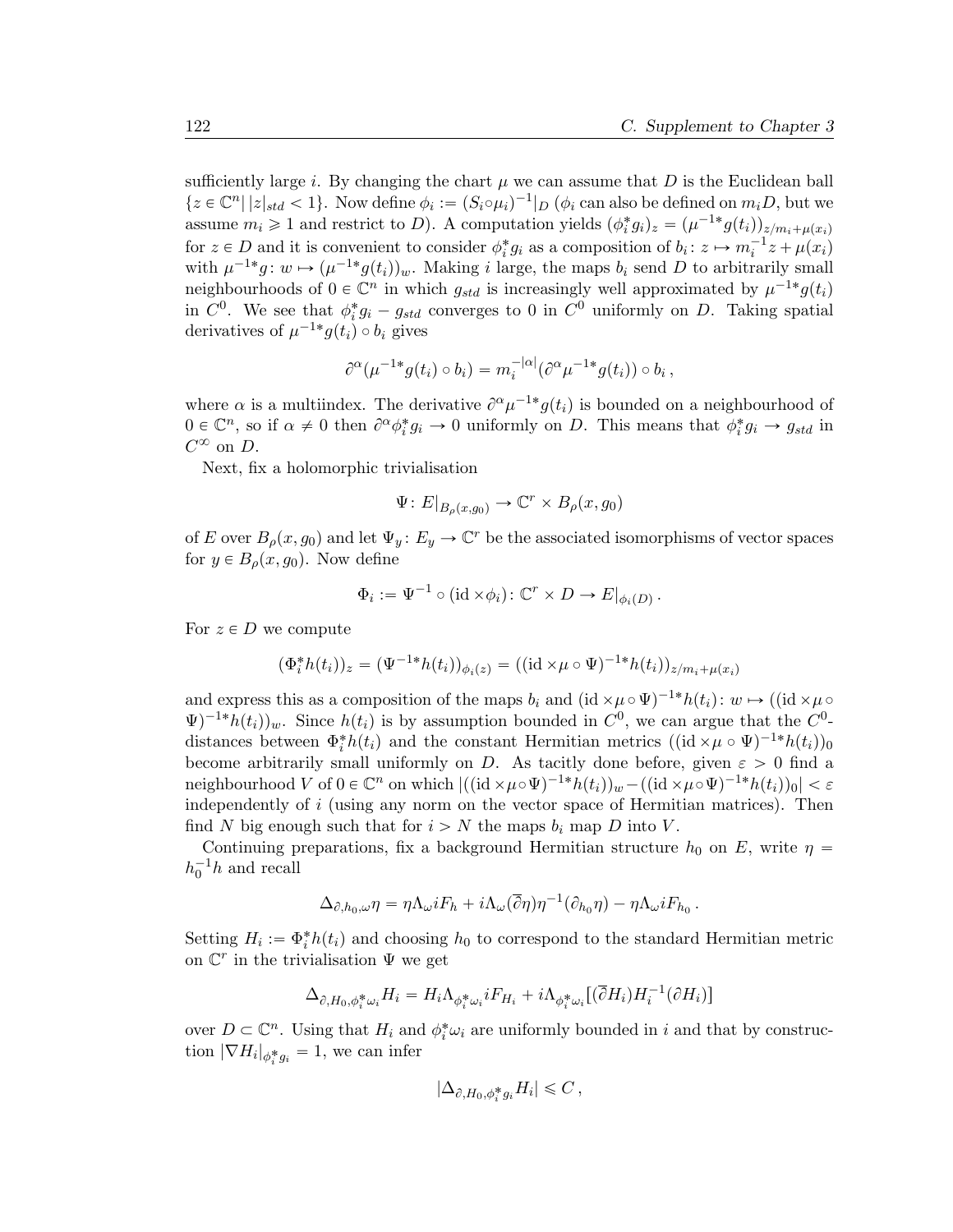sufficiently large $i$. By changing the chart $\mu$ we can assume that $D$ is the Euclidean ball $\{z \in \mathbb{C}^n \,|\, |z|_{std} < 1\}$. Now define $\phi_i := (S_i \circ \mu_i)^{-1}|_D$ ($\phi_i$ can also be defined on $m_i D$, but we assume $m_i \geqslant 1$ and restrict to $D$). A computation yields $(\phi_i^* g_i)_z = (\mu^{-1*} g(t_i))_{z/m_i + \mu(x_i)}$ for $z \in D$ and it is convenient to consider $\phi_i^* g_i$ as a composition of $b_i \colon z \mapsto m_i^{-1} z + \mu(x_i)$ with $\mu^{-1*} g \colon w \mapsto (\mu^{-1*} g(t_i))_w$. Making $i$ large, the maps $b_i$ send $D$ to arbitrarily small neighbourhoods of $0 \in \mathbb{C}^n$ in which $g_{std}$ is increasingly well approximated by $\mu^{-1*} g(t_i)$ in $C^0$. We see that $\phi_i^* g_i - g_{std}$ converges to 0 in $C^0$ uniformly on $D$. Taking spatial derivatives of $\mu^{-1*} g(t_i) \circ b_i$ gives

$$\partial^\alpha (\mu^{-1*} g(t_i) \circ b_i) = m_i^{-|\alpha|} (\partial^\alpha \mu^{-1*} g(t_i)) \circ b_i \,,$$

where $\alpha$ is a multiindex. The derivative $\partial^\alpha \mu^{-1*} g(t_i)$ is bounded on a neighbourhood of $0 \in \mathbb{C}^n$, so if $\alpha \neq 0$ then $\partial^\alpha \phi_i^* g_i \to 0$ uniformly on $D$. This means that $\phi_i^* g_i \to g_{std}$ in $C^\infty$ on $D$.

Next, fix a holomorphic trivialisation

$$\Psi \colon E|_{B_\rho(x, g_0)} \to \mathbb{C}^r \times B_\rho(x, g_0)$$

of $E$ over $B_\rho(x, g_0)$ and let $\Psi_y \colon E_y \to \mathbb{C}^r$ be the associated isomorphisms of vector spaces for $y \in B_\rho(x, g_0)$. Now define

$$\Phi_i := \Psi^{-1} \circ (\mathrm{id} \times \phi_i) \colon \mathbb{C}^r \times D \to E|_{\phi_i(D)} \,.$$

For $z \in D$ we compute

$$(\Phi_i^* h(t_i))_z = (\Psi^{-1*} h(t_i))_{\phi_i(z)} = ((\mathrm{id} \times \mu \circ \Psi)^{-1*} h(t_i))_{z/m_i + \mu(x_i)}$$

and express this as a composition of the maps $b_i$ and $(\mathrm{id} \times \mu \circ \Psi)^{-1*} h(t_i) \colon w \mapsto ((\mathrm{id} \times \mu \circ \Psi)^{-1*} h(t_i))_w$. Since $h(t_i)$ is by assumption bounded in $C^0$, we can argue that the $C^0$-distances between $\Phi_i^* h(t_i)$ and the constant Hermitian metrics $((\mathrm{id} \times \mu \circ \Psi)^{-1*} h(t_i))_0$ become arbitrarily small uniformly on $D$. As tacitly done before, given $\varepsilon > 0$ find a neighbourhood $V$ of $0 \in \mathbb{C}^n$ on which $|((\mathrm{id} \times \mu \circ \Psi)^{-1*} h(t_i))_w - ((\mathrm{id} \times \mu \circ \Psi)^{-1*} h(t_i))_0| < \varepsilon$ independently of $i$ (using any norm on the vector space of Hermitian matrices). Then find $N$ big enough such that for $i > N$ the maps $b_i$ map $D$ into $V$.

Continuing preparations, fix a background Hermitian structure $h_0$ on $E$, write $\eta = h_0^{-1} h$ and recall

$$\Delta_{\partial, h_0, \omega} \eta = \eta \Lambda_\omega i F_h + i \Lambda_\omega (\overline{\partial} \eta) \eta^{-1} (\partial_{h_0} \eta) - \eta \Lambda_\omega i F_{h_0} \,.$$

Setting $H_i := \Phi_i^* h(t_i)$ and choosing $h_0$ to correspond to the standard Hermitian metric on $\mathbb{C}^r$ in the trivialisation $\Psi$ we get

$$\Delta_{\partial, H_0, \phi_i^* \omega_i} H_i = H_i \Lambda_{\phi_i^* \omega_i} i F_{H_i} + i \Lambda_{\phi_i^* \omega_i} [(\overline{\partial} H_i) H_i^{-1} (\partial H_i)]$$

over $D \subset \mathbb{C}^n$. Using that $H_i$ and $\phi_i^* \omega_i$ are uniformly bounded in $i$ and that by construction $|\nabla H_i|_{\phi_i^* g_i} = 1$, we can infer

$$|\Delta_{\partial, H_0, \phi_i^* g_i} H_i| \leqslant C \,,$$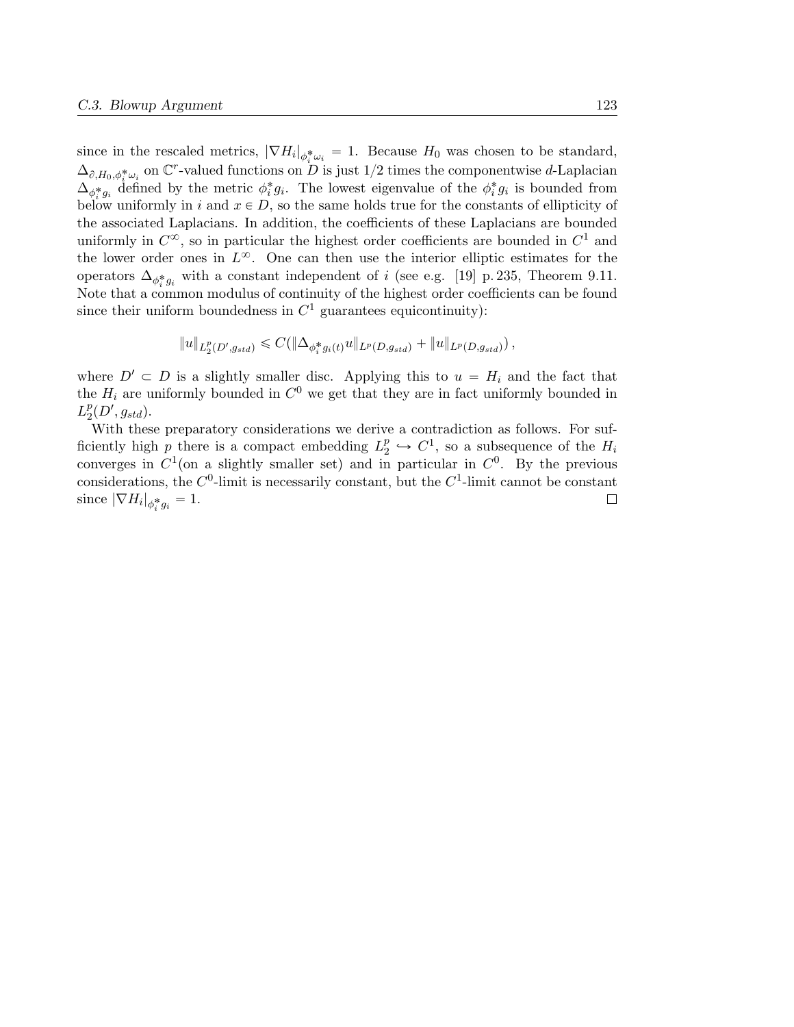since in the rescaled metrics, $|\nabla H_i|_{\phi_i^*\omega_i} = 1$. Because $H_0$ was chosen to be standard, $\Delta_{\partial,H_0,\phi_i^*\omega_i}$ on $\mathbb{C}^r$-valued functions on $D$ is just $1/2$ times the componentwise $d$-Laplacian $\Delta_{\phi_i^* g_i}$ defined by the metric $\phi_i^* g_i$. The lowest eigenvalue of the $\phi_i^* g_i$ is bounded from below uniformly in $i$ and $x \in D$, so the same holds true for the constants of ellipticity of the associated Laplacians. In addition, the coefficients of these Laplacians are bounded uniformly in $C^\infty$, so in particular the highest order coefficients are bounded in $C^1$ and the lower order ones in $L^\infty$. One can then use the interior elliptic estimates for the operators $\Delta_{\phi_i^* g_i}$ with a constant independent of $i$ (see e.g. [19] p. 235, Theorem 9.11. Note that a common modulus of continuity of the highest order coefficients can be found since their uniform boundedness in $C^1$ guarantees equicontinuity):

$$\|u\|_{L_2^p(D',g_{std})} \leqslant C(\|\Delta_{\phi_i^* g_i(t)} u\|_{L^p(D,g_{std})} + \|u\|_{L^p(D,g_{std})}),$$

where $D' \subset D$ is a slightly smaller disc. Applying this to $u = H_i$ and the fact that the $H_i$ are uniformly bounded in $C^0$ we get that they are in fact uniformly bounded in $L_2^p(D', g_{std})$.

With these preparatory considerations we derive a contradiction as follows. For sufficiently high $p$ there is a compact embedding $L_2^p \hookrightarrow C^1$, so a subsequence of the $H_i$ converges in $C^1$(on a slightly smaller set) and in particular in $C^0$. By the previous considerations, the $C^0$-limit is necessarily constant, but the $C^1$-limit cannot be constant since $|\nabla H_i|_{\phi_i^* g_i} = 1$. □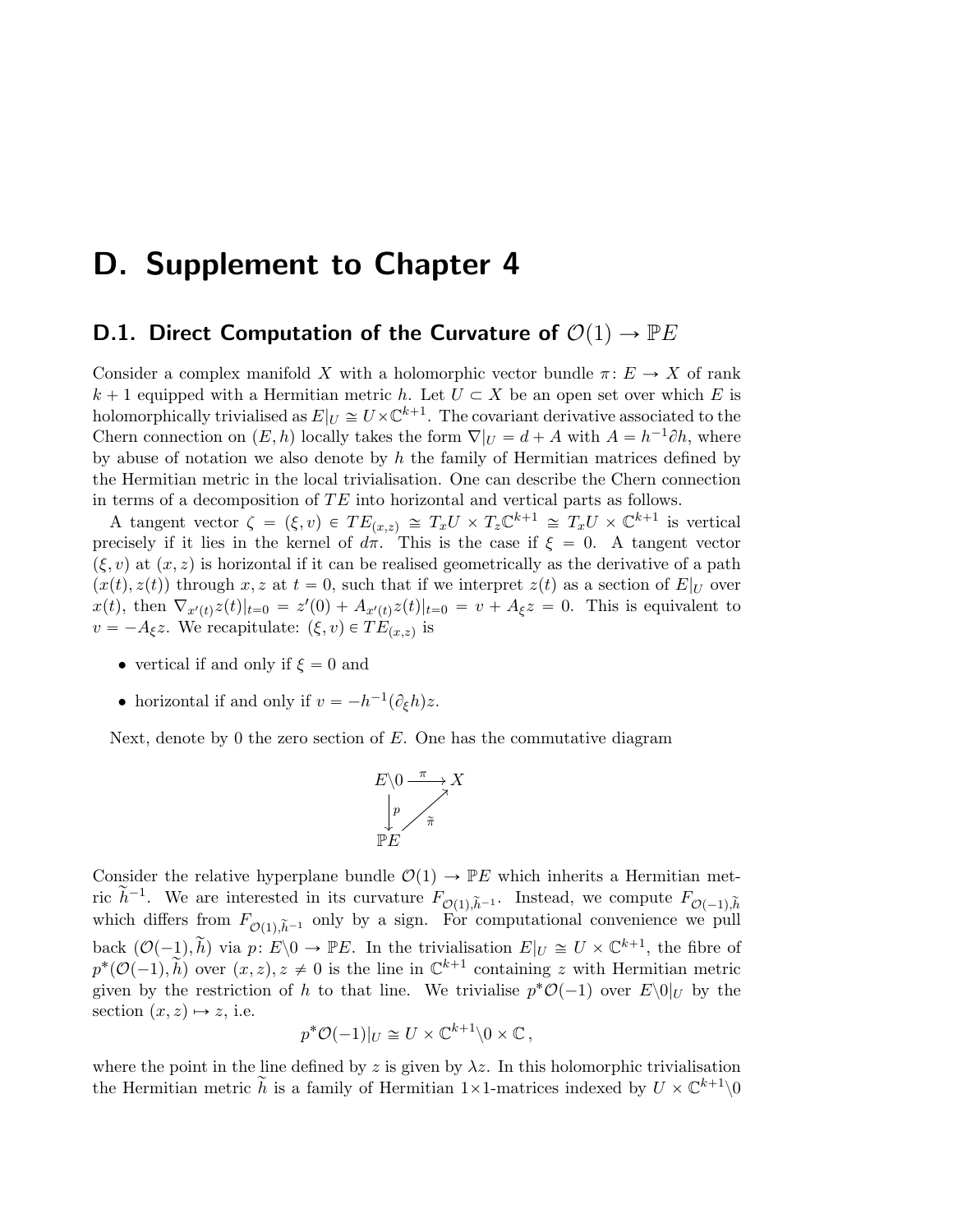# D. Supplement to Chapter 4

## D.1. Direct Computation of the Curvature of $\mathcal{O}(1) \to \mathbb{P}E$

Consider a complex manifold $X$ with a holomorphic vector bundle $\pi\colon E \to X$ of rank $k+1$ equipped with a Hermitian metric $h$. Let $U \subset X$ be an open set over which $E$ is holomorphically trivialised as $E|_U \cong U \times \mathbb{C}^{k+1}$. The covariant derivative associated to the Chern connection on $(E,h)$ locally takes the form $\nabla|_U = d + A$ with $A = h^{-1}\partial h$, where by abuse of notation we also denote by $h$ the family of Hermitian matrices defined by the Hermitian metric in the local trivialisation. One can describe the Chern connection in terms of a decomposition of $TE$ into horizontal and vertical parts as follows.

A tangent vector $\zeta = (\xi, v) \in TE_{(x,z)} \cong T_xU \times T_z\mathbb{C}^{k+1} \cong T_xU \times \mathbb{C}^{k+1}$ is vertical precisely if it lies in the kernel of $d\pi$. This is the case if $\xi = 0$. A tangent vector $(\xi, v)$ at $(x,z)$ is horizontal if it can be realised geometrically as the derivative of a path $(x(t), z(t))$ through $x, z$ at $t = 0$, such that if we interpret $z(t)$ as a section of $E|_U$ over $x(t)$, then $\nabla_{x'(t)} z(t)|_{t=0} = z'(0) + A_{x'(t)} z(t)|_{t=0} = v + A_\xi z = 0$. This is equivalent to $v = -A_\xi z$. We recapitulate: $(\xi, v) \in TE_{(x,z)}$ is

- vertical if and only if $\xi = 0$ and
- horizontal if and only if $v = -h^{-1}(\partial_\xi h)z$.

Next, denote by $0$ the zero section of $E$. One has the commutative diagram

$$\begin{array}{ccc} E\backslash 0 & \xrightarrow{\ \pi\ } & X \\ \big\downarrow p & \nearrow_{\widetilde{\pi}} & \\ \mathbb{P}E & & \end{array}$$

Consider the relative hyperplane bundle $\mathcal{O}(1) \to \mathbb{P}E$ which inherits a Hermitian metric $\widetilde{h}^{-1}$. We are interested in its curvature $F_{\mathcal{O}(1),\widetilde{h}^{-1}}$. Instead, we compute $F_{\mathcal{O}(-1),\widetilde{h}}$ which differs from $F_{\mathcal{O}(1),\widetilde{h}^{-1}}$ only by a sign. For computational convenience we pull back $(\mathcal{O}(-1), \widetilde{h})$ via $p\colon E\backslash 0 \to \mathbb{P}E$. In the trivialisation $E|_U \cong U \times \mathbb{C}^{k+1}$, the fibre of $p^*(\mathcal{O}(-1), \widetilde{h})$ over $(x,z), z \neq 0$ is the line in $\mathbb{C}^{k+1}$ containing $z$ with Hermitian metric given by the restriction of $h$ to that line. We trivialise $p^*\mathcal{O}(-1)$ over $E\backslash 0|_U$ by the section $(x,z) \mapsto z$, i.e.

$$p^*\mathcal{O}(-1)|_U \cong U \times \mathbb{C}^{k+1}\backslash 0 \times \mathbb{C}\,,$$

where the point in the line defined by $z$ is given by $\lambda z$. In this holomorphic trivialisation the Hermitian metric $\widetilde{h}$ is a family of Hermitian $1\times 1$-matrices indexed by $U \times \mathbb{C}^{k+1}\backslash 0$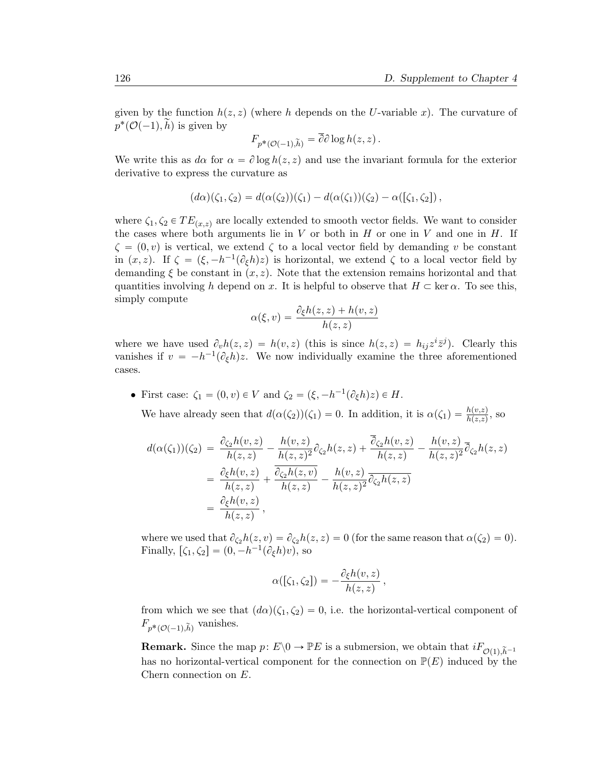given by the function $h(z, z)$ (where $h$ depends on the $U$-variable $x$). The curvature of $p^*(\mathcal{O}(-1), \widetilde{h})$ is given by

$$F_{p^*(\mathcal{O}(-1),\widetilde{h})} = \overline{\partial}\partial \log h(z, z)\,.$$

We write this as $d\alpha$ for $\alpha = \partial \log h(z, z)$ and use the invariant formula for the exterior derivative to express the curvature as

$$(d\alpha)(\zeta_1, \zeta_2) = d(\alpha(\zeta_2))(\zeta_1) - d(\alpha(\zeta_1))(\zeta_2) - \alpha([\zeta_1, \zeta_2])\,,$$

where $\zeta_1, \zeta_2 \in TE_{(x,z)}$ are locally extended to smooth vector fields. We want to consider the cases where both arguments lie in $V$ or both in $H$ or one in $V$ and one in $H$. If $\zeta = (0, v)$ is vertical, we extend $\zeta$ to a local vector field by demanding $v$ be constant in $(x, z)$. If $\zeta = (\xi, -h^{-1}(\partial_\xi h)z)$ is horizontal, we extend $\zeta$ to a local vector field by demanding $\xi$ be constant in $(x, z)$. Note that the extension remains horizontal and that quantities involving $h$ depend on $x$. It is helpful to observe that $H \subset \ker \alpha$. To see this, simply compute

$$\alpha(\xi, v) = \frac{\partial_\xi h(z, z) + h(v, z)}{h(z, z)}$$

where we have used $\partial_v h(z, z) = h(v, z)$ (this is since $h(z, z) = h_{ij} z^i \bar{z}^j$). Clearly this vanishes if $v = -h^{-1}(\partial_\xi h)z$. We now individually examine the three aforementioned cases.

- First case: $\zeta_1 = (0, v) \in V$ and $\zeta_2 = (\xi, -h^{-1}(\partial_\xi h)z) \in H$.

  We have already seen that $d(\alpha(\zeta_2))(\zeta_1) = 0$. In addition, it is $\alpha(\zeta_1) = \frac{h(v,z)}{h(z,z)}$, so

$$\begin{aligned}
d(\alpha(\zeta_1))(\zeta_2) &= \frac{\partial_{\zeta_2} h(v, z)}{h(z, z)} - \frac{h(v, z)}{h(z, z)^2}\partial_{\zeta_2} h(z, z) + \frac{\overline{\partial}_{\zeta_2} h(v, z)}{h(z, z)} - \frac{h(v, z)}{h(z, z)^2}\overline{\partial}_{\zeta_2} h(z, z) \\
&= \frac{\partial_\xi h(v, z)}{h(z, z)} + \frac{\overline{\partial_{\zeta_2} h(z, v)}}{h(z, z)} - \frac{h(v, z)}{h(z, z)^2}\overline{\partial_{\zeta_2} h(z, z)} \\
&= \frac{\partial_\xi h(v, z)}{h(z, z)}\,,
\end{aligned}$$

  where we used that $\partial_{\zeta_2} h(z, v) = \partial_{\zeta_2} h(z, z) = 0$ (for the same reason that $\alpha(\zeta_2) = 0$). Finally, $[\zeta_1, \zeta_2] = (0, -h^{-1}(\partial_\xi h)v)$, so

$$\alpha([\zeta_1, \zeta_2]) = -\frac{\partial_\xi h(v, z)}{h(z, z)}\,,$$

  from which we see that $(d\alpha)(\zeta_1, \zeta_2) = 0$, i.e. the horizontal-vertical component of $F_{p^*(\mathcal{O}(-1),\widetilde{h})}$ vanishes.

  **Remark.** Since the map $p\colon E\backslash 0 \to \mathbb{P}E$ is a submersion, we obtain that $iF_{\mathcal{O}(1),\widetilde{h}^{-1}}$ has no horizontal-vertical component for the connection on $\mathbb{P}(E)$ induced by the Chern connection on $E$.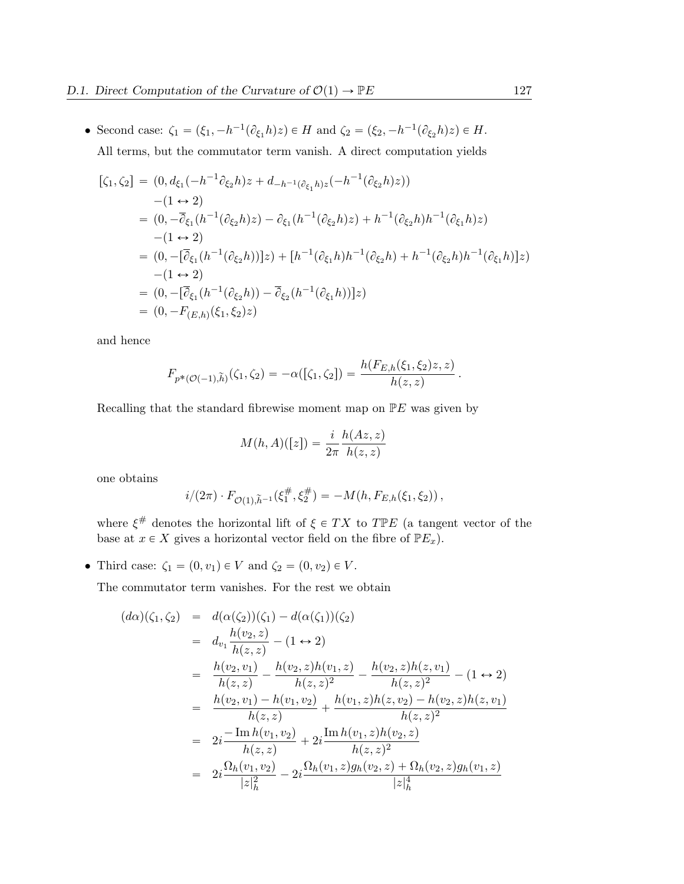- Second case: $\zeta_1 = (\xi_1, -h^{-1}(\partial_{\xi_1} h)z) \in H$ and $\zeta_2 = (\xi_2, -h^{-1}(\partial_{\xi_2} h)z) \in H$.

  All terms, but the commutator term vanish. A direct computation yields

$$
\begin{aligned}
[\zeta_1, \zeta_2] &= (0, d_{\xi_1}(-h^{-1}\partial_{\xi_2} h)z + d_{-h^{-1}(\partial_{\xi_1} h)z}(-h^{-1}(\partial_{\xi_2} h)z)) \\
&\quad -(1 \leftrightarrow 2) \\
&= (0, -\overline{\partial}_{\xi_1}(h^{-1}(\partial_{\xi_2} h)z) - \partial_{\xi_1}(h^{-1}(\partial_{\xi_2} h)z) + h^{-1}(\partial_{\xi_2} h)h^{-1}(\partial_{\xi_1} h)z) \\
&\quad -(1 \leftrightarrow 2) \\
&= (0, -[\overline{\partial}_{\xi_1}(h^{-1}(\partial_{\xi_2} h))]z) + [h^{-1}(\partial_{\xi_1} h)h^{-1}(\partial_{\xi_2} h) + h^{-1}(\partial_{\xi_2} h)h^{-1}(\partial_{\xi_1} h)]z) \\
&\quad -(1 \leftrightarrow 2) \\
&= (0, -[\overline{\partial}_{\xi_1}(h^{-1}(\partial_{\xi_2} h)) - \overline{\partial}_{\xi_2}(h^{-1}(\partial_{\xi_1} h))]z) \\
&= (0, -F_{(E,h)}(\xi_1, \xi_2)z)
\end{aligned}
$$

  and hence

$$
F_{p^*(\mathcal{O}(-1), \widetilde{h})}(\zeta_1, \zeta_2) = -\alpha([\zeta_1, \zeta_2]) = \frac{h(F_{E,h}(\xi_1, \xi_2)z, z)}{h(z, z)}.
$$

  Recalling that the standard fibrewise moment map on $\mathbb{P}E$ was given by

$$
M(h, A)([z]) = \frac{i}{2\pi} \frac{h(Az, z)}{h(z, z)}
$$

  one obtains

$$
i/(2\pi) \cdot F_{\mathcal{O}(1), \widetilde{h}^{-1}}(\xi_1^{\#}, \xi_2^{\#}) = -M(h, F_{E,h}(\xi_1, \xi_2)),
$$

  where $\xi^{\#}$ denotes the horizontal lift of $\xi \in TX$ to $T\mathbb{P}E$ (a tangent vector of the base at $x \in X$ gives a horizontal vector field on the fibre of $\mathbb{P}E_x$).

- Third case: $\zeta_1 = (0, v_1) \in V$ and $\zeta_2 = (0, v_2) \in V$.

  The commutator term vanishes. For the rest we obtain

$$
\begin{aligned}
(d\alpha)(\zeta_1, \zeta_2) &= d(\alpha(\zeta_2))(\zeta_1) - d(\alpha(\zeta_1))(\zeta_2) \\
&= d_{v_1} \frac{h(v_2, z)}{h(z, z)} - (1 \leftrightarrow 2) \\
&= \frac{h(v_2, v_1)}{h(z, z)} - \frac{h(v_2, z)h(v_1, z)}{h(z, z)^2} - \frac{h(v_2, z)h(z, v_1)}{h(z, z)^2} - (1 \leftrightarrow 2) \\
&= \frac{h(v_2, v_1) - h(v_1, v_2)}{h(z, z)} + \frac{h(v_1, z)h(z, v_2) - h(v_2, z)h(z, v_1)}{h(z, z)^2} \\
&= 2i \frac{-\operatorname{Im} h(v_1, v_2)}{h(z, z)} + 2i \frac{\operatorname{Im} h(v_1, z)h(v_2, z)}{h(z, z)^2} \\
&= 2i \frac{\Omega_h(v_1, v_2)}{|z|_h^2} - 2i \frac{\Omega_h(v_1, z)g_h(v_2, z) + \Omega_h(v_2, z)g_h(v_1, z)}{|z|_h^4}
\end{aligned}
$$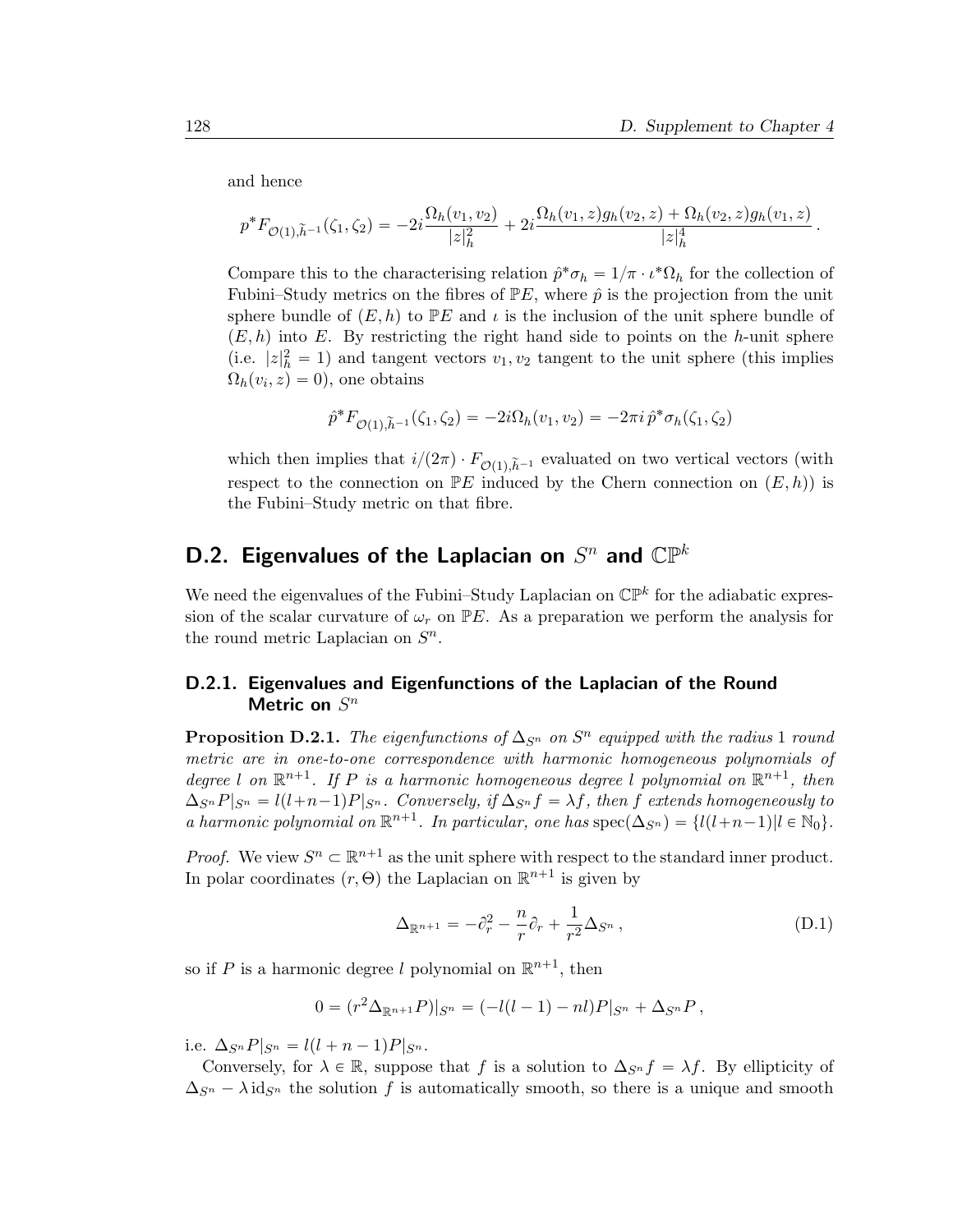and hence

$$p^*F_{\mathcal{O}(1),\widetilde{h}^{-1}}(\zeta_1,\zeta_2) = -2i\frac{\Omega_h(v_1,v_2)}{|z|_h^2} + 2i\frac{\Omega_h(v_1,z)g_h(v_2,z) + \Omega_h(v_2,z)g_h(v_1,z)}{|z|_h^4}\,.$$

Compare this to the characterising relation $\hat{p}^*\sigma_h = 1/\pi \cdot \iota^*\Omega_h$ for the collection of Fubini–Study metrics on the fibres of $\mathbb{P}E$, where $\hat{p}$ is the projection from the unit sphere bundle of $(E,h)$ to $\mathbb{P}E$ and $\iota$ is the inclusion of the unit sphere bundle of $(E,h)$ into $E$. By restricting the right hand side to points on the $h$-unit sphere (i.e. $|z|_h^2 = 1$) and tangent vectors $v_1, v_2$ tangent to the unit sphere (this implies $\Omega_h(v_i,z) = 0$), one obtains

$$\hat{p}^*F_{\mathcal{O}(1),\widetilde{h}^{-1}}(\zeta_1,\zeta_2) = -2i\Omega_h(v_1,v_2) = -2\pi i\,\hat{p}^*\sigma_h(\zeta_1,\zeta_2)$$

which then implies that $i/(2\pi)\cdot F_{\mathcal{O}(1),\widetilde{h}^{-1}}$ evaluated on two vertical vectors (with respect to the connection on $\mathbb{P}E$ induced by the Chern connection on $(E,h)$) is the Fubini–Study metric on that fibre.

## D.2. Eigenvalues of the Laplacian on $S^n$ and $\mathbb{CP}^k$

We need the eigenvalues of the Fubini–Study Laplacian on $\mathbb{CP}^k$ for the adiabatic expression of the scalar curvature of $\omega_r$ on $\mathbb{P}E$. As a preparation we perform the analysis for the round metric Laplacian on $S^n$.

### D.2.1. Eigenvalues and Eigenfunctions of the Laplacian of the Round Metric on $S^n$

**Proposition D.2.1.** *The eigenfunctions of $\Delta_{S^n}$ on $S^n$ equipped with the radius 1 round metric are in one-to-one correspondence with harmonic homogeneous polynomials of degree $l$ on $\mathbb{R}^{n+1}$. If $P$ is a harmonic homogeneous degree $l$ polynomial on $\mathbb{R}^{n+1}$, then $\Delta_{S^n}P|_{S^n} = l(l+n-1)P|_{S^n}$. Conversely, if $\Delta_{S^n}f = \lambda f$, then $f$ extends homogeneously to a harmonic polynomial on $\mathbb{R}^{n+1}$. In particular, one has $\operatorname{spec}(\Delta_{S^n}) = \{l(l+n-1) | l \in \mathbb{N}_0\}$.*

*Proof.* We view $S^n \subset \mathbb{R}^{n+1}$ as the unit sphere with respect to the standard inner product. In polar coordinates $(r,\Theta)$ the Laplacian on $\mathbb{R}^{n+1}$ is given by

$$\Delta_{\mathbb{R}^{n+1}} = -\partial_r^2 - \frac{n}{r}\partial_r + \frac{1}{r^2}\Delta_{S^n}\,, \tag{D.1}$$

so if $P$ is a harmonic degree $l$ polynomial on $\mathbb{R}^{n+1}$, then

$$0 = (r^2\Delta_{\mathbb{R}^{n+1}}P)|_{S^n} = (-l(l-1) - nl)P|_{S^n} + \Delta_{S^n}P\,,$$

i.e. $\Delta_{S^n}P|_{S^n} = l(l+n-1)P|_{S^n}$.

Conversely, for $\lambda \in \mathbb{R}$, suppose that $f$ is a solution to $\Delta_{S^n}f = \lambda f$. By ellipticity of $\Delta_{S^n} - \lambda\,\mathrm{id}_{S^n}$ the solution $f$ is automatically smooth, so there is a unique and smooth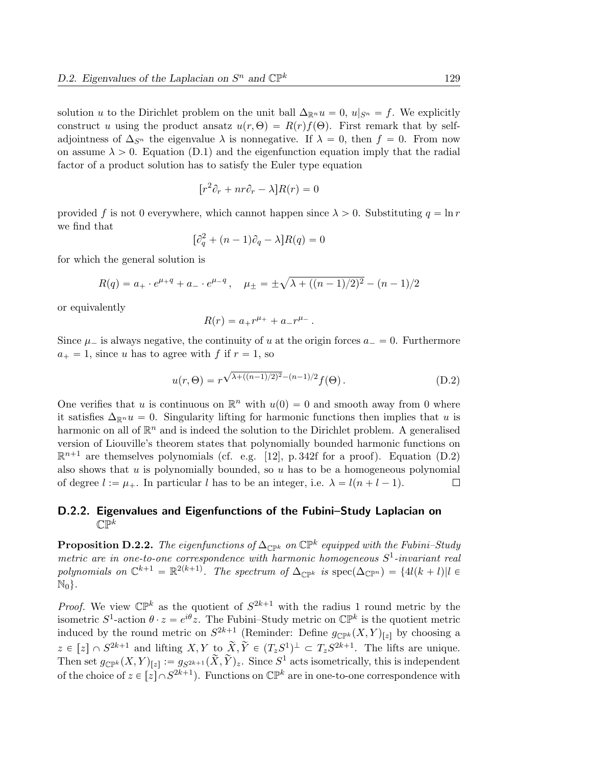solution $u$ to the Dirichlet problem on the unit ball $\Delta_{\mathbb{R}^n} u = 0$, $u|_{S^n} = f$. We explicitly construct $u$ using the product ansatz $u(r, \Theta) = R(r) f(\Theta)$. First remark that by self-adjointness of $\Delta_{S^n}$ the eigenvalue $\lambda$ is nonnegative. If $\lambda = 0$, then $f = 0$. From now on assume $\lambda > 0$. Equation (D.1) and the eigenfunction equation imply that the radial factor of a product solution has to satisfy the Euler type equation

$$[r^2 \partial_r + n r \partial_r - \lambda] R(r) = 0$$

provided $f$ is not 0 everywhere, which cannot happen since $\lambda > 0$. Substituting $q = \ln r$ we find that

$$[\partial_q^2 + (n-1)\partial_q - \lambda] R(q) = 0$$

for which the general solution is

$$R(q) = a_+ \cdot e^{\mu_+ q} + a_- \cdot e^{\mu_- q}\,, \quad \mu_\pm = \pm\sqrt{\lambda + ((n-1)/2)^2} - (n-1)/2$$

or equivalently

$$R(r) = a_+ r^{\mu_+} + a_- r^{\mu_-}\,.$$

Since $\mu_-$ is always negative, the continuity of $u$ at the origin forces $a_- = 0$. Furthermore $a_+ = 1$, since $u$ has to agree with $f$ if $r = 1$, so

$$u(r, \Theta) = r^{\sqrt{\lambda + ((n-1)/2)^2} - (n-1)/2} f(\Theta)\,. \tag{D.2}$$

One verifies that $u$ is continuous on $\mathbb{R}^n$ with $u(0) = 0$ and smooth away from 0 where it satisfies $\Delta_{\mathbb{R}^n} u = 0$. Singularity lifting for harmonic functions then implies that $u$ is harmonic on all of $\mathbb{R}^n$ and is indeed the solution to the Dirichlet problem. A generalised version of Liouville's theorem states that polynomially bounded harmonic functions on $\mathbb{R}^{n+1}$ are themselves polynomials (cf. e.g. [12], p. 342f for a proof). Equation (D.2) also shows that $u$ is polynomially bounded, so $u$ has to be a homogeneous polynomial of degree $l := \mu_+$. In particular $l$ has to be an integer, i.e. $\lambda = l(n + l - 1)$. $\square$

### D.2.2. Eigenvalues and Eigenfunctions of the Fubini–Study Laplacian on $\mathbb{CP}^k$

**Proposition D.2.2.** *The eigenfunctions of $\Delta_{\mathbb{CP}^k}$ on $\mathbb{CP}^k$ equipped with the Fubini–Study metric are in one-to-one correspondence with harmonic homogeneous $S^1$-invariant real polynomials on $\mathbb{C}^{k+1} = \mathbb{R}^{2(k+1)}$. The spectrum of $\Delta_{\mathbb{CP}^k}$ is $\operatorname{spec}(\Delta_{\mathbb{CP}^n}) = \{4l(k+l) | l \in \mathbb{N}_0\}$.*

*Proof.* We view $\mathbb{CP}^k$ as the quotient of $S^{2k+1}$ with the radius 1 round metric by the isometric $S^1$-action $\theta \cdot z = e^{i\theta} z$. The Fubini–Study metric on $\mathbb{CP}^k$ is the quotient metric induced by the round metric on $S^{2k+1}$ (Reminder: Define $g_{\mathbb{CP}^k}(X, Y)_{[z]}$ by choosing a $z \in [z] \cap S^{2k+1}$ and lifting $X, Y$ to $\widetilde{X}, \widetilde{Y} \in (T_z S^1)^\perp \subset T_z S^{2k+1}$. The lifts are unique. Then set $g_{\mathbb{CP}^k}(X, Y)_{[z]} := g_{S^{2k+1}}(\widetilde{X}, \widetilde{Y})_z$. Since $S^1$ acts isometrically, this is independent of the choice of $z \in [z] \cap S^{2k+1}$). Functions on $\mathbb{CP}^k$ are in one-to-one correspondence with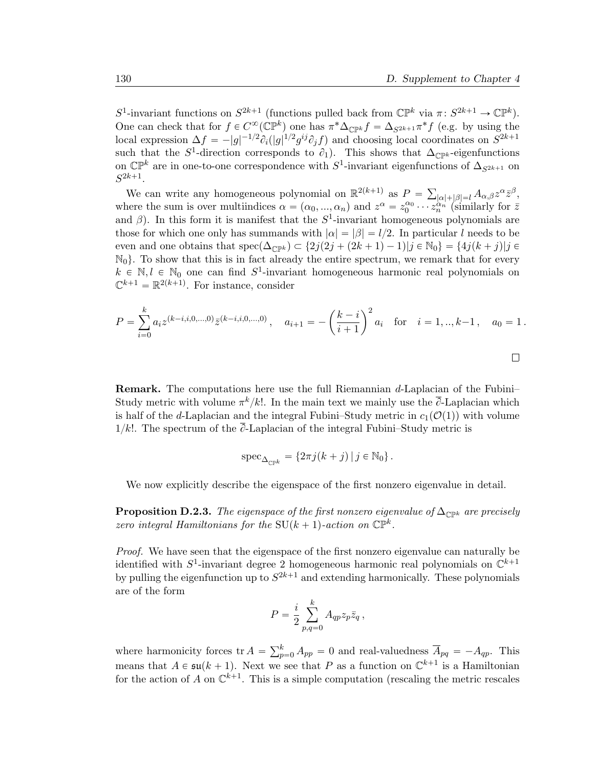$S^1$-invariant functions on $S^{2k+1}$ (functions pulled back from $\mathbb{CP}^k$ via $\pi\colon S^{2k+1} \to \mathbb{CP}^k$). One can check that for $f \in C^\infty(\mathbb{CP}^k)$ one has $\pi^*\Delta_{\mathbb{CP}^k} f = \Delta_{S^{2k+1}}\pi^* f$ (e.g. by using the local expression $\Delta f = -|g|^{-1/2}\partial_i(|g|^{1/2}g^{ij}\partial_j f)$ and choosing local coordinates on $S^{2k+1}$ such that the $S^1$-direction corresponds to $\partial_1$). This shows that $\Delta_{\mathbb{CP}^k}$-eigenfunctions on $\mathbb{CP}^k$ are in one-to-one correspondence with $S^1$-invariant eigenfunctions of $\Delta_{S^{2k+1}}$ on $S^{2k+1}$.

We can write any homogeneous polynomial on $\mathbb{R}^{2(k+1)}$ as $P = \sum_{|\alpha|+|\beta|=l} A_{\alpha,\beta} z^\alpha \bar{z}^\beta$, where the sum is over multiindices $\alpha = (\alpha_0, ..., \alpha_n)$ and $z^\alpha = z_0^{\alpha_0} \cdots z_n^{\alpha_n}$ (similarly for $\bar{z}$ and $\beta$). In this form it is manifest that the $S^1$-invariant homogeneous polynomials are those for which one only has summands with $|\alpha| = |\beta| = l/2$. In particular $l$ needs to be even and one obtains that $\operatorname{spec}(\Delta_{\mathbb{CP}^k}) \subset \{2j(2j + (2k+1) - 1) | j \in \mathbb{N}_0\} = \{4j(k+j) | j \in \mathbb{N}_0\}$. To show that this is in fact already the entire spectrum, we remark that for every $k \in \mathbb{N}, l \in \mathbb{N}_0$ one can find $S^1$-invariant homogeneous harmonic real polynomials on $\mathbb{C}^{k+1} = \mathbb{R}^{2(k+1)}$. For instance, consider

$$P = \sum_{i=0}^{k} a_i z^{(k-i,i,0,\dots,0)}\bar{z}^{(k-i,i,0,\dots,0)}\,, \quad a_{i+1} = -\left(\frac{k-i}{i+1}\right)^2 a_i \quad \text{for} \quad i = 1, .., k-1\,, \quad a_0 = 1\,.$$

□

**Remark.** The computations here use the full Riemannian $d$-Laplacian of the Fubini–Study metric with volume $\pi^k/k!$. In the main text we mainly use the $\bar{\partial}$-Laplacian which is half of the $d$-Laplacian and the integral Fubini–Study metric in $c_1(\mathcal{O}(1))$ with volume $1/k!$. The spectrum of the $\bar{\partial}$-Laplacian of the integral Fubini–Study metric is

$$\operatorname{spec}_{\Delta_{\mathbb{CP}^k}} = \{2\pi j(k+j) \,|\, j \in \mathbb{N}_0\}\,.$$

We now explicitly describe the eigenspace of the first nonzero eigenvalue in detail.

**Proposition D.2.3.** *The eigenspace of the first nonzero eigenvalue of $\Delta_{\mathbb{CP}^k}$ are precisely zero integral Hamiltonians for the $\mathrm{SU}(k+1)$-action on $\mathbb{CP}^k$.*

*Proof.* We have seen that the eigenspace of the first nonzero eigenvalue can naturally be identified with $S^1$-invariant degree 2 homogeneous harmonic real polynomials on $\mathbb{C}^{k+1}$ by pulling the eigenfunction up to $S^{2k+1}$ and extending harmonically. These polynomials are of the form

$$P = \frac{i}{2}\sum_{p,q=0}^{k} A_{qp} z_p \bar{z}_q\,,$$

where harmonicity forces $\operatorname{tr} A = \sum_{p=0}^{k} A_{pp} = 0$ and real-valuedness $\overline{A}_{pq} = -A_{qp}$. This means that $A \in \mathfrak{su}(k+1)$. Next we see that $P$ as a function on $\mathbb{C}^{k+1}$ is a Hamiltonian for the action of $A$ on $\mathbb{C}^{k+1}$. This is a simple computation (rescaling the metric rescales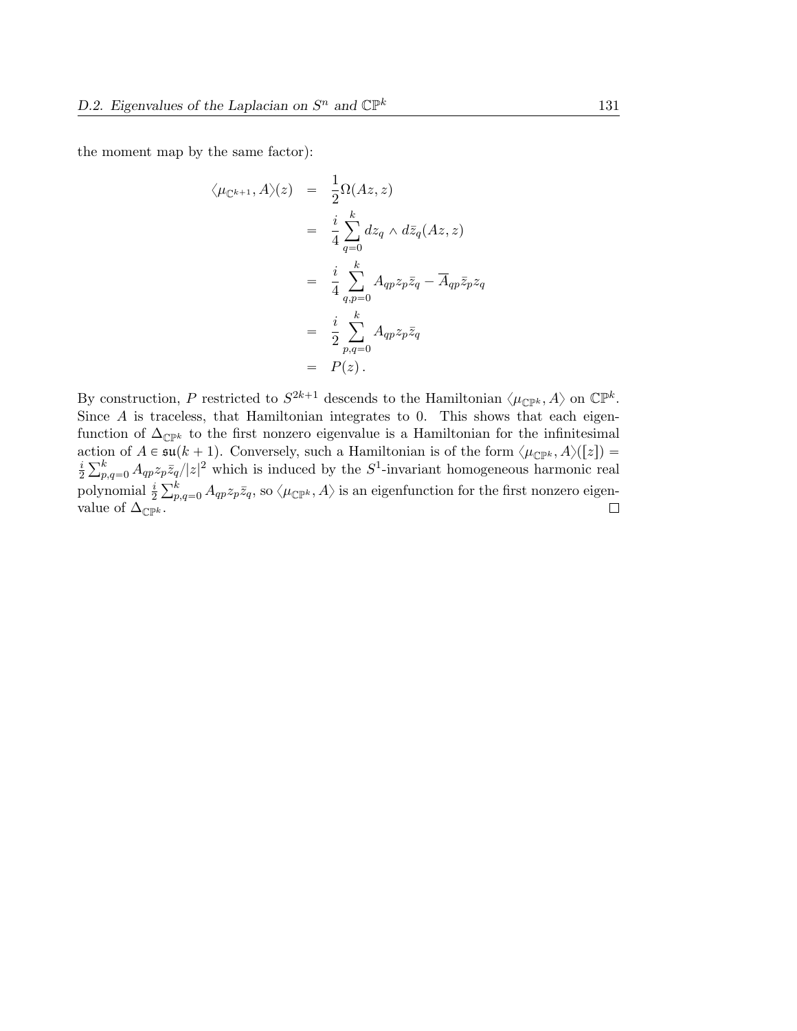the moment map by the same factor):

$$
\begin{aligned}
\langle \mu_{\mathbb{C}^{k+1}}, A\rangle(z) &= \frac{1}{2}\Omega(Az, z) \\
&= \frac{i}{4}\sum_{q=0}^{k} dz_q \wedge d\bar{z}_q(Az, z) \\
&= \frac{i}{4}\sum_{q,p=0}^{k} A_{qp} z_p \bar{z}_q - \overline{A}_{qp}\bar{z}_p z_q \\
&= \frac{i}{2}\sum_{p,q=0}^{k} A_{qp} z_p \bar{z}_q \\
&= P(z)\,.
\end{aligned}
$$

By construction, $P$ restricted to $S^{2k+1}$ descends to the Hamiltonian $\langle \mu_{\mathbb{CP}^k}, A\rangle$ on $\mathbb{CP}^k$. Since $A$ is traceless, that Hamiltonian integrates to 0. This shows that each eigenfunction of $\Delta_{\mathbb{CP}^k}$ to the first nonzero eigenvalue is a Hamiltonian for the infinitesimal action of $A \in \mathfrak{su}(k+1)$. Conversely, such a Hamiltonian is of the form $\langle \mu_{\mathbb{CP}^k}, A\rangle([z]) = \frac{i}{2}\sum_{p,q=0}^{k} A_{qp} z_p \bar{z}_q / |z|^2$ which is induced by the $S^1$-invariant homogeneous harmonic real polynomial $\frac{i}{2}\sum_{p,q=0}^{k} A_{qp} z_p \bar{z}_q$, so $\langle \mu_{\mathbb{CP}^k}, A\rangle$ is an eigenfunction for the first nonzero eigenvalue of $\Delta_{\mathbb{CP}^k}$. □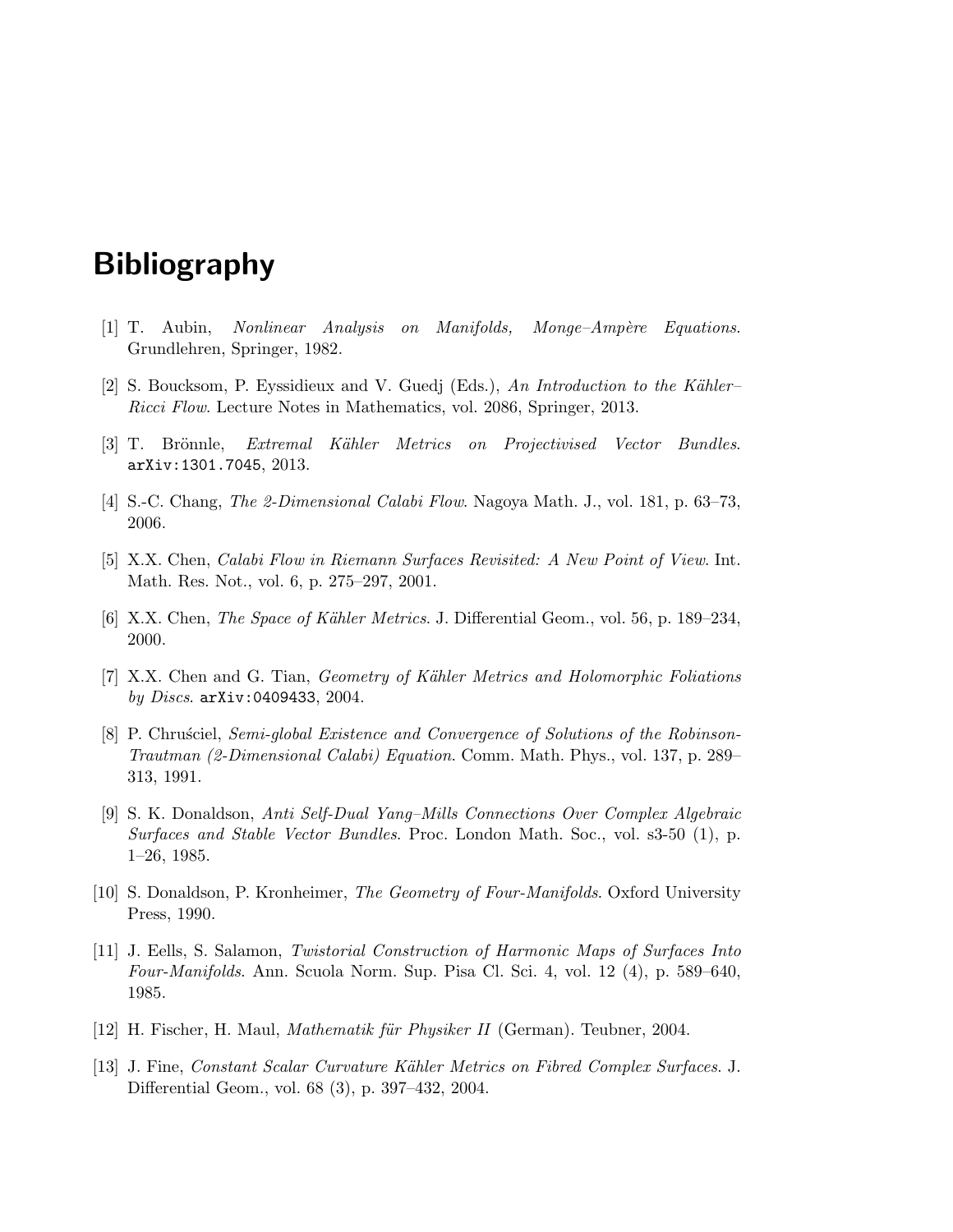# Bibliography

[1] T. Aubin, *Nonlinear Analysis on Manifolds, Monge–Ampère Equations*. Grundlehren, Springer, 1982.

[2] S. Boucksom, P. Eyssidieux and V. Guedj (Eds.), *An Introduction to the Kähler–Ricci Flow*. Lecture Notes in Mathematics, vol. 2086, Springer, 2013.

[3] T. Brönnle, *Extremal Kähler Metrics on Projectivised Vector Bundles*. `arXiv:1301.7045`, 2013.

[4] S.-C. Chang, *The 2-Dimensional Calabi Flow*. Nagoya Math. J., vol. 181, p. 63–73, 2006.

[5] X.X. Chen, *Calabi Flow in Riemann Surfaces Revisited: A New Point of View*. Int. Math. Res. Not., vol. 6, p. 275–297, 2001.

[6] X.X. Chen, *The Space of Kähler Metrics*. J. Differential Geom., vol. 56, p. 189–234, 2000.

[7] X.X. Chen and G. Tian, *Geometry of Kähler Metrics and Holomorphic Foliations by Discs*. `arXiv:0409433`, 2004.

[8] P. Chruściel, *Semi-global Existence and Convergence of Solutions of the Robinson-Trautman (2-Dimensional Calabi) Equation*. Comm. Math. Phys., vol. 137, p. 289–313, 1991.

[9] S. K. Donaldson, *Anti Self-Dual Yang–Mills Connections Over Complex Algebraic Surfaces and Stable Vector Bundles*. Proc. London Math. Soc., vol. s3-50 (1), p. 1–26, 1985.

[10] S. Donaldson, P. Kronheimer, *The Geometry of Four-Manifolds*. Oxford University Press, 1990.

[11] J. Eells, S. Salamon, *Twistorial Construction of Harmonic Maps of Surfaces Into Four-Manifolds*. Ann. Scuola Norm. Sup. Pisa Cl. Sci. 4, vol. 12 (4), p. 589–640, 1985.

[12] H. Fischer, H. Maul, *Mathematik für Physiker II* (German). Teubner, 2004.

[13] J. Fine, *Constant Scalar Curvature Kähler Metrics on Fibred Complex Surfaces*. J. Differential Geom., vol. 68 (3), p. 397–432, 2004.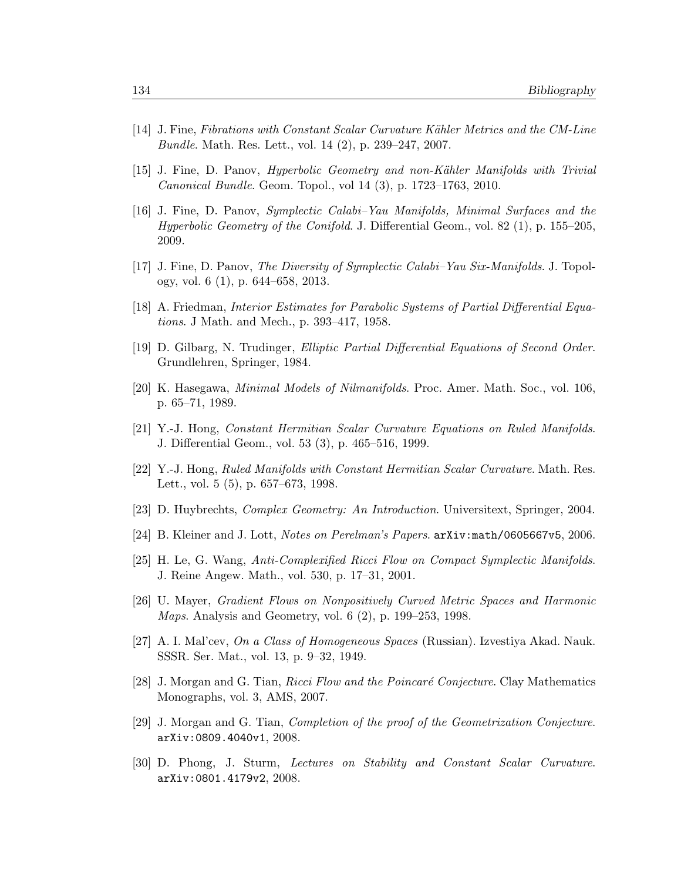[14] J. Fine, *Fibrations with Constant Scalar Curvature Kähler Metrics and the CM-Line Bundle*. Math. Res. Lett., vol. 14 (2), p. 239–247, 2007.

[15] J. Fine, D. Panov, *Hyperbolic Geometry and non-Kähler Manifolds with Trivial Canonical Bundle*. Geom. Topol., vol 14 (3), p. 1723–1763, 2010.

[16] J. Fine, D. Panov, *Symplectic Calabi–Yau Manifolds, Minimal Surfaces and the Hyperbolic Geometry of the Conifold*. J. Differential Geom., vol. 82 (1), p. 155–205, 2009.

[17] J. Fine, D. Panov, *The Diversity of Symplectic Calabi–Yau Six-Manifolds*. J. Topology, vol. 6 (1), p. 644–658, 2013.

[18] A. Friedman, *Interior Estimates for Parabolic Systems of Partial Differential Equations*. J Math. and Mech., p. 393–417, 1958.

[19] D. Gilbarg, N. Trudinger, *Elliptic Partial Differential Equations of Second Order*. Grundlehren, Springer, 1984.

[20] K. Hasegawa, *Minimal Models of Nilmanifolds*. Proc. Amer. Math. Soc., vol. 106, p. 65–71, 1989.

[21] Y.-J. Hong, *Constant Hermitian Scalar Curvature Equations on Ruled Manifolds*. J. Differential Geom., vol. 53 (3), p. 465–516, 1999.

[22] Y.-J. Hong, *Ruled Manifolds with Constant Hermitian Scalar Curvature*. Math. Res. Lett., vol. 5 (5), p. 657–673, 1998.

[23] D. Huybrechts, *Complex Geometry: An Introduction*. Universitext, Springer, 2004.

[24] B. Kleiner and J. Lott, *Notes on Perelman's Papers*. `arXiv:math/0605667v5`, 2006.

[25] H. Le, G. Wang, *Anti-Complexified Ricci Flow on Compact Symplectic Manifolds*. J. Reine Angew. Math., vol. 530, p. 17–31, 2001.

[26] U. Mayer, *Gradient Flows on Nonpositively Curved Metric Spaces and Harmonic Maps*. Analysis and Geometry, vol. 6 (2), p. 199–253, 1998.

[27] A. I. Mal'cev, *On a Class of Homogeneous Spaces* (Russian). Izvestiya Akad. Nauk. SSSR. Ser. Mat., vol. 13, p. 9–32, 1949.

[28] J. Morgan and G. Tian, *Ricci Flow and the Poincaré Conjecture*. Clay Mathematics Monographs, vol. 3, AMS, 2007.

[29] J. Morgan and G. Tian, *Completion of the proof of the Geometrization Conjecture*. `arXiv:0809.4040v1`, 2008.

[30] D. Phong, J. Sturm, *Lectures on Stability and Constant Scalar Curvature*. `arXiv:0801.4179v2`, 2008.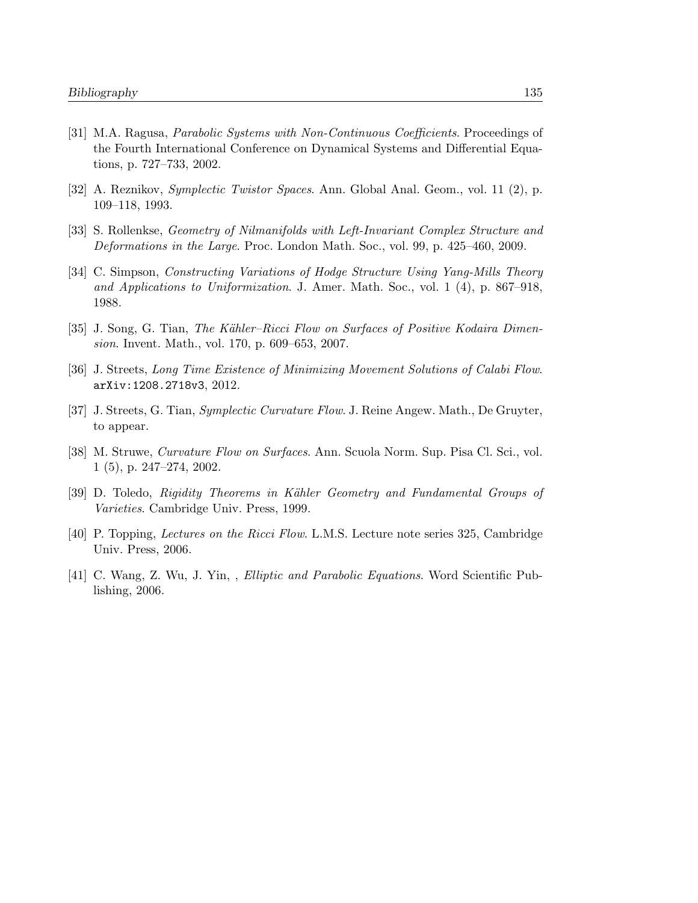[31] M.A. Ragusa, *Parabolic Systems with Non-Continuous Coefficients*. Proceedings of the Fourth International Conference on Dynamical Systems and Differential Equations, p. 727–733, 2002.

[32] A. Reznikov, *Symplectic Twistor Spaces*. Ann. Global Anal. Geom., vol. 11 (2), p. 109–118, 1993.

[33] S. Rollenkse, *Geometry of Nilmanifolds with Left-Invariant Complex Structure and Deformations in the Large*. Proc. London Math. Soc., vol. 99, p. 425–460, 2009.

[34] C. Simpson, *Constructing Variations of Hodge Structure Using Yang-Mills Theory and Applications to Uniformization*. J. Amer. Math. Soc., vol. 1 (4), p. 867–918, 1988.

[35] J. Song, G. Tian, *The Kähler–Ricci Flow on Surfaces of Positive Kodaira Dimension*. Invent. Math., vol. 170, p. 609–653, 2007.

[36] J. Streets, *Long Time Existence of Minimizing Movement Solutions of Calabi Flow*. `arXiv:1208.2718v3`, 2012.

[37] J. Streets, G. Tian, *Symplectic Curvature Flow*. J. Reine Angew. Math., De Gruyter, to appear.

[38] M. Struwe, *Curvature Flow on Surfaces*. Ann. Scuola Norm. Sup. Pisa Cl. Sci., vol. 1 (5), p. 247–274, 2002.

[39] D. Toledo, *Rigidity Theorems in Kähler Geometry and Fundamental Groups of Varieties*. Cambridge Univ. Press, 1999.

[40] P. Topping, *Lectures on the Ricci Flow*. L.M.S. Lecture note series 325, Cambridge Univ. Press, 2006.

[41] C. Wang, Z. Wu, J. Yin, , *Elliptic and Parabolic Equations*. Word Scientific Publishing, 2006.